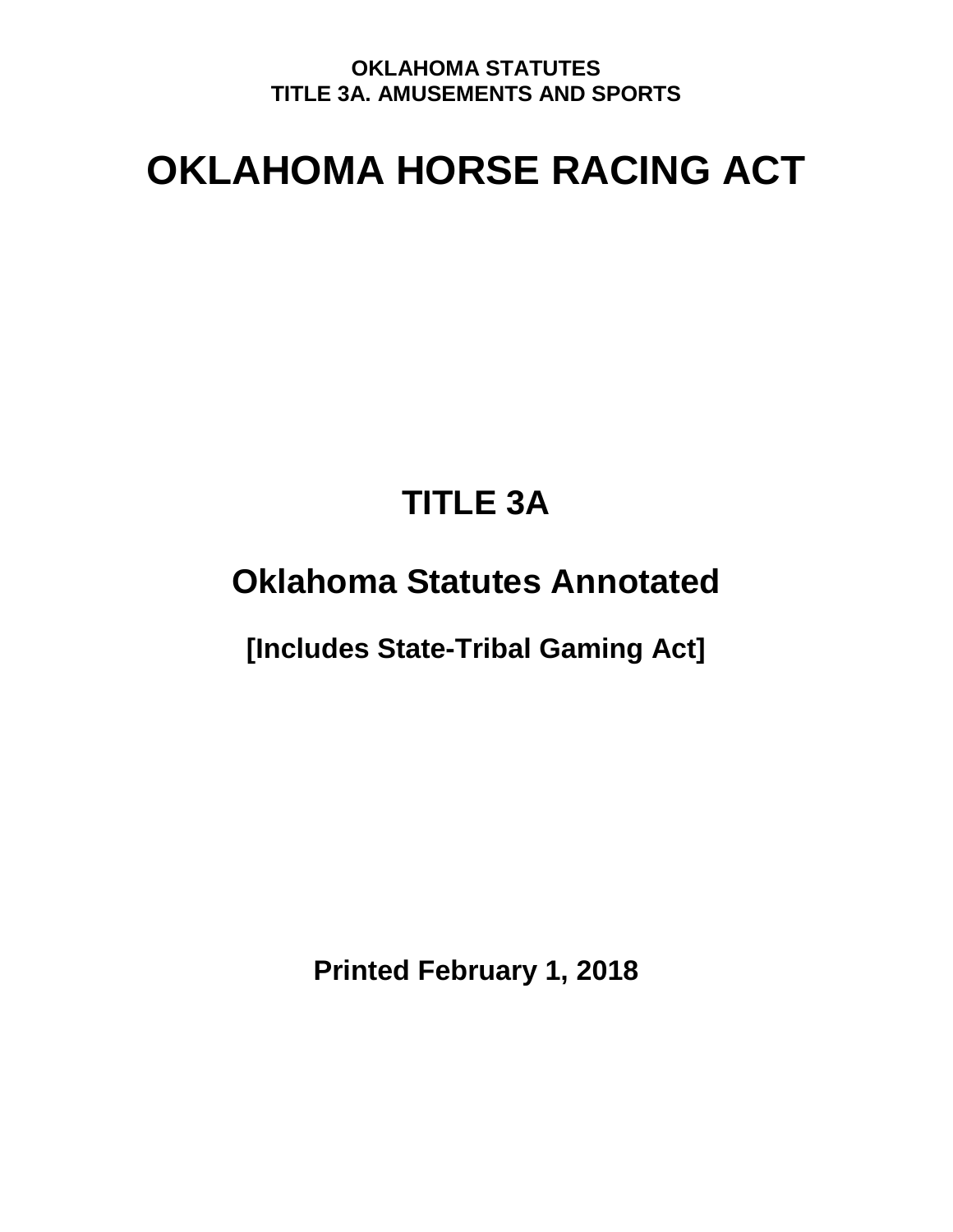**OKLAHOMA STATUTES**
**TITLE 3A. AMUSEMENTS AND SPORTS**

# OKLAHOMA HORSE RACING ACT

## TITLE 3A

## Oklahoma Statutes Annotated

### [Includes State-Tribal Gaming Act]

**Printed February 1, 2018**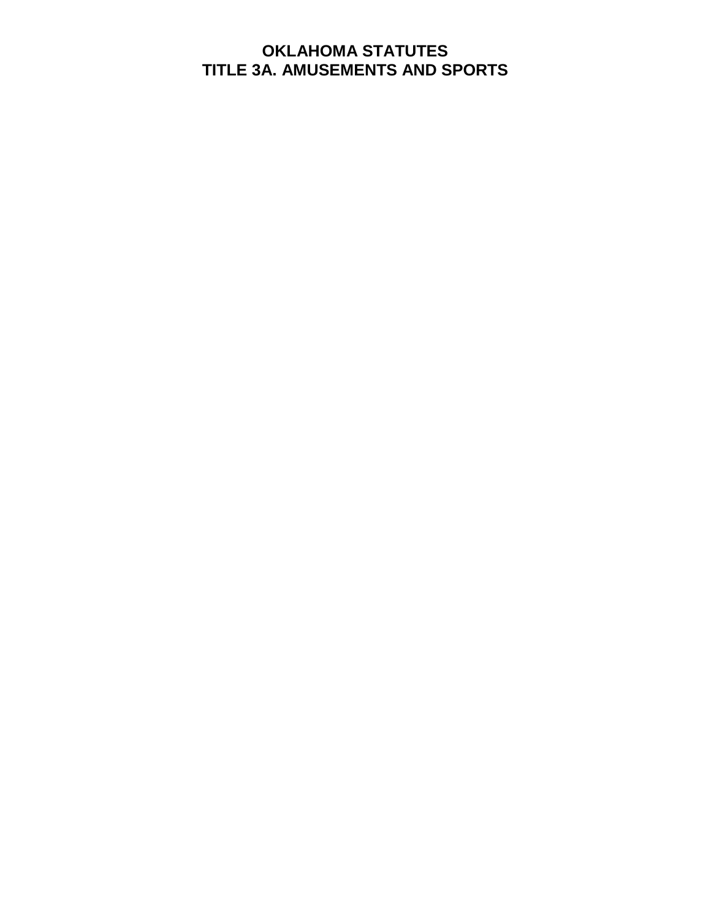# OKLAHOMA STATUTES
# TITLE 3A. AMUSEMENTS AND SPORTS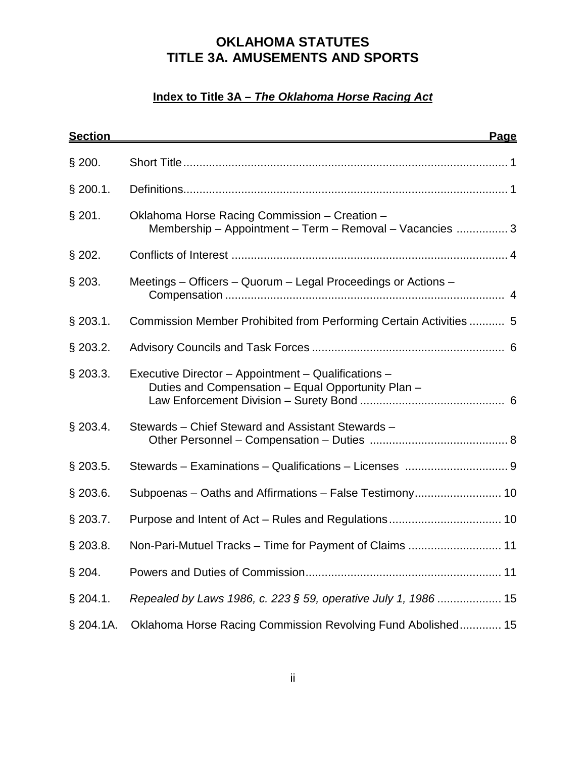# OKLAHOMA STATUTES
# TITLE 3A. AMUSEMENTS AND SPORTS

## Index to Title 3A – *The Oklahoma Horse Racing Act*

| Section | | Page |
|---|---|---|
| § 200. | Short Title | 1 |
| § 200.1. | Definitions | 1 |
| § 201. | Oklahoma Horse Racing Commission – Creation – Membership – Appointment – Term – Removal – Vacancies | 3 |
| § 202. | Conflicts of Interest | 4 |
| § 203. | Meetings – Officers – Quorum – Legal Proceedings or Actions – Compensation | 4 |
| § 203.1. | Commission Member Prohibited from Performing Certain Activities | 5 |
| § 203.2. | Advisory Councils and Task Forces | 6 |
| § 203.3. | Executive Director – Appointment – Qualifications – Duties and Compensation – Equal Opportunity Plan – Law Enforcement Division – Surety Bond | 6 |
| § 203.4. | Stewards – Chief Steward and Assistant Stewards – Other Personnel – Compensation – Duties | 8 |
| § 203.5. | Stewards – Examinations – Qualifications – Licenses | 9 |
| § 203.6. | Subpoenas – Oaths and Affirmations – False Testimony | 10 |
| § 203.7. | Purpose and Intent of Act – Rules and Regulations | 10 |
| § 203.8. | Non-Pari-Mutuel Tracks – Time for Payment of Claims | 11 |
| § 204. | Powers and Duties of Commission | 11 |
| § 204.1. | *Repealed by Laws 1986, c. 223 § 59, operative July 1, 1986* | 15 |
| § 204.1A. | Oklahoma Horse Racing Commission Revolving Fund Abolished | 15 |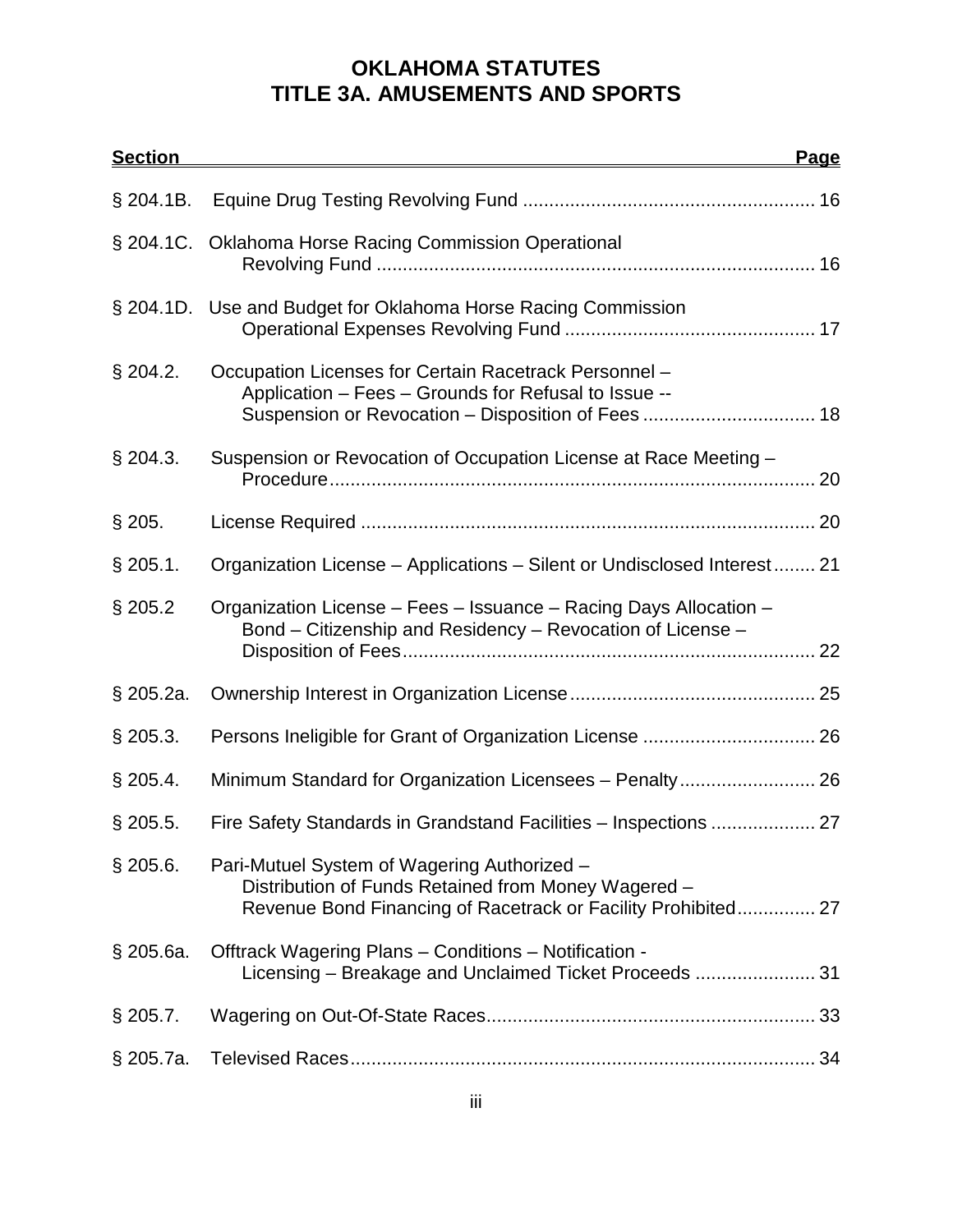# OKLAHOMA STATUTES
# TITLE 3A. AMUSEMENTS AND SPORTS

| Section | | Page |
|---|---|---|
| § 204.1B. | Equine Drug Testing Revolving Fund | 16 |
| § 204.1C. | Oklahoma Horse Racing Commission Operational Revolving Fund | 16 |
| § 204.1D. | Use and Budget for Oklahoma Horse Racing Commission Operational Expenses Revolving Fund | 17 |
| § 204.2. | Occupation Licenses for Certain Racetrack Personnel – Application – Fees – Grounds for Refusal to Issue -- Suspension or Revocation – Disposition of Fees | 18 |
| § 204.3. | Suspension or Revocation of Occupation License at Race Meeting – Procedure | 20 |
| § 205. | License Required | 20 |
| § 205.1. | Organization License – Applications – Silent or Undisclosed Interest | 21 |
| § 205.2 | Organization License – Fees – Issuance – Racing Days Allocation – Bond – Citizenship and Residency – Revocation of License – Disposition of Fees | 22 |
| § 205.2a. | Ownership Interest in Organization License | 25 |
| § 205.3. | Persons Ineligible for Grant of Organization License | 26 |
| § 205.4. | Minimum Standard for Organization Licensees – Penalty | 26 |
| § 205.5. | Fire Safety Standards in Grandstand Facilities – Inspections | 27 |
| § 205.6. | Pari-Mutuel System of Wagering Authorized – Distribution of Funds Retained from Money Wagered – Revenue Bond Financing of Racetrack or Facility Prohibited | 27 |
| § 205.6a. | Offtrack Wagering Plans – Conditions – Notification - Licensing – Breakage and Unclaimed Ticket Proceeds | 31 |
| § 205.7. | Wagering on Out-Of-State Races | 33 |
| § 205.7a. | Televised Races | 34 |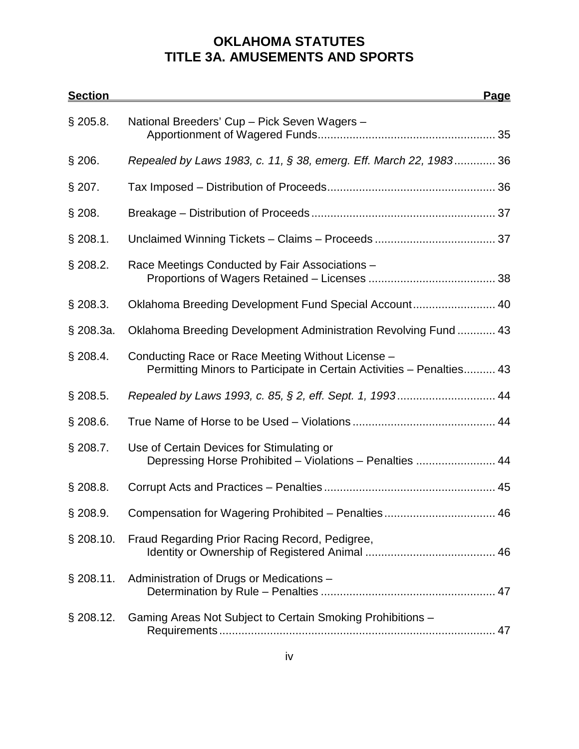# OKLAHOMA STATUTES
# TITLE 3A. AMUSEMENTS AND SPORTS

| Section | | Page |
|---|---|---|
| § 205.8. | National Breeders' Cup – Pick Seven Wagers – Apportionment of Wagered Funds | 35 |
| § 206. | *Repealed by Laws 1983, c. 11, § 38, emerg. Eff. March 22, 1983* | 36 |
| § 207. | Tax Imposed – Distribution of Proceeds | 36 |
| § 208. | Breakage – Distribution of Proceeds | 37 |
| § 208.1. | Unclaimed Winning Tickets – Claims – Proceeds | 37 |
| § 208.2. | Race Meetings Conducted by Fair Associations – Proportions of Wagers Retained – Licenses | 38 |
| § 208.3. | Oklahoma Breeding Development Fund Special Account | 40 |
| § 208.3a. | Oklahoma Breeding Development Administration Revolving Fund | 43 |
| § 208.4. | Conducting Race or Race Meeting Without License – Permitting Minors to Participate in Certain Activities – Penalties | 43 |
| § 208.5. | *Repealed by Laws 1993, c. 85, § 2, eff. Sept. 1, 1993* | 44 |
| § 208.6. | True Name of Horse to be Used – Violations | 44 |
| § 208.7. | Use of Certain Devices for Stimulating or Depressing Horse Prohibited – Violations – Penalties | 44 |
| § 208.8. | Corrupt Acts and Practices – Penalties | 45 |
| § 208.9. | Compensation for Wagering Prohibited – Penalties | 46 |
| § 208.10. | Fraud Regarding Prior Racing Record, Pedigree, Identity or Ownership of Registered Animal | 46 |
| § 208.11. | Administration of Drugs or Medications – Determination by Rule – Penalties | 47 |
| § 208.12. | Gaming Areas Not Subject to Certain Smoking Prohibitions – Requirements | 47 |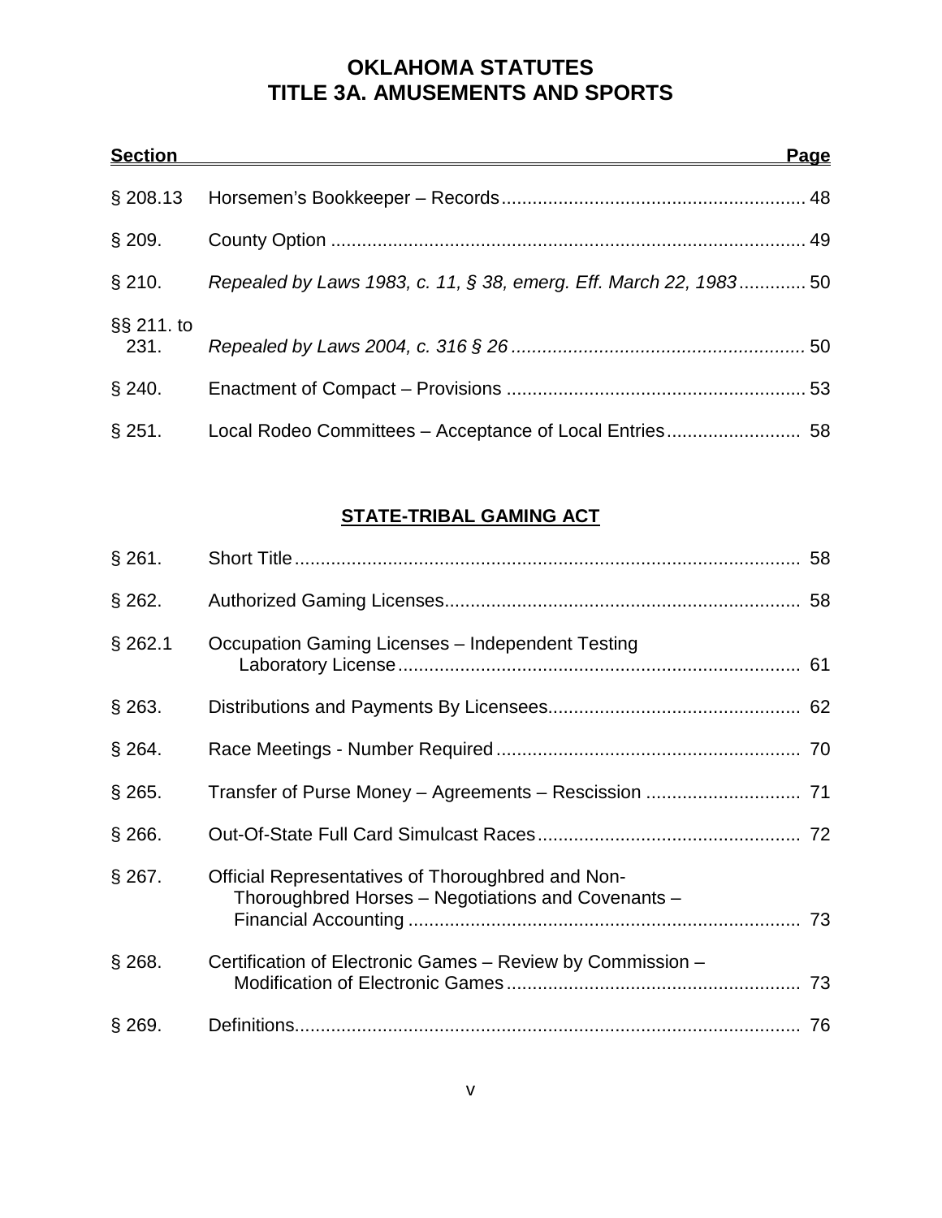# OKLAHOMA STATUTES
# TITLE 3A. AMUSEMENTS AND SPORTS

| Section | | Page |
|---|---|---|
| § 208.13 | Horsemen's Bookkeeper – Records | 48 |
| § 209. | County Option | 49 |
| § 210. | *Repealed by Laws 1983, c. 11, § 38, emerg. Eff. March 22, 1983* | 50 |
| §§ 211. to 231. | *Repealed by Laws 2004, c. 316 § 26* | 50 |
| § 240. | Enactment of Compact – Provisions | 53 |
| § 251. | Local Rodeo Committees – Acceptance of Local Entries | 58 |

## STATE-TRIBAL GAMING ACT

| Section | | Page |
|---|---|---|
| § 261. | Short Title | 58 |
| § 262. | Authorized Gaming Licenses | 58 |
| § 262.1 | Occupation Gaming Licenses – Independent Testing Laboratory License | 61 |
| § 263. | Distributions and Payments By Licensees | 62 |
| § 264. | Race Meetings - Number Required | 70 |
| § 265. | Transfer of Purse Money – Agreements – Rescission | 71 |
| § 266. | Out-Of-State Full Card Simulcast Races | 72 |
| § 267. | Official Representatives of Thoroughbred and Non-Thoroughbred Horses – Negotiations and Covenants – Financial Accounting | 73 |
| § 268. | Certification of Electronic Games – Review by Commission – Modification of Electronic Games | 73 |
| § 269. | Definitions | 76 |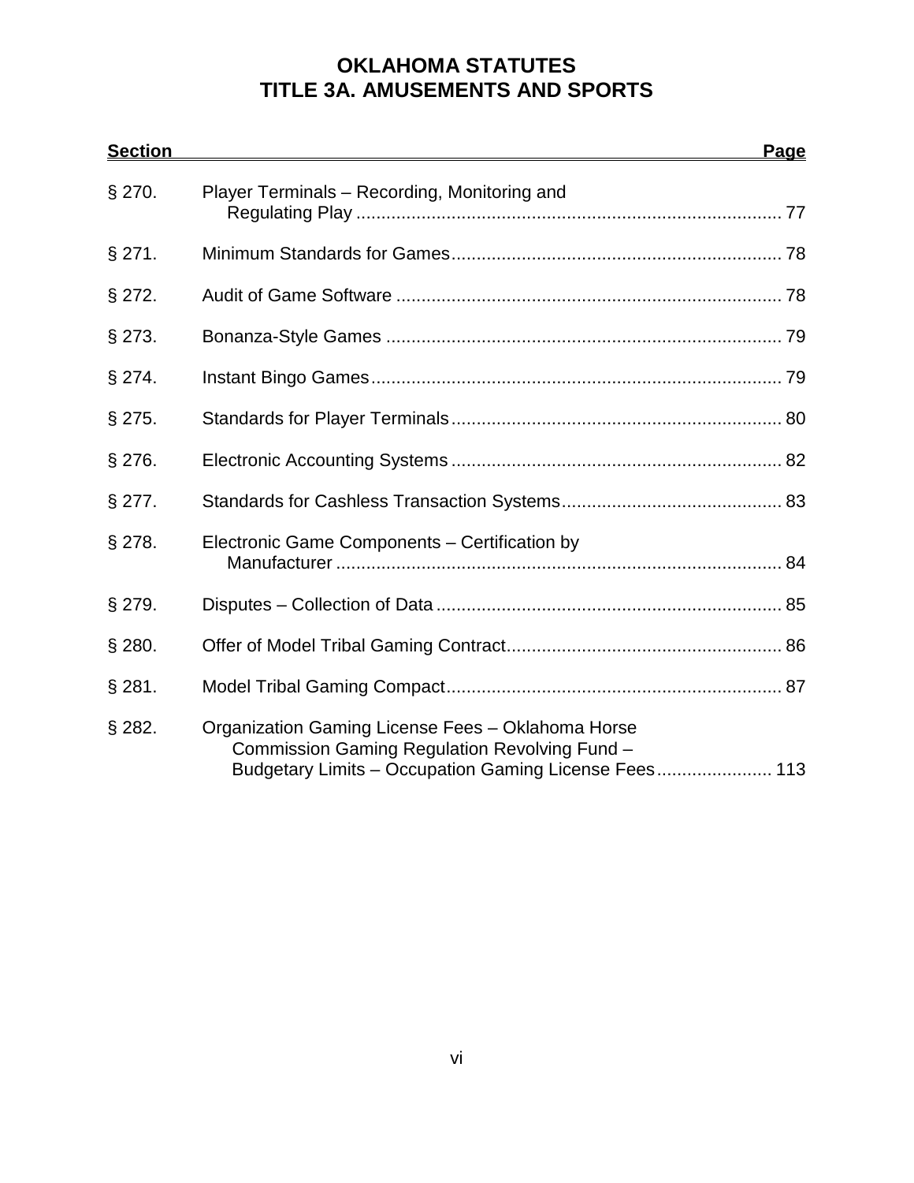# OKLAHOMA STATUTES
# TITLE 3A. AMUSEMENTS AND SPORTS

| Section | | Page |
|---|---|---|
| § 270. | Player Terminals – Recording, Monitoring and Regulating Play | 77 |
| § 271. | Minimum Standards for Games | 78 |
| § 272. | Audit of Game Software | 78 |
| § 273. | Bonanza-Style Games | 79 |
| § 274. | Instant Bingo Games | 79 |
| § 275. | Standards for Player Terminals | 80 |
| § 276. | Electronic Accounting Systems | 82 |
| § 277. | Standards for Cashless Transaction Systems | 83 |
| § 278. | Electronic Game Components – Certification by Manufacturer | 84 |
| § 279. | Disputes – Collection of Data | 85 |
| § 280. | Offer of Model Tribal Gaming Contract | 86 |
| § 281. | Model Tribal Gaming Compact | 87 |
| § 282. | Organization Gaming License Fees – Oklahoma Horse Commission Gaming Regulation Revolving Fund – Budgetary Limits – Occupation Gaming License Fees | 113 |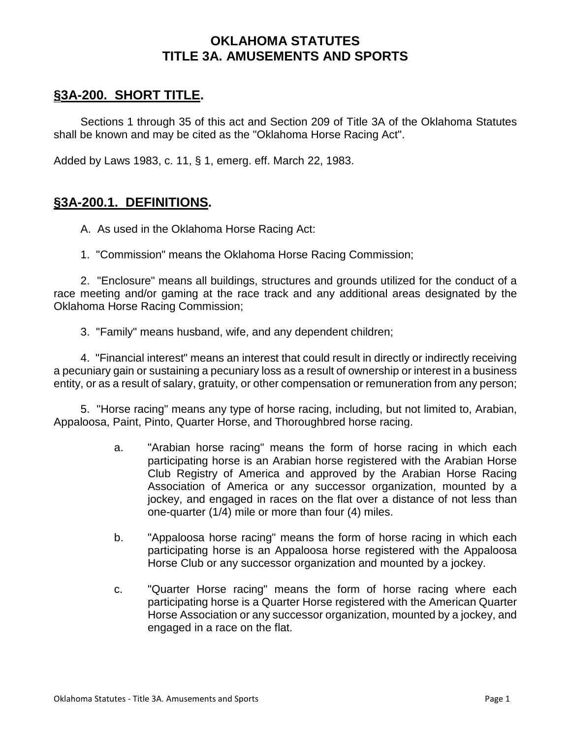# OKLAHOMA STATUTES
# TITLE 3A. AMUSEMENTS AND SPORTS

## §3A-200. SHORT TITLE.

Sections 1 through 35 of this act and Section 209 of Title 3A of the Oklahoma Statutes shall be known and may be cited as the "Oklahoma Horse Racing Act".

Added by Laws 1983, c. 11, § 1, emerg. eff. March 22, 1983.

## §3A-200.1. DEFINITIONS.

A. As used in the Oklahoma Horse Racing Act:

1. "Commission" means the Oklahoma Horse Racing Commission;

2. "Enclosure" means all buildings, structures and grounds utilized for the conduct of a race meeting and/or gaming at the race track and any additional areas designated by the Oklahoma Horse Racing Commission;

3. "Family" means husband, wife, and any dependent children;

4. "Financial interest" means an interest that could result in directly or indirectly receiving a pecuniary gain or sustaining a pecuniary loss as a result of ownership or interest in a business entity, or as a result of salary, gratuity, or other compensation or remuneration from any person;

5. "Horse racing" means any type of horse racing, including, but not limited to, Arabian, Appaloosa, Paint, Pinto, Quarter Horse, and Thoroughbred horse racing.

   a. "Arabian horse racing" means the form of horse racing in which each participating horse is an Arabian horse registered with the Arabian Horse Club Registry of America and approved by the Arabian Horse Racing Association of America or any successor organization, mounted by a jockey, and engaged in races on the flat over a distance of not less than one-quarter (1/4) mile or more than four (4) miles.

   b. "Appaloosa horse racing" means the form of horse racing in which each participating horse is an Appaloosa horse registered with the Appaloosa Horse Club or any successor organization and mounted by a jockey.

   c. "Quarter Horse racing" means the form of horse racing where each participating horse is a Quarter Horse registered with the American Quarter Horse Association or any successor organization, mounted by a jockey, and engaged in a race on the flat.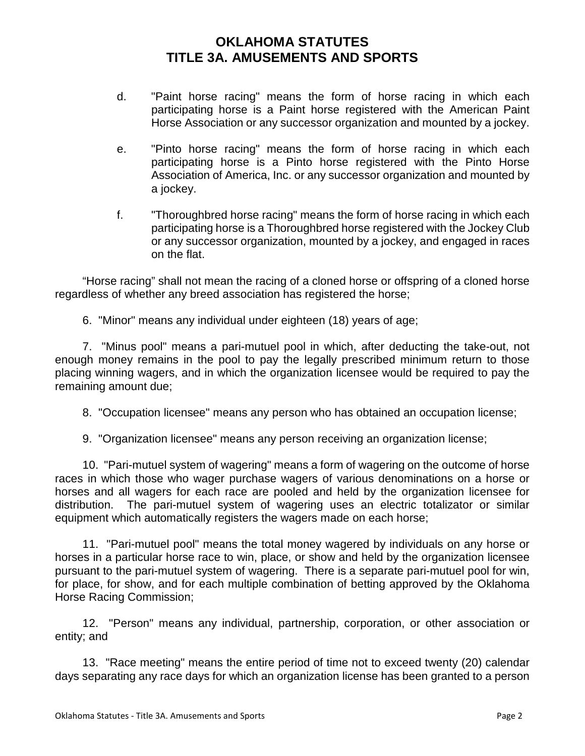d. "Paint horse racing" means the form of horse racing in which each participating horse is a Paint horse registered with the American Paint Horse Association or any successor organization and mounted by a jockey.

e. "Pinto horse racing" means the form of horse racing in which each participating horse is a Pinto horse registered with the Pinto Horse Association of America, Inc. or any successor organization and mounted by a jockey.

f. "Thoroughbred horse racing" means the form of horse racing in which each participating horse is a Thoroughbred horse registered with the Jockey Club or any successor organization, mounted by a jockey, and engaged in races on the flat.

"Horse racing" shall not mean the racing of a cloned horse or offspring of a cloned horse regardless of whether any breed association has registered the horse;

6. "Minor" means any individual under eighteen (18) years of age;

7. "Minus pool" means a pari-mutuel pool in which, after deducting the take-out, not enough money remains in the pool to pay the legally prescribed minimum return to those placing winning wagers, and in which the organization licensee would be required to pay the remaining amount due;

8. "Occupation licensee" means any person who has obtained an occupation license;

9. "Organization licensee" means any person receiving an organization license;

10. "Pari-mutuel system of wagering" means a form of wagering on the outcome of horse races in which those who wager purchase wagers of various denominations on a horse or horses and all wagers for each race are pooled and held by the organization licensee for distribution. The pari-mutuel system of wagering uses an electric totalizator or similar equipment which automatically registers the wagers made on each horse;

11. "Pari-mutuel pool" means the total money wagered by individuals on any horse or horses in a particular horse race to win, place, or show and held by the organization licensee pursuant to the pari-mutuel system of wagering. There is a separate pari-mutuel pool for win, for place, for show, and for each multiple combination of betting approved by the Oklahoma Horse Racing Commission;

12. "Person" means any individual, partnership, corporation, or other association or entity; and

13. "Race meeting" means the entire period of time not to exceed twenty (20) calendar days separating any race days for which an organization license has been granted to a person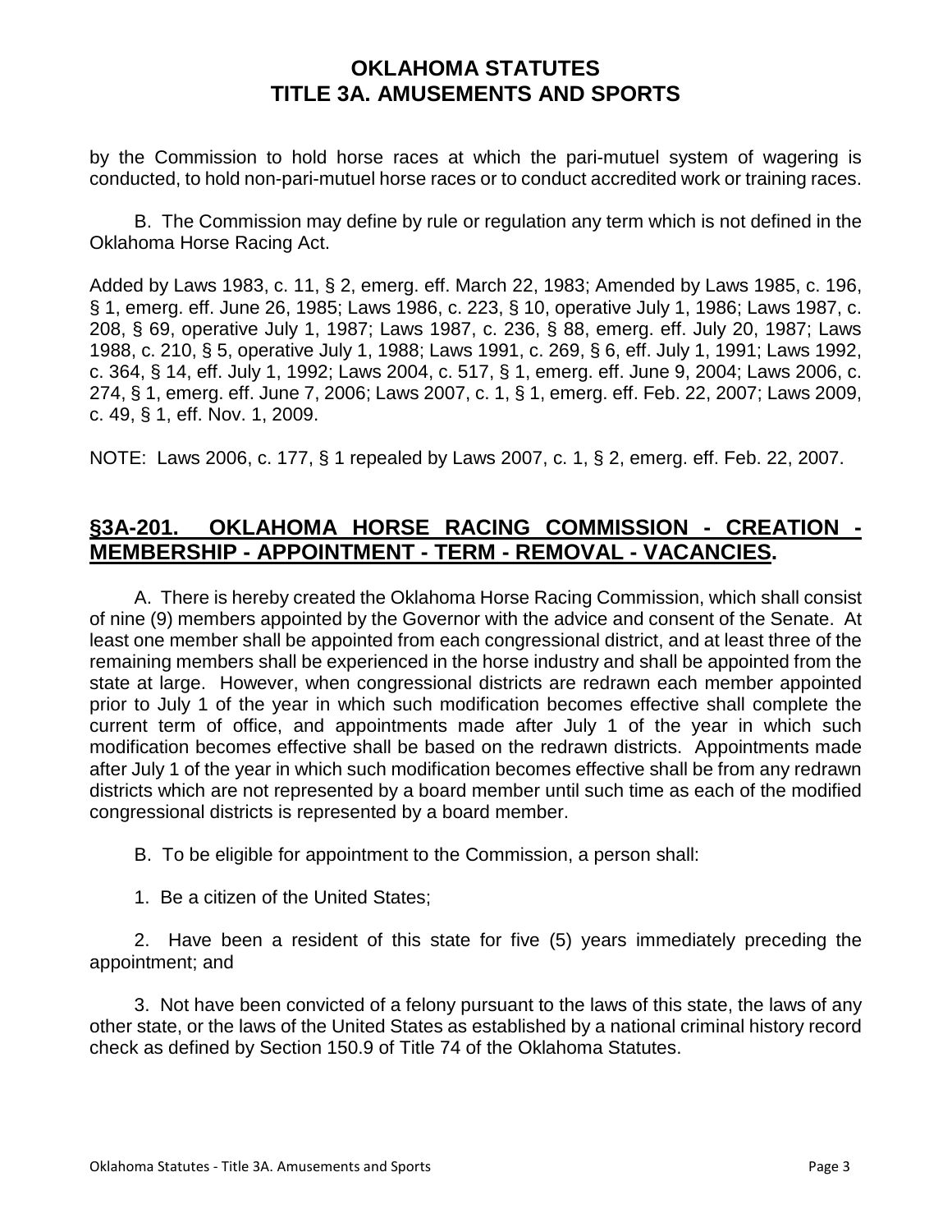by the Commission to hold horse races at which the pari-mutuel system of wagering is conducted, to hold non-pari-mutuel horse races or to conduct accredited work or training races.

B. The Commission may define by rule or regulation any term which is not defined in the Oklahoma Horse Racing Act.

Added by Laws 1983, c. 11, § 2, emerg. eff. March 22, 1983; Amended by Laws 1985, c. 196, § 1, emerg. eff. June 26, 1985; Laws 1986, c. 223, § 10, operative July 1, 1986; Laws 1987, c. 208, § 69, operative July 1, 1987; Laws 1987, c. 236, § 88, emerg. eff. July 20, 1987; Laws 1988, c. 210, § 5, operative July 1, 1988; Laws 1991, c. 269, § 6, eff. July 1, 1991; Laws 1992, c. 364, § 14, eff. July 1, 1992; Laws 2004, c. 517, § 1, emerg. eff. June 9, 2004; Laws 2006, c. 274, § 1, emerg. eff. June 7, 2006; Laws 2007, c. 1, § 1, emerg. eff. Feb. 22, 2007; Laws 2009, c. 49, § 1, eff. Nov. 1, 2009.

NOTE: Laws 2006, c. 177, § 1 repealed by Laws 2007, c. 1, § 2, emerg. eff. Feb. 22, 2007.

## §3A-201. OKLAHOMA HORSE RACING COMMISSION - CREATION - MEMBERSHIP - APPOINTMENT - TERM - REMOVAL - VACANCIES.

A. There is hereby created the Oklahoma Horse Racing Commission, which shall consist of nine (9) members appointed by the Governor with the advice and consent of the Senate. At least one member shall be appointed from each congressional district, and at least three of the remaining members shall be experienced in the horse industry and shall be appointed from the state at large. However, when congressional districts are redrawn each member appointed prior to July 1 of the year in which such modification becomes effective shall complete the current term of office, and appointments made after July 1 of the year in which such modification becomes effective shall be based on the redrawn districts. Appointments made after July 1 of the year in which such modification becomes effective shall be from any redrawn districts which are not represented by a board member until such time as each of the modified congressional districts is represented by a board member.

B. To be eligible for appointment to the Commission, a person shall:

1. Be a citizen of the United States;

2. Have been a resident of this state for five (5) years immediately preceding the appointment; and

3. Not have been convicted of a felony pursuant to the laws of this state, the laws of any other state, or the laws of the United States as established by a national criminal history record check as defined by Section 150.9 of Title 74 of the Oklahoma Statutes.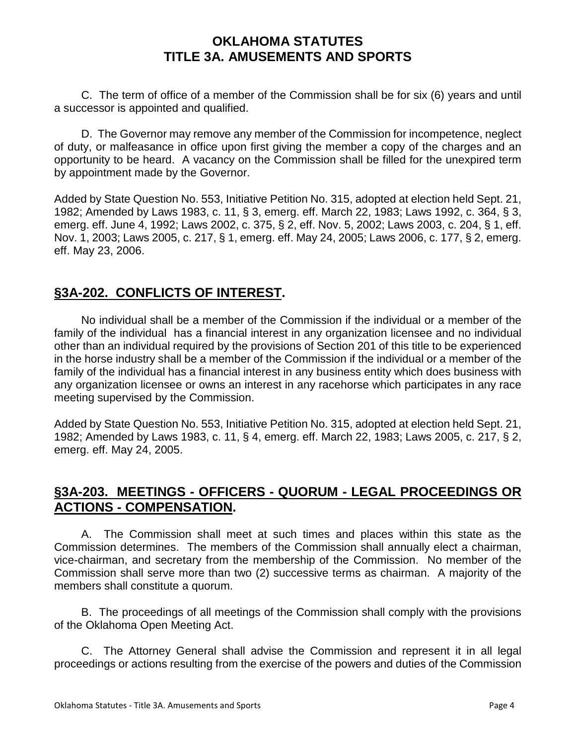C. The term of office of a member of the Commission shall be for six (6) years and until a successor is appointed and qualified.

D. The Governor may remove any member of the Commission for incompetence, neglect of duty, or malfeasance in office upon first giving the member a copy of the charges and an opportunity to be heard. A vacancy on the Commission shall be filled for the unexpired term by appointment made by the Governor.

Added by State Question No. 553, Initiative Petition No. 315, adopted at election held Sept. 21, 1982; Amended by Laws 1983, c. 11, § 3, emerg. eff. March 22, 1983; Laws 1992, c. 364, § 3, emerg. eff. June 4, 1992; Laws 2002, c. 375, § 2, eff. Nov. 5, 2002; Laws 2003, c. 204, § 1, eff. Nov. 1, 2003; Laws 2005, c. 217, § 1, emerg. eff. May 24, 2005; Laws 2006, c. 177, § 2, emerg. eff. May 23, 2006.

## §3A-202. CONFLICTS OF INTEREST.

No individual shall be a member of the Commission if the individual or a member of the family of the individual has a financial interest in any organization licensee and no individual other than an individual required by the provisions of Section 201 of this title to be experienced in the horse industry shall be a member of the Commission if the individual or a member of the family of the individual has a financial interest in any business entity which does business with any organization licensee or owns an interest in any racehorse which participates in any race meeting supervised by the Commission.

Added by State Question No. 553, Initiative Petition No. 315, adopted at election held Sept. 21, 1982; Amended by Laws 1983, c. 11, § 4, emerg. eff. March 22, 1983; Laws 2005, c. 217, § 2, emerg. eff. May 24, 2005.

## §3A-203. MEETINGS - OFFICERS - QUORUM - LEGAL PROCEEDINGS OR ACTIONS - COMPENSATION.

A. The Commission shall meet at such times and places within this state as the Commission determines. The members of the Commission shall annually elect a chairman, vice-chairman, and secretary from the membership of the Commission. No member of the Commission shall serve more than two (2) successive terms as chairman. A majority of the members shall constitute a quorum.

B. The proceedings of all meetings of the Commission shall comply with the provisions of the Oklahoma Open Meeting Act.

C. The Attorney General shall advise the Commission and represent it in all legal proceedings or actions resulting from the exercise of the powers and duties of the Commission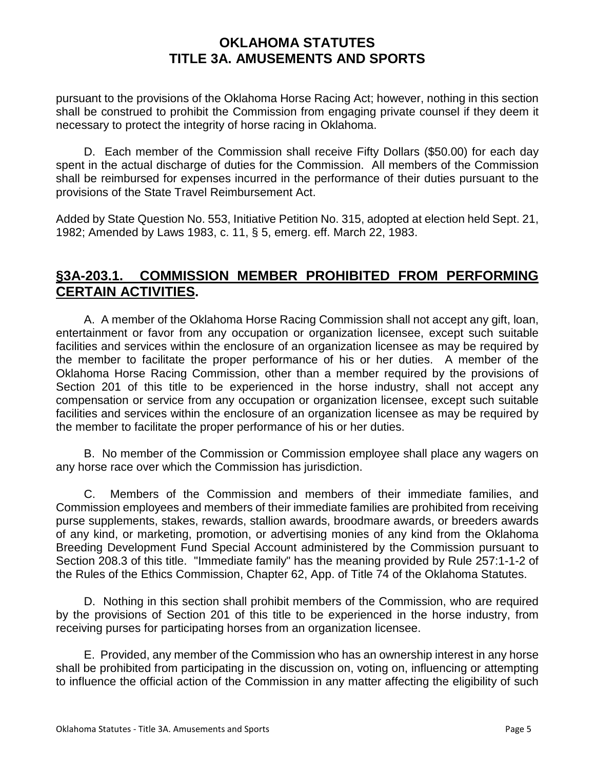pursuant to the provisions of the Oklahoma Horse Racing Act; however, nothing in this section shall be construed to prohibit the Commission from engaging private counsel if they deem it necessary to protect the integrity of horse racing in Oklahoma.

D. Each member of the Commission shall receive Fifty Dollars ($50.00) for each day spent in the actual discharge of duties for the Commission. All members of the Commission shall be reimbursed for expenses incurred in the performance of their duties pursuant to the provisions of the State Travel Reimbursement Act.

Added by State Question No. 553, Initiative Petition No. 315, adopted at election held Sept. 21, 1982; Amended by Laws 1983, c. 11, § 5, emerg. eff. March 22, 1983.

## §3A-203.1. COMMISSION MEMBER PROHIBITED FROM PERFORMING CERTAIN ACTIVITIES.

A. A member of the Oklahoma Horse Racing Commission shall not accept any gift, loan, entertainment or favor from any occupation or organization licensee, except such suitable facilities and services within the enclosure of an organization licensee as may be required by the member to facilitate the proper performance of his or her duties. A member of the Oklahoma Horse Racing Commission, other than a member required by the provisions of Section 201 of this title to be experienced in the horse industry, shall not accept any compensation or service from any occupation or organization licensee, except such suitable facilities and services within the enclosure of an organization licensee as may be required by the member to facilitate the proper performance of his or her duties.

B. No member of the Commission or Commission employee shall place any wagers on any horse race over which the Commission has jurisdiction.

C. Members of the Commission and members of their immediate families, and Commission employees and members of their immediate families are prohibited from receiving purse supplements, stakes, rewards, stallion awards, broodmare awards, or breeders awards of any kind, or marketing, promotion, or advertising monies of any kind from the Oklahoma Breeding Development Fund Special Account administered by the Commission pursuant to Section 208.3 of this title. "Immediate family" has the meaning provided by Rule 257:1-1-2 of the Rules of the Ethics Commission, Chapter 62, App. of Title 74 of the Oklahoma Statutes.

D. Nothing in this section shall prohibit members of the Commission, who are required by the provisions of Section 201 of this title to be experienced in the horse industry, from receiving purses for participating horses from an organization licensee.

E. Provided, any member of the Commission who has an ownership interest in any horse shall be prohibited from participating in the discussion on, voting on, influencing or attempting to influence the official action of the Commission in any matter affecting the eligibility of such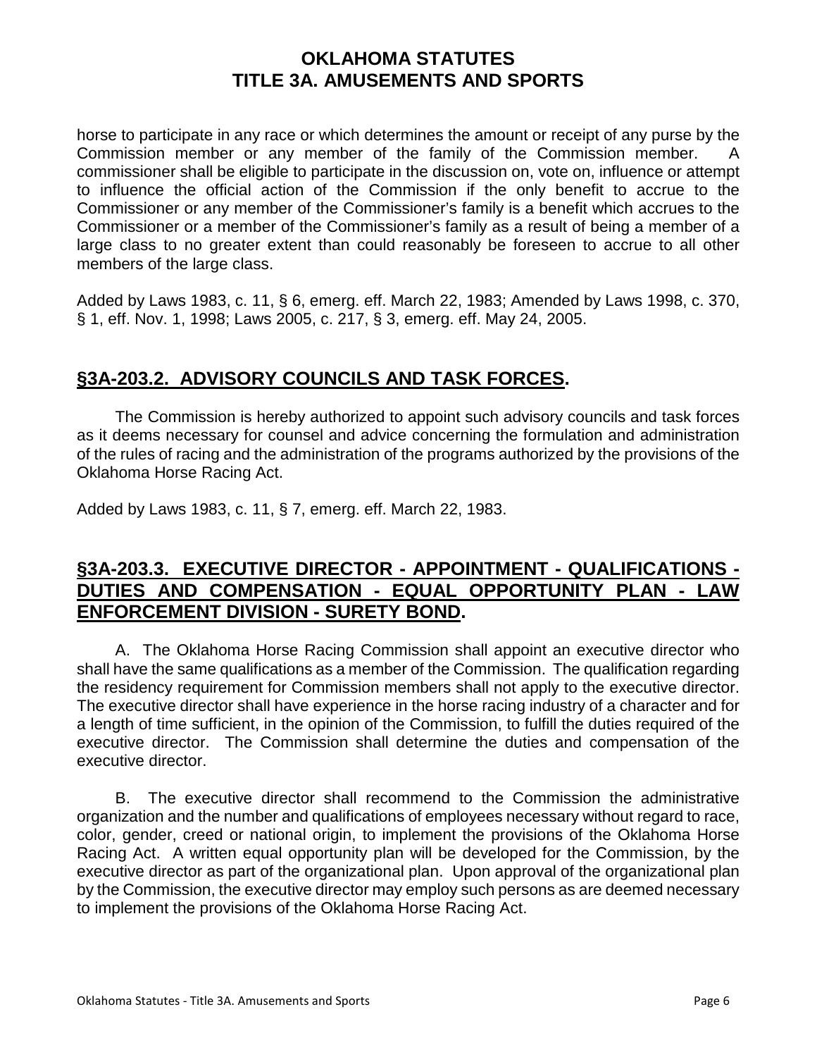horse to participate in any race or which determines the amount or receipt of any purse by the Commission member or any member of the family of the Commission member. A commissioner shall be eligible to participate in the discussion on, vote on, influence or attempt to influence the official action of the Commission if the only benefit to accrue to the Commissioner or any member of the Commissioner's family is a benefit which accrues to the Commissioner or a member of the Commissioner's family as a result of being a member of a large class to no greater extent than could reasonably be foreseen to accrue to all other members of the large class.

Added by Laws 1983, c. 11, § 6, emerg. eff. March 22, 1983; Amended by Laws 1998, c. 370, § 1, eff. Nov. 1, 1998; Laws 2005, c. 217, § 3, emerg. eff. May 24, 2005.

## §3A-203.2. ADVISORY COUNCILS AND TASK FORCES.

The Commission is hereby authorized to appoint such advisory councils and task forces as it deems necessary for counsel and advice concerning the formulation and administration of the rules of racing and the administration of the programs authorized by the provisions of the Oklahoma Horse Racing Act.

Added by Laws 1983, c. 11, § 7, emerg. eff. March 22, 1983.

## §3A-203.3. EXECUTIVE DIRECTOR - APPOINTMENT - QUALIFICATIONS - DUTIES AND COMPENSATION - EQUAL OPPORTUNITY PLAN - LAW ENFORCEMENT DIVISION - SURETY BOND.

A. The Oklahoma Horse Racing Commission shall appoint an executive director who shall have the same qualifications as a member of the Commission. The qualification regarding the residency requirement for Commission members shall not apply to the executive director. The executive director shall have experience in the horse racing industry of a character and for a length of time sufficient, in the opinion of the Commission, to fulfill the duties required of the executive director. The Commission shall determine the duties and compensation of the executive director.

B. The executive director shall recommend to the Commission the administrative organization and the number and qualifications of employees necessary without regard to race, color, gender, creed or national origin, to implement the provisions of the Oklahoma Horse Racing Act. A written equal opportunity plan will be developed for the Commission, by the executive director as part of the organizational plan. Upon approval of the organizational plan by the Commission, the executive director may employ such persons as are deemed necessary to implement the provisions of the Oklahoma Horse Racing Act.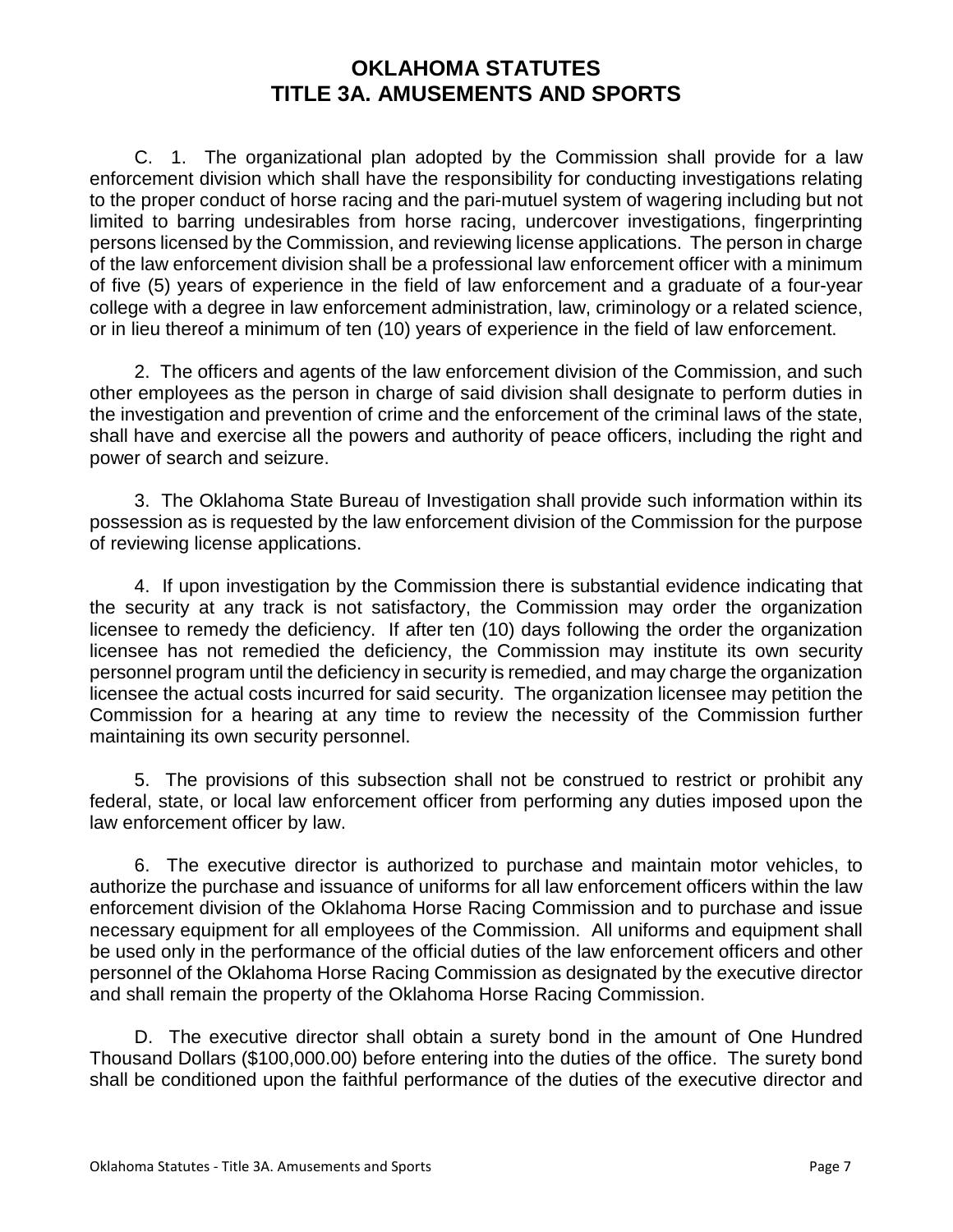C. 1. The organizational plan adopted by the Commission shall provide for a law enforcement division which shall have the responsibility for conducting investigations relating to the proper conduct of horse racing and the pari-mutuel system of wagering including but not limited to barring undesirables from horse racing, undercover investigations, fingerprinting persons licensed by the Commission, and reviewing license applications. The person in charge of the law enforcement division shall be a professional law enforcement officer with a minimum of five (5) years of experience in the field of law enforcement and a graduate of a four-year college with a degree in law enforcement administration, law, criminology or a related science, or in lieu thereof a minimum of ten (10) years of experience in the field of law enforcement.

2. The officers and agents of the law enforcement division of the Commission, and such other employees as the person in charge of said division shall designate to perform duties in the investigation and prevention of crime and the enforcement of the criminal laws of the state, shall have and exercise all the powers and authority of peace officers, including the right and power of search and seizure.

3. The Oklahoma State Bureau of Investigation shall provide such information within its possession as is requested by the law enforcement division of the Commission for the purpose of reviewing license applications.

4. If upon investigation by the Commission there is substantial evidence indicating that the security at any track is not satisfactory, the Commission may order the organization licensee to remedy the deficiency. If after ten (10) days following the order the organization licensee has not remedied the deficiency, the Commission may institute its own security personnel program until the deficiency in security is remedied, and may charge the organization licensee the actual costs incurred for said security. The organization licensee may petition the Commission for a hearing at any time to review the necessity of the Commission further maintaining its own security personnel.

5. The provisions of this subsection shall not be construed to restrict or prohibit any federal, state, or local law enforcement officer from performing any duties imposed upon the law enforcement officer by law.

6. The executive director is authorized to purchase and maintain motor vehicles, to authorize the purchase and issuance of uniforms for all law enforcement officers within the law enforcement division of the Oklahoma Horse Racing Commission and to purchase and issue necessary equipment for all employees of the Commission. All uniforms and equipment shall be used only in the performance of the official duties of the law enforcement officers and other personnel of the Oklahoma Horse Racing Commission as designated by the executive director and shall remain the property of the Oklahoma Horse Racing Commission.

D. The executive director shall obtain a surety bond in the amount of One Hundred Thousand Dollars ($100,000.00) before entering into the duties of the office. The surety bond shall be conditioned upon the faithful performance of the duties of the executive director and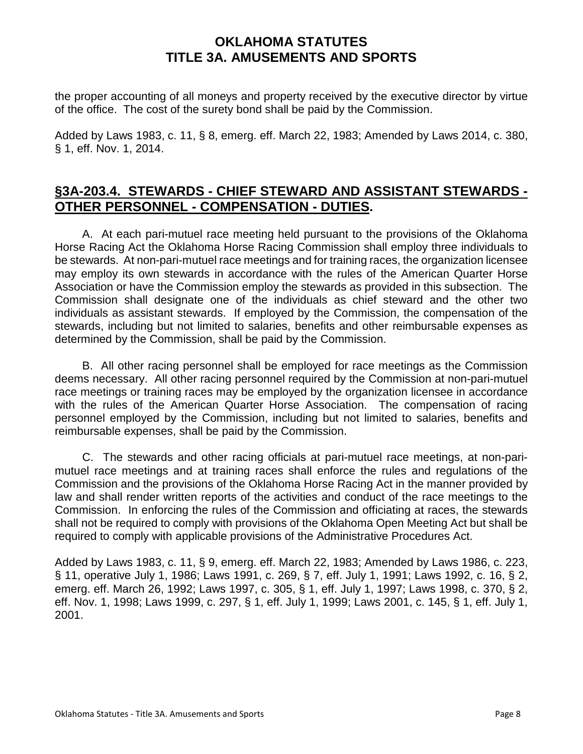the proper accounting of all moneys and property received by the executive director by virtue of the office. The cost of the surety bond shall be paid by the Commission.

Added by Laws 1983, c. 11, § 8, emerg. eff. March 22, 1983; Amended by Laws 2014, c. 380, § 1, eff. Nov. 1, 2014.

## §3A-203.4. STEWARDS - CHIEF STEWARD AND ASSISTANT STEWARDS - OTHER PERSONNEL - COMPENSATION - DUTIES.

A. At each pari-mutuel race meeting held pursuant to the provisions of the Oklahoma Horse Racing Act the Oklahoma Horse Racing Commission shall employ three individuals to be stewards. At non-pari-mutuel race meetings and for training races, the organization licensee may employ its own stewards in accordance with the rules of the American Quarter Horse Association or have the Commission employ the stewards as provided in this subsection. The Commission shall designate one of the individuals as chief steward and the other two individuals as assistant stewards. If employed by the Commission, the compensation of the stewards, including but not limited to salaries, benefits and other reimbursable expenses as determined by the Commission, shall be paid by the Commission.

B. All other racing personnel shall be employed for race meetings as the Commission deems necessary. All other racing personnel required by the Commission at non-pari-mutuel race meetings or training races may be employed by the organization licensee in accordance with the rules of the American Quarter Horse Association. The compensation of racing personnel employed by the Commission, including but not limited to salaries, benefits and reimbursable expenses, shall be paid by the Commission.

C. The stewards and other racing officials at pari-mutuel race meetings, at non-pari-mutuel race meetings and at training races shall enforce the rules and regulations of the Commission and the provisions of the Oklahoma Horse Racing Act in the manner provided by law and shall render written reports of the activities and conduct of the race meetings to the Commission. In enforcing the rules of the Commission and officiating at races, the stewards shall not be required to comply with provisions of the Oklahoma Open Meeting Act but shall be required to comply with applicable provisions of the Administrative Procedures Act.

Added by Laws 1983, c. 11, § 9, emerg. eff. March 22, 1983; Amended by Laws 1986, c. 223, § 11, operative July 1, 1986; Laws 1991, c. 269, § 7, eff. July 1, 1991; Laws 1992, c. 16, § 2, emerg. eff. March 26, 1992; Laws 1997, c. 305, § 1, eff. July 1, 1997; Laws 1998, c. 370, § 2, eff. Nov. 1, 1998; Laws 1999, c. 297, § 1, eff. July 1, 1999; Laws 2001, c. 145, § 1, eff. July 1, 2001.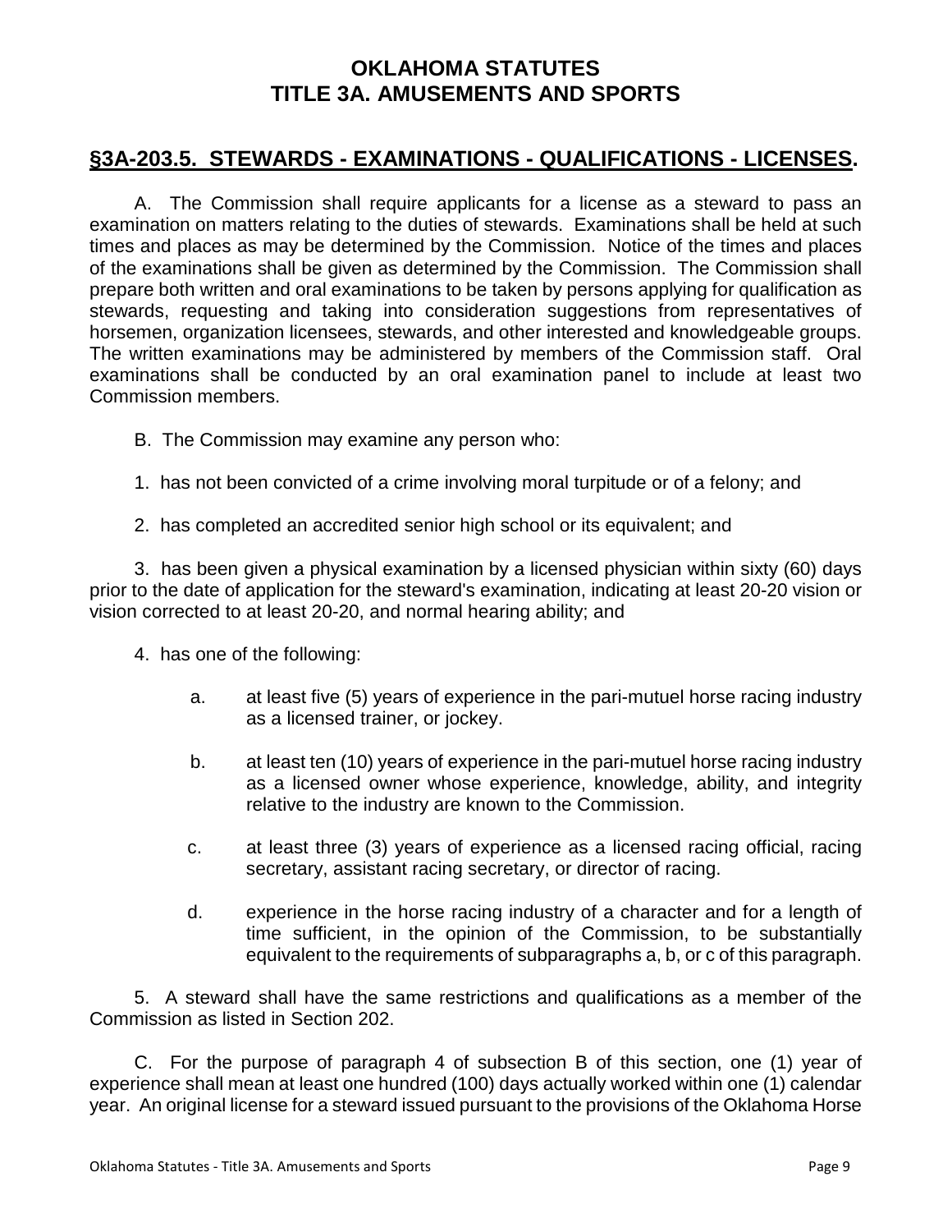# OKLAHOMA STATUTES
# TITLE 3A. AMUSEMENTS AND SPORTS

## §3A-203.5. STEWARDS - EXAMINATIONS - QUALIFICATIONS - LICENSES.

A. The Commission shall require applicants for a license as a steward to pass an examination on matters relating to the duties of stewards. Examinations shall be held at such times and places as may be determined by the Commission. Notice of the times and places of the examinations shall be given as determined by the Commission. The Commission shall prepare both written and oral examinations to be taken by persons applying for qualification as stewards, requesting and taking into consideration suggestions from representatives of horsemen, organization licensees, stewards, and other interested and knowledgeable groups. The written examinations may be administered by members of the Commission staff. Oral examinations shall be conducted by an oral examination panel to include at least two Commission members.

B. The Commission may examine any person who:

1. has not been convicted of a crime involving moral turpitude or of a felony; and

2. has completed an accredited senior high school or its equivalent; and

3. has been given a physical examination by a licensed physician within sixty (60) days prior to the date of application for the steward's examination, indicating at least 20-20 vision or vision corrected to at least 20-20, and normal hearing ability; and

4. has one of the following:

   a. at least five (5) years of experience in the pari-mutuel horse racing industry as a licensed trainer, or jockey.

   b. at least ten (10) years of experience in the pari-mutuel horse racing industry as a licensed owner whose experience, knowledge, ability, and integrity relative to the industry are known to the Commission.

   c. at least three (3) years of experience as a licensed racing official, racing secretary, assistant racing secretary, or director of racing.

   d. experience in the horse racing industry of a character and for a length of time sufficient, in the opinion of the Commission, to be substantially equivalent to the requirements of subparagraphs a, b, or c of this paragraph.

5. A steward shall have the same restrictions and qualifications as a member of the Commission as listed in Section 202.

C. For the purpose of paragraph 4 of subsection B of this section, one (1) year of experience shall mean at least one hundred (100) days actually worked within one (1) calendar year. An original license for a steward issued pursuant to the provisions of the Oklahoma Horse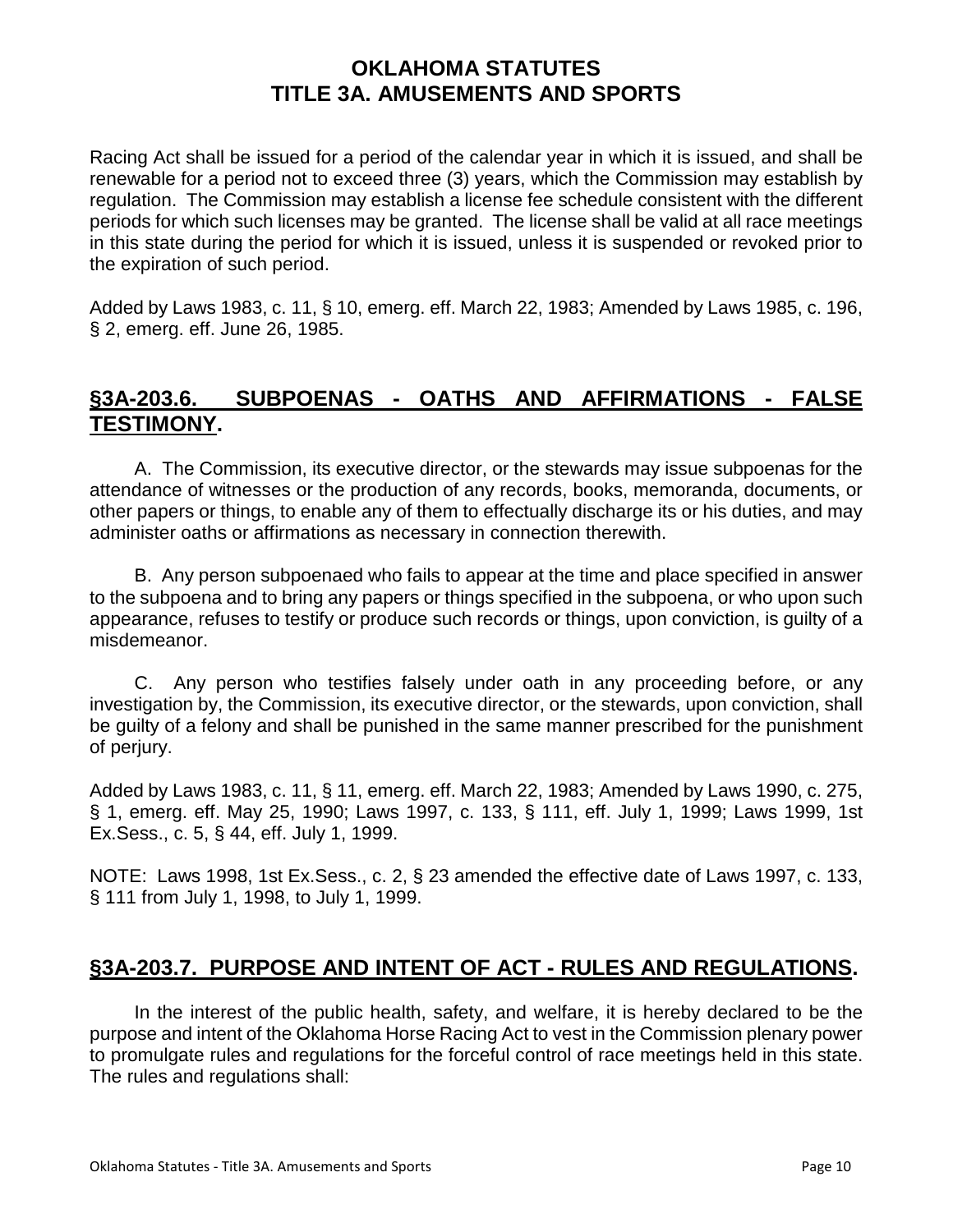Racing Act shall be issued for a period of the calendar year in which it is issued, and shall be renewable for a period not to exceed three (3) years, which the Commission may establish by regulation. The Commission may establish a license fee schedule consistent with the different periods for which such licenses may be granted. The license shall be valid at all race meetings in this state during the period for which it is issued, unless it is suspended or revoked prior to the expiration of such period.

Added by Laws 1983, c. 11, § 10, emerg. eff. March 22, 1983; Amended by Laws 1985, c. 196, § 2, emerg. eff. June 26, 1985.

## §3A-203.6. SUBPOENAS - OATHS AND AFFIRMATIONS - FALSE TESTIMONY.

A. The Commission, its executive director, or the stewards may issue subpoenas for the attendance of witnesses or the production of any records, books, memoranda, documents, or other papers or things, to enable any of them to effectually discharge its or his duties, and may administer oaths or affirmations as necessary in connection therewith.

B. Any person subpoenaed who fails to appear at the time and place specified in answer to the subpoena and to bring any papers or things specified in the subpoena, or who upon such appearance, refuses to testify or produce such records or things, upon conviction, is guilty of a misdemeanor.

C. Any person who testifies falsely under oath in any proceeding before, or any investigation by, the Commission, its executive director, or the stewards, upon conviction, shall be guilty of a felony and shall be punished in the same manner prescribed for the punishment of perjury.

Added by Laws 1983, c. 11, § 11, emerg. eff. March 22, 1983; Amended by Laws 1990, c. 275, § 1, emerg. eff. May 25, 1990; Laws 1997, c. 133, § 111, eff. July 1, 1999; Laws 1999, 1st Ex.Sess., c. 5, § 44, eff. July 1, 1999.

NOTE: Laws 1998, 1st Ex.Sess., c. 2, § 23 amended the effective date of Laws 1997, c. 133, § 111 from July 1, 1998, to July 1, 1999.

## §3A-203.7. PURPOSE AND INTENT OF ACT - RULES AND REGULATIONS.

In the interest of the public health, safety, and welfare, it is hereby declared to be the purpose and intent of the Oklahoma Horse Racing Act to vest in the Commission plenary power to promulgate rules and regulations for the forceful control of race meetings held in this state. The rules and regulations shall: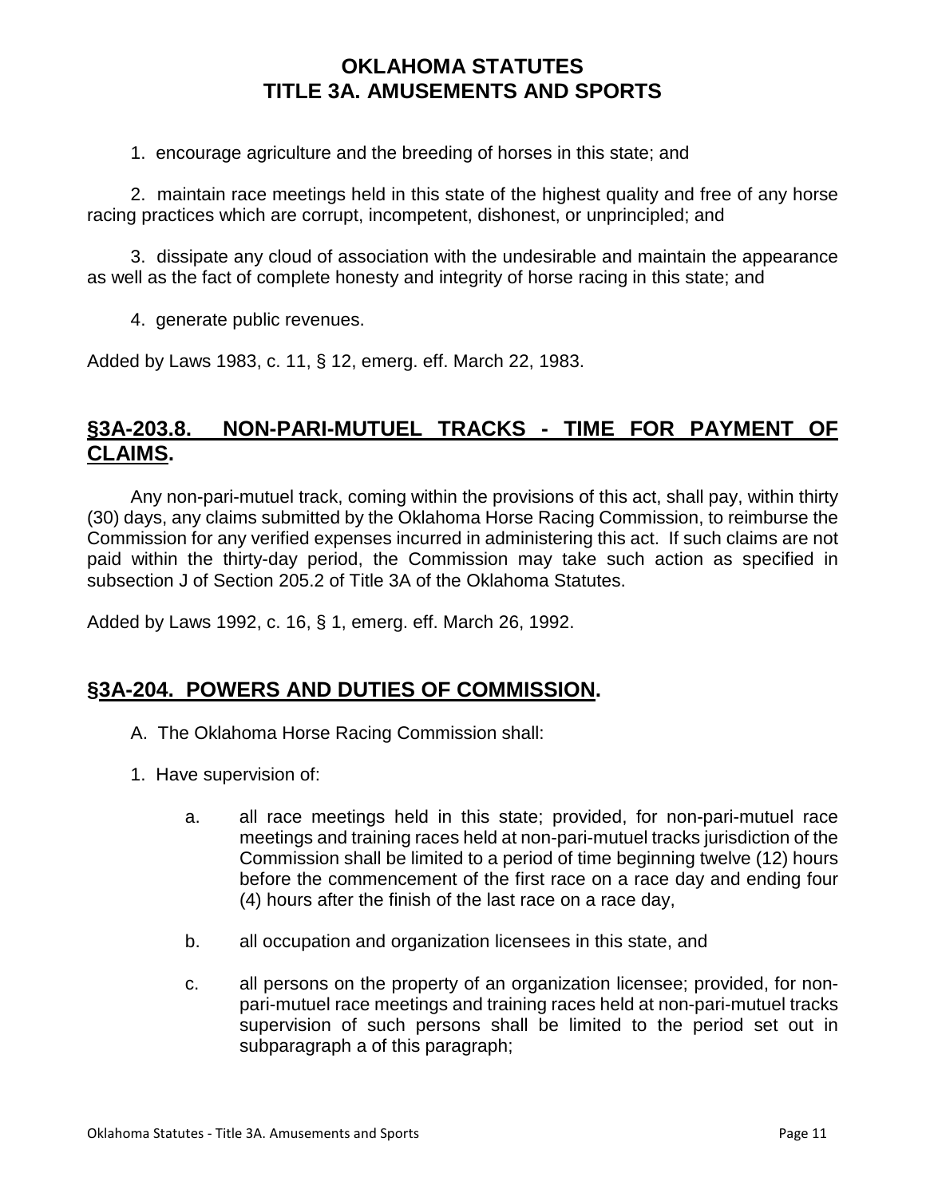1. encourage agriculture and the breeding of horses in this state; and

2. maintain race meetings held in this state of the highest quality and free of any horse racing practices which are corrupt, incompetent, dishonest, or unprincipled; and

3. dissipate any cloud of association with the undesirable and maintain the appearance as well as the fact of complete honesty and integrity of horse racing in this state; and

4. generate public revenues.

Added by Laws 1983, c. 11, § 12, emerg. eff. March 22, 1983.

## §3A-203.8. NON-PARI-MUTUEL TRACKS - TIME FOR PAYMENT OF CLAIMS.

Any non-pari-mutuel track, coming within the provisions of this act, shall pay, within thirty (30) days, any claims submitted by the Oklahoma Horse Racing Commission, to reimburse the Commission for any verified expenses incurred in administering this act. If such claims are not paid within the thirty-day period, the Commission may take such action as specified in subsection J of Section 205.2 of Title 3A of the Oklahoma Statutes.

Added by Laws 1992, c. 16, § 1, emerg. eff. March 26, 1992.

## §3A-204. POWERS AND DUTIES OF COMMISSION.

A. The Oklahoma Horse Racing Commission shall:

1. Have supervision of:

   a. all race meetings held in this state; provided, for non-pari-mutuel race meetings and training races held at non-pari-mutuel tracks jurisdiction of the Commission shall be limited to a period of time beginning twelve (12) hours before the commencement of the first race on a race day and ending four (4) hours after the finish of the last race on a race day,

   b. all occupation and organization licensees in this state, and

   c. all persons on the property of an organization licensee; provided, for non-pari-mutuel race meetings and training races held at non-pari-mutuel tracks supervision of such persons shall be limited to the period set out in subparagraph a of this paragraph;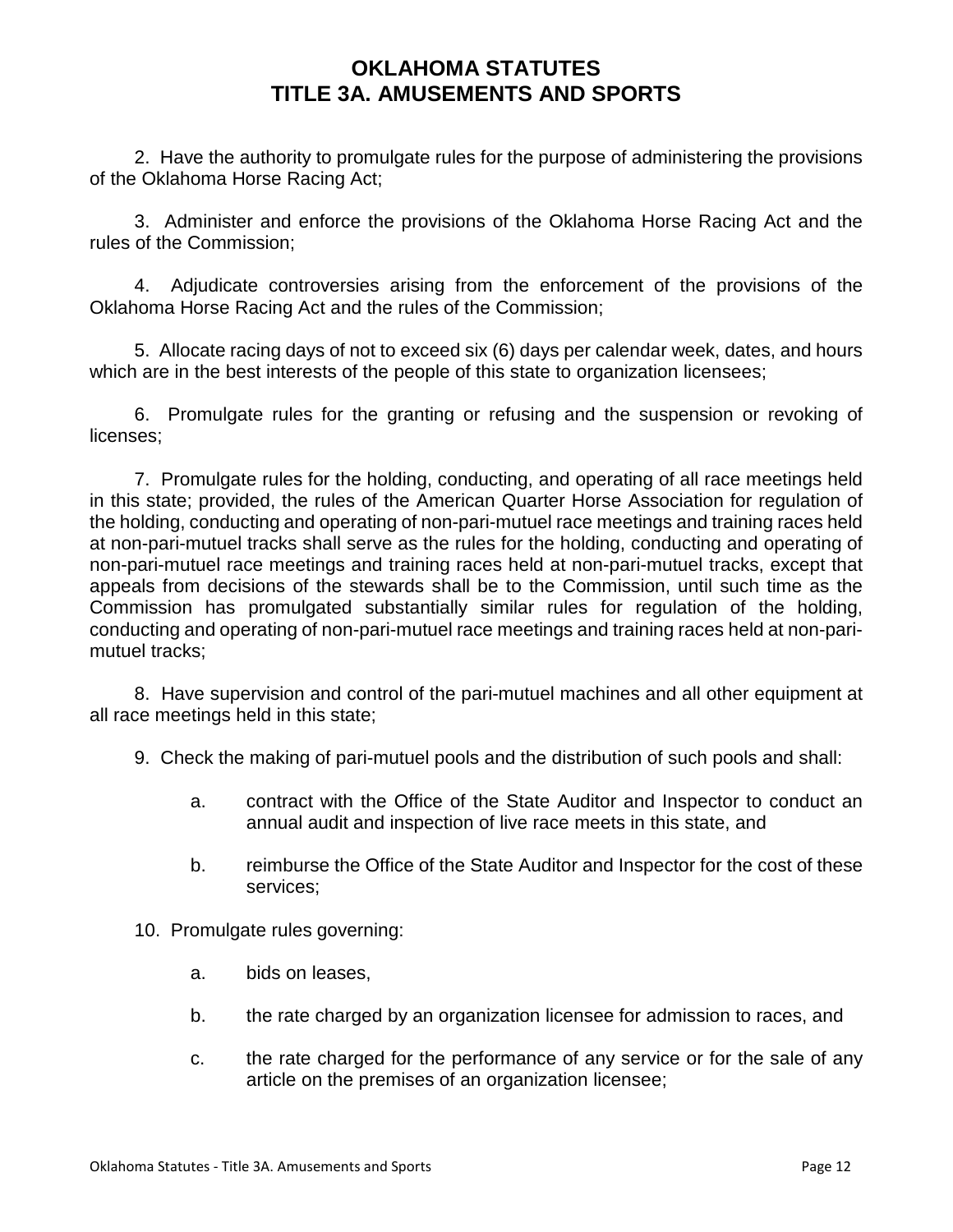2. Have the authority to promulgate rules for the purpose of administering the provisions of the Oklahoma Horse Racing Act;

3. Administer and enforce the provisions of the Oklahoma Horse Racing Act and the rules of the Commission;

4. Adjudicate controversies arising from the enforcement of the provisions of the Oklahoma Horse Racing Act and the rules of the Commission;

5. Allocate racing days of not to exceed six (6) days per calendar week, dates, and hours which are in the best interests of the people of this state to organization licensees;

6. Promulgate rules for the granting or refusing and the suspension or revoking of licenses;

7. Promulgate rules for the holding, conducting, and operating of all race meetings held in this state; provided, the rules of the American Quarter Horse Association for regulation of the holding, conducting and operating of non-pari-mutuel race meetings and training races held at non-pari-mutuel tracks shall serve as the rules for the holding, conducting and operating of non-pari-mutuel race meetings and training races held at non-pari-mutuel tracks, except that appeals from decisions of the stewards shall be to the Commission, until such time as the Commission has promulgated substantially similar rules for regulation of the holding, conducting and operating of non-pari-mutuel race meetings and training races held at non-pari-mutuel tracks;

8. Have supervision and control of the pari-mutuel machines and all other equipment at all race meetings held in this state;

9. Check the making of pari-mutuel pools and the distribution of such pools and shall:

   a. contract with the Office of the State Auditor and Inspector to conduct an annual audit and inspection of live race meets in this state, and

   b. reimburse the Office of the State Auditor and Inspector for the cost of these services;

10. Promulgate rules governing:

   a. bids on leases,

   b. the rate charged by an organization licensee for admission to races, and

   c. the rate charged for the performance of any service or for the sale of any article on the premises of an organization licensee;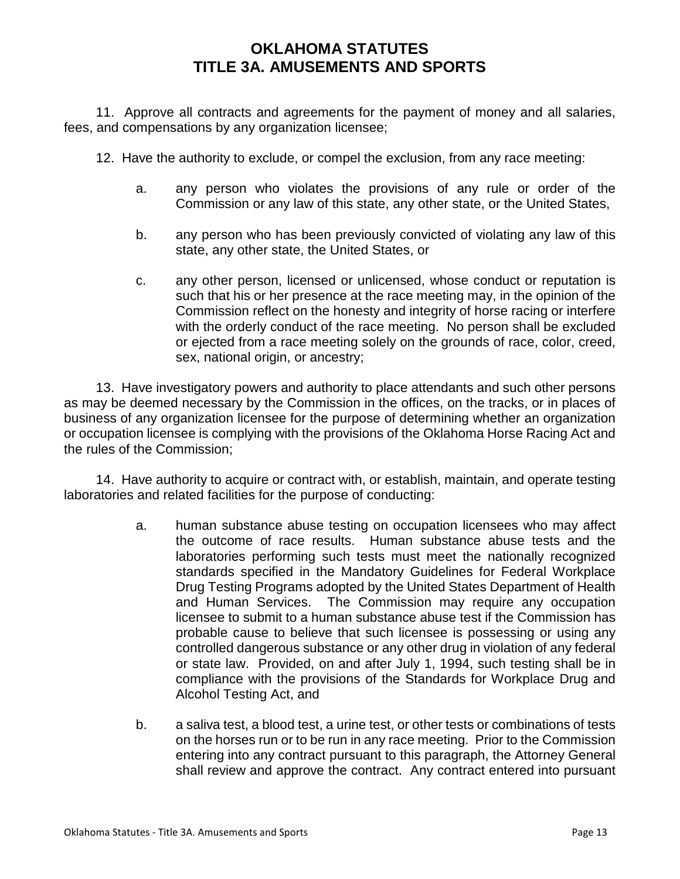11. Approve all contracts and agreements for the payment of money and all salaries, fees, and compensations by any organization licensee;

12. Have the authority to exclude, or compel the exclusion, from any race meeting:

a. any person who violates the provisions of any rule or order of the Commission or any law of this state, any other state, or the United States,

b. any person who has been previously convicted of violating any law of this state, any other state, the United States, or

c. any other person, licensed or unlicensed, whose conduct or reputation is such that his or her presence at the race meeting may, in the opinion of the Commission reflect on the honesty and integrity of horse racing or interfere with the orderly conduct of the race meeting. No person shall be excluded or ejected from a race meeting solely on the grounds of race, color, creed, sex, national origin, or ancestry;

13. Have investigatory powers and authority to place attendants and such other persons as may be deemed necessary by the Commission in the offices, on the tracks, or in places of business of any organization licensee for the purpose of determining whether an organization or occupation licensee is complying with the provisions of the Oklahoma Horse Racing Act and the rules of the Commission;

14. Have authority to acquire or contract with, or establish, maintain, and operate testing laboratories and related facilities for the purpose of conducting:

a. human substance abuse testing on occupation licensees who may affect the outcome of race results. Human substance abuse tests and the laboratories performing such tests must meet the nationally recognized standards specified in the Mandatory Guidelines for Federal Workplace Drug Testing Programs adopted by the United States Department of Health and Human Services. The Commission may require any occupation licensee to submit to a human substance abuse test if the Commission has probable cause to believe that such licensee is possessing or using any controlled dangerous substance or any other drug in violation of any federal or state law. Provided, on and after July 1, 1994, such testing shall be in compliance with the provisions of the Standards for Workplace Drug and Alcohol Testing Act, and

b. a saliva test, a blood test, a urine test, or other tests or combinations of tests on the horses run or to be run in any race meeting. Prior to the Commission entering into any contract pursuant to this paragraph, the Attorney General shall review and approve the contract. Any contract entered into pursuant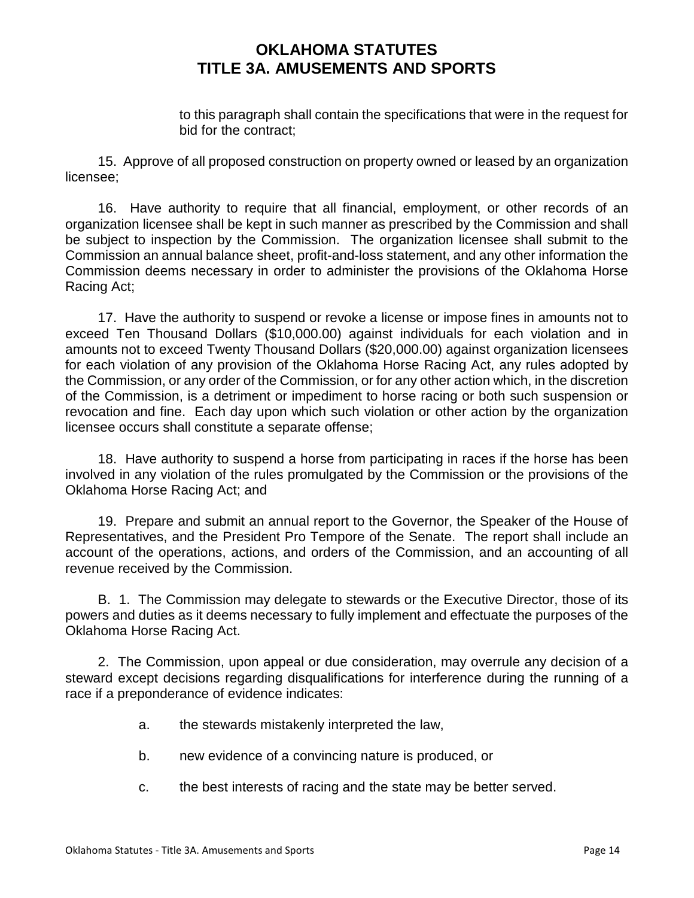to this paragraph shall contain the specifications that were in the request for bid for the contract;

15. Approve of all proposed construction on property owned or leased by an organization licensee;

16. Have authority to require that all financial, employment, or other records of an organization licensee shall be kept in such manner as prescribed by the Commission and shall be subject to inspection by the Commission. The organization licensee shall submit to the Commission an annual balance sheet, profit-and-loss statement, and any other information the Commission deems necessary in order to administer the provisions of the Oklahoma Horse Racing Act;

17. Have the authority to suspend or revoke a license or impose fines in amounts not to exceed Ten Thousand Dollars ($10,000.00) against individuals for each violation and in amounts not to exceed Twenty Thousand Dollars ($20,000.00) against organization licensees for each violation of any provision of the Oklahoma Horse Racing Act, any rules adopted by the Commission, or any order of the Commission, or for any other action which, in the discretion of the Commission, is a detriment or impediment to horse racing or both such suspension or revocation and fine. Each day upon which such violation or other action by the organization licensee occurs shall constitute a separate offense;

18. Have authority to suspend a horse from participating in races if the horse has been involved in any violation of the rules promulgated by the Commission or the provisions of the Oklahoma Horse Racing Act; and

19. Prepare and submit an annual report to the Governor, the Speaker of the House of Representatives, and the President Pro Tempore of the Senate. The report shall include an account of the operations, actions, and orders of the Commission, and an accounting of all revenue received by the Commission.

B. 1. The Commission may delegate to stewards or the Executive Director, those of its powers and duties as it deems necessary to fully implement and effectuate the purposes of the Oklahoma Horse Racing Act.

2. The Commission, upon appeal or due consideration, may overrule any decision of a steward except decisions regarding disqualifications for interference during the running of a race if a preponderance of evidence indicates:

a. the stewards mistakenly interpreted the law,

b. new evidence of a convincing nature is produced, or

c. the best interests of racing and the state may be better served.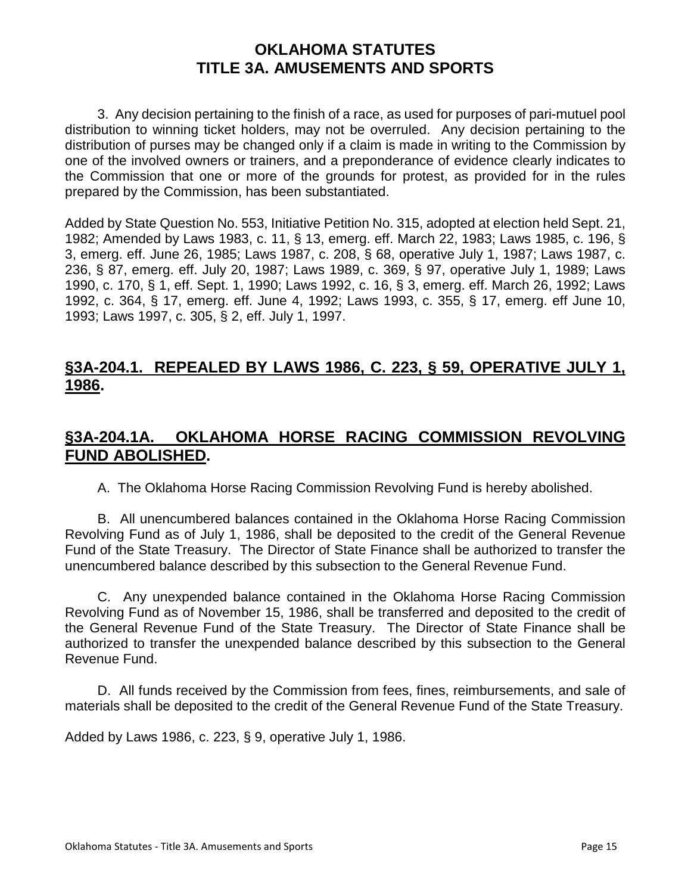3. Any decision pertaining to the finish of a race, as used for purposes of pari-mutuel pool distribution to winning ticket holders, may not be overruled. Any decision pertaining to the distribution of purses may be changed only if a claim is made in writing to the Commission by one of the involved owners or trainers, and a preponderance of evidence clearly indicates to the Commission that one or more of the grounds for protest, as provided for in the rules prepared by the Commission, has been substantiated.

Added by State Question No. 553, Initiative Petition No. 315, adopted at election held Sept. 21, 1982; Amended by Laws 1983, c. 11, § 13, emerg. eff. March 22, 1983; Laws 1985, c. 196, § 3, emerg. eff. June 26, 1985; Laws 1987, c. 208, § 68, operative July 1, 1987; Laws 1987, c. 236, § 87, emerg. eff. July 20, 1987; Laws 1989, c. 369, § 97, operative July 1, 1989; Laws 1990, c. 170, § 1, eff. Sept. 1, 1990; Laws 1992, c. 16, § 3, emerg. eff. March 26, 1992; Laws 1992, c. 364, § 17, emerg. eff. June 4, 1992; Laws 1993, c. 355, § 17, emerg. eff June 10, 1993; Laws 1997, c. 305, § 2, eff. July 1, 1997.

## §3A-204.1. REPEALED BY LAWS 1986, C. 223, § 59, OPERATIVE JULY 1, 1986.

## §3A-204.1A. OKLAHOMA HORSE RACING COMMISSION REVOLVING FUND ABOLISHED.

A. The Oklahoma Horse Racing Commission Revolving Fund is hereby abolished.

B. All unencumbered balances contained in the Oklahoma Horse Racing Commission Revolving Fund as of July 1, 1986, shall be deposited to the credit of the General Revenue Fund of the State Treasury. The Director of State Finance shall be authorized to transfer the unencumbered balance described by this subsection to the General Revenue Fund.

C. Any unexpended balance contained in the Oklahoma Horse Racing Commission Revolving Fund as of November 15, 1986, shall be transferred and deposited to the credit of the General Revenue Fund of the State Treasury. The Director of State Finance shall be authorized to transfer the unexpended balance described by this subsection to the General Revenue Fund.

D. All funds received by the Commission from fees, fines, reimbursements, and sale of materials shall be deposited to the credit of the General Revenue Fund of the State Treasury.

Added by Laws 1986, c. 223, § 9, operative July 1, 1986.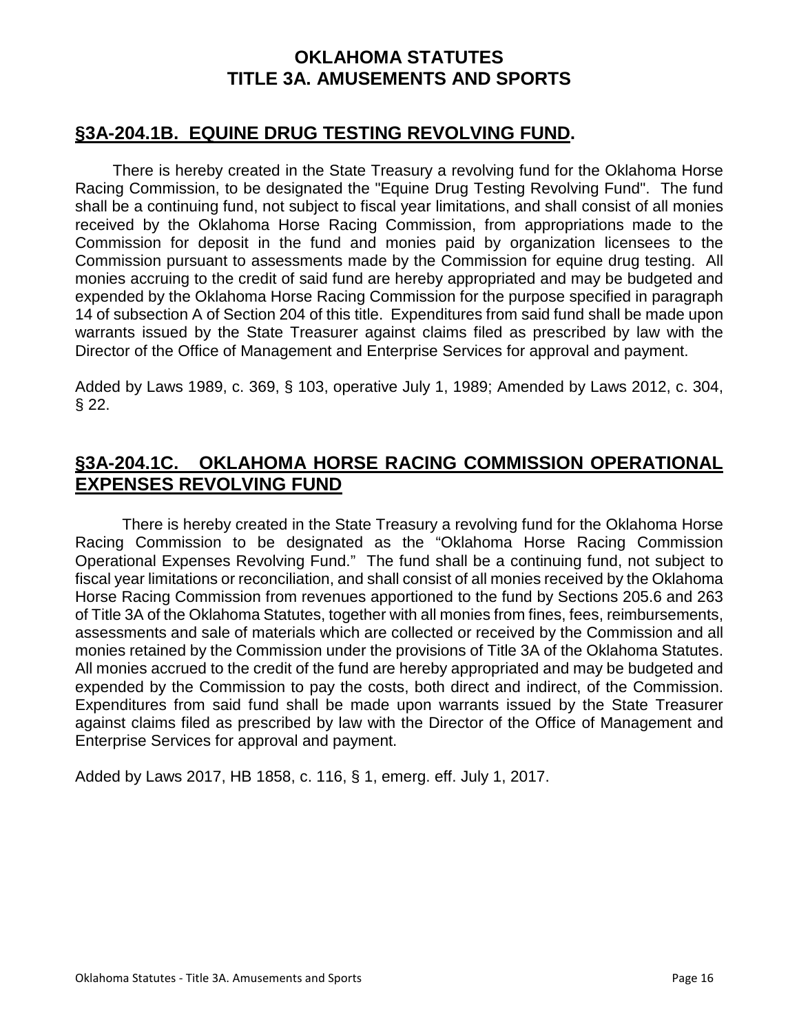# OKLAHOMA STATUTES
# TITLE 3A. AMUSEMENTS AND SPORTS

## §3A-204.1B. EQUINE DRUG TESTING REVOLVING FUND.

There is hereby created in the State Treasury a revolving fund for the Oklahoma Horse Racing Commission, to be designated the "Equine Drug Testing Revolving Fund". The fund shall be a continuing fund, not subject to fiscal year limitations, and shall consist of all monies received by the Oklahoma Horse Racing Commission, from appropriations made to the Commission for deposit in the fund and monies paid by organization licensees to the Commission pursuant to assessments made by the Commission for equine drug testing. All monies accruing to the credit of said fund are hereby appropriated and may be budgeted and expended by the Oklahoma Horse Racing Commission for the purpose specified in paragraph 14 of subsection A of Section 204 of this title. Expenditures from said fund shall be made upon warrants issued by the State Treasurer against claims filed as prescribed by law with the Director of the Office of Management and Enterprise Services for approval and payment.

Added by Laws 1989, c. 369, § 103, operative July 1, 1989; Amended by Laws 2012, c. 304, § 22.

## §3A-204.1C. OKLAHOMA HORSE RACING COMMISSION OPERATIONAL EXPENSES REVOLVING FUND

There is hereby created in the State Treasury a revolving fund for the Oklahoma Horse Racing Commission to be designated as the "Oklahoma Horse Racing Commission Operational Expenses Revolving Fund." The fund shall be a continuing fund, not subject to fiscal year limitations or reconciliation, and shall consist of all monies received by the Oklahoma Horse Racing Commission from revenues apportioned to the fund by Sections 205.6 and 263 of Title 3A of the Oklahoma Statutes, together with all monies from fines, fees, reimbursements, assessments and sale of materials which are collected or received by the Commission and all monies retained by the Commission under the provisions of Title 3A of the Oklahoma Statutes. All monies accrued to the credit of the fund are hereby appropriated and may be budgeted and expended by the Commission to pay the costs, both direct and indirect, of the Commission. Expenditures from said fund shall be made upon warrants issued by the State Treasurer against claims filed as prescribed by law with the Director of the Office of Management and Enterprise Services for approval and payment.

Added by Laws 2017, HB 1858, c. 116, § 1, emerg. eff. July 1, 2017.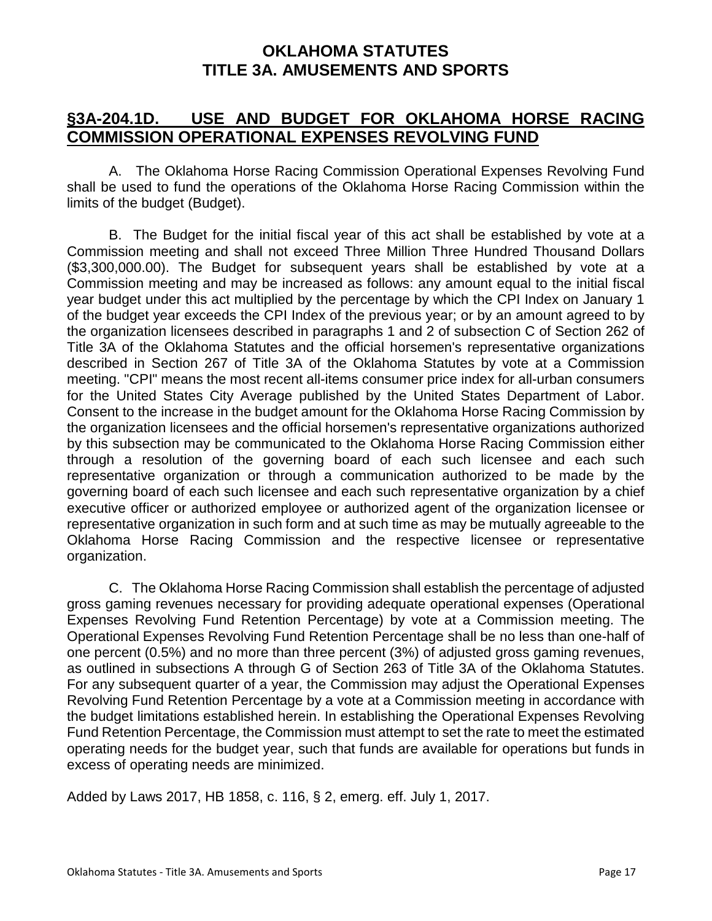# OKLAHOMA STATUTES
# TITLE 3A. AMUSEMENTS AND SPORTS

## §3A-204.1D. USE AND BUDGET FOR OKLAHOMA HORSE RACING COMMISSION OPERATIONAL EXPENSES REVOLVING FUND

A. The Oklahoma Horse Racing Commission Operational Expenses Revolving Fund shall be used to fund the operations of the Oklahoma Horse Racing Commission within the limits of the budget (Budget).

B. The Budget for the initial fiscal year of this act shall be established by vote at a Commission meeting and shall not exceed Three Million Three Hundred Thousand Dollars ($3,300,000.00). The Budget for subsequent years shall be established by vote at a Commission meeting and may be increased as follows: any amount equal to the initial fiscal year budget under this act multiplied by the percentage by which the CPI Index on January 1 of the budget year exceeds the CPI Index of the previous year; or by an amount agreed to by the organization licensees described in paragraphs 1 and 2 of subsection C of Section 262 of Title 3A of the Oklahoma Statutes and the official horsemen's representative organizations described in Section 267 of Title 3A of the Oklahoma Statutes by vote at a Commission meeting. "CPI" means the most recent all-items consumer price index for all-urban consumers for the United States City Average published by the United States Department of Labor. Consent to the increase in the budget amount for the Oklahoma Horse Racing Commission by the organization licensees and the official horsemen's representative organizations authorized by this subsection may be communicated to the Oklahoma Horse Racing Commission either through a resolution of the governing board of each such licensee and each such representative organization or through a communication authorized to be made by the governing board of each such licensee and each such representative organization by a chief executive officer or authorized employee or authorized agent of the organization licensee or representative organization in such form and at such time as may be mutually agreeable to the Oklahoma Horse Racing Commission and the respective licensee or representative organization.

C. The Oklahoma Horse Racing Commission shall establish the percentage of adjusted gross gaming revenues necessary for providing adequate operational expenses (Operational Expenses Revolving Fund Retention Percentage) by vote at a Commission meeting. The Operational Expenses Revolving Fund Retention Percentage shall be no less than one-half of one percent (0.5%) and no more than three percent (3%) of adjusted gross gaming revenues, as outlined in subsections A through G of Section 263 of Title 3A of the Oklahoma Statutes. For any subsequent quarter of a year, the Commission may adjust the Operational Expenses Revolving Fund Retention Percentage by a vote at a Commission meeting in accordance with the budget limitations established herein. In establishing the Operational Expenses Revolving Fund Retention Percentage, the Commission must attempt to set the rate to meet the estimated operating needs for the budget year, such that funds are available for operations but funds in excess of operating needs are minimized.

Added by Laws 2017, HB 1858, c. 116, § 2, emerg. eff. July 1, 2017.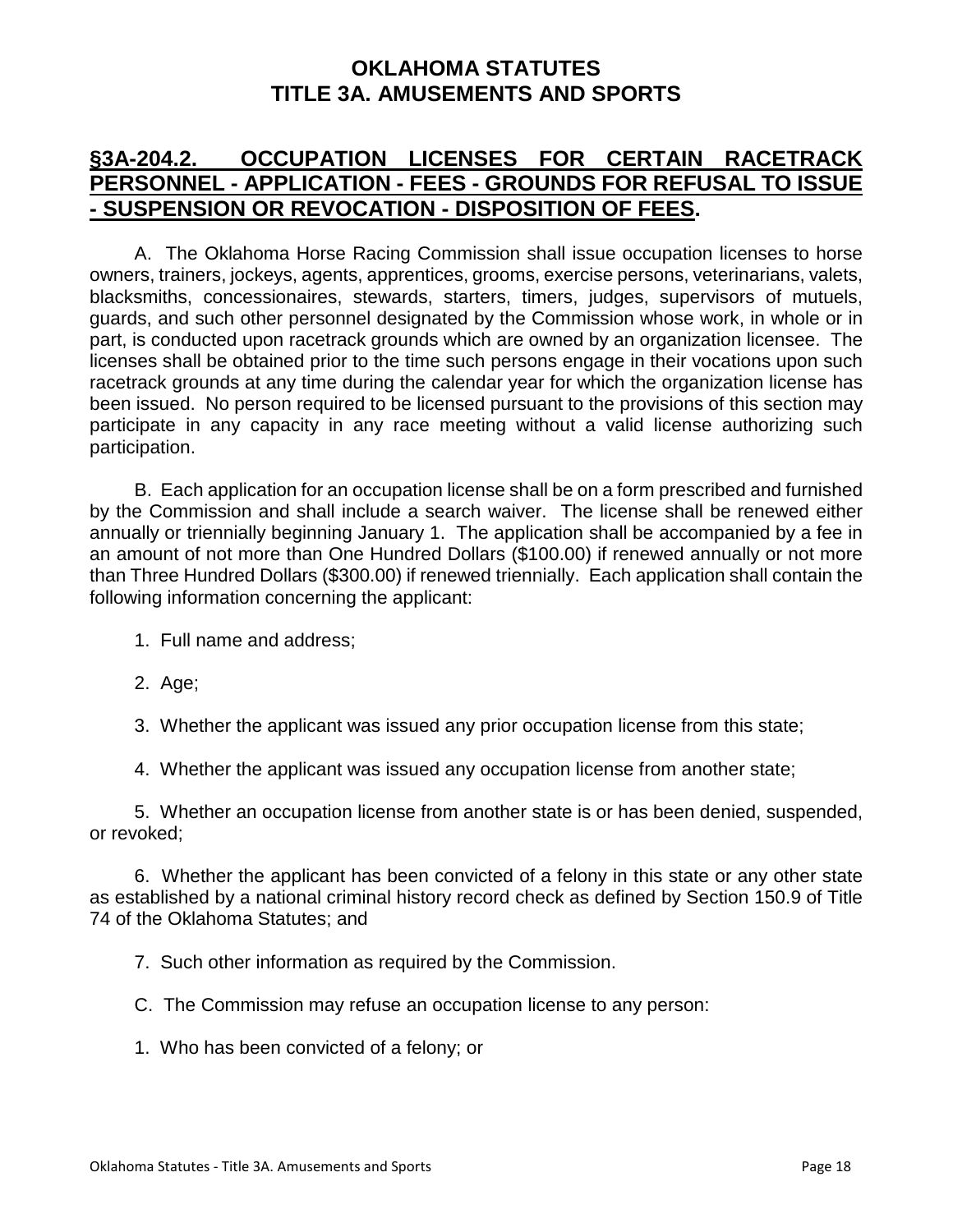# OKLAHOMA STATUTES
# TITLE 3A. AMUSEMENTS AND SPORTS

## §3A-204.2. OCCUPATION LICENSES FOR CERTAIN RACETRACK PERSONNEL - APPLICATION - FEES - GROUNDS FOR REFUSAL TO ISSUE - SUSPENSION OR REVOCATION - DISPOSITION OF FEES.

A. The Oklahoma Horse Racing Commission shall issue occupation licenses to horse owners, trainers, jockeys, agents, apprentices, grooms, exercise persons, veterinarians, valets, blacksmiths, concessionaires, stewards, starters, timers, judges, supervisors of mutuels, guards, and such other personnel designated by the Commission whose work, in whole or in part, is conducted upon racetrack grounds which are owned by an organization licensee. The licenses shall be obtained prior to the time such persons engage in their vocations upon such racetrack grounds at any time during the calendar year for which the organization license has been issued. No person required to be licensed pursuant to the provisions of this section may participate in any capacity in any race meeting without a valid license authorizing such participation.

B. Each application for an occupation license shall be on a form prescribed and furnished by the Commission and shall include a search waiver. The license shall be renewed either annually or triennially beginning January 1. The application shall be accompanied by a fee in an amount of not more than One Hundred Dollars ($100.00) if renewed annually or not more than Three Hundred Dollars ($300.00) if renewed triennially. Each application shall contain the following information concerning the applicant:

1. Full name and address;

2. Age;

3. Whether the applicant was issued any prior occupation license from this state;

4. Whether the applicant was issued any occupation license from another state;

5. Whether an occupation license from another state is or has been denied, suspended, or revoked;

6. Whether the applicant has been convicted of a felony in this state or any other state as established by a national criminal history record check as defined by Section 150.9 of Title 74 of the Oklahoma Statutes; and

7. Such other information as required by the Commission.

C. The Commission may refuse an occupation license to any person:

1. Who has been convicted of a felony; or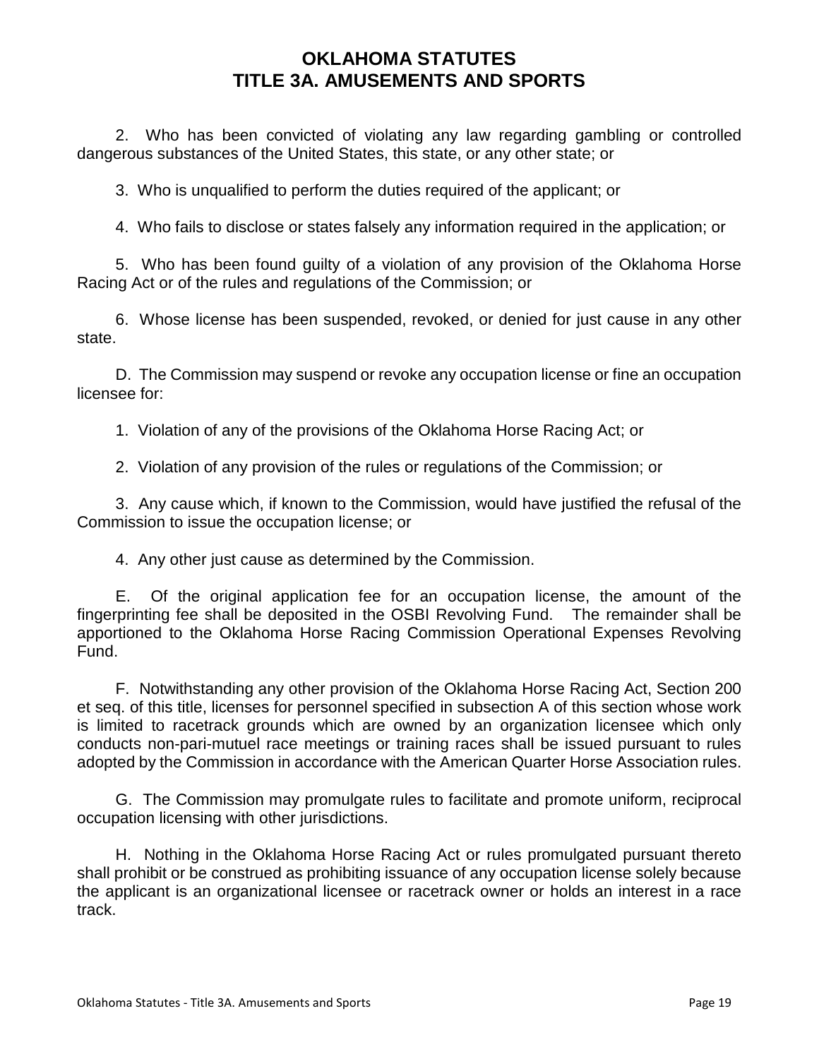2. Who has been convicted of violating any law regarding gambling or controlled dangerous substances of the United States, this state, or any other state; or

3. Who is unqualified to perform the duties required of the applicant; or

4. Who fails to disclose or states falsely any information required in the application; or

5. Who has been found guilty of a violation of any provision of the Oklahoma Horse Racing Act or of the rules and regulations of the Commission; or

6. Whose license has been suspended, revoked, or denied for just cause in any other state.

D. The Commission may suspend or revoke any occupation license or fine an occupation licensee for:

1. Violation of any of the provisions of the Oklahoma Horse Racing Act; or

2. Violation of any provision of the rules or regulations of the Commission; or

3. Any cause which, if known to the Commission, would have justified the refusal of the Commission to issue the occupation license; or

4. Any other just cause as determined by the Commission.

E. Of the original application fee for an occupation license, the amount of the fingerprinting fee shall be deposited in the OSBI Revolving Fund. The remainder shall be apportioned to the Oklahoma Horse Racing Commission Operational Expenses Revolving Fund.

F. Notwithstanding any other provision of the Oklahoma Horse Racing Act, Section 200 et seq. of this title, licenses for personnel specified in subsection A of this section whose work is limited to racetrack grounds which are owned by an organization licensee which only conducts non-pari-mutuel race meetings or training races shall be issued pursuant to rules adopted by the Commission in accordance with the American Quarter Horse Association rules.

G. The Commission may promulgate rules to facilitate and promote uniform, reciprocal occupation licensing with other jurisdictions.

H. Nothing in the Oklahoma Horse Racing Act or rules promulgated pursuant thereto shall prohibit or be construed as prohibiting issuance of any occupation license solely because the applicant is an organizational licensee or racetrack owner or holds an interest in a race track.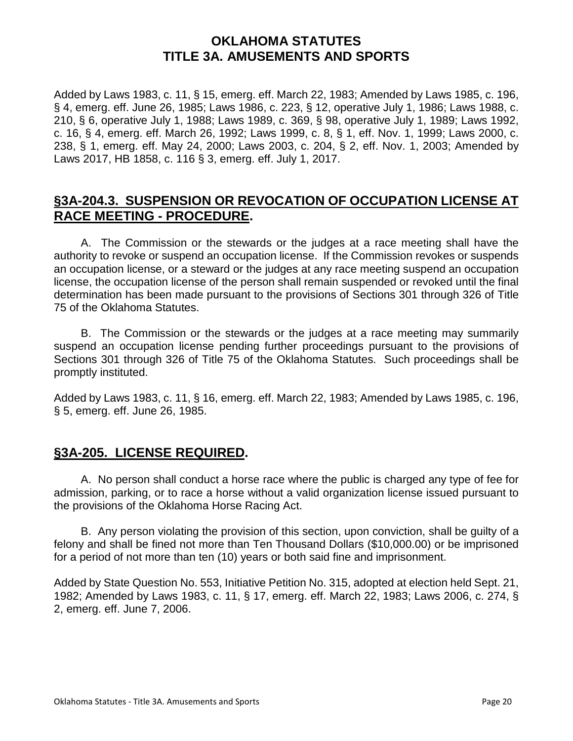Added by Laws 1983, c. 11, § 15, emerg. eff. March 22, 1983; Amended by Laws 1985, c. 196, § 4, emerg. eff. June 26, 1985; Laws 1986, c. 223, § 12, operative July 1, 1986; Laws 1988, c. 210, § 6, operative July 1, 1988; Laws 1989, c. 369, § 98, operative July 1, 1989; Laws 1992, c. 16, § 4, emerg. eff. March 26, 1992; Laws 1999, c. 8, § 1, eff. Nov. 1, 1999; Laws 2000, c. 238, § 1, emerg. eff. May 24, 2000; Laws 2003, c. 204, § 2, eff. Nov. 1, 2003; Amended by Laws 2017, HB 1858, c. 116 § 3, emerg. eff. July 1, 2017.

## §3A-204.3. SUSPENSION OR REVOCATION OF OCCUPATION LICENSE AT RACE MEETING - PROCEDURE.

A. The Commission or the stewards or the judges at a race meeting shall have the authority to revoke or suspend an occupation license. If the Commission revokes or suspends an occupation license, or a steward or the judges at any race meeting suspend an occupation license, the occupation license of the person shall remain suspended or revoked until the final determination has been made pursuant to the provisions of Sections 301 through 326 of Title 75 of the Oklahoma Statutes.

B. The Commission or the stewards or the judges at a race meeting may summarily suspend an occupation license pending further proceedings pursuant to the provisions of Sections 301 through 326 of Title 75 of the Oklahoma Statutes. Such proceedings shall be promptly instituted.

Added by Laws 1983, c. 11, § 16, emerg. eff. March 22, 1983; Amended by Laws 1985, c. 196, § 5, emerg. eff. June 26, 1985.

## §3A-205. LICENSE REQUIRED.

A. No person shall conduct a horse race where the public is charged any type of fee for admission, parking, or to race a horse without a valid organization license issued pursuant to the provisions of the Oklahoma Horse Racing Act.

B. Any person violating the provision of this section, upon conviction, shall be guilty of a felony and shall be fined not more than Ten Thousand Dollars ($10,000.00) or be imprisoned for a period of not more than ten (10) years or both said fine and imprisonment.

Added by State Question No. 553, Initiative Petition No. 315, adopted at election held Sept. 21, 1982; Amended by Laws 1983, c. 11, § 17, emerg. eff. March 22, 1983; Laws 2006, c. 274, § 2, emerg. eff. June 7, 2006.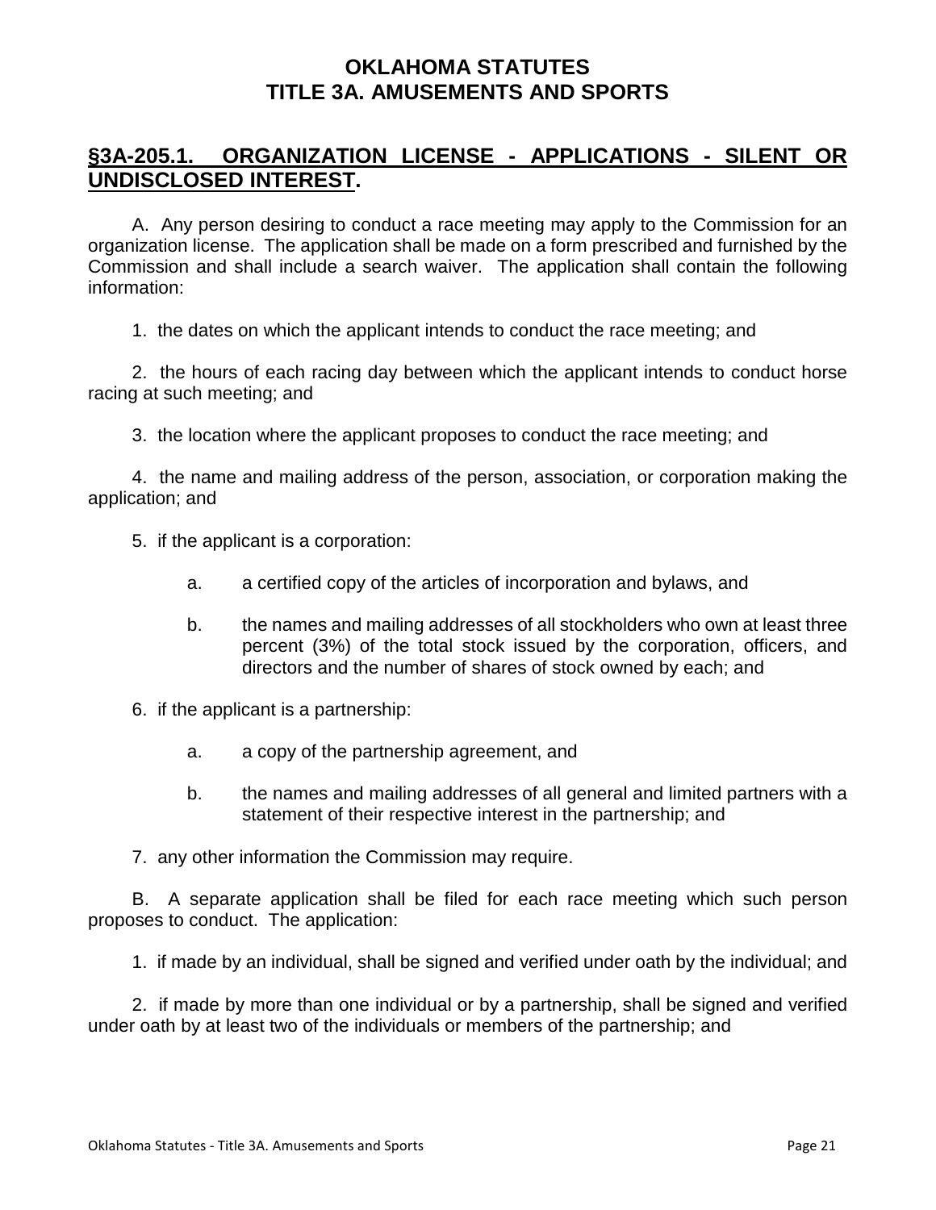# OKLAHOMA STATUTES
# TITLE 3A. AMUSEMENTS AND SPORTS

## §3A-205.1. ORGANIZATION LICENSE - APPLICATIONS - SILENT OR UNDISCLOSED INTEREST.

A. Any person desiring to conduct a race meeting may apply to the Commission for an organization license. The application shall be made on a form prescribed and furnished by the Commission and shall include a search waiver. The application shall contain the following information:

1. the dates on which the applicant intends to conduct the race meeting; and

2. the hours of each racing day between which the applicant intends to conduct horse racing at such meeting; and

3. the location where the applicant proposes to conduct the race meeting; and

4. the name and mailing address of the person, association, or corporation making the application; and

5. if the applicant is a corporation:

   a. a certified copy of the articles of incorporation and bylaws, and

   b. the names and mailing addresses of all stockholders who own at least three percent (3%) of the total stock issued by the corporation, officers, and directors and the number of shares of stock owned by each; and

6. if the applicant is a partnership:

   a. a copy of the partnership agreement, and

   b. the names and mailing addresses of all general and limited partners with a statement of their respective interest in the partnership; and

7. any other information the Commission may require.

B. A separate application shall be filed for each race meeting which such person proposes to conduct. The application:

1. if made by an individual, shall be signed and verified under oath by the individual; and

2. if made by more than one individual or by a partnership, shall be signed and verified under oath by at least two of the individuals or members of the partnership; and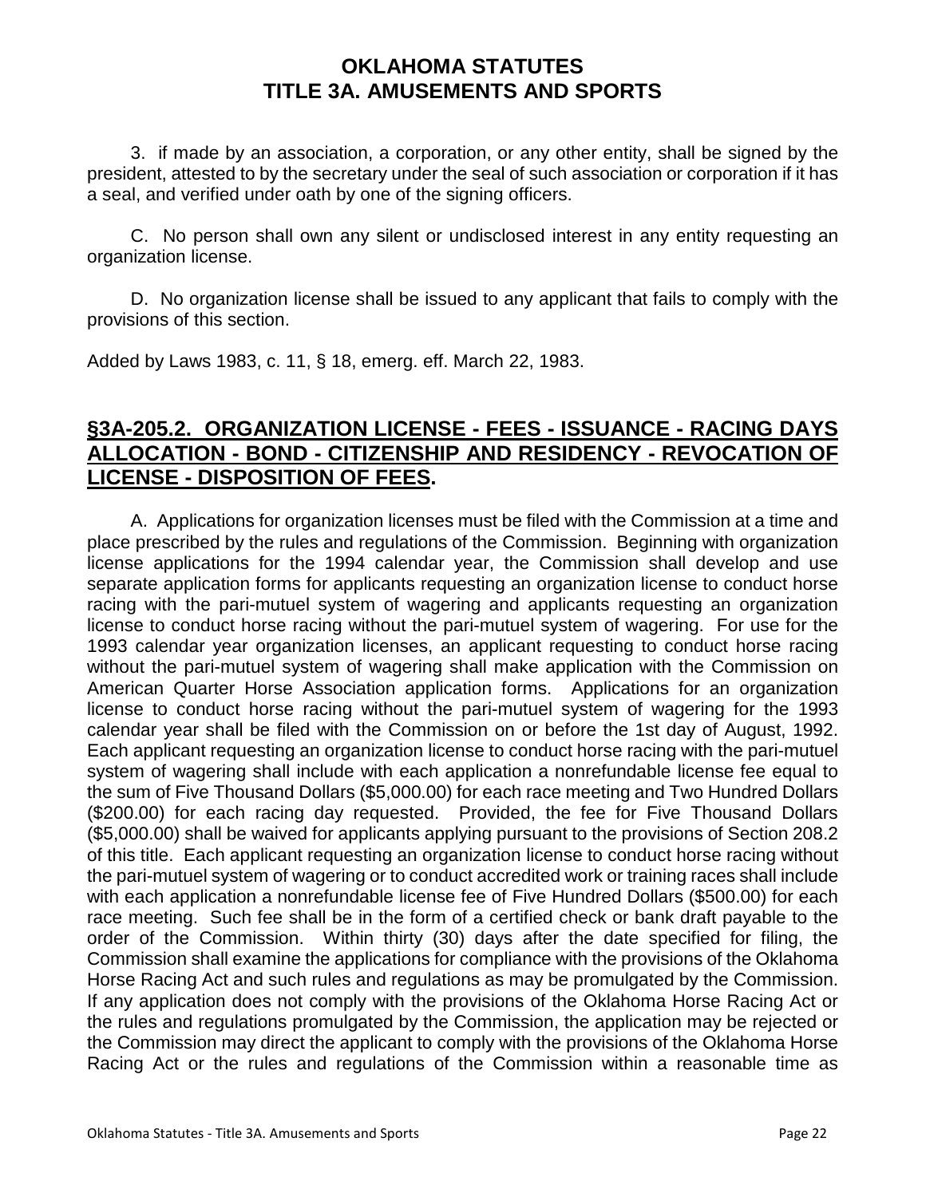3. if made by an association, a corporation, or any other entity, shall be signed by the president, attested to by the secretary under the seal of such association or corporation if it has a seal, and verified under oath by one of the signing officers.

C. No person shall own any silent or undisclosed interest in any entity requesting an organization license.

D. No organization license shall be issued to any applicant that fails to comply with the provisions of this section.

Added by Laws 1983, c. 11, § 18, emerg. eff. March 22, 1983.

## §3A-205.2. ORGANIZATION LICENSE - FEES - ISSUANCE - RACING DAYS ALLOCATION - BOND - CITIZENSHIP AND RESIDENCY - REVOCATION OF LICENSE - DISPOSITION OF FEES.

A. Applications for organization licenses must be filed with the Commission at a time and place prescribed by the rules and regulations of the Commission. Beginning with organization license applications for the 1994 calendar year, the Commission shall develop and use separate application forms for applicants requesting an organization license to conduct horse racing with the pari-mutuel system of wagering and applicants requesting an organization license to conduct horse racing without the pari-mutuel system of wagering. For use for the 1993 calendar year organization licenses, an applicant requesting to conduct horse racing without the pari-mutuel system of wagering shall make application with the Commission on American Quarter Horse Association application forms. Applications for an organization license to conduct horse racing without the pari-mutuel system of wagering for the 1993 calendar year shall be filed with the Commission on or before the 1st day of August, 1992. Each applicant requesting an organization license to conduct horse racing with the pari-mutuel system of wagering shall include with each application a nonrefundable license fee equal to the sum of Five Thousand Dollars ($5,000.00) for each race meeting and Two Hundred Dollars ($200.00) for each racing day requested. Provided, the fee for Five Thousand Dollars ($5,000.00) shall be waived for applicants applying pursuant to the provisions of Section 208.2 of this title. Each applicant requesting an organization license to conduct horse racing without the pari-mutuel system of wagering or to conduct accredited work or training races shall include with each application a nonrefundable license fee of Five Hundred Dollars ($500.00) for each race meeting. Such fee shall be in the form of a certified check or bank draft payable to the order of the Commission. Within thirty (30) days after the date specified for filing, the Commission shall examine the applications for compliance with the provisions of the Oklahoma Horse Racing Act and such rules and regulations as may be promulgated by the Commission. If any application does not comply with the provisions of the Oklahoma Horse Racing Act or the rules and regulations promulgated by the Commission, the application may be rejected or the Commission may direct the applicant to comply with the provisions of the Oklahoma Horse Racing Act or the rules and regulations of the Commission within a reasonable time as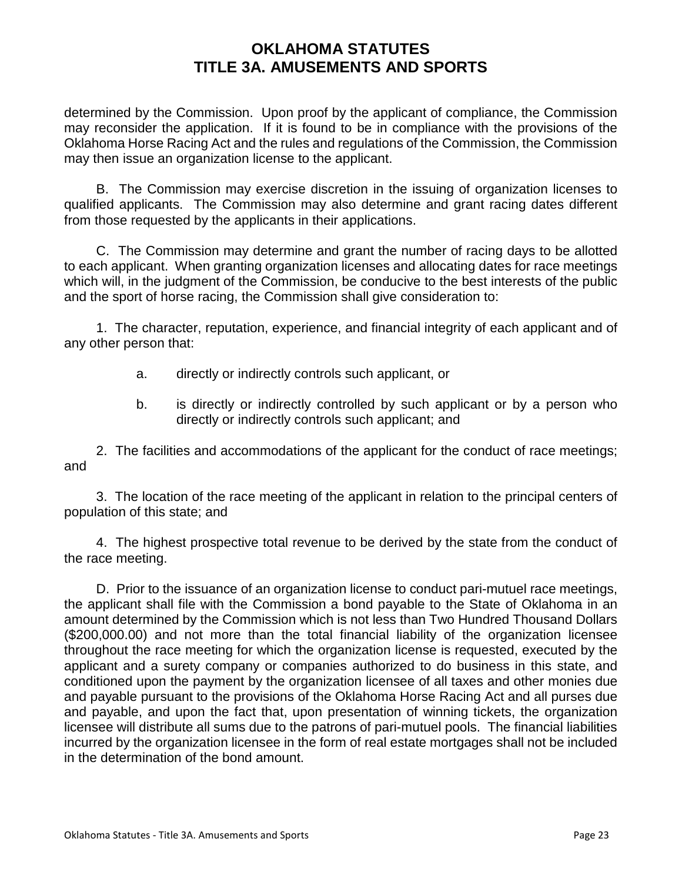determined by the Commission. Upon proof by the applicant of compliance, the Commission may reconsider the application. If it is found to be in compliance with the provisions of the Oklahoma Horse Racing Act and the rules and regulations of the Commission, the Commission may then issue an organization license to the applicant.

B. The Commission may exercise discretion in the issuing of organization licenses to qualified applicants. The Commission may also determine and grant racing dates different from those requested by the applicants in their applications.

C. The Commission may determine and grant the number of racing days to be allotted to each applicant. When granting organization licenses and allocating dates for race meetings which will, in the judgment of the Commission, be conducive to the best interests of the public and the sport of horse racing, the Commission shall give consideration to:

1. The character, reputation, experience, and financial integrity of each applicant and of any other person that:

   a. directly or indirectly controls such applicant, or

   b. is directly or indirectly controlled by such applicant or by a person who directly or indirectly controls such applicant; and

2. The facilities and accommodations of the applicant for the conduct of race meetings; and

3. The location of the race meeting of the applicant in relation to the principal centers of population of this state; and

4. The highest prospective total revenue to be derived by the state from the conduct of the race meeting.

D. Prior to the issuance of an organization license to conduct pari-mutuel race meetings, the applicant shall file with the Commission a bond payable to the State of Oklahoma in an amount determined by the Commission which is not less than Two Hundred Thousand Dollars ($200,000.00) and not more than the total financial liability of the organization licensee throughout the race meeting for which the organization license is requested, executed by the applicant and a surety company or companies authorized to do business in this state, and conditioned upon the payment by the organization licensee of all taxes and other monies due and payable pursuant to the provisions of the Oklahoma Horse Racing Act and all purses due and payable, and upon the fact that, upon presentation of winning tickets, the organization licensee will distribute all sums due to the patrons of pari-mutuel pools. The financial liabilities incurred by the organization licensee in the form of real estate mortgages shall not be included in the determination of the bond amount.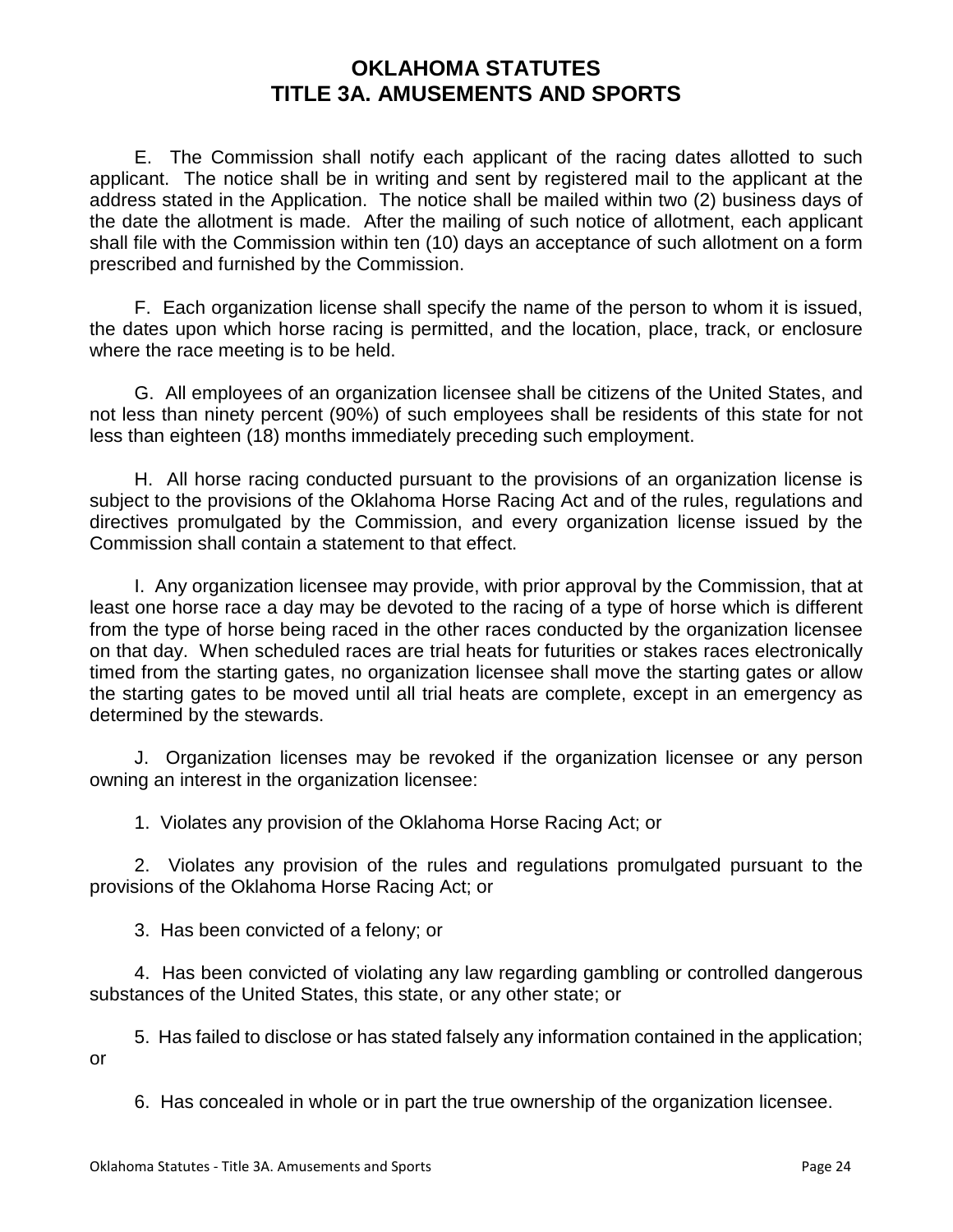E. The Commission shall notify each applicant of the racing dates allotted to such applicant. The notice shall be in writing and sent by registered mail to the applicant at the address stated in the Application. The notice shall be mailed within two (2) business days of the date the allotment is made. After the mailing of such notice of allotment, each applicant shall file with the Commission within ten (10) days an acceptance of such allotment on a form prescribed and furnished by the Commission.

F. Each organization license shall specify the name of the person to whom it is issued, the dates upon which horse racing is permitted, and the location, place, track, or enclosure where the race meeting is to be held.

G. All employees of an organization licensee shall be citizens of the United States, and not less than ninety percent (90%) of such employees shall be residents of this state for not less than eighteen (18) months immediately preceding such employment.

H. All horse racing conducted pursuant to the provisions of an organization license is subject to the provisions of the Oklahoma Horse Racing Act and of the rules, regulations and directives promulgated by the Commission, and every organization license issued by the Commission shall contain a statement to that effect.

I. Any organization licensee may provide, with prior approval by the Commission, that at least one horse race a day may be devoted to the racing of a type of horse which is different from the type of horse being raced in the other races conducted by the organization licensee on that day. When scheduled races are trial heats for futurities or stakes races electronically timed from the starting gates, no organization licensee shall move the starting gates or allow the starting gates to be moved until all trial heats are complete, except in an emergency as determined by the stewards.

J. Organization licenses may be revoked if the organization licensee or any person owning an interest in the organization licensee:

1. Violates any provision of the Oklahoma Horse Racing Act; or

2. Violates any provision of the rules and regulations promulgated pursuant to the provisions of the Oklahoma Horse Racing Act; or

3. Has been convicted of a felony; or

4. Has been convicted of violating any law regarding gambling or controlled dangerous substances of the United States, this state, or any other state; or

5. Has failed to disclose or has stated falsely any information contained in the application; or

6. Has concealed in whole or in part the true ownership of the organization licensee.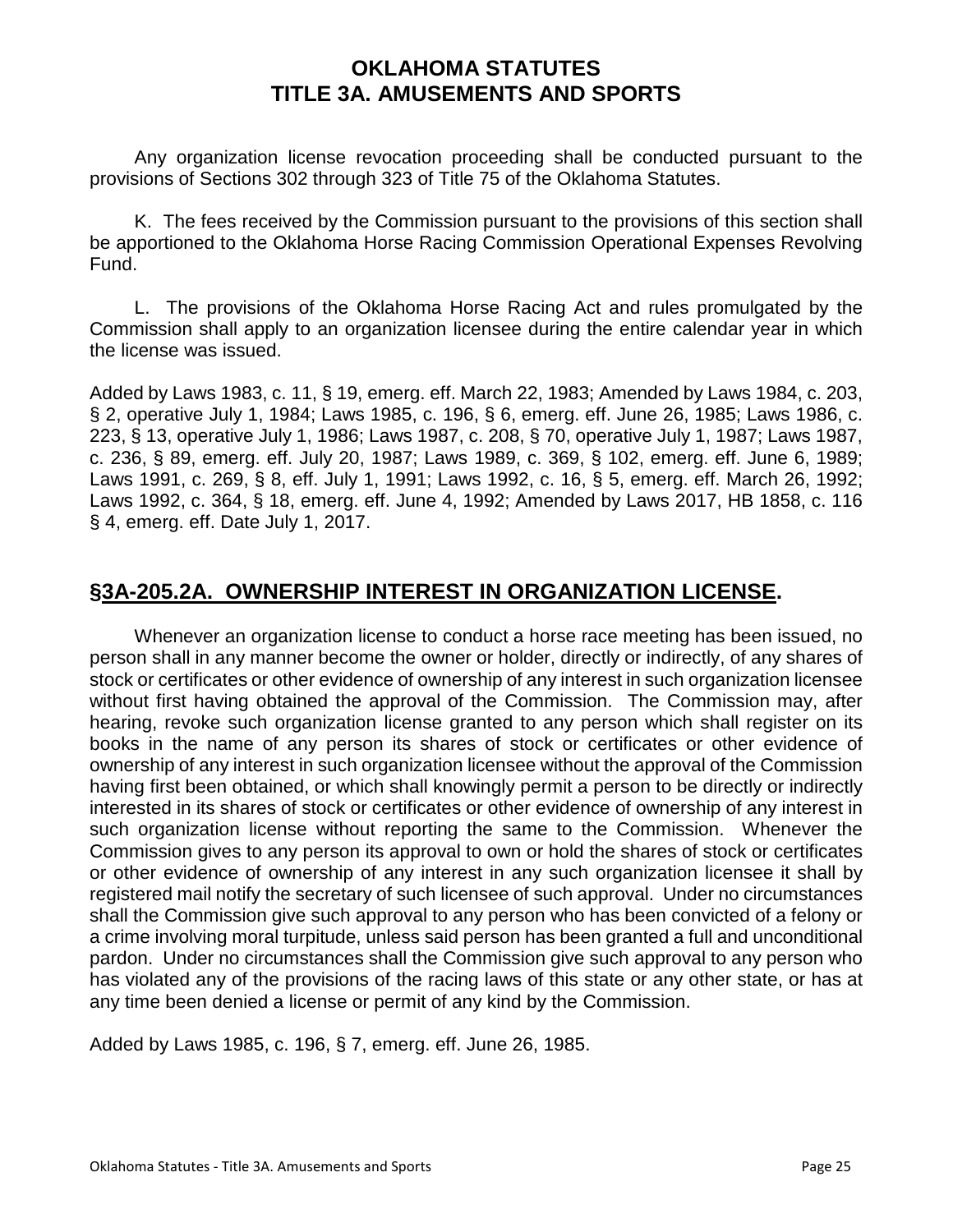Any organization license revocation proceeding shall be conducted pursuant to the provisions of Sections 302 through 323 of Title 75 of the Oklahoma Statutes.

K. The fees received by the Commission pursuant to the provisions of this section shall be apportioned to the Oklahoma Horse Racing Commission Operational Expenses Revolving Fund.

L. The provisions of the Oklahoma Horse Racing Act and rules promulgated by the Commission shall apply to an organization licensee during the entire calendar year in which the license was issued.

Added by Laws 1983, c. 11, § 19, emerg. eff. March 22, 1983; Amended by Laws 1984, c. 203, § 2, operative July 1, 1984; Laws 1985, c. 196, § 6, emerg. eff. June 26, 1985; Laws 1986, c. 223, § 13, operative July 1, 1986; Laws 1987, c. 208, § 70, operative July 1, 1987; Laws 1987, c. 236, § 89, emerg. eff. July 20, 1987; Laws 1989, c. 369, § 102, emerg. eff. June 6, 1989; Laws 1991, c. 269, § 8, eff. July 1, 1991; Laws 1992, c. 16, § 5, emerg. eff. March 26, 1992; Laws 1992, c. 364, § 18, emerg. eff. June 4, 1992; Amended by Laws 2017, HB 1858, c. 116 § 4, emerg. eff. Date July 1, 2017.

## §3A-205.2A. OWNERSHIP INTEREST IN ORGANIZATION LICENSE.

Whenever an organization license to conduct a horse race meeting has been issued, no person shall in any manner become the owner or holder, directly or indirectly, of any shares of stock or certificates or other evidence of ownership of any interest in such organization licensee without first having obtained the approval of the Commission. The Commission may, after hearing, revoke such organization license granted to any person which shall register on its books in the name of any person its shares of stock or certificates or other evidence of ownership of any interest in such organization licensee without the approval of the Commission having first been obtained, or which shall knowingly permit a person to be directly or indirectly interested in its shares of stock or certificates or other evidence of ownership of any interest in such organization license without reporting the same to the Commission. Whenever the Commission gives to any person its approval to own or hold the shares of stock or certificates or other evidence of ownership of any interest in any such organization licensee it shall by registered mail notify the secretary of such licensee of such approval. Under no circumstances shall the Commission give such approval to any person who has been convicted of a felony or a crime involving moral turpitude, unless said person has been granted a full and unconditional pardon. Under no circumstances shall the Commission give such approval to any person who has violated any of the provisions of the racing laws of this state or any other state, or has at any time been denied a license or permit of any kind by the Commission.

Added by Laws 1985, c. 196, § 7, emerg. eff. June 26, 1985.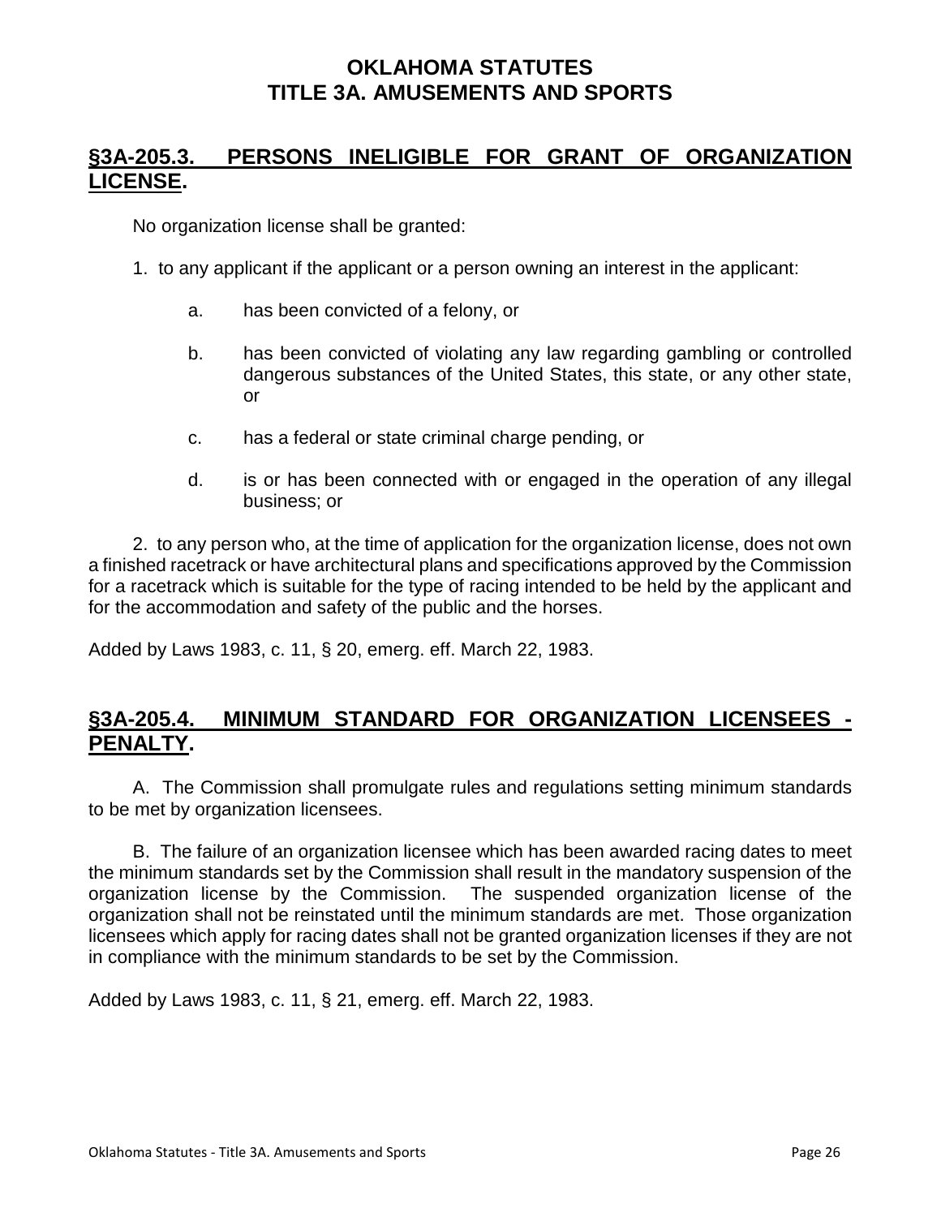## §3A-205.3. PERSONS INELIGIBLE FOR GRANT OF ORGANIZATION LICENSE.

No organization license shall be granted:

1. to any applicant if the applicant or a person owning an interest in the applicant:

   a. has been convicted of a felony, or

   b. has been convicted of violating any law regarding gambling or controlled dangerous substances of the United States, this state, or any other state, or

   c. has a federal or state criminal charge pending, or

   d. is or has been connected with or engaged in the operation of any illegal business; or

2. to any person who, at the time of application for the organization license, does not own a finished racetrack or have architectural plans and specifications approved by the Commission for a racetrack which is suitable for the type of racing intended to be held by the applicant and for the accommodation and safety of the public and the horses.

Added by Laws 1983, c. 11, § 20, emerg. eff. March 22, 1983.

## §3A-205.4. MINIMUM STANDARD FOR ORGANIZATION LICENSEES - PENALTY.

A. The Commission shall promulgate rules and regulations setting minimum standards to be met by organization licensees.

B. The failure of an organization licensee which has been awarded racing dates to meet the minimum standards set by the Commission shall result in the mandatory suspension of the organization license by the Commission. The suspended organization license of the organization shall not be reinstated until the minimum standards are met. Those organization licensees which apply for racing dates shall not be granted organization licenses if they are not in compliance with the minimum standards to be set by the Commission.

Added by Laws 1983, c. 11, § 21, emerg. eff. March 22, 1983.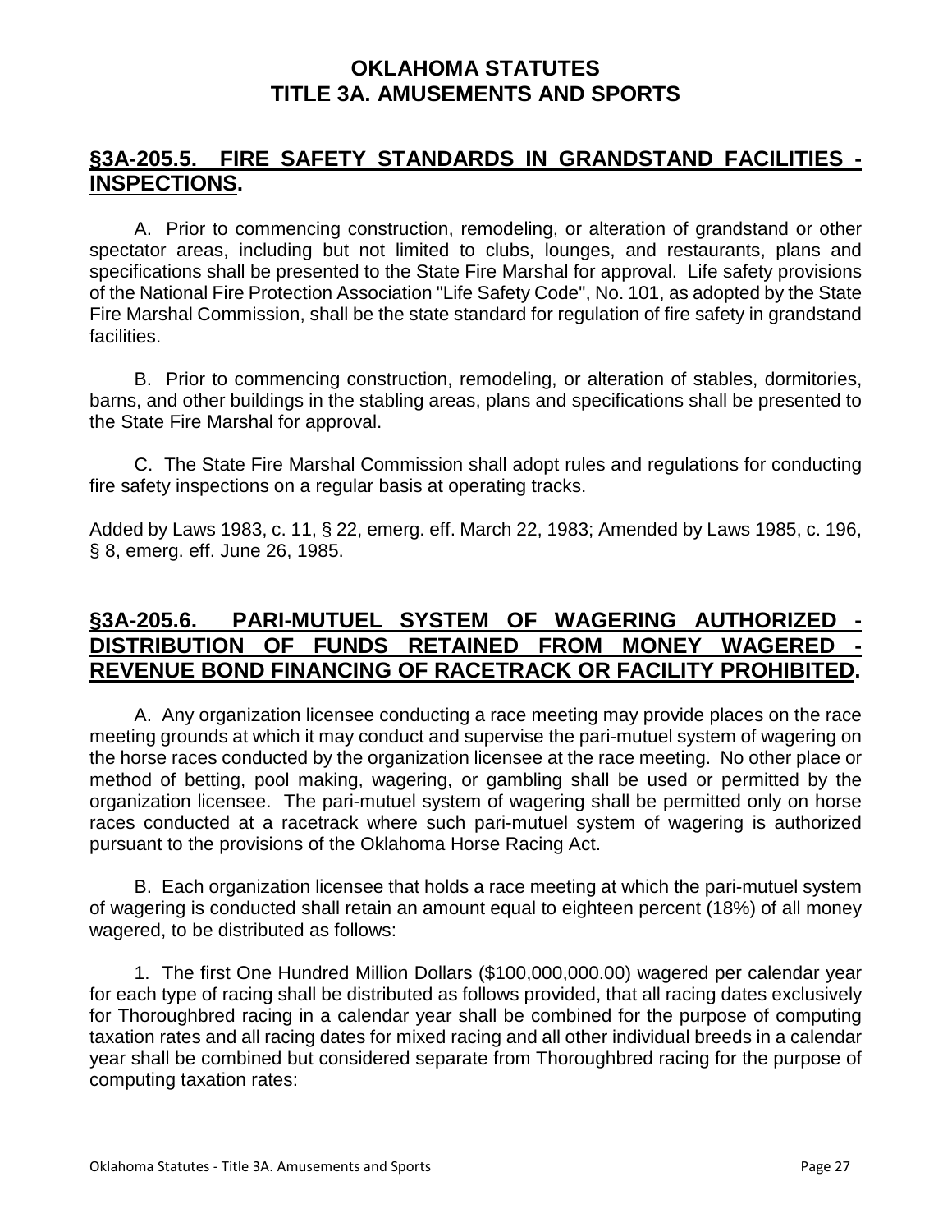# OKLAHOMA STATUTES
# TITLE 3A. AMUSEMENTS AND SPORTS

## §3A-205.5. FIRE SAFETY STANDARDS IN GRANDSTAND FACILITIES - INSPECTIONS.

A. Prior to commencing construction, remodeling, or alteration of grandstand or other spectator areas, including but not limited to clubs, lounges, and restaurants, plans and specifications shall be presented to the State Fire Marshal for approval. Life safety provisions of the National Fire Protection Association "Life Safety Code", No. 101, as adopted by the State Fire Marshal Commission, shall be the state standard for regulation of fire safety in grandstand facilities.

B. Prior to commencing construction, remodeling, or alteration of stables, dormitories, barns, and other buildings in the stabling areas, plans and specifications shall be presented to the State Fire Marshal for approval.

C. The State Fire Marshal Commission shall adopt rules and regulations for conducting fire safety inspections on a regular basis at operating tracks.

Added by Laws 1983, c. 11, § 22, emerg. eff. March 22, 1983; Amended by Laws 1985, c. 196, § 8, emerg. eff. June 26, 1985.

## §3A-205.6. PARI-MUTUEL SYSTEM OF WAGERING AUTHORIZED - DISTRIBUTION OF FUNDS RETAINED FROM MONEY WAGERED - REVENUE BOND FINANCING OF RACETRACK OR FACILITY PROHIBITED.

A. Any organization licensee conducting a race meeting may provide places on the race meeting grounds at which it may conduct and supervise the pari-mutuel system of wagering on the horse races conducted by the organization licensee at the race meeting. No other place or method of betting, pool making, wagering, or gambling shall be used or permitted by the organization licensee. The pari-mutuel system of wagering shall be permitted only on horse races conducted at a racetrack where such pari-mutuel system of wagering is authorized pursuant to the provisions of the Oklahoma Horse Racing Act.

B. Each organization licensee that holds a race meeting at which the pari-mutuel system of wagering is conducted shall retain an amount equal to eighteen percent (18%) of all money wagered, to be distributed as follows:

1. The first One Hundred Million Dollars ($100,000,000.00) wagered per calendar year for each type of racing shall be distributed as follows provided, that all racing dates exclusively for Thoroughbred racing in a calendar year shall be combined for the purpose of computing taxation rates and all racing dates for mixed racing and all other individual breeds in a calendar year shall be combined but considered separate from Thoroughbred racing for the purpose of computing taxation rates: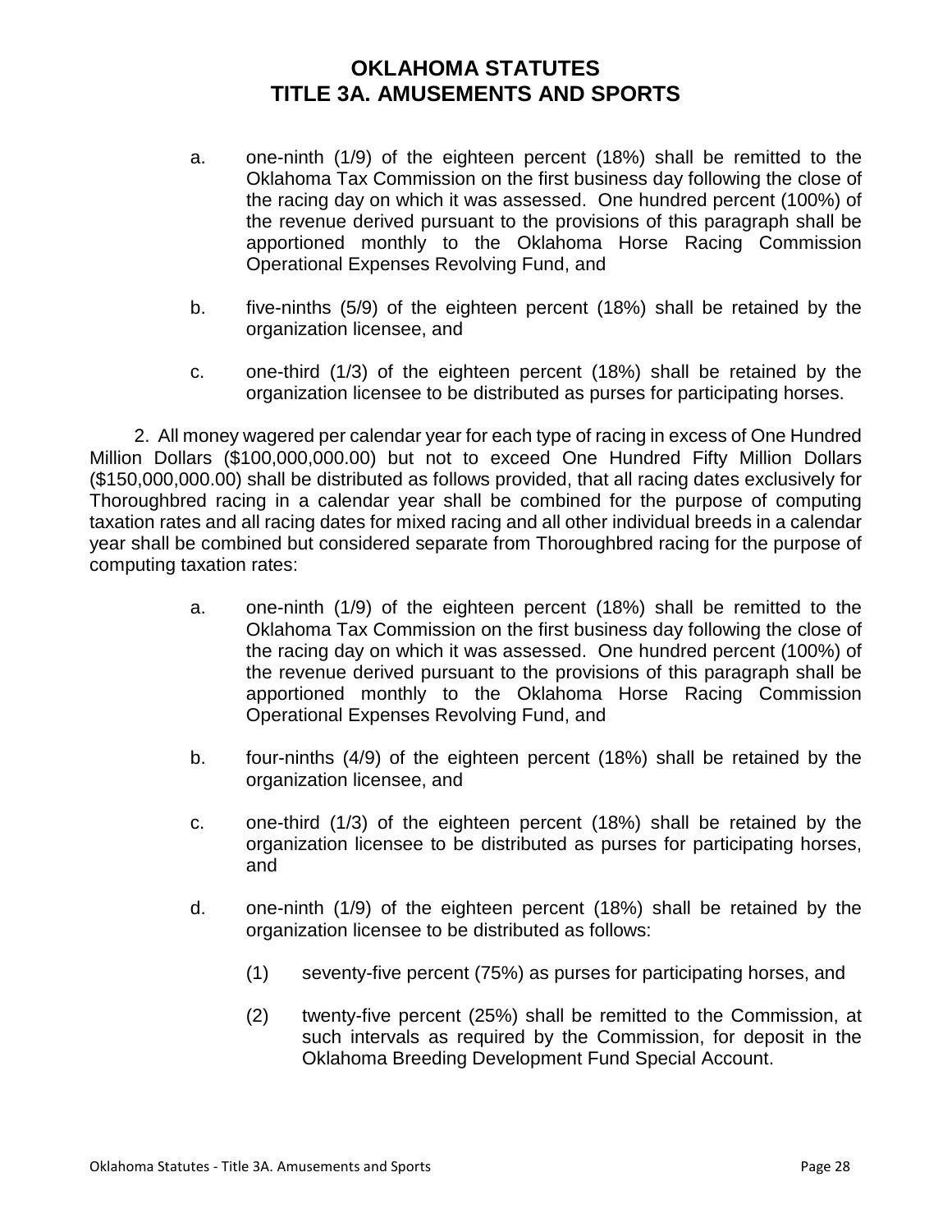a. one-ninth (1/9) of the eighteen percent (18%) shall be remitted to the Oklahoma Tax Commission on the first business day following the close of the racing day on which it was assessed. One hundred percent (100%) of the revenue derived pursuant to the provisions of this paragraph shall be apportioned monthly to the Oklahoma Horse Racing Commission Operational Expenses Revolving Fund, and

b. five-ninths (5/9) of the eighteen percent (18%) shall be retained by the organization licensee, and

c. one-third (1/3) of the eighteen percent (18%) shall be retained by the organization licensee to be distributed as purses for participating horses.

2. All money wagered per calendar year for each type of racing in excess of One Hundred Million Dollars ($100,000,000.00) but not to exceed One Hundred Fifty Million Dollars ($150,000,000.00) shall be distributed as follows provided, that all racing dates exclusively for Thoroughbred racing in a calendar year shall be combined for the purpose of computing taxation rates and all racing dates for mixed racing and all other individual breeds in a calendar year shall be combined but considered separate from Thoroughbred racing for the purpose of computing taxation rates:

a. one-ninth (1/9) of the eighteen percent (18%) shall be remitted to the Oklahoma Tax Commission on the first business day following the close of the racing day on which it was assessed. One hundred percent (100%) of the revenue derived pursuant to the provisions of this paragraph shall be apportioned monthly to the Oklahoma Horse Racing Commission Operational Expenses Revolving Fund, and

b. four-ninths (4/9) of the eighteen percent (18%) shall be retained by the organization licensee, and

c. one-third (1/3) of the eighteen percent (18%) shall be retained by the organization licensee to be distributed as purses for participating horses, and

d. one-ninth (1/9) of the eighteen percent (18%) shall be retained by the organization licensee to be distributed as follows:

   (1) seventy-five percent (75%) as purses for participating horses, and

   (2) twenty-five percent (25%) shall be remitted to the Commission, at such intervals as required by the Commission, for deposit in the Oklahoma Breeding Development Fund Special Account.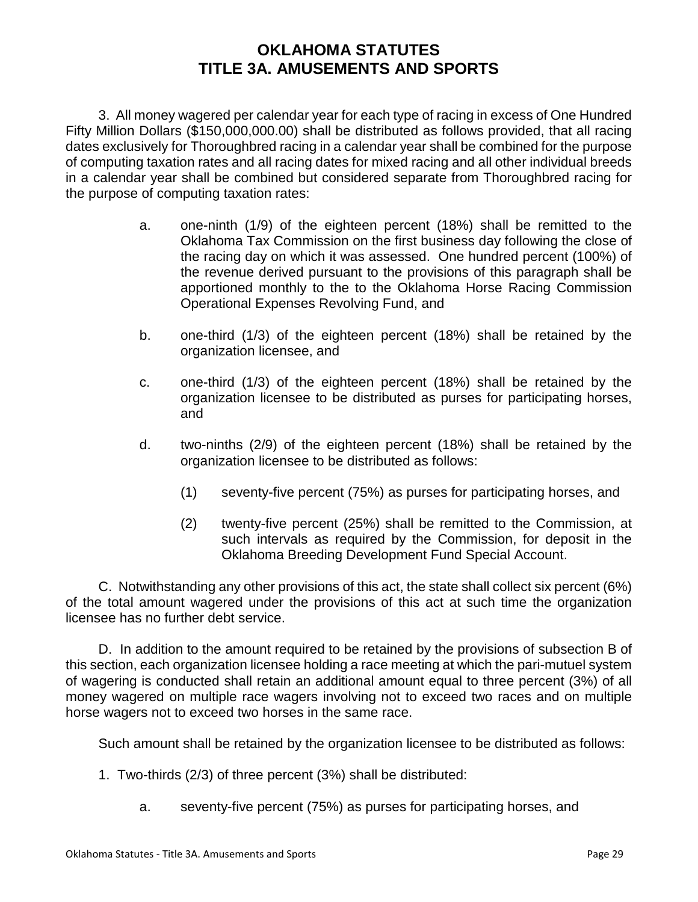3. All money wagered per calendar year for each type of racing in excess of One Hundred Fifty Million Dollars ($150,000,000.00) shall be distributed as follows provided, that all racing dates exclusively for Thoroughbred racing in a calendar year shall be combined for the purpose of computing taxation rates and all racing dates for mixed racing and all other individual breeds in a calendar year shall be combined but considered separate from Thoroughbred racing for the purpose of computing taxation rates:

a. one-ninth (1/9) of the eighteen percent (18%) shall be remitted to the Oklahoma Tax Commission on the first business day following the close of the racing day on which it was assessed. One hundred percent (100%) of the revenue derived pursuant to the provisions of this paragraph shall be apportioned monthly to the to the Oklahoma Horse Racing Commission Operational Expenses Revolving Fund, and

b. one-third (1/3) of the eighteen percent (18%) shall be retained by the organization licensee, and

c. one-third (1/3) of the eighteen percent (18%) shall be retained by the organization licensee to be distributed as purses for participating horses, and

d. two-ninths (2/9) of the eighteen percent (18%) shall be retained by the organization licensee to be distributed as follows:

   (1) seventy-five percent (75%) as purses for participating horses, and

   (2) twenty-five percent (25%) shall be remitted to the Commission, at such intervals as required by the Commission, for deposit in the Oklahoma Breeding Development Fund Special Account.

C. Notwithstanding any other provisions of this act, the state shall collect six percent (6%) of the total amount wagered under the provisions of this act at such time the organization licensee has no further debt service.

D. In addition to the amount required to be retained by the provisions of subsection B of this section, each organization licensee holding a race meeting at which the pari-mutuel system of wagering is conducted shall retain an additional amount equal to three percent (3%) of all money wagered on multiple race wagers involving not to exceed two races and on multiple horse wagers not to exceed two horses in the same race.

Such amount shall be retained by the organization licensee to be distributed as follows:

1. Two-thirds (2/3) of three percent (3%) shall be distributed:

   a. seventy-five percent (75%) as purses for participating horses, and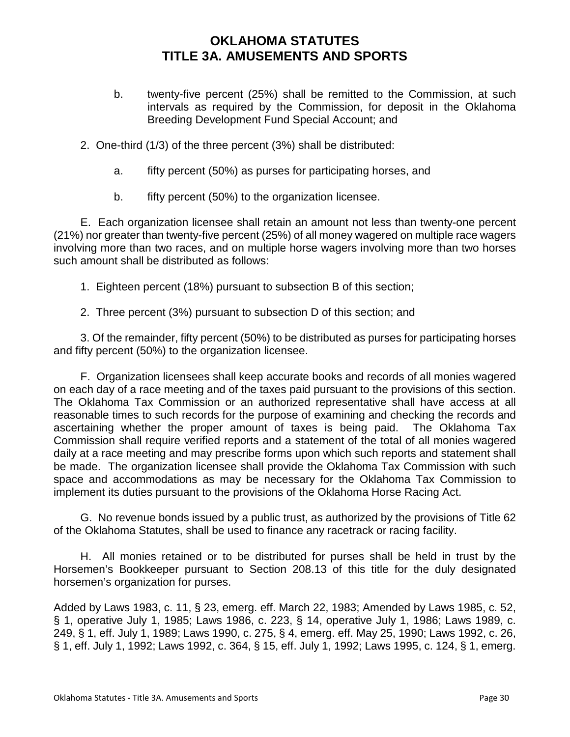b. twenty-five percent (25%) shall be remitted to the Commission, at such intervals as required by the Commission, for deposit in the Oklahoma Breeding Development Fund Special Account; and

2. One-third (1/3) of the three percent (3%) shall be distributed:

a. fifty percent (50%) as purses for participating horses, and

b. fifty percent (50%) to the organization licensee.

E. Each organization licensee shall retain an amount not less than twenty-one percent (21%) nor greater than twenty-five percent (25%) of all money wagered on multiple race wagers involving more than two races, and on multiple horse wagers involving more than two horses such amount shall be distributed as follows:

1. Eighteen percent (18%) pursuant to subsection B of this section;

2. Three percent (3%) pursuant to subsection D of this section; and

3. Of the remainder, fifty percent (50%) to be distributed as purses for participating horses and fifty percent (50%) to the organization licensee.

F. Organization licensees shall keep accurate books and records of all monies wagered on each day of a race meeting and of the taxes paid pursuant to the provisions of this section. The Oklahoma Tax Commission or an authorized representative shall have access at all reasonable times to such records for the purpose of examining and checking the records and ascertaining whether the proper amount of taxes is being paid. The Oklahoma Tax Commission shall require verified reports and a statement of the total of all monies wagered daily at a race meeting and may prescribe forms upon which such reports and statement shall be made. The organization licensee shall provide the Oklahoma Tax Commission with such space and accommodations as may be necessary for the Oklahoma Tax Commission to implement its duties pursuant to the provisions of the Oklahoma Horse Racing Act.

G. No revenue bonds issued by a public trust, as authorized by the provisions of Title 62 of the Oklahoma Statutes, shall be used to finance any racetrack or racing facility.

H. All monies retained or to be distributed for purses shall be held in trust by the Horsemen's Bookkeeper pursuant to Section 208.13 of this title for the duly designated horsemen's organization for purses.

Added by Laws 1983, c. 11, § 23, emerg. eff. March 22, 1983; Amended by Laws 1985, c. 52, § 1, operative July 1, 1985; Laws 1986, c. 223, § 14, operative July 1, 1986; Laws 1989, c. 249, § 1, eff. July 1, 1989; Laws 1990, c. 275, § 4, emerg. eff. May 25, 1990; Laws 1992, c. 26, § 1, eff. July 1, 1992; Laws 1992, c. 364, § 15, eff. July 1, 1992; Laws 1995, c. 124, § 1, emerg.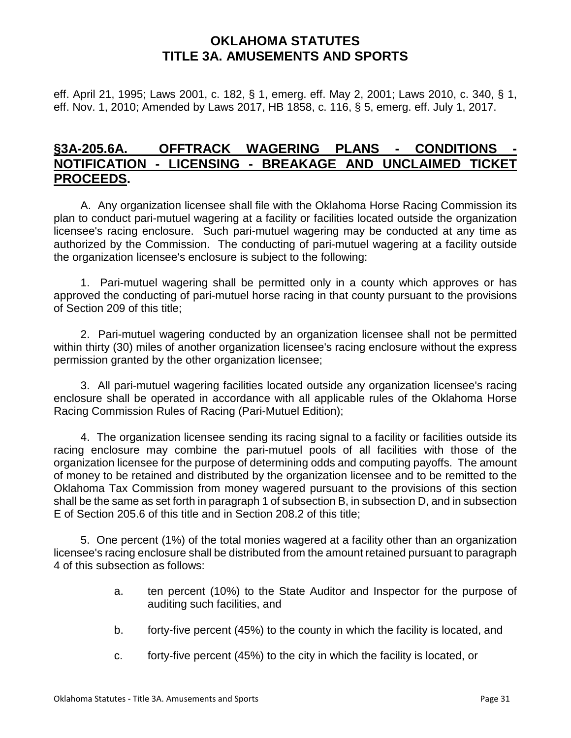eff. April 21, 1995; Laws 2001, c. 182, § 1, emerg. eff. May 2, 2001; Laws 2010, c. 340, § 1, eff. Nov. 1, 2010; Amended by Laws 2017, HB 1858, c. 116, § 5, emerg. eff. July 1, 2017.

## §3A-205.6A. OFFTRACK WAGERING PLANS - CONDITIONS - NOTIFICATION - LICENSING - BREAKAGE AND UNCLAIMED TICKET PROCEEDS.

A. Any organization licensee shall file with the Oklahoma Horse Racing Commission its plan to conduct pari-mutuel wagering at a facility or facilities located outside the organization licensee's racing enclosure. Such pari-mutuel wagering may be conducted at any time as authorized by the Commission. The conducting of pari-mutuel wagering at a facility outside the organization licensee's enclosure is subject to the following:

1. Pari-mutuel wagering shall be permitted only in a county which approves or has approved the conducting of pari-mutuel horse racing in that county pursuant to the provisions of Section 209 of this title;

2. Pari-mutuel wagering conducted by an organization licensee shall not be permitted within thirty (30) miles of another organization licensee's racing enclosure without the express permission granted by the other organization licensee;

3. All pari-mutuel wagering facilities located outside any organization licensee's racing enclosure shall be operated in accordance with all applicable rules of the Oklahoma Horse Racing Commission Rules of Racing (Pari-Mutuel Edition);

4. The organization licensee sending its racing signal to a facility or facilities outside its racing enclosure may combine the pari-mutuel pools of all facilities with those of the organization licensee for the purpose of determining odds and computing payoffs. The amount of money to be retained and distributed by the organization licensee and to be remitted to the Oklahoma Tax Commission from money wagered pursuant to the provisions of this section shall be the same as set forth in paragraph 1 of subsection B, in subsection D, and in subsection E of Section 205.6 of this title and in Section 208.2 of this title;

5. One percent (1%) of the total monies wagered at a facility other than an organization licensee's racing enclosure shall be distributed from the amount retained pursuant to paragraph 4 of this subsection as follows:

   a. ten percent (10%) to the State Auditor and Inspector for the purpose of auditing such facilities, and

   b. forty-five percent (45%) to the county in which the facility is located, and

   c. forty-five percent (45%) to the city in which the facility is located, or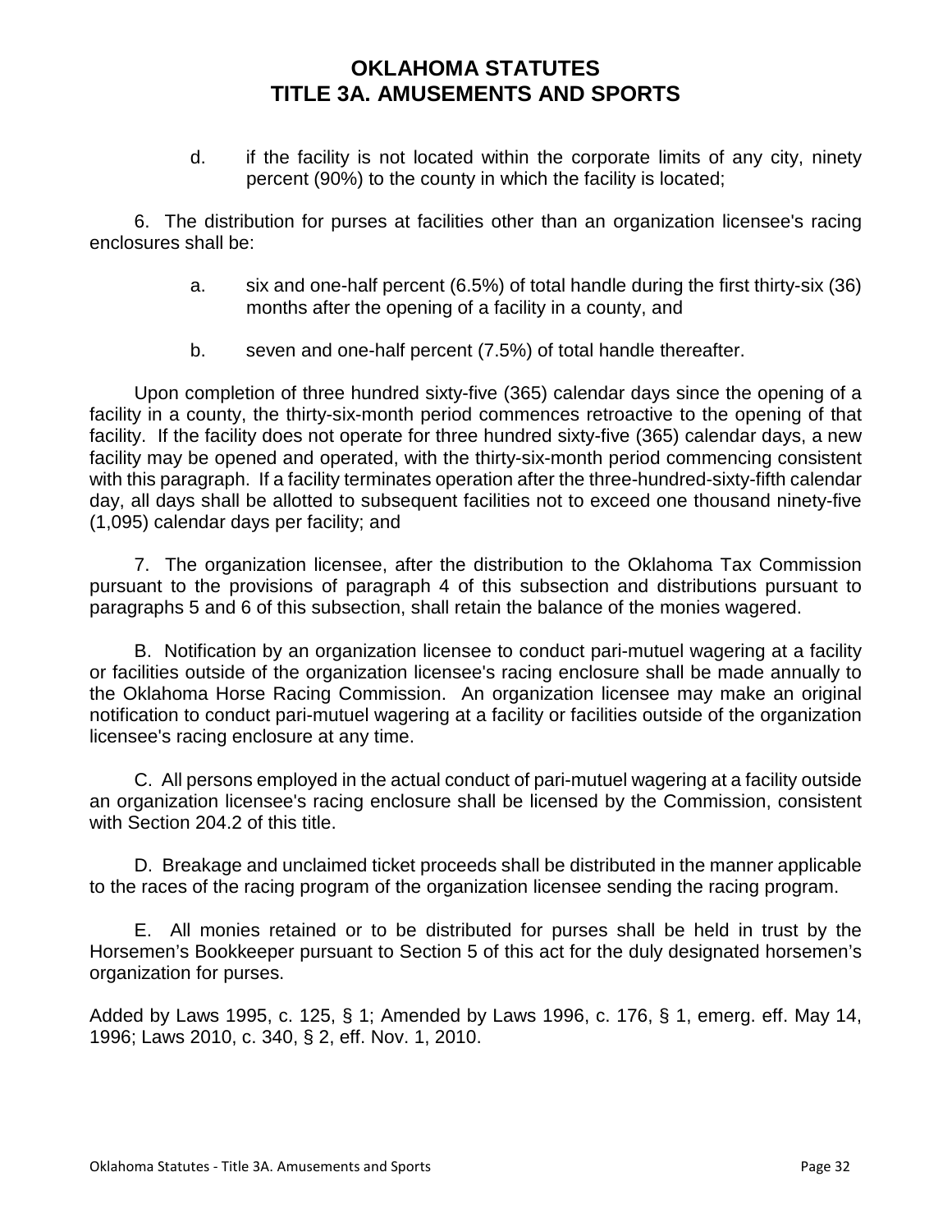d. if the facility is not located within the corporate limits of any city, ninety percent (90%) to the county in which the facility is located;

6. The distribution for purses at facilities other than an organization licensee's racing enclosures shall be:

a. six and one-half percent (6.5%) of total handle during the first thirty-six (36) months after the opening of a facility in a county, and

b. seven and one-half percent (7.5%) of total handle thereafter.

Upon completion of three hundred sixty-five (365) calendar days since the opening of a facility in a county, the thirty-six-month period commences retroactive to the opening of that facility. If the facility does not operate for three hundred sixty-five (365) calendar days, a new facility may be opened and operated, with the thirty-six-month period commencing consistent with this paragraph. If a facility terminates operation after the three-hundred-sixty-fifth calendar day, all days shall be allotted to subsequent facilities not to exceed one thousand ninety-five (1,095) calendar days per facility; and

7. The organization licensee, after the distribution to the Oklahoma Tax Commission pursuant to the provisions of paragraph 4 of this subsection and distributions pursuant to paragraphs 5 and 6 of this subsection, shall retain the balance of the monies wagered.

B. Notification by an organization licensee to conduct pari-mutuel wagering at a facility or facilities outside of the organization licensee's racing enclosure shall be made annually to the Oklahoma Horse Racing Commission. An organization licensee may make an original notification to conduct pari-mutuel wagering at a facility or facilities outside of the organization licensee's racing enclosure at any time.

C. All persons employed in the actual conduct of pari-mutuel wagering at a facility outside an organization licensee's racing enclosure shall be licensed by the Commission, consistent with Section 204.2 of this title.

D. Breakage and unclaimed ticket proceeds shall be distributed in the manner applicable to the races of the racing program of the organization licensee sending the racing program.

E. All monies retained or to be distributed for purses shall be held in trust by the Horsemen's Bookkeeper pursuant to Section 5 of this act for the duly designated horsemen's organization for purses.

Added by Laws 1995, c. 125, § 1; Amended by Laws 1996, c. 176, § 1, emerg. eff. May 14, 1996; Laws 2010, c. 340, § 2, eff. Nov. 1, 2010.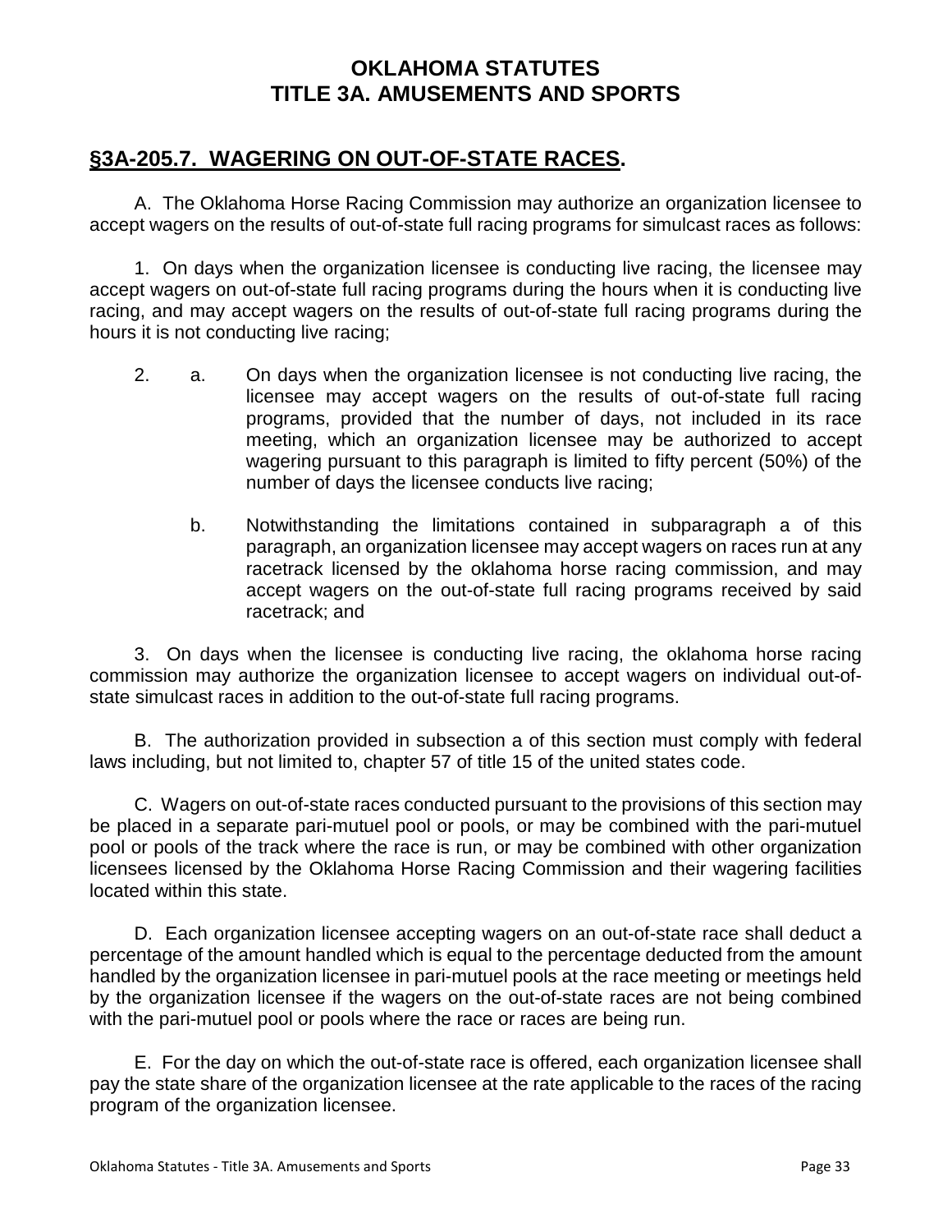# OKLAHOMA STATUTES
# TITLE 3A. AMUSEMENTS AND SPORTS

## §3A-205.7. WAGERING ON OUT-OF-STATE RACES.

A. The Oklahoma Horse Racing Commission may authorize an organization licensee to accept wagers on the results of out-of-state full racing programs for simulcast races as follows:

1. On days when the organization licensee is conducting live racing, the licensee may accept wagers on out-of-state full racing programs during the hours when it is conducting live racing, and may accept wagers on the results of out-of-state full racing programs during the hours it is not conducting live racing;

2. a. On days when the organization licensee is not conducting live racing, the licensee may accept wagers on the results of out-of-state full racing programs, provided that the number of days, not included in its race meeting, which an organization licensee may be authorized to accept wagering pursuant to this paragraph is limited to fifty percent (50%) of the number of days the licensee conducts live racing;

   b. Notwithstanding the limitations contained in subparagraph a of this paragraph, an organization licensee may accept wagers on races run at any racetrack licensed by the oklahoma horse racing commission, and may accept wagers on the out-of-state full racing programs received by said racetrack; and

3. On days when the licensee is conducting live racing, the oklahoma horse racing commission may authorize the organization licensee to accept wagers on individual out-of-state simulcast races in addition to the out-of-state full racing programs.

B. The authorization provided in subsection a of this section must comply with federal laws including, but not limited to, chapter 57 of title 15 of the united states code.

C. Wagers on out-of-state races conducted pursuant to the provisions of this section may be placed in a separate pari-mutuel pool or pools, or may be combined with the pari-mutuel pool or pools of the track where the race is run, or may be combined with other organization licensees licensed by the Oklahoma Horse Racing Commission and their wagering facilities located within this state.

D. Each organization licensee accepting wagers on an out-of-state race shall deduct a percentage of the amount handled which is equal to the percentage deducted from the amount handled by the organization licensee in pari-mutuel pools at the race meeting or meetings held by the organization licensee if the wagers on the out-of-state races are not being combined with the pari-mutuel pool or pools where the race or races are being run.

E. For the day on which the out-of-state race is offered, each organization licensee shall pay the state share of the organization licensee at the rate applicable to the races of the racing program of the organization licensee.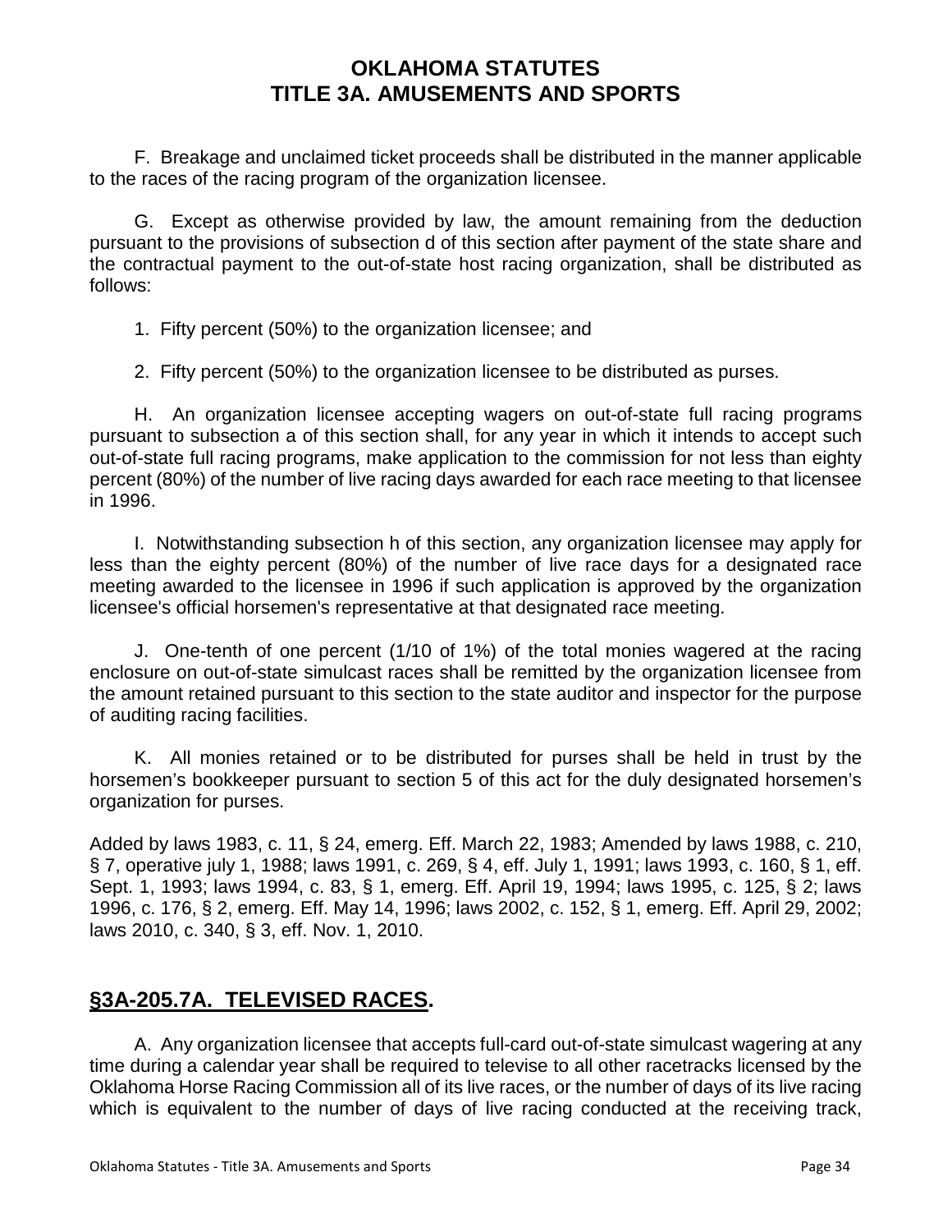F. Breakage and unclaimed ticket proceeds shall be distributed in the manner applicable to the races of the racing program of the organization licensee.

G. Except as otherwise provided by law, the amount remaining from the deduction pursuant to the provisions of subsection d of this section after payment of the state share and the contractual payment to the out-of-state host racing organization, shall be distributed as follows:

1. Fifty percent (50%) to the organization licensee; and

2. Fifty percent (50%) to the organization licensee to be distributed as purses.

H. An organization licensee accepting wagers on out-of-state full racing programs pursuant to subsection a of this section shall, for any year in which it intends to accept such out-of-state full racing programs, make application to the commission for not less than eighty percent (80%) of the number of live racing days awarded for each race meeting to that licensee in 1996.

I. Notwithstanding subsection h of this section, any organization licensee may apply for less than the eighty percent (80%) of the number of live race days for a designated race meeting awarded to the licensee in 1996 if such application is approved by the organization licensee's official horsemen's representative at that designated race meeting.

J. One-tenth of one percent (1/10 of 1%) of the total monies wagered at the racing enclosure on out-of-state simulcast races shall be remitted by the organization licensee from the amount retained pursuant to this section to the state auditor and inspector for the purpose of auditing racing facilities.

K. All monies retained or to be distributed for purses shall be held in trust by the horsemen's bookkeeper pursuant to section 5 of this act for the duly designated horsemen's organization for purses.

Added by laws 1983, c. 11, § 24, emerg. Eff. March 22, 1983; Amended by laws 1988, c. 210, § 7, operative july 1, 1988; laws 1991, c. 269, § 4, eff. July 1, 1991; laws 1993, c. 160, § 1, eff. Sept. 1, 1993; laws 1994, c. 83, § 1, emerg. Eff. April 19, 1994; laws 1995, c. 125, § 2; laws 1996, c. 176, § 2, emerg. Eff. May 14, 1996; laws 2002, c. 152, § 1, emerg. Eff. April 29, 2002; laws 2010, c. 340, § 3, eff. Nov. 1, 2010.

## §3A-205.7A. TELEVISED RACES.

A. Any organization licensee that accepts full-card out-of-state simulcast wagering at any time during a calendar year shall be required to televise to all other racetracks licensed by the Oklahoma Horse Racing Commission all of its live races, or the number of days of its live racing which is equivalent to the number of days of live racing conducted at the receiving track,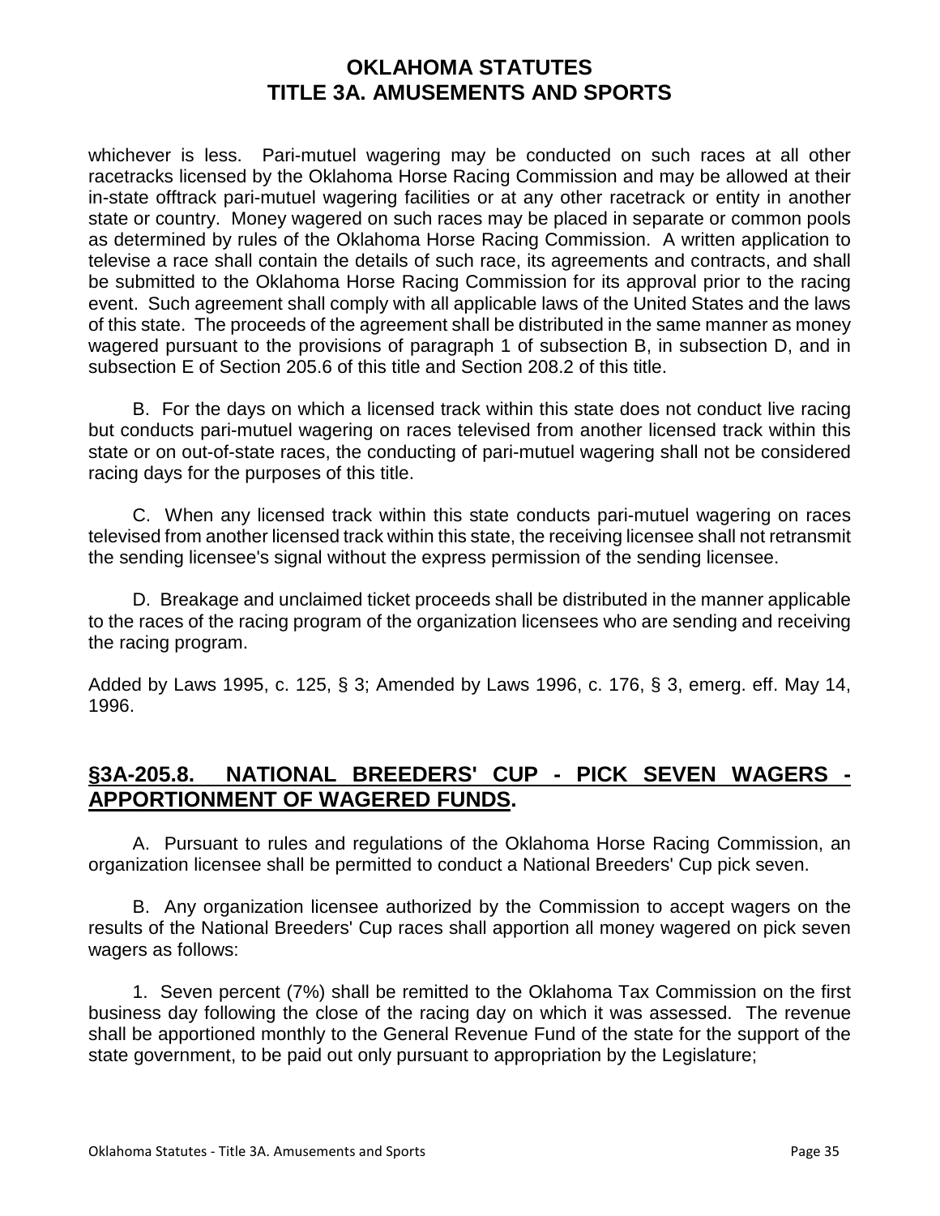whichever is less. Pari-mutuel wagering may be conducted on such races at all other racetracks licensed by the Oklahoma Horse Racing Commission and may be allowed at their in-state offtrack pari-mutuel wagering facilities or at any other racetrack or entity in another state or country. Money wagered on such races may be placed in separate or common pools as determined by rules of the Oklahoma Horse Racing Commission. A written application to televise a race shall contain the details of such race, its agreements and contracts, and shall be submitted to the Oklahoma Horse Racing Commission for its approval prior to the racing event. Such agreement shall comply with all applicable laws of the United States and the laws of this state. The proceeds of the agreement shall be distributed in the same manner as money wagered pursuant to the provisions of paragraph 1 of subsection B, in subsection D, and in subsection E of Section 205.6 of this title and Section 208.2 of this title.

B. For the days on which a licensed track within this state does not conduct live racing but conducts pari-mutuel wagering on races televised from another licensed track within this state or on out-of-state races, the conducting of pari-mutuel wagering shall not be considered racing days for the purposes of this title.

C. When any licensed track within this state conducts pari-mutuel wagering on races televised from another licensed track within this state, the receiving licensee shall not retransmit the sending licensee's signal without the express permission of the sending licensee.

D. Breakage and unclaimed ticket proceeds shall be distributed in the manner applicable to the races of the racing program of the organization licensees who are sending and receiving the racing program.

Added by Laws 1995, c. 125, § 3; Amended by Laws 1996, c. 176, § 3, emerg. eff. May 14, 1996.

## **§3A-205.8. NATIONAL BREEDERS' CUP - PICK SEVEN WAGERS - APPORTIONMENT OF WAGERED FUNDS.**

A. Pursuant to rules and regulations of the Oklahoma Horse Racing Commission, an organization licensee shall be permitted to conduct a National Breeders' Cup pick seven.

B. Any organization licensee authorized by the Commission to accept wagers on the results of the National Breeders' Cup races shall apportion all money wagered on pick seven wagers as follows:

1. Seven percent (7%) shall be remitted to the Oklahoma Tax Commission on the first business day following the close of the racing day on which it was assessed. The revenue shall be apportioned monthly to the General Revenue Fund of the state for the support of the state government, to be paid out only pursuant to appropriation by the Legislature;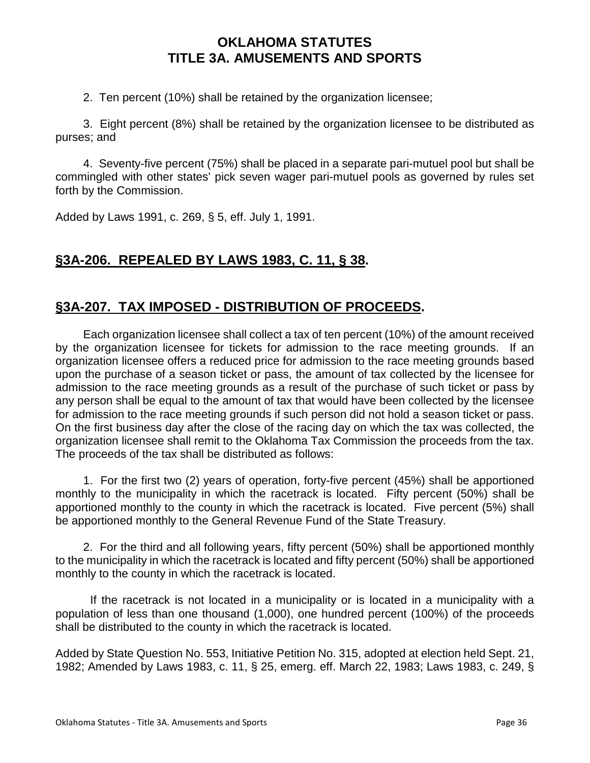2. Ten percent (10%) shall be retained by the organization licensee;

3. Eight percent (8%) shall be retained by the organization licensee to be distributed as purses; and

4. Seventy-five percent (75%) shall be placed in a separate pari-mutuel pool but shall be commingled with other states' pick seven wager pari-mutuel pools as governed by rules set forth by the Commission.

Added by Laws 1991, c. 269, § 5, eff. July 1, 1991.

## §3A-206. REPEALED BY LAWS 1983, C. 11, § 38.

## §3A-207. TAX IMPOSED - DISTRIBUTION OF PROCEEDS.

Each organization licensee shall collect a tax of ten percent (10%) of the amount received by the organization licensee for tickets for admission to the race meeting grounds. If an organization licensee offers a reduced price for admission to the race meeting grounds based upon the purchase of a season ticket or pass, the amount of tax collected by the licensee for admission to the race meeting grounds as a result of the purchase of such ticket or pass by any person shall be equal to the amount of tax that would have been collected by the licensee for admission to the race meeting grounds if such person did not hold a season ticket or pass. On the first business day after the close of the racing day on which the tax was collected, the organization licensee shall remit to the Oklahoma Tax Commission the proceeds from the tax. The proceeds of the tax shall be distributed as follows:

1. For the first two (2) years of operation, forty-five percent (45%) shall be apportioned monthly to the municipality in which the racetrack is located. Fifty percent (50%) shall be apportioned monthly to the county in which the racetrack is located. Five percent (5%) shall be apportioned monthly to the General Revenue Fund of the State Treasury.

2. For the third and all following years, fifty percent (50%) shall be apportioned monthly to the municipality in which the racetrack is located and fifty percent (50%) shall be apportioned monthly to the county in which the racetrack is located.

If the racetrack is not located in a municipality or is located in a municipality with a population of less than one thousand (1,000), one hundred percent (100%) of the proceeds shall be distributed to the county in which the racetrack is located.

Added by State Question No. 553, Initiative Petition No. 315, adopted at election held Sept. 21, 1982; Amended by Laws 1983, c. 11, § 25, emerg. eff. March 22, 1983; Laws 1983, c. 249, §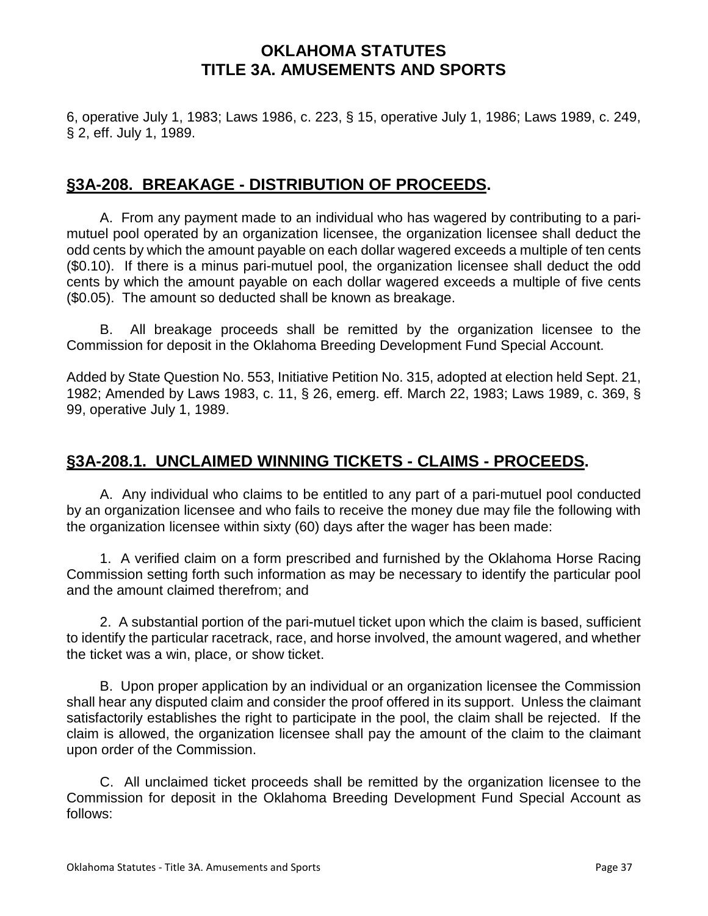6, operative July 1, 1983; Laws 1986, c. 223, § 15, operative July 1, 1986; Laws 1989, c. 249, § 2, eff. July 1, 1989.

## §3A-208. BREAKAGE - DISTRIBUTION OF PROCEEDS.

A. From any payment made to an individual who has wagered by contributing to a pari-mutuel pool operated by an organization licensee, the organization licensee shall deduct the odd cents by which the amount payable on each dollar wagered exceeds a multiple of ten cents ($0.10). If there is a minus pari-mutuel pool, the organization licensee shall deduct the odd cents by which the amount payable on each dollar wagered exceeds a multiple of five cents ($0.05). The amount so deducted shall be known as breakage.

B. All breakage proceeds shall be remitted by the organization licensee to the Commission for deposit in the Oklahoma Breeding Development Fund Special Account.

Added by State Question No. 553, Initiative Petition No. 315, adopted at election held Sept. 21, 1982; Amended by Laws 1983, c. 11, § 26, emerg. eff. March 22, 1983; Laws 1989, c. 369, § 99, operative July 1, 1989.

## §3A-208.1. UNCLAIMED WINNING TICKETS - CLAIMS - PROCEEDS.

A. Any individual who claims to be entitled to any part of a pari-mutuel pool conducted by an organization licensee and who fails to receive the money due may file the following with the organization licensee within sixty (60) days after the wager has been made:

1. A verified claim on a form prescribed and furnished by the Oklahoma Horse Racing Commission setting forth such information as may be necessary to identify the particular pool and the amount claimed therefrom; and

2. A substantial portion of the pari-mutuel ticket upon which the claim is based, sufficient to identify the particular racetrack, race, and horse involved, the amount wagered, and whether the ticket was a win, place, or show ticket.

B. Upon proper application by an individual or an organization licensee the Commission shall hear any disputed claim and consider the proof offered in its support. Unless the claimant satisfactorily establishes the right to participate in the pool, the claim shall be rejected. If the claim is allowed, the organization licensee shall pay the amount of the claim to the claimant upon order of the Commission.

C. All unclaimed ticket proceeds shall be remitted by the organization licensee to the Commission for deposit in the Oklahoma Breeding Development Fund Special Account as follows: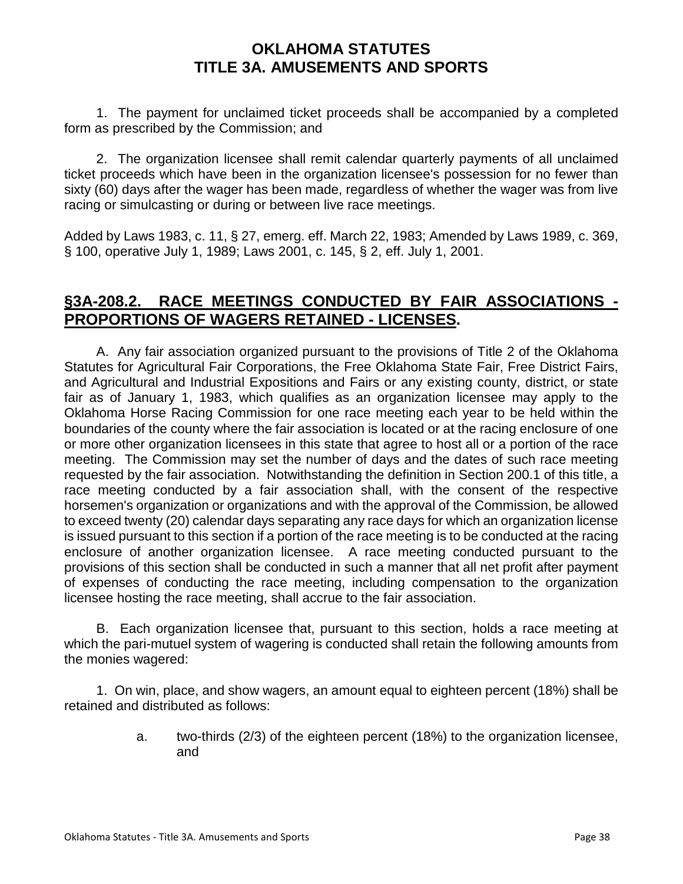1. The payment for unclaimed ticket proceeds shall be accompanied by a completed form as prescribed by the Commission; and

2. The organization licensee shall remit calendar quarterly payments of all unclaimed ticket proceeds which have been in the organization licensee's possession for no fewer than sixty (60) days after the wager has been made, regardless of whether the wager was from live racing or simulcasting or during or between live race meetings.

Added by Laws 1983, c. 11, § 27, emerg. eff. March 22, 1983; Amended by Laws 1989, c. 369, § 100, operative July 1, 1989; Laws 2001, c. 145, § 2, eff. July 1, 2001.

## §3A-208.2. RACE MEETINGS CONDUCTED BY FAIR ASSOCIATIONS - PROPORTIONS OF WAGERS RETAINED - LICENSES.

A. Any fair association organized pursuant to the provisions of Title 2 of the Oklahoma Statutes for Agricultural Fair Corporations, the Free Oklahoma State Fair, Free District Fairs, and Agricultural and Industrial Expositions and Fairs or any existing county, district, or state fair as of January 1, 1983, which qualifies as an organization licensee may apply to the Oklahoma Horse Racing Commission for one race meeting each year to be held within the boundaries of the county where the fair association is located or at the racing enclosure of one or more other organization licensees in this state that agree to host all or a portion of the race meeting. The Commission may set the number of days and the dates of such race meeting requested by the fair association. Notwithstanding the definition in Section 200.1 of this title, a race meeting conducted by a fair association shall, with the consent of the respective horsemen's organization or organizations and with the approval of the Commission, be allowed to exceed twenty (20) calendar days separating any race days for which an organization license is issued pursuant to this section if a portion of the race meeting is to be conducted at the racing enclosure of another organization licensee. A race meeting conducted pursuant to the provisions of this section shall be conducted in such a manner that all net profit after payment of expenses of conducting the race meeting, including compensation to the organization licensee hosting the race meeting, shall accrue to the fair association.

B. Each organization licensee that, pursuant to this section, holds a race meeting at which the pari-mutuel system of wagering is conducted shall retain the following amounts from the monies wagered:

1. On win, place, and show wagers, an amount equal to eighteen percent (18%) shall be retained and distributed as follows:

   a. two-thirds (2/3) of the eighteen percent (18%) to the organization licensee, and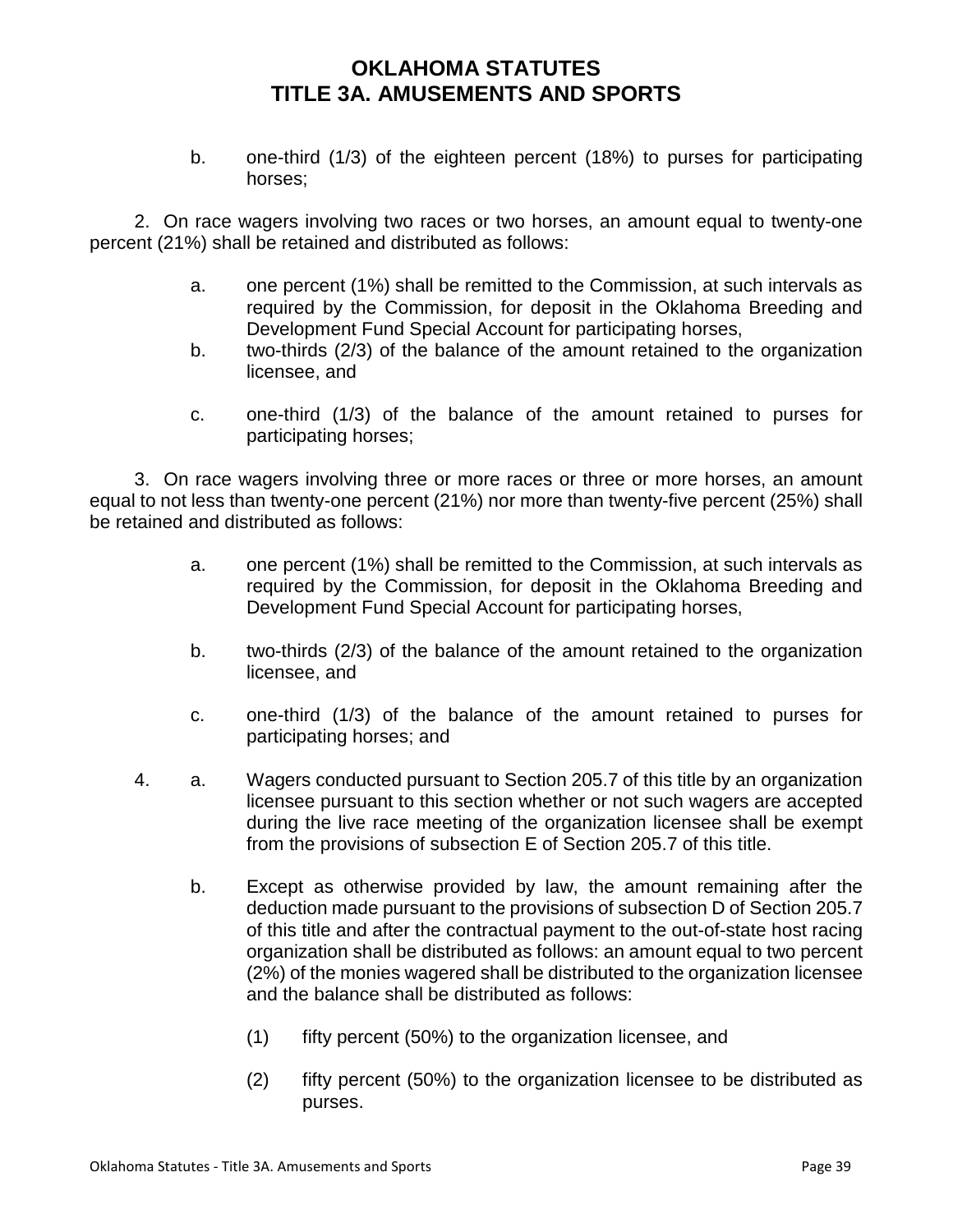b. one-third (1/3) of the eighteen percent (18%) to purses for participating horses;

2. On race wagers involving two races or two horses, an amount equal to twenty-one percent (21%) shall be retained and distributed as follows:

a. one percent (1%) shall be remitted to the Commission, at such intervals as required by the Commission, for deposit in the Oklahoma Breeding and Development Fund Special Account for participating horses,

b. two-thirds (2/3) of the balance of the amount retained to the organization licensee, and

c. one-third (1/3) of the balance of the amount retained to purses for participating horses;

3. On race wagers involving three or more races or three or more horses, an amount equal to not less than twenty-one percent (21%) nor more than twenty-five percent (25%) shall be retained and distributed as follows:

a. one percent (1%) shall be remitted to the Commission, at such intervals as required by the Commission, for deposit in the Oklahoma Breeding and Development Fund Special Account for participating horses,

b. two-thirds (2/3) of the balance of the amount retained to the organization licensee, and

c. one-third (1/3) of the balance of the amount retained to purses for participating horses; and

4. a. Wagers conducted pursuant to Section 205.7 of this title by an organization licensee pursuant to this section whether or not such wagers are accepted during the live race meeting of the organization licensee shall be exempt from the provisions of subsection E of Section 205.7 of this title.

b. Except as otherwise provided by law, the amount remaining after the deduction made pursuant to the provisions of subsection D of Section 205.7 of this title and after the contractual payment to the out-of-state host racing organization shall be distributed as follows: an amount equal to two percent (2%) of the monies wagered shall be distributed to the organization licensee and the balance shall be distributed as follows:

(1) fifty percent (50%) to the organization licensee, and

(2) fifty percent (50%) to the organization licensee to be distributed as purses.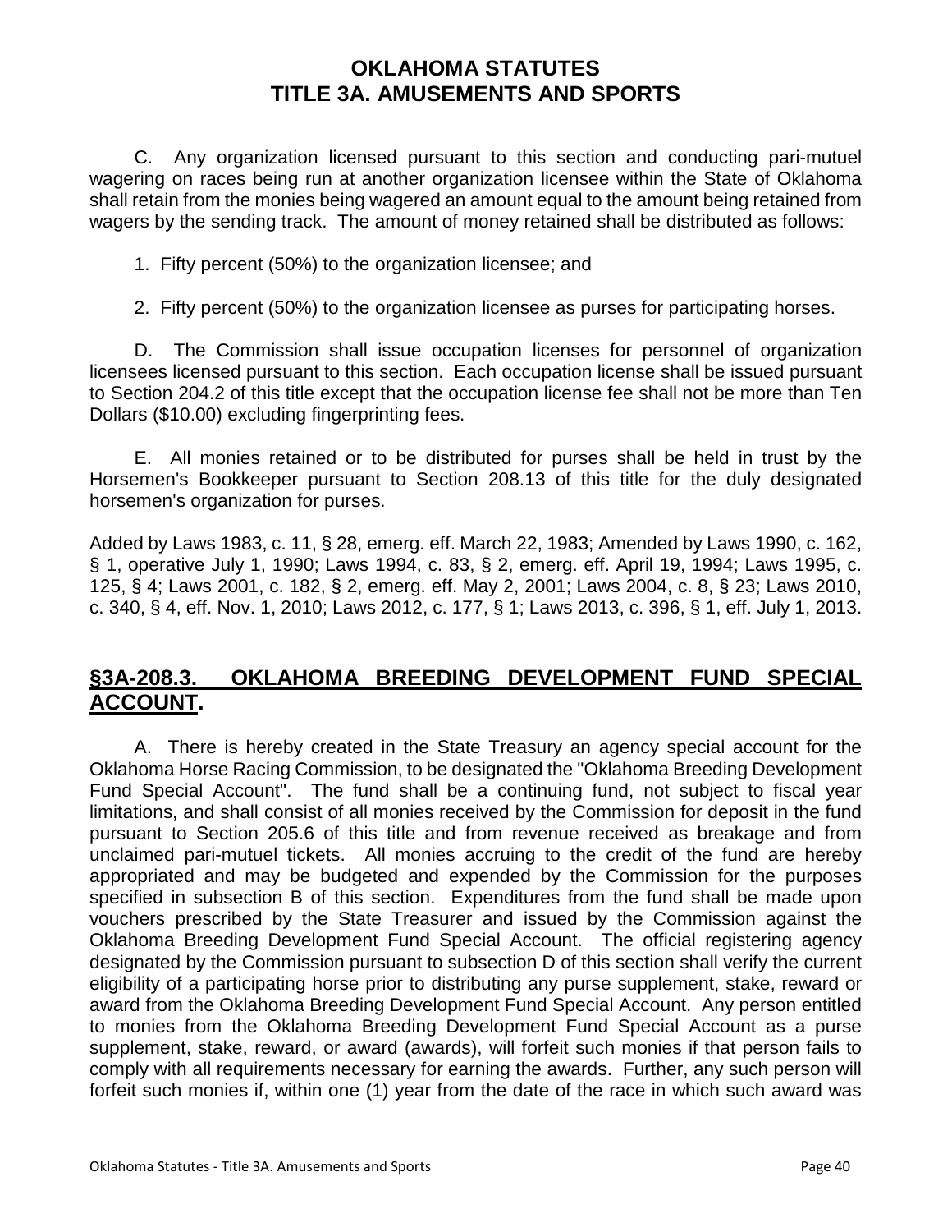C. Any organization licensed pursuant to this section and conducting pari-mutuel wagering on races being run at another organization licensee within the State of Oklahoma shall retain from the monies being wagered an amount equal to the amount being retained from wagers by the sending track. The amount of money retained shall be distributed as follows:

1. Fifty percent (50%) to the organization licensee; and

2. Fifty percent (50%) to the organization licensee as purses for participating horses.

D. The Commission shall issue occupation licenses for personnel of organization licensees licensed pursuant to this section. Each occupation license shall be issued pursuant to Section 204.2 of this title except that the occupation license fee shall not be more than Ten Dollars ($10.00) excluding fingerprinting fees.

E. All monies retained or to be distributed for purses shall be held in trust by the Horsemen's Bookkeeper pursuant to Section 208.13 of this title for the duly designated horsemen's organization for purses.

Added by Laws 1983, c. 11, § 28, emerg. eff. March 22, 1983; Amended by Laws 1990, c. 162, § 1, operative July 1, 1990; Laws 1994, c. 83, § 2, emerg. eff. April 19, 1994; Laws 1995, c. 125, § 4; Laws 2001, c. 182, § 2, emerg. eff. May 2, 2001; Laws 2004, c. 8, § 23; Laws 2010, c. 340, § 4, eff. Nov. 1, 2010; Laws 2012, c. 177, § 1; Laws 2013, c. 396, § 1, eff. July 1, 2013.

## §3A-208.3. OKLAHOMA BREEDING DEVELOPMENT FUND SPECIAL ACCOUNT.

A. There is hereby created in the State Treasury an agency special account for the Oklahoma Horse Racing Commission, to be designated the "Oklahoma Breeding Development Fund Special Account". The fund shall be a continuing fund, not subject to fiscal year limitations, and shall consist of all monies received by the Commission for deposit in the fund pursuant to Section 205.6 of this title and from revenue received as breakage and from unclaimed pari-mutuel tickets. All monies accruing to the credit of the fund are hereby appropriated and may be budgeted and expended by the Commission for the purposes specified in subsection B of this section. Expenditures from the fund shall be made upon vouchers prescribed by the State Treasurer and issued by the Commission against the Oklahoma Breeding Development Fund Special Account. The official registering agency designated by the Commission pursuant to subsection D of this section shall verify the current eligibility of a participating horse prior to distributing any purse supplement, stake, reward or award from the Oklahoma Breeding Development Fund Special Account. Any person entitled to monies from the Oklahoma Breeding Development Fund Special Account as a purse supplement, stake, reward, or award (awards), will forfeit such monies if that person fails to comply with all requirements necessary for earning the awards. Further, any such person will forfeit such monies if, within one (1) year from the date of the race in which such award was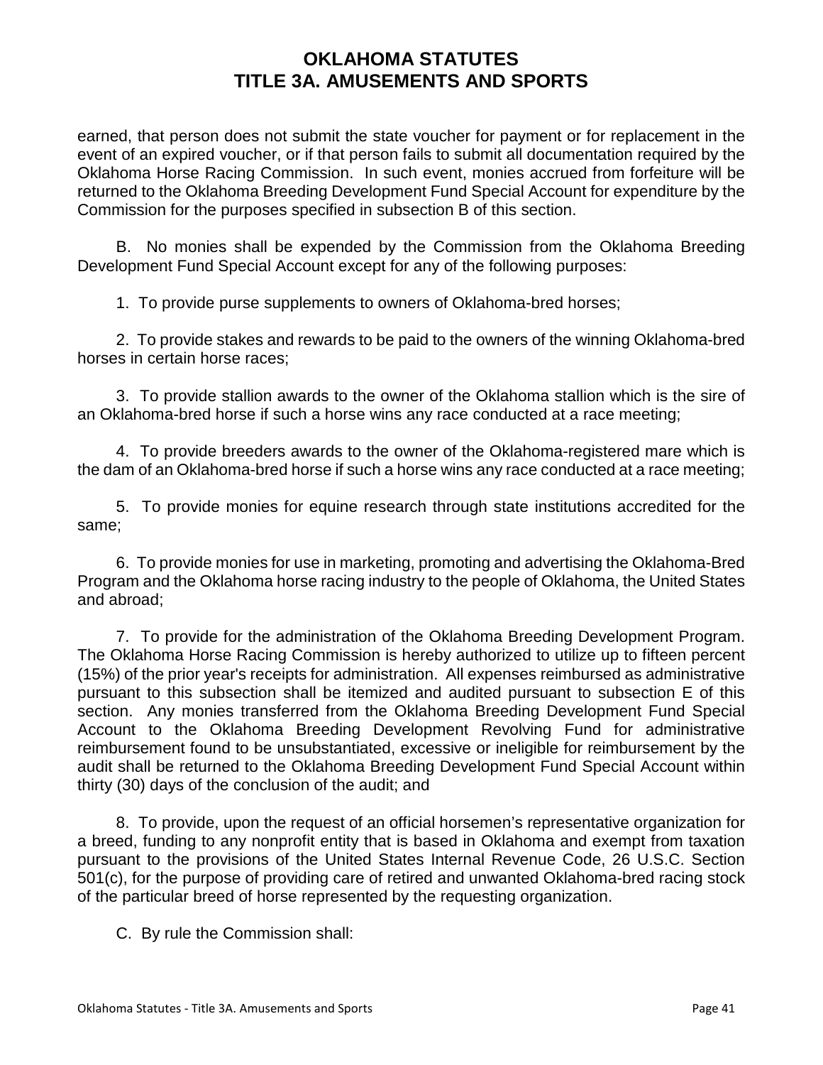earned, that person does not submit the state voucher for payment or for replacement in the event of an expired voucher, or if that person fails to submit all documentation required by the Oklahoma Horse Racing Commission. In such event, monies accrued from forfeiture will be returned to the Oklahoma Breeding Development Fund Special Account for expenditure by the Commission for the purposes specified in subsection B of this section.

B. No monies shall be expended by the Commission from the Oklahoma Breeding Development Fund Special Account except for any of the following purposes:

1. To provide purse supplements to owners of Oklahoma-bred horses;

2. To provide stakes and rewards to be paid to the owners of the winning Oklahoma-bred horses in certain horse races;

3. To provide stallion awards to the owner of the Oklahoma stallion which is the sire of an Oklahoma-bred horse if such a horse wins any race conducted at a race meeting;

4. To provide breeders awards to the owner of the Oklahoma-registered mare which is the dam of an Oklahoma-bred horse if such a horse wins any race conducted at a race meeting;

5. To provide monies for equine research through state institutions accredited for the same;

6. To provide monies for use in marketing, promoting and advertising the Oklahoma-Bred Program and the Oklahoma horse racing industry to the people of Oklahoma, the United States and abroad;

7. To provide for the administration of the Oklahoma Breeding Development Program. The Oklahoma Horse Racing Commission is hereby authorized to utilize up to fifteen percent (15%) of the prior year's receipts for administration. All expenses reimbursed as administrative pursuant to this subsection shall be itemized and audited pursuant to subsection E of this section. Any monies transferred from the Oklahoma Breeding Development Fund Special Account to the Oklahoma Breeding Development Revolving Fund for administrative reimbursement found to be unsubstantiated, excessive or ineligible for reimbursement by the audit shall be returned to the Oklahoma Breeding Development Fund Special Account within thirty (30) days of the conclusion of the audit; and

8. To provide, upon the request of an official horsemen's representative organization for a breed, funding to any nonprofit entity that is based in Oklahoma and exempt from taxation pursuant to the provisions of the United States Internal Revenue Code, 26 U.S.C. Section 501(c), for the purpose of providing care of retired and unwanted Oklahoma-bred racing stock of the particular breed of horse represented by the requesting organization.

C. By rule the Commission shall: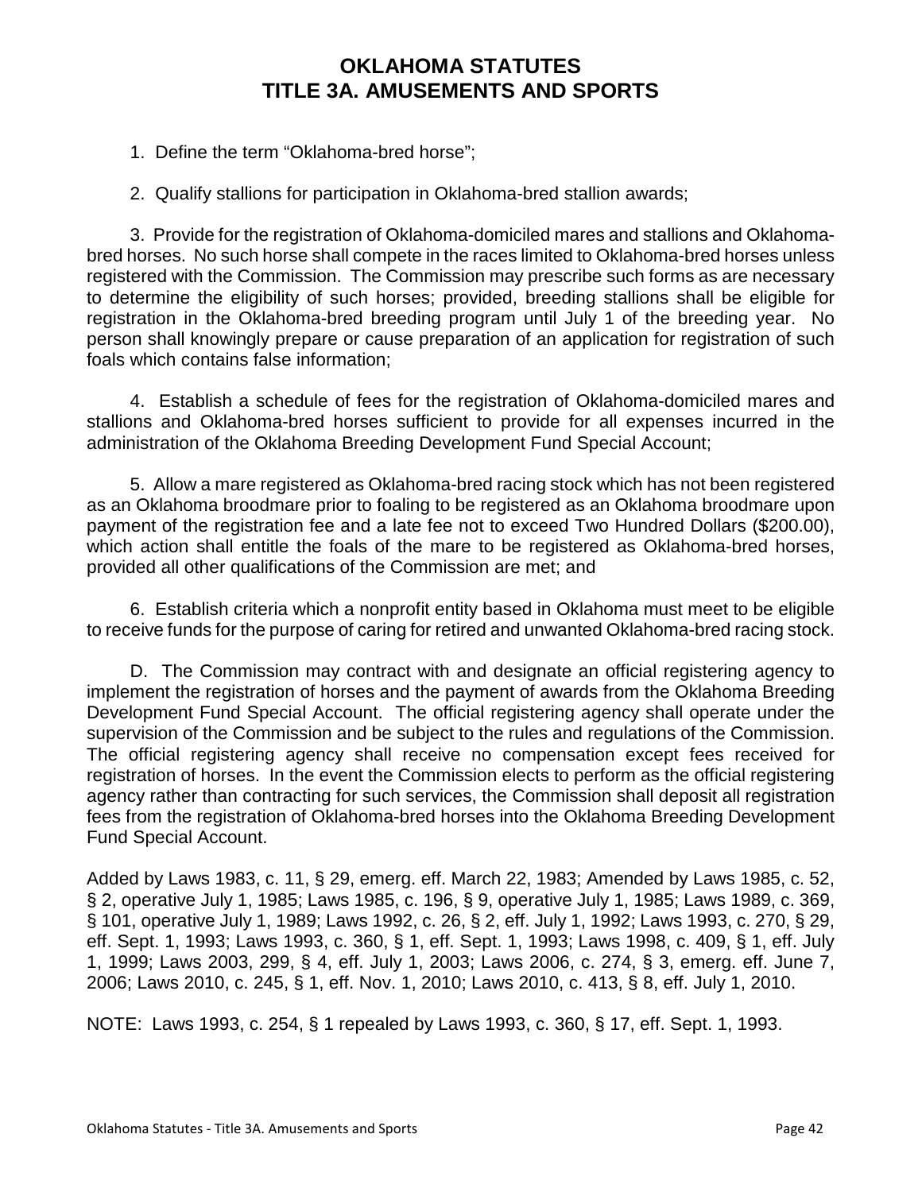1. Define the term “Oklahoma-bred horse”;

2. Qualify stallions for participation in Oklahoma-bred stallion awards;

3. Provide for the registration of Oklahoma-domiciled mares and stallions and Oklahoma-bred horses. No such horse shall compete in the races limited to Oklahoma-bred horses unless registered with the Commission. The Commission may prescribe such forms as are necessary to determine the eligibility of such horses; provided, breeding stallions shall be eligible for registration in the Oklahoma-bred breeding program until July 1 of the breeding year. No person shall knowingly prepare or cause preparation of an application for registration of such foals which contains false information;

4. Establish a schedule of fees for the registration of Oklahoma-domiciled mares and stallions and Oklahoma-bred horses sufficient to provide for all expenses incurred in the administration of the Oklahoma Breeding Development Fund Special Account;

5. Allow a mare registered as Oklahoma-bred racing stock which has not been registered as an Oklahoma broodmare prior to foaling to be registered as an Oklahoma broodmare upon payment of the registration fee and a late fee not to exceed Two Hundred Dollars ($200.00), which action shall entitle the foals of the mare to be registered as Oklahoma-bred horses, provided all other qualifications of the Commission are met; and

6. Establish criteria which a nonprofit entity based in Oklahoma must meet to be eligible to receive funds for the purpose of caring for retired and unwanted Oklahoma-bred racing stock.

D. The Commission may contract with and designate an official registering agency to implement the registration of horses and the payment of awards from the Oklahoma Breeding Development Fund Special Account. The official registering agency shall operate under the supervision of the Commission and be subject to the rules and regulations of the Commission. The official registering agency shall receive no compensation except fees received for registration of horses. In the event the Commission elects to perform as the official registering agency rather than contracting for such services, the Commission shall deposit all registration fees from the registration of Oklahoma-bred horses into the Oklahoma Breeding Development Fund Special Account.

Added by Laws 1983, c. 11, § 29, emerg. eff. March 22, 1983; Amended by Laws 1985, c. 52, § 2, operative July 1, 1985; Laws 1985, c. 196, § 9, operative July 1, 1985; Laws 1989, c. 369, § 101, operative July 1, 1989; Laws 1992, c. 26, § 2, eff. July 1, 1992; Laws 1993, c. 270, § 29, eff. Sept. 1, 1993; Laws 1993, c. 360, § 1, eff. Sept. 1, 1993; Laws 1998, c. 409, § 1, eff. July 1, 1999; Laws 2003, 299, § 4, eff. July 1, 2003; Laws 2006, c. 274, § 3, emerg. eff. June 7, 2006; Laws 2010, c. 245, § 1, eff. Nov. 1, 2010; Laws 2010, c. 413, § 8, eff. July 1, 2010.

NOTE: Laws 1993, c. 254, § 1 repealed by Laws 1993, c. 360, § 17, eff. Sept. 1, 1993.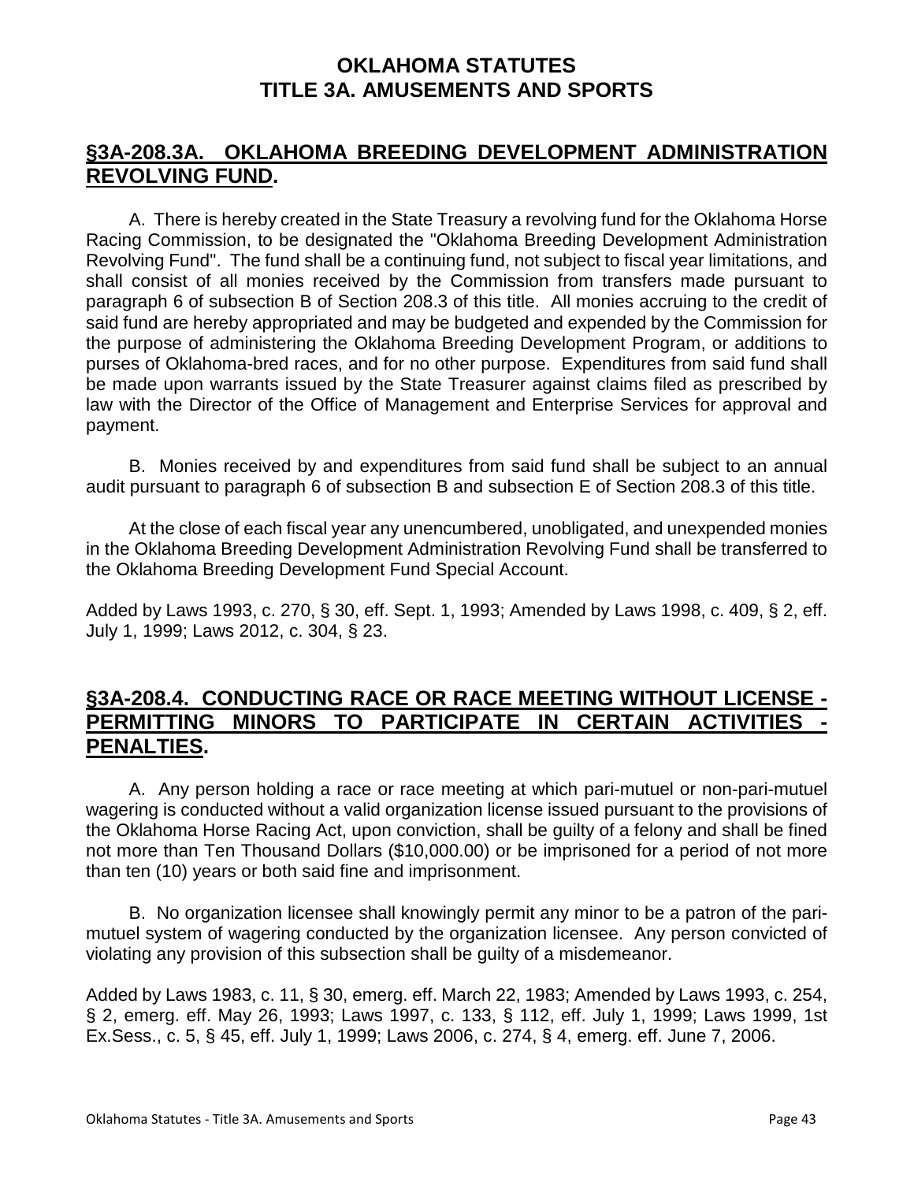# OKLAHOMA STATUTES
# TITLE 3A. AMUSEMENTS AND SPORTS

## §3A-208.3A. OKLAHOMA BREEDING DEVELOPMENT ADMINISTRATION REVOLVING FUND.

A. There is hereby created in the State Treasury a revolving fund for the Oklahoma Horse Racing Commission, to be designated the "Oklahoma Breeding Development Administration Revolving Fund". The fund shall be a continuing fund, not subject to fiscal year limitations, and shall consist of all monies received by the Commission from transfers made pursuant to paragraph 6 of subsection B of Section 208.3 of this title. All monies accruing to the credit of said fund are hereby appropriated and may be budgeted and expended by the Commission for the purpose of administering the Oklahoma Breeding Development Program, or additions to purses of Oklahoma-bred races, and for no other purpose. Expenditures from said fund shall be made upon warrants issued by the State Treasurer against claims filed as prescribed by law with the Director of the Office of Management and Enterprise Services for approval and payment.

B. Monies received by and expenditures from said fund shall be subject to an annual audit pursuant to paragraph 6 of subsection B and subsection E of Section 208.3 of this title.

At the close of each fiscal year any unencumbered, unobligated, and unexpended monies in the Oklahoma Breeding Development Administration Revolving Fund shall be transferred to the Oklahoma Breeding Development Fund Special Account.

Added by Laws 1993, c. 270, § 30, eff. Sept. 1, 1993; Amended by Laws 1998, c. 409, § 2, eff. July 1, 1999; Laws 2012, c. 304, § 23.

## §3A-208.4. CONDUCTING RACE OR RACE MEETING WITHOUT LICENSE - PERMITTING MINORS TO PARTICIPATE IN CERTAIN ACTIVITIES - PENALTIES.

A. Any person holding a race or race meeting at which pari-mutuel or non-pari-mutuel wagering is conducted without a valid organization license issued pursuant to the provisions of the Oklahoma Horse Racing Act, upon conviction, shall be guilty of a felony and shall be fined not more than Ten Thousand Dollars ($10,000.00) or be imprisoned for a period of not more than ten (10) years or both said fine and imprisonment.

B. No organization licensee shall knowingly permit any minor to be a patron of the pari-mutuel system of wagering conducted by the organization licensee. Any person convicted of violating any provision of this subsection shall be guilty of a misdemeanor.

Added by Laws 1983, c. 11, § 30, emerg. eff. March 22, 1983; Amended by Laws 1993, c. 254, § 2, emerg. eff. May 26, 1993; Laws 1997, c. 133, § 112, eff. July 1, 1999; Laws 1999, 1st Ex.Sess., c. 5, § 45, eff. July 1, 1999; Laws 2006, c. 274, § 4, emerg. eff. June 7, 2006.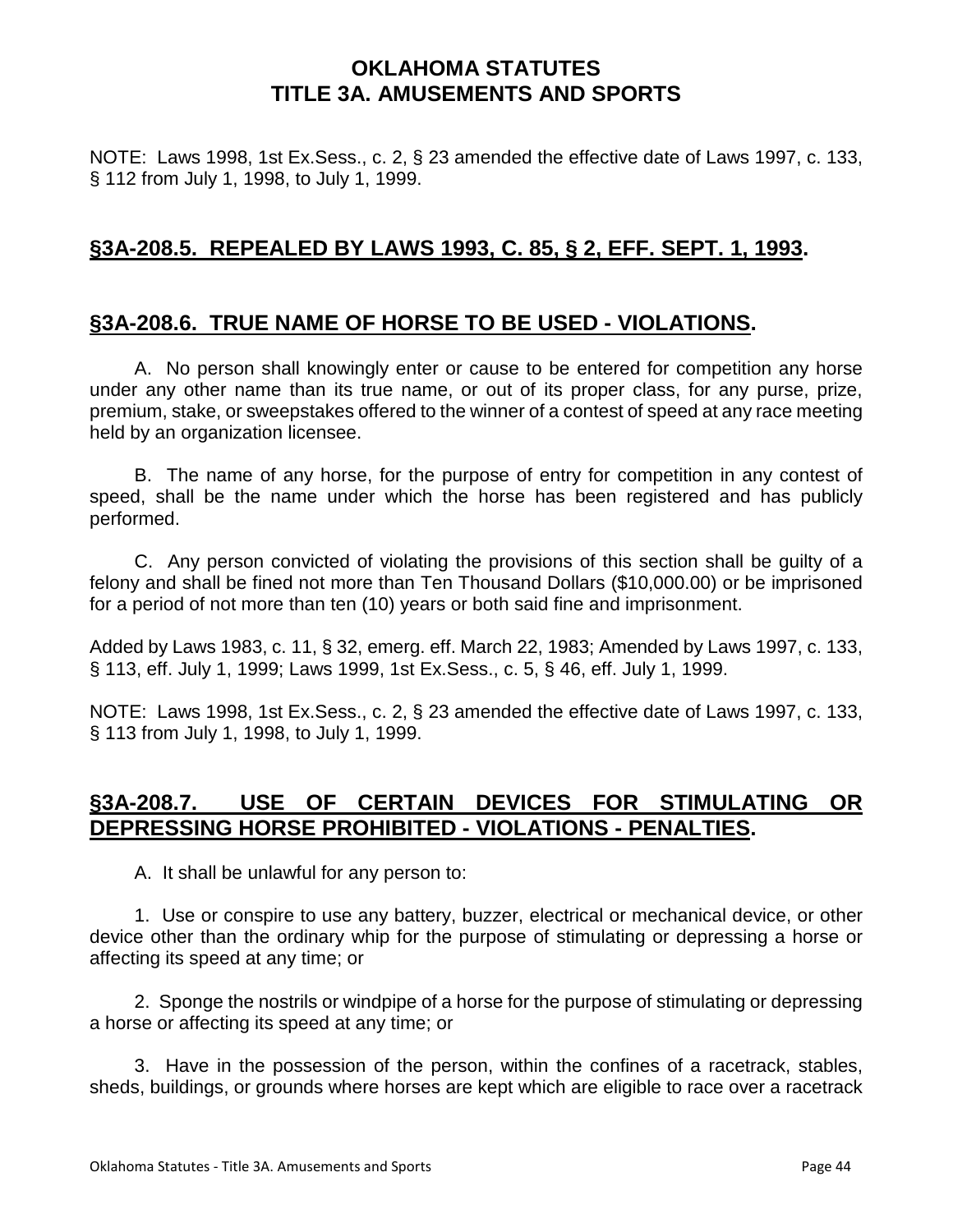NOTE: Laws 1998, 1st Ex.Sess., c. 2, § 23 amended the effective date of Laws 1997, c. 133, § 112 from July 1, 1998, to July 1, 1999.

## §3A-208.5. REPEALED BY LAWS 1993, C. 85, § 2, EFF. SEPT. 1, 1993.

## §3A-208.6. TRUE NAME OF HORSE TO BE USED - VIOLATIONS.

A. No person shall knowingly enter or cause to be entered for competition any horse under any other name than its true name, or out of its proper class, for any purse, prize, premium, stake, or sweepstakes offered to the winner of a contest of speed at any race meeting held by an organization licensee.

B. The name of any horse, for the purpose of entry for competition in any contest of speed, shall be the name under which the horse has been registered and has publicly performed.

C. Any person convicted of violating the provisions of this section shall be guilty of a felony and shall be fined not more than Ten Thousand Dollars ($10,000.00) or be imprisoned for a period of not more than ten (10) years or both said fine and imprisonment.

Added by Laws 1983, c. 11, § 32, emerg. eff. March 22, 1983; Amended by Laws 1997, c. 133, § 113, eff. July 1, 1999; Laws 1999, 1st Ex.Sess., c. 5, § 46, eff. July 1, 1999.

NOTE: Laws 1998, 1st Ex.Sess., c. 2, § 23 amended the effective date of Laws 1997, c. 133, § 113 from July 1, 1998, to July 1, 1999.

## §3A-208.7. USE OF CERTAIN DEVICES FOR STIMULATING OR DEPRESSING HORSE PROHIBITED - VIOLATIONS - PENALTIES.

A. It shall be unlawful for any person to:

1. Use or conspire to use any battery, buzzer, electrical or mechanical device, or other device other than the ordinary whip for the purpose of stimulating or depressing a horse or affecting its speed at any time; or

2. Sponge the nostrils or windpipe of a horse for the purpose of stimulating or depressing a horse or affecting its speed at any time; or

3. Have in the possession of the person, within the confines of a racetrack, stables, sheds, buildings, or grounds where horses are kept which are eligible to race over a racetrack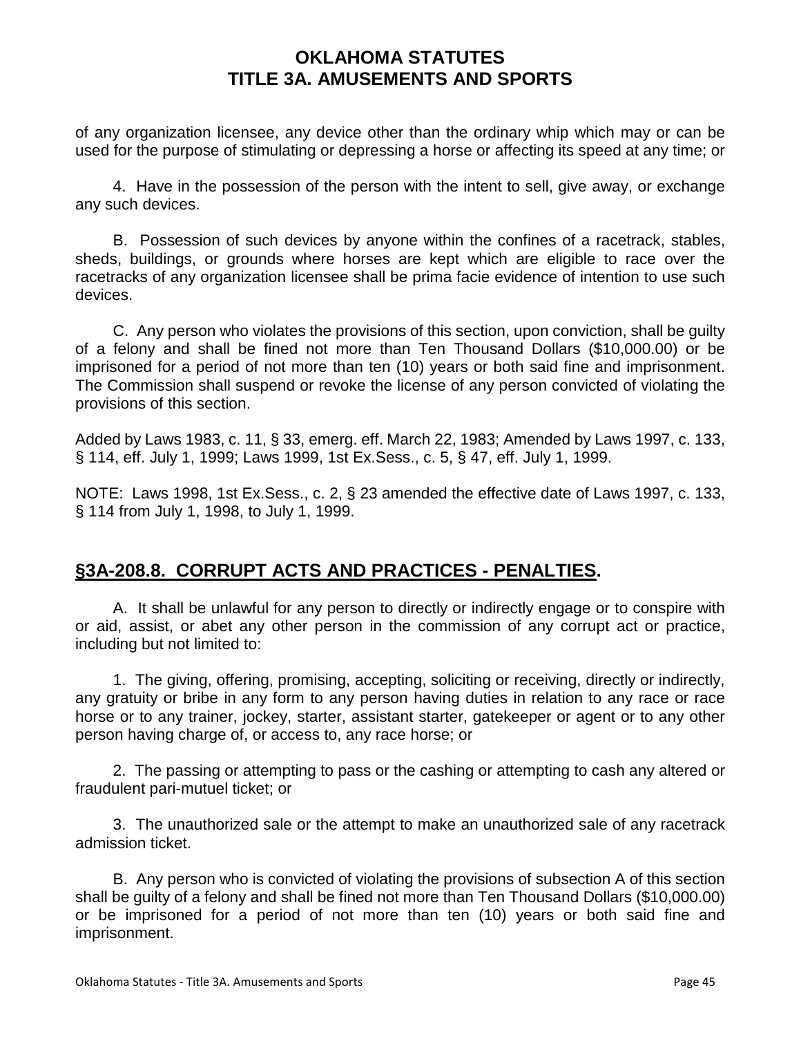of any organization licensee, any device other than the ordinary whip which may or can be used for the purpose of stimulating or depressing a horse or affecting its speed at any time; or

4. Have in the possession of the person with the intent to sell, give away, or exchange any such devices.

B. Possession of such devices by anyone within the confines of a racetrack, stables, sheds, buildings, or grounds where horses are kept which are eligible to race over the racetracks of any organization licensee shall be prima facie evidence of intention to use such devices.

C. Any person who violates the provisions of this section, upon conviction, shall be guilty of a felony and shall be fined not more than Ten Thousand Dollars ($10,000.00) or be imprisoned for a period of not more than ten (10) years or both said fine and imprisonment. The Commission shall suspend or revoke the license of any person convicted of violating the provisions of this section.

Added by Laws 1983, c. 11, § 33, emerg. eff. March 22, 1983; Amended by Laws 1997, c. 133, § 114, eff. July 1, 1999; Laws 1999, 1st Ex.Sess., c. 5, § 47, eff. July 1, 1999.

NOTE: Laws 1998, 1st Ex.Sess., c. 2, § 23 amended the effective date of Laws 1997, c. 133, § 114 from July 1, 1998, to July 1, 1999.

## §3A-208.8. CORRUPT ACTS AND PRACTICES - PENALTIES.

A. It shall be unlawful for any person to directly or indirectly engage or to conspire with or aid, assist, or abet any other person in the commission of any corrupt act or practice, including but not limited to:

1. The giving, offering, promising, accepting, soliciting or receiving, directly or indirectly, any gratuity or bribe in any form to any person having duties in relation to any race or race horse or to any trainer, jockey, starter, assistant starter, gatekeeper or agent or to any other person having charge of, or access to, any race horse; or

2. The passing or attempting to pass or the cashing or attempting to cash any altered or fraudulent pari-mutuel ticket; or

3. The unauthorized sale or the attempt to make an unauthorized sale of any racetrack admission ticket.

B. Any person who is convicted of violating the provisions of subsection A of this section shall be guilty of a felony and shall be fined not more than Ten Thousand Dollars ($10,000.00) or be imprisoned for a period of not more than ten (10) years or both said fine and imprisonment.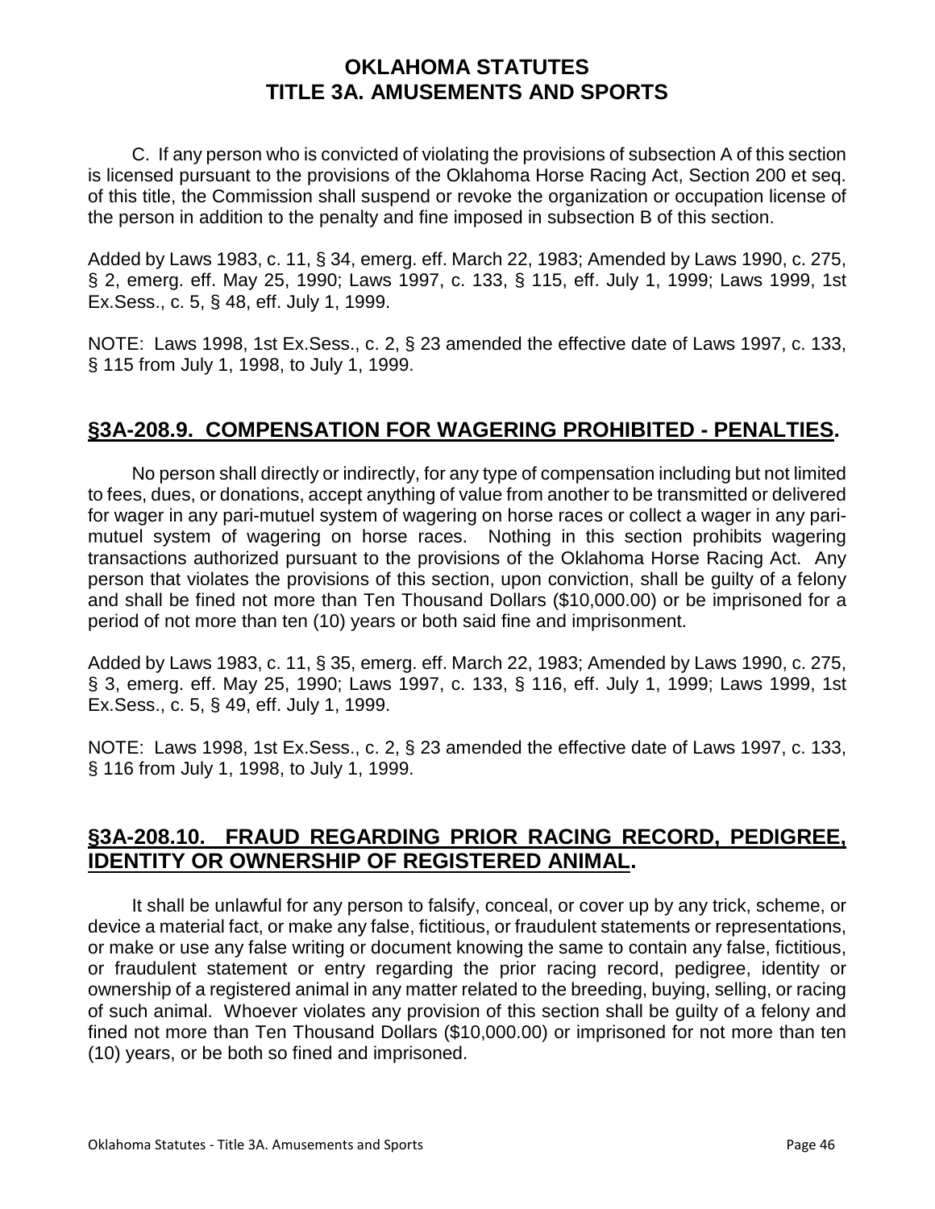C. If any person who is convicted of violating the provisions of subsection A of this section is licensed pursuant to the provisions of the Oklahoma Horse Racing Act, Section 200 et seq. of this title, the Commission shall suspend or revoke the organization or occupation license of the person in addition to the penalty and fine imposed in subsection B of this section.

Added by Laws 1983, c. 11, § 34, emerg. eff. March 22, 1983; Amended by Laws 1990, c. 275, § 2, emerg. eff. May 25, 1990; Laws 1997, c. 133, § 115, eff. July 1, 1999; Laws 1999, 1st Ex.Sess., c. 5, § 48, eff. July 1, 1999.

NOTE: Laws 1998, 1st Ex.Sess., c. 2, § 23 amended the effective date of Laws 1997, c. 133, § 115 from July 1, 1998, to July 1, 1999.

## §3A-208.9. COMPENSATION FOR WAGERING PROHIBITED - PENALTIES.

No person shall directly or indirectly, for any type of compensation including but not limited to fees, dues, or donations, accept anything of value from another to be transmitted or delivered for wager in any pari-mutuel system of wagering on horse races or collect a wager in any pari-mutuel system of wagering on horse races. Nothing in this section prohibits wagering transactions authorized pursuant to the provisions of the Oklahoma Horse Racing Act. Any person that violates the provisions of this section, upon conviction, shall be guilty of a felony and shall be fined not more than Ten Thousand Dollars ($10,000.00) or be imprisoned for a period of not more than ten (10) years or both said fine and imprisonment.

Added by Laws 1983, c. 11, § 35, emerg. eff. March 22, 1983; Amended by Laws 1990, c. 275, § 3, emerg. eff. May 25, 1990; Laws 1997, c. 133, § 116, eff. July 1, 1999; Laws 1999, 1st Ex.Sess., c. 5, § 49, eff. July 1, 1999.

NOTE: Laws 1998, 1st Ex.Sess., c. 2, § 23 amended the effective date of Laws 1997, c. 133, § 116 from July 1, 1998, to July 1, 1999.

## §3A-208.10. FRAUD REGARDING PRIOR RACING RECORD, PEDIGREE, IDENTITY OR OWNERSHIP OF REGISTERED ANIMAL.

It shall be unlawful for any person to falsify, conceal, or cover up by any trick, scheme, or device a material fact, or make any false, fictitious, or fraudulent statements or representations, or make or use any false writing or document knowing the same to contain any false, fictitious, or fraudulent statement or entry regarding the prior racing record, pedigree, identity or ownership of a registered animal in any matter related to the breeding, buying, selling, or racing of such animal. Whoever violates any provision of this section shall be guilty of a felony and fined not more than Ten Thousand Dollars ($10,000.00) or imprisoned for not more than ten (10) years, or be both so fined and imprisoned.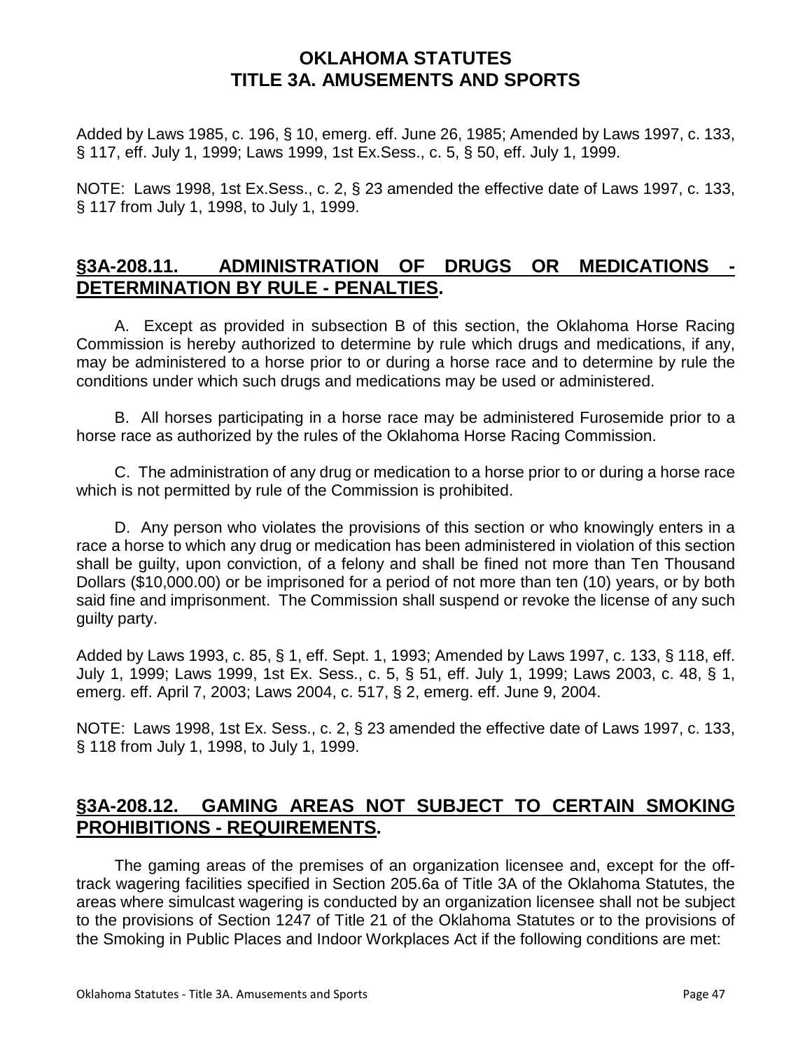Added by Laws 1985, c. 196, § 10, emerg. eff. June 26, 1985; Amended by Laws 1997, c. 133, § 117, eff. July 1, 1999; Laws 1999, 1st Ex.Sess., c. 5, § 50, eff. July 1, 1999.

NOTE: Laws 1998, 1st Ex.Sess., c. 2, § 23 amended the effective date of Laws 1997, c. 133, § 117 from July 1, 1998, to July 1, 1999.

## §3A-208.11. ADMINISTRATION OF DRUGS OR MEDICATIONS - DETERMINATION BY RULE - PENALTIES.

A. Except as provided in subsection B of this section, the Oklahoma Horse Racing Commission is hereby authorized to determine by rule which drugs and medications, if any, may be administered to a horse prior to or during a horse race and to determine by rule the conditions under which such drugs and medications may be used or administered.

B. All horses participating in a horse race may be administered Furosemide prior to a horse race as authorized by the rules of the Oklahoma Horse Racing Commission.

C. The administration of any drug or medication to a horse prior to or during a horse race which is not permitted by rule of the Commission is prohibited.

D. Any person who violates the provisions of this section or who knowingly enters in a race a horse to which any drug or medication has been administered in violation of this section shall be guilty, upon conviction, of a felony and shall be fined not more than Ten Thousand Dollars ($10,000.00) or be imprisoned for a period of not more than ten (10) years, or by both said fine and imprisonment. The Commission shall suspend or revoke the license of any such guilty party.

Added by Laws 1993, c. 85, § 1, eff. Sept. 1, 1993; Amended by Laws 1997, c. 133, § 118, eff. July 1, 1999; Laws 1999, 1st Ex. Sess., c. 5, § 51, eff. July 1, 1999; Laws 2003, c. 48, § 1, emerg. eff. April 7, 2003; Laws 2004, c. 517, § 2, emerg. eff. June 9, 2004.

NOTE: Laws 1998, 1st Ex. Sess., c. 2, § 23 amended the effective date of Laws 1997, c. 133, § 118 from July 1, 1998, to July 1, 1999.

## §3A-208.12. GAMING AREAS NOT SUBJECT TO CERTAIN SMOKING PROHIBITIONS - REQUIREMENTS.

The gaming areas of the premises of an organization licensee and, except for the off-track wagering facilities specified in Section 205.6a of Title 3A of the Oklahoma Statutes, the areas where simulcast wagering is conducted by an organization licensee shall not be subject to the provisions of Section 1247 of Title 21 of the Oklahoma Statutes or to the provisions of the Smoking in Public Places and Indoor Workplaces Act if the following conditions are met: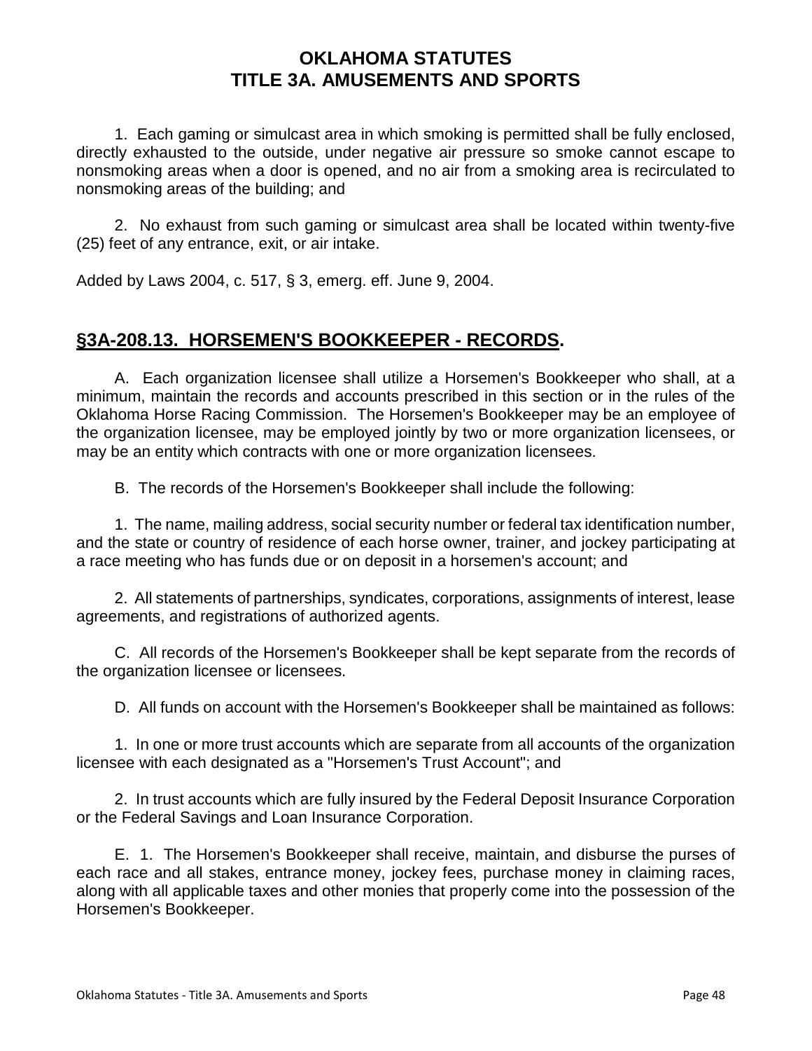1. Each gaming or simulcast area in which smoking is permitted shall be fully enclosed, directly exhausted to the outside, under negative air pressure so smoke cannot escape to nonsmoking areas when a door is opened, and no air from a smoking area is recirculated to nonsmoking areas of the building; and

2. No exhaust from such gaming or simulcast area shall be located within twenty-five (25) feet of any entrance, exit, or air intake.

Added by Laws 2004, c. 517, § 3, emerg. eff. June 9, 2004.

## §3A-208.13. HORSEMEN'S BOOKKEEPER - RECORDS.

A. Each organization licensee shall utilize a Horsemen's Bookkeeper who shall, at a minimum, maintain the records and accounts prescribed in this section or in the rules of the Oklahoma Horse Racing Commission. The Horsemen's Bookkeeper may be an employee of the organization licensee, may be employed jointly by two or more organization licensees, or may be an entity which contracts with one or more organization licensees.

B. The records of the Horsemen's Bookkeeper shall include the following:

1. The name, mailing address, social security number or federal tax identification number, and the state or country of residence of each horse owner, trainer, and jockey participating at a race meeting who has funds due or on deposit in a horsemen's account; and

2. All statements of partnerships, syndicates, corporations, assignments of interest, lease agreements, and registrations of authorized agents.

C. All records of the Horsemen's Bookkeeper shall be kept separate from the records of the organization licensee or licensees.

D. All funds on account with the Horsemen's Bookkeeper shall be maintained as follows:

1. In one or more trust accounts which are separate from all accounts of the organization licensee with each designated as a "Horsemen's Trust Account"; and

2. In trust accounts which are fully insured by the Federal Deposit Insurance Corporation or the Federal Savings and Loan Insurance Corporation.

E. 1. The Horsemen's Bookkeeper shall receive, maintain, and disburse the purses of each race and all stakes, entrance money, jockey fees, purchase money in claiming races, along with all applicable taxes and other monies that properly come into the possession of the Horsemen's Bookkeeper.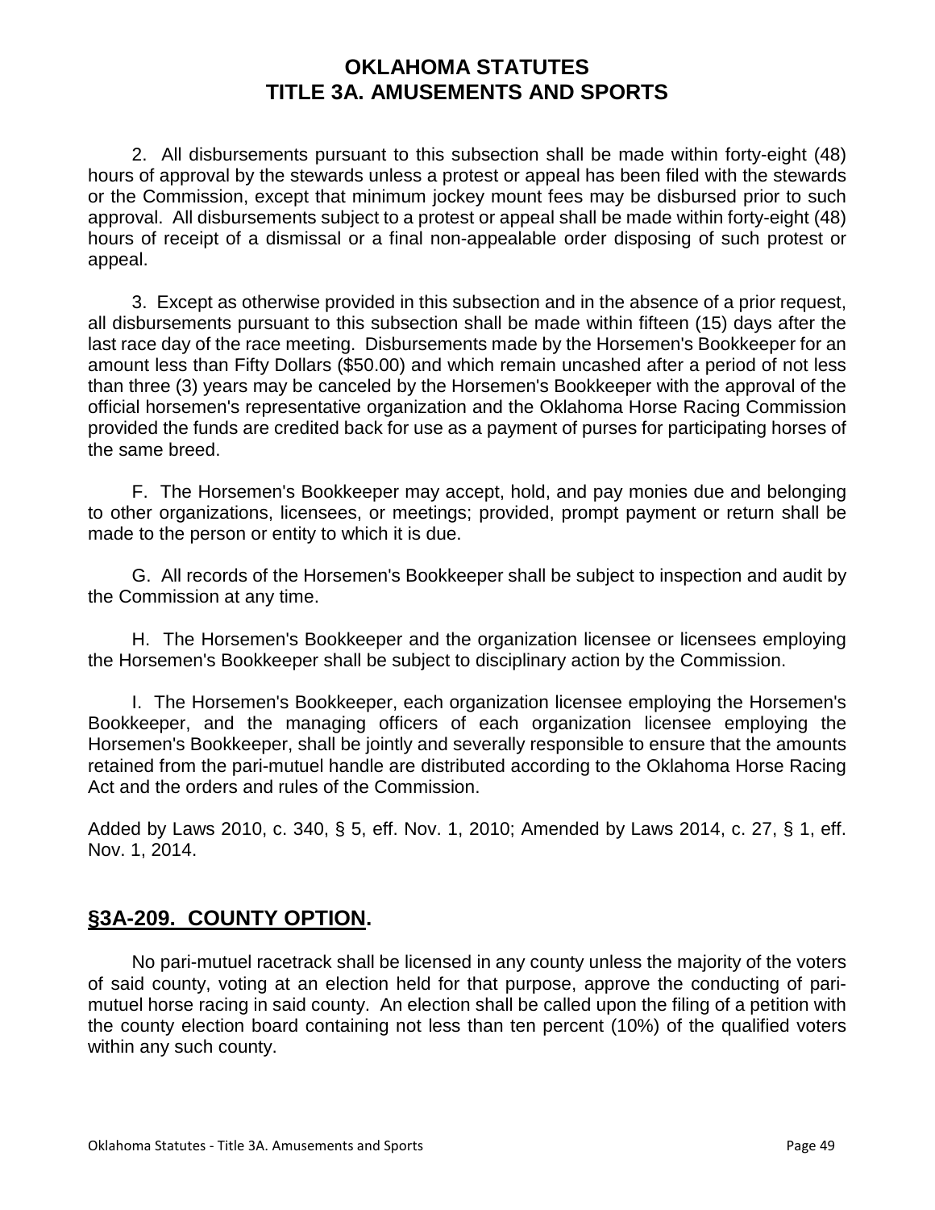2. All disbursements pursuant to this subsection shall be made within forty-eight (48) hours of approval by the stewards unless a protest or appeal has been filed with the stewards or the Commission, except that minimum jockey mount fees may be disbursed prior to such approval. All disbursements subject to a protest or appeal shall be made within forty-eight (48) hours of receipt of a dismissal or a final non-appealable order disposing of such protest or appeal.

3. Except as otherwise provided in this subsection and in the absence of a prior request, all disbursements pursuant to this subsection shall be made within fifteen (15) days after the last race day of the race meeting. Disbursements made by the Horsemen's Bookkeeper for an amount less than Fifty Dollars ($50.00) and which remain uncashed after a period of not less than three (3) years may be canceled by the Horsemen's Bookkeeper with the approval of the official horsemen's representative organization and the Oklahoma Horse Racing Commission provided the funds are credited back for use as a payment of purses for participating horses of the same breed.

F. The Horsemen's Bookkeeper may accept, hold, and pay monies due and belonging to other organizations, licensees, or meetings; provided, prompt payment or return shall be made to the person or entity to which it is due.

G. All records of the Horsemen's Bookkeeper shall be subject to inspection and audit by the Commission at any time.

H. The Horsemen's Bookkeeper and the organization licensee or licensees employing the Horsemen's Bookkeeper shall be subject to disciplinary action by the Commission.

I. The Horsemen's Bookkeeper, each organization licensee employing the Horsemen's Bookkeeper, and the managing officers of each organization licensee employing the Horsemen's Bookkeeper, shall be jointly and severally responsible to ensure that the amounts retained from the pari-mutuel handle are distributed according to the Oklahoma Horse Racing Act and the orders and rules of the Commission.

Added by Laws 2010, c. 340, § 5, eff. Nov. 1, 2010; Amended by Laws 2014, c. 27, § 1, eff. Nov. 1, 2014.

## §3A-209. COUNTY OPTION.

No pari-mutuel racetrack shall be licensed in any county unless the majority of the voters of said county, voting at an election held for that purpose, approve the conducting of pari-mutuel horse racing in said county. An election shall be called upon the filing of a petition with the county election board containing not less than ten percent (10%) of the qualified voters within any such county.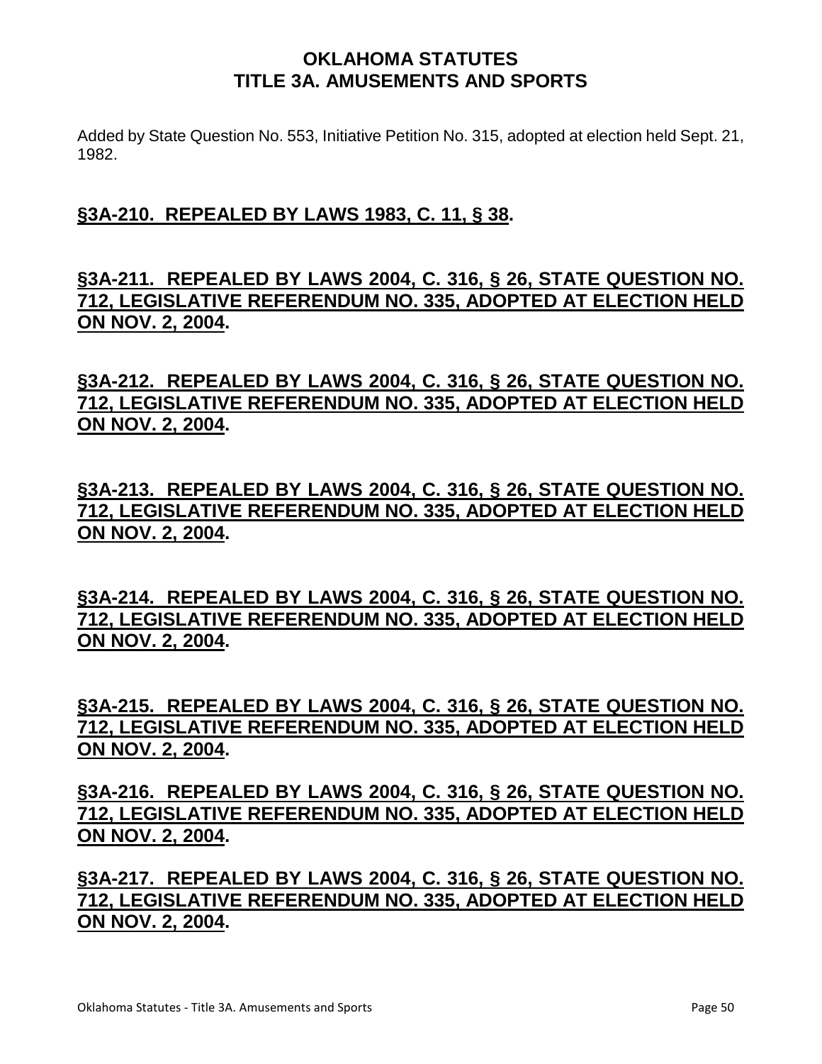Added by State Question No. 553, Initiative Petition No. 315, adopted at election held Sept. 21, 1982.

## §3A-210. REPEALED BY LAWS 1983, C. 11, § 38.

## §3A-211. REPEALED BY LAWS 2004, C. 316, § 26, STATE QUESTION NO. 712, LEGISLATIVE REFERENDUM NO. 335, ADOPTED AT ELECTION HELD ON NOV. 2, 2004.

## §3A-212. REPEALED BY LAWS 2004, C. 316, § 26, STATE QUESTION NO. 712, LEGISLATIVE REFERENDUM NO. 335, ADOPTED AT ELECTION HELD ON NOV. 2, 2004.

## §3A-213. REPEALED BY LAWS 2004, C. 316, § 26, STATE QUESTION NO. 712, LEGISLATIVE REFERENDUM NO. 335, ADOPTED AT ELECTION HELD ON NOV. 2, 2004.

## §3A-214. REPEALED BY LAWS 2004, C. 316, § 26, STATE QUESTION NO. 712, LEGISLATIVE REFERENDUM NO. 335, ADOPTED AT ELECTION HELD ON NOV. 2, 2004.

## §3A-215. REPEALED BY LAWS 2004, C. 316, § 26, STATE QUESTION NO. 712, LEGISLATIVE REFERENDUM NO. 335, ADOPTED AT ELECTION HELD ON NOV. 2, 2004.

## §3A-216. REPEALED BY LAWS 2004, C. 316, § 26, STATE QUESTION NO. 712, LEGISLATIVE REFERENDUM NO. 335, ADOPTED AT ELECTION HELD ON NOV. 2, 2004.

## §3A-217. REPEALED BY LAWS 2004, C. 316, § 26, STATE QUESTION NO. 712, LEGISLATIVE REFERENDUM NO. 335, ADOPTED AT ELECTION HELD ON NOV. 2, 2004.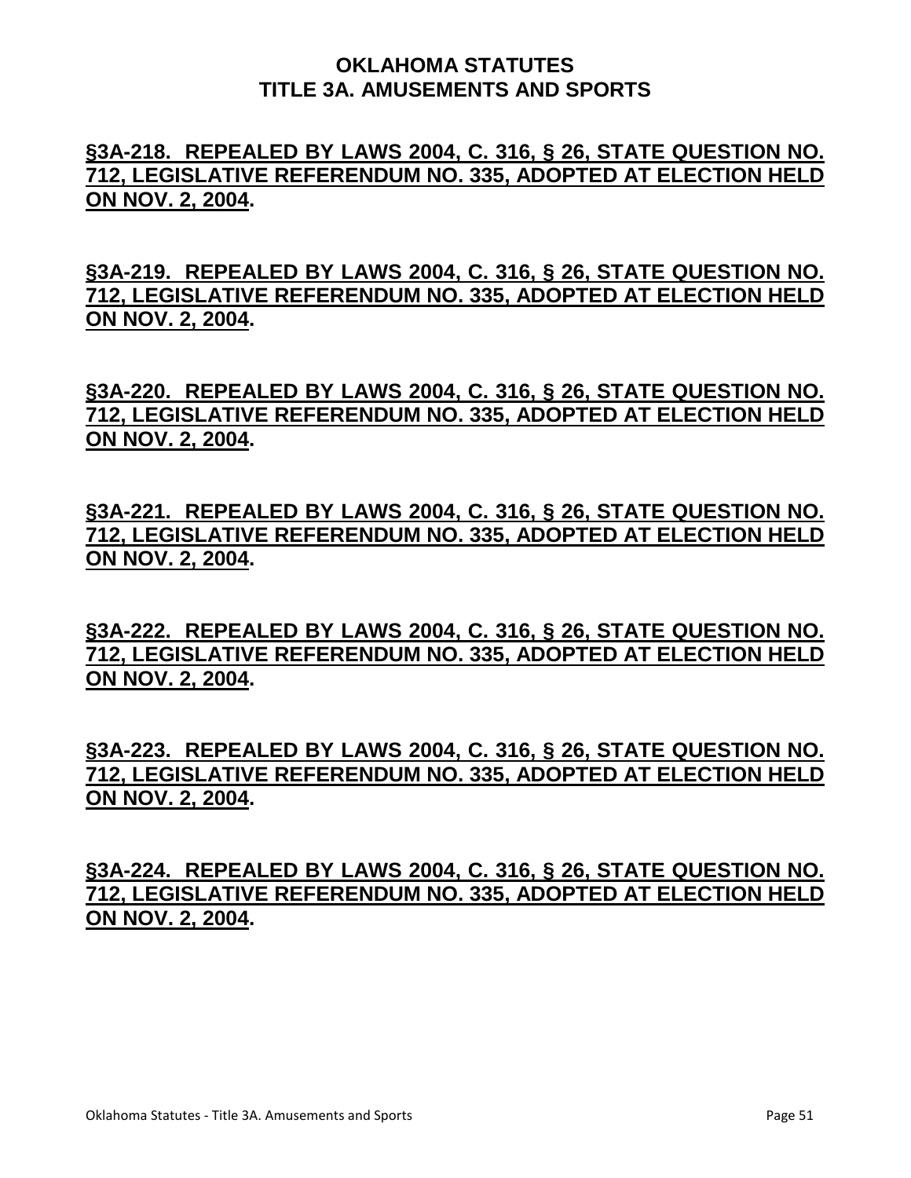**§3A-218. REPEALED BY LAWS 2004, C. 316, § 26, STATE QUESTION NO. 712, LEGISLATIVE REFERENDUM NO. 335, ADOPTED AT ELECTION HELD ON NOV. 2, 2004.**

**§3A-219. REPEALED BY LAWS 2004, C. 316, § 26, STATE QUESTION NO. 712, LEGISLATIVE REFERENDUM NO. 335, ADOPTED AT ELECTION HELD ON NOV. 2, 2004.**

**§3A-220. REPEALED BY LAWS 2004, C. 316, § 26, STATE QUESTION NO. 712, LEGISLATIVE REFERENDUM NO. 335, ADOPTED AT ELECTION HELD ON NOV. 2, 2004.**

**§3A-221. REPEALED BY LAWS 2004, C. 316, § 26, STATE QUESTION NO. 712, LEGISLATIVE REFERENDUM NO. 335, ADOPTED AT ELECTION HELD ON NOV. 2, 2004.**

**§3A-222. REPEALED BY LAWS 2004, C. 316, § 26, STATE QUESTION NO. 712, LEGISLATIVE REFERENDUM NO. 335, ADOPTED AT ELECTION HELD ON NOV. 2, 2004.**

**§3A-223. REPEALED BY LAWS 2004, C. 316, § 26, STATE QUESTION NO. 712, LEGISLATIVE REFERENDUM NO. 335, ADOPTED AT ELECTION HELD ON NOV. 2, 2004.**

**§3A-224. REPEALED BY LAWS 2004, C. 316, § 26, STATE QUESTION NO. 712, LEGISLATIVE REFERENDUM NO. 335, ADOPTED AT ELECTION HELD ON NOV. 2, 2004.**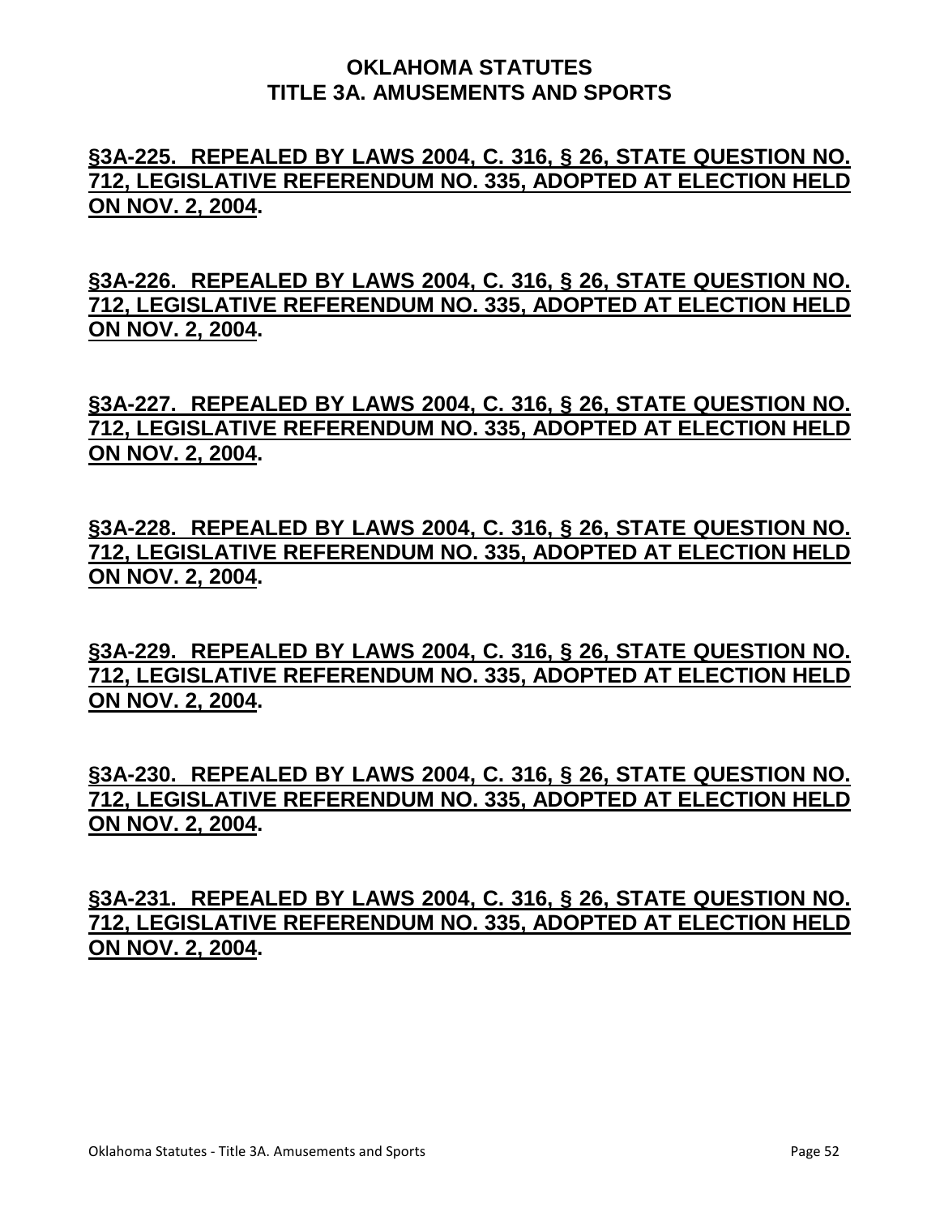**§3A-225. REPEALED BY LAWS 2004, C. 316, § 26, STATE QUESTION NO. 712, LEGISLATIVE REFERENDUM NO. 335, ADOPTED AT ELECTION HELD ON NOV. 2, 2004.**

**§3A-226. REPEALED BY LAWS 2004, C. 316, § 26, STATE QUESTION NO. 712, LEGISLATIVE REFERENDUM NO. 335, ADOPTED AT ELECTION HELD ON NOV. 2, 2004.**

**§3A-227. REPEALED BY LAWS 2004, C. 316, § 26, STATE QUESTION NO. 712, LEGISLATIVE REFERENDUM NO. 335, ADOPTED AT ELECTION HELD ON NOV. 2, 2004.**

**§3A-228. REPEALED BY LAWS 2004, C. 316, § 26, STATE QUESTION NO. 712, LEGISLATIVE REFERENDUM NO. 335, ADOPTED AT ELECTION HELD ON NOV. 2, 2004.**

**§3A-229. REPEALED BY LAWS 2004, C. 316, § 26, STATE QUESTION NO. 712, LEGISLATIVE REFERENDUM NO. 335, ADOPTED AT ELECTION HELD ON NOV. 2, 2004.**

**§3A-230. REPEALED BY LAWS 2004, C. 316, § 26, STATE QUESTION NO. 712, LEGISLATIVE REFERENDUM NO. 335, ADOPTED AT ELECTION HELD ON NOV. 2, 2004.**

**§3A-231. REPEALED BY LAWS 2004, C. 316, § 26, STATE QUESTION NO. 712, LEGISLATIVE REFERENDUM NO. 335, ADOPTED AT ELECTION HELD ON NOV. 2, 2004.**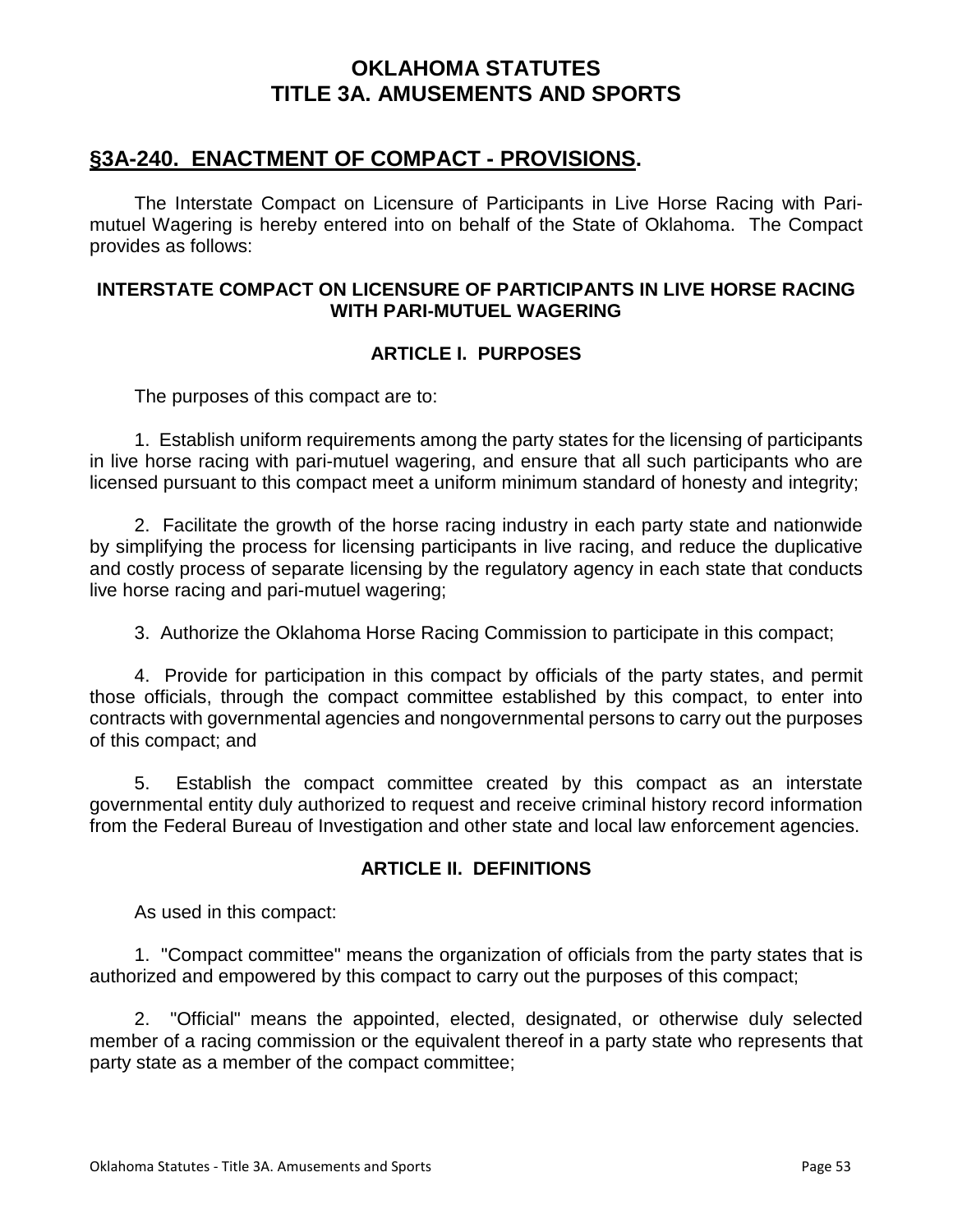## §3A-240. ENACTMENT OF COMPACT - PROVISIONS.

The Interstate Compact on Licensure of Participants in Live Horse Racing with Pari-mutuel Wagering is hereby entered into on behalf of the State of Oklahoma. The Compact provides as follows:

### INTERSTATE COMPACT ON LICENSURE OF PARTICIPANTS IN LIVE HORSE RACING WITH PARI-MUTUEL WAGERING

#### ARTICLE I. PURPOSES

The purposes of this compact are to:

1. Establish uniform requirements among the party states for the licensing of participants in live horse racing with pari-mutuel wagering, and ensure that all such participants who are licensed pursuant to this compact meet a uniform minimum standard of honesty and integrity;

2. Facilitate the growth of the horse racing industry in each party state and nationwide by simplifying the process for licensing participants in live racing, and reduce the duplicative and costly process of separate licensing by the regulatory agency in each state that conducts live horse racing and pari-mutuel wagering;

3. Authorize the Oklahoma Horse Racing Commission to participate in this compact;

4. Provide for participation in this compact by officials of the party states, and permit those officials, through the compact committee established by this compact, to enter into contracts with governmental agencies and nongovernmental persons to carry out the purposes of this compact; and

5. Establish the compact committee created by this compact as an interstate governmental entity duly authorized to request and receive criminal history record information from the Federal Bureau of Investigation and other state and local law enforcement agencies.

#### ARTICLE II. DEFINITIONS

As used in this compact:

1. "Compact committee" means the organization of officials from the party states that is authorized and empowered by this compact to carry out the purposes of this compact;

2. "Official" means the appointed, elected, designated, or otherwise duly selected member of a racing commission or the equivalent thereof in a party state who represents that party state as a member of the compact committee;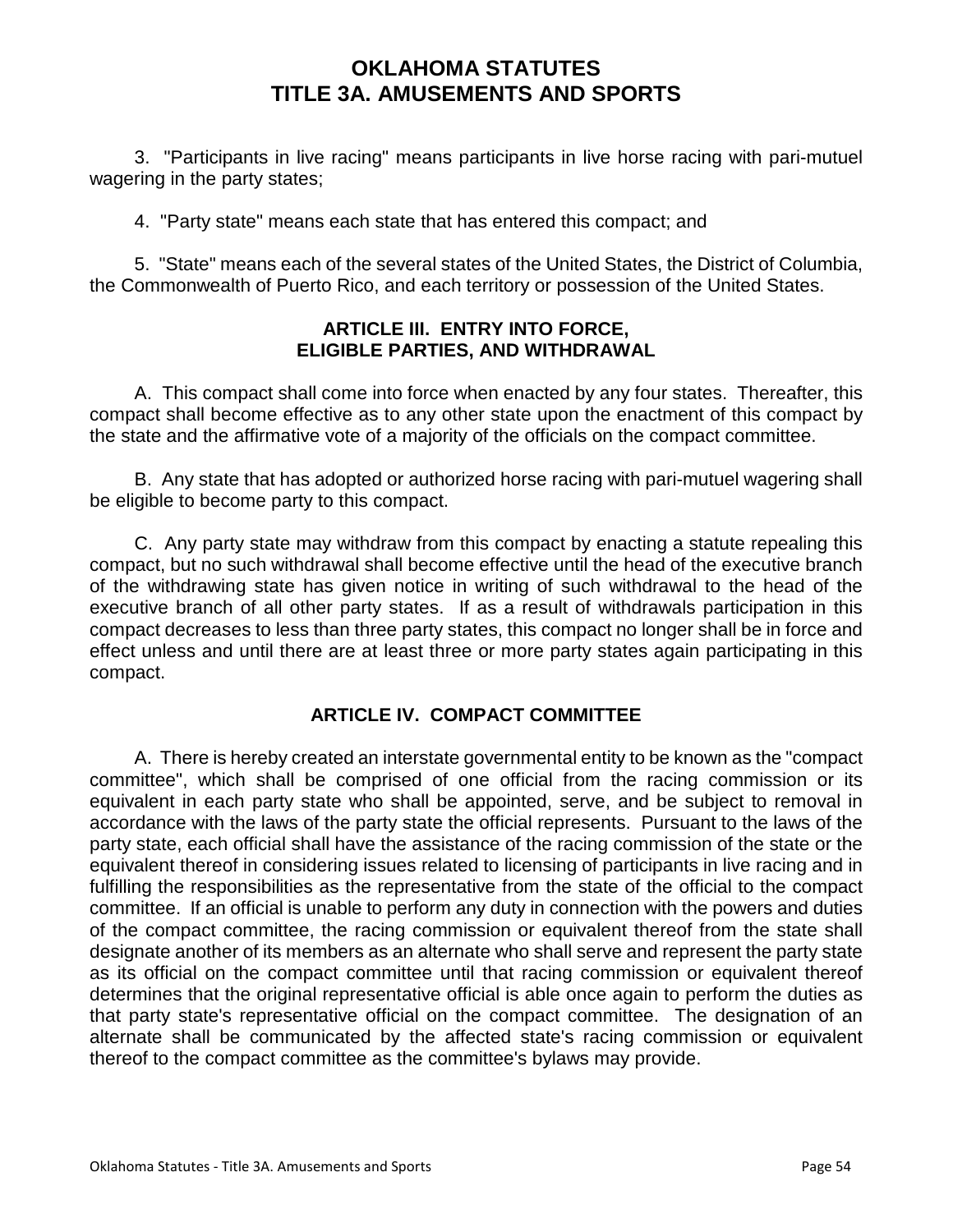3. "Participants in live racing" means participants in live horse racing with pari-mutuel wagering in the party states;

4. "Party state" means each state that has entered this compact; and

5. "State" means each of the several states of the United States, the District of Columbia, the Commonwealth of Puerto Rico, and each territory or possession of the United States.

### ARTICLE III. ENTRY INTO FORCE, ELIGIBLE PARTIES, AND WITHDRAWAL

A. This compact shall come into force when enacted by any four states. Thereafter, this compact shall become effective as to any other state upon the enactment of this compact by the state and the affirmative vote of a majority of the officials on the compact committee.

B. Any state that has adopted or authorized horse racing with pari-mutuel wagering shall be eligible to become party to this compact.

C. Any party state may withdraw from this compact by enacting a statute repealing this compact, but no such withdrawal shall become effective until the head of the executive branch of the withdrawing state has given notice in writing of such withdrawal to the head of the executive branch of all other party states. If as a result of withdrawals participation in this compact decreases to less than three party states, this compact no longer shall be in force and effect unless and until there are at least three or more party states again participating in this compact.

### ARTICLE IV. COMPACT COMMITTEE

A. There is hereby created an interstate governmental entity to be known as the "compact committee", which shall be comprised of one official from the racing commission or its equivalent in each party state who shall be appointed, serve, and be subject to removal in accordance with the laws of the party state the official represents. Pursuant to the laws of the party state, each official shall have the assistance of the racing commission of the state or the equivalent thereof in considering issues related to licensing of participants in live racing and in fulfilling the responsibilities as the representative from the state of the official to the compact committee. If an official is unable to perform any duty in connection with the powers and duties of the compact committee, the racing commission or equivalent thereof from the state shall designate another of its members as an alternate who shall serve and represent the party state as its official on the compact committee until that racing commission or equivalent thereof determines that the original representative official is able once again to perform the duties as that party state's representative official on the compact committee. The designation of an alternate shall be communicated by the affected state's racing commission or equivalent thereof to the compact committee as the committee's bylaws may provide.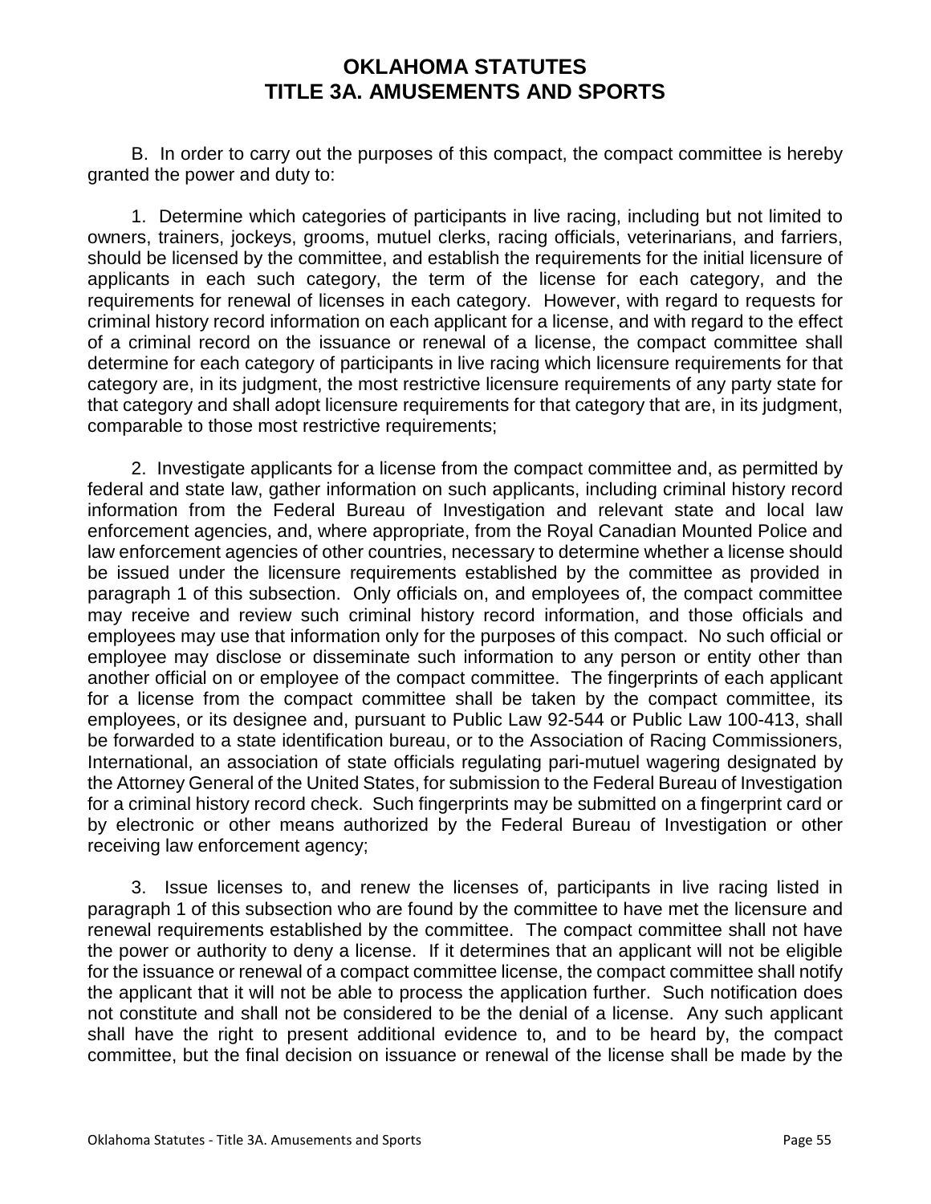B. In order to carry out the purposes of this compact, the compact committee is hereby granted the power and duty to:

1. Determine which categories of participants in live racing, including but not limited to owners, trainers, jockeys, grooms, mutuel clerks, racing officials, veterinarians, and farriers, should be licensed by the committee, and establish the requirements for the initial licensure of applicants in each such category, the term of the license for each category, and the requirements for renewal of licenses in each category. However, with regard to requests for criminal history record information on each applicant for a license, and with regard to the effect of a criminal record on the issuance or renewal of a license, the compact committee shall determine for each category of participants in live racing which licensure requirements for that category are, in its judgment, the most restrictive licensure requirements of any party state for that category and shall adopt licensure requirements for that category that are, in its judgment, comparable to those most restrictive requirements;

2. Investigate applicants for a license from the compact committee and, as permitted by federal and state law, gather information on such applicants, including criminal history record information from the Federal Bureau of Investigation and relevant state and local law enforcement agencies, and, where appropriate, from the Royal Canadian Mounted Police and law enforcement agencies of other countries, necessary to determine whether a license should be issued under the licensure requirements established by the committee as provided in paragraph 1 of this subsection. Only officials on, and employees of, the compact committee may receive and review such criminal history record information, and those officials and employees may use that information only for the purposes of this compact. No such official or employee may disclose or disseminate such information to any person or entity other than another official on or employee of the compact committee. The fingerprints of each applicant for a license from the compact committee shall be taken by the compact committee, its employees, or its designee and, pursuant to Public Law 92-544 or Public Law 100-413, shall be forwarded to a state identification bureau, or to the Association of Racing Commissioners, International, an association of state officials regulating pari-mutuel wagering designated by the Attorney General of the United States, for submission to the Federal Bureau of Investigation for a criminal history record check. Such fingerprints may be submitted on a fingerprint card or by electronic or other means authorized by the Federal Bureau of Investigation or other receiving law enforcement agency;

3. Issue licenses to, and renew the licenses of, participants in live racing listed in paragraph 1 of this subsection who are found by the committee to have met the licensure and renewal requirements established by the committee. The compact committee shall not have the power or authority to deny a license. If it determines that an applicant will not be eligible for the issuance or renewal of a compact committee license, the compact committee shall notify the applicant that it will not be able to process the application further. Such notification does not constitute and shall not be considered to be the denial of a license. Any such applicant shall have the right to present additional evidence to, and to be heard by, the compact committee, but the final decision on issuance or renewal of the license shall be made by the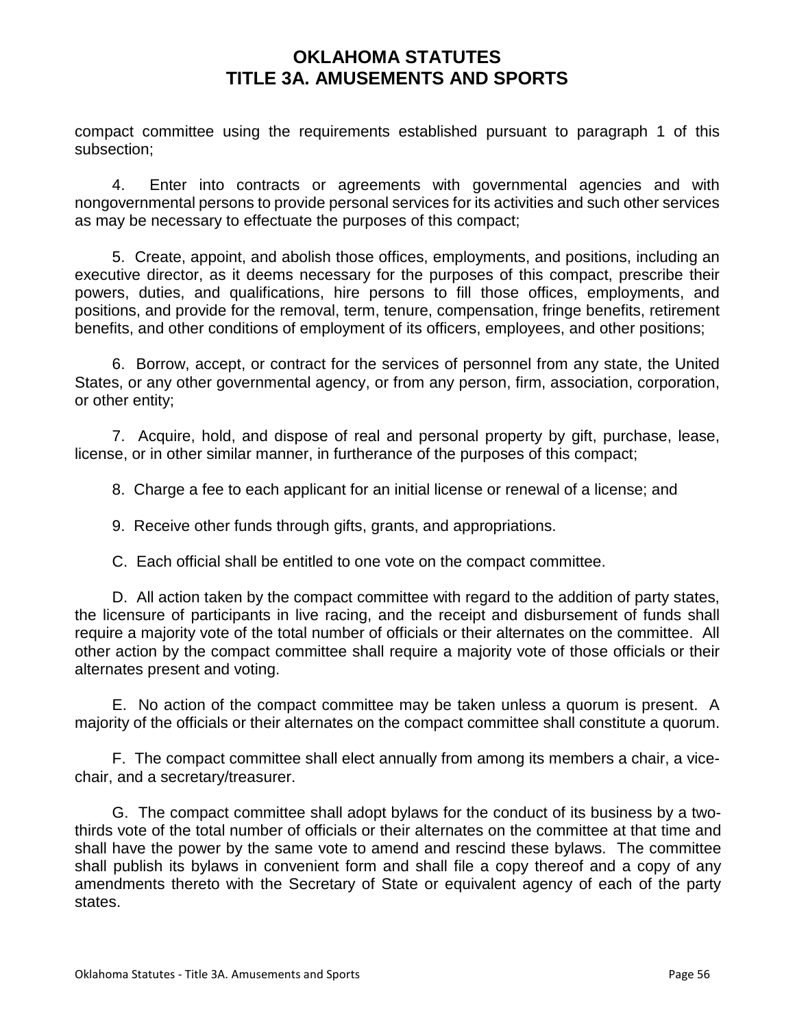compact committee using the requirements established pursuant to paragraph 1 of this subsection;

4. Enter into contracts or agreements with governmental agencies and with nongovernmental persons to provide personal services for its activities and such other services as may be necessary to effectuate the purposes of this compact;

5. Create, appoint, and abolish those offices, employments, and positions, including an executive director, as it deems necessary for the purposes of this compact, prescribe their powers, duties, and qualifications, hire persons to fill those offices, employments, and positions, and provide for the removal, term, tenure, compensation, fringe benefits, retirement benefits, and other conditions of employment of its officers, employees, and other positions;

6. Borrow, accept, or contract for the services of personnel from any state, the United States, or any other governmental agency, or from any person, firm, association, corporation, or other entity;

7. Acquire, hold, and dispose of real and personal property by gift, purchase, lease, license, or in other similar manner, in furtherance of the purposes of this compact;

8. Charge a fee to each applicant for an initial license or renewal of a license; and

9. Receive other funds through gifts, grants, and appropriations.

C. Each official shall be entitled to one vote on the compact committee.

D. All action taken by the compact committee with regard to the addition of party states, the licensure of participants in live racing, and the receipt and disbursement of funds shall require a majority vote of the total number of officials or their alternates on the committee. All other action by the compact committee shall require a majority vote of those officials or their alternates present and voting.

E. No action of the compact committee may be taken unless a quorum is present. A majority of the officials or their alternates on the compact committee shall constitute a quorum.

F. The compact committee shall elect annually from among its members a chair, a vice-chair, and a secretary/treasurer.

G. The compact committee shall adopt bylaws for the conduct of its business by a two-thirds vote of the total number of officials or their alternates on the committee at that time and shall have the power by the same vote to amend and rescind these bylaws. The committee shall publish its bylaws in convenient form and shall file a copy thereof and a copy of any amendments thereto with the Secretary of State or equivalent agency of each of the party states.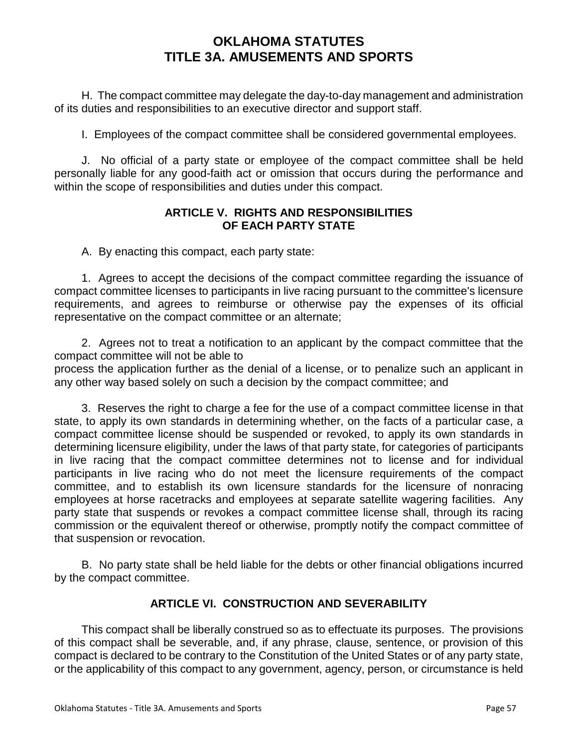H. The compact committee may delegate the day-to-day management and administration of its duties and responsibilities to an executive director and support staff.

I. Employees of the compact committee shall be considered governmental employees.

J. No official of a party state or employee of the compact committee shall be held personally liable for any good-faith act or omission that occurs during the performance and within the scope of responsibilities and duties under this compact.

### ARTICLE V. RIGHTS AND RESPONSIBILITIES OF EACH PARTY STATE

A. By enacting this compact, each party state:

1. Agrees to accept the decisions of the compact committee regarding the issuance of compact committee licenses to participants in live racing pursuant to the committee's licensure requirements, and agrees to reimburse or otherwise pay the expenses of its official representative on the compact committee or an alternate;

2. Agrees not to treat a notification to an applicant by the compact committee that the compact committee will not be able to process the application further as the denial of a license, or to penalize such an applicant in any other way based solely on such a decision by the compact committee; and

3. Reserves the right to charge a fee for the use of a compact committee license in that state, to apply its own standards in determining whether, on the facts of a particular case, a compact committee license should be suspended or revoked, to apply its own standards in determining licensure eligibility, under the laws of that party state, for categories of participants in live racing that the compact committee determines not to license and for individual participants in live racing who do not meet the licensure requirements of the compact committee, and to establish its own licensure standards for the licensure of nonracing employees at horse racetracks and employees at separate satellite wagering facilities. Any party state that suspends or revokes a compact committee license shall, through its racing commission or the equivalent thereof or otherwise, promptly notify the compact committee of that suspension or revocation.

B. No party state shall be held liable for the debts or other financial obligations incurred by the compact committee.

### ARTICLE VI. CONSTRUCTION AND SEVERABILITY

This compact shall be liberally construed so as to effectuate its purposes. The provisions of this compact shall be severable, and, if any phrase, clause, sentence, or provision of this compact is declared to be contrary to the Constitution of the United States or of any party state, or the applicability of this compact to any government, agency, person, or circumstance is held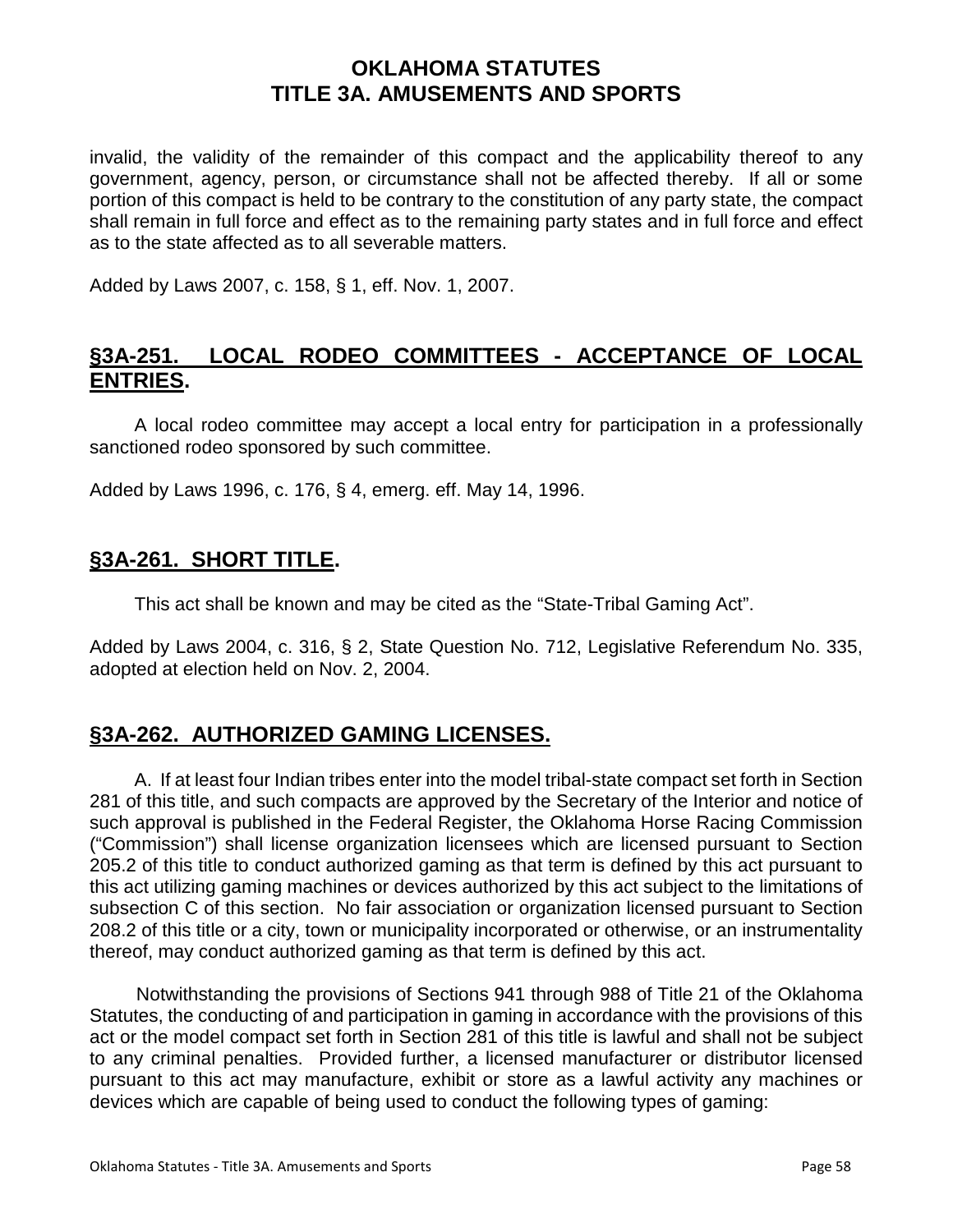invalid, the validity of the remainder of this compact and the applicability thereof to any government, agency, person, or circumstance shall not be affected thereby. If all or some portion of this compact is held to be contrary to the constitution of any party state, the compact shall remain in full force and effect as to the remaining party states and in full force and effect as to the state affected as to all severable matters.

Added by Laws 2007, c. 158, § 1, eff. Nov. 1, 2007.

## §3A-251. LOCAL RODEO COMMITTEES - ACCEPTANCE OF LOCAL ENTRIES.

A local rodeo committee may accept a local entry for participation in a professionally sanctioned rodeo sponsored by such committee.

Added by Laws 1996, c. 176, § 4, emerg. eff. May 14, 1996.

## §3A-261. SHORT TITLE.

This act shall be known and may be cited as the “State-Tribal Gaming Act”.

Added by Laws 2004, c. 316, § 2, State Question No. 712, Legislative Referendum No. 335, adopted at election held on Nov. 2, 2004.

## §3A-262. AUTHORIZED GAMING LICENSES.

A. If at least four Indian tribes enter into the model tribal-state compact set forth in Section 281 of this title, and such compacts are approved by the Secretary of the Interior and notice of such approval is published in the Federal Register, the Oklahoma Horse Racing Commission (“Commission”) shall license organization licensees which are licensed pursuant to Section 205.2 of this title to conduct authorized gaming as that term is defined by this act pursuant to this act utilizing gaming machines or devices authorized by this act subject to the limitations of subsection C of this section. No fair association or organization licensed pursuant to Section 208.2 of this title or a city, town or municipality incorporated or otherwise, or an instrumentality thereof, may conduct authorized gaming as that term is defined by this act.

Notwithstanding the provisions of Sections 941 through 988 of Title 21 of the Oklahoma Statutes, the conducting of and participation in gaming in accordance with the provisions of this act or the model compact set forth in Section 281 of this title is lawful and shall not be subject to any criminal penalties. Provided further, a licensed manufacturer or distributor licensed pursuant to this act may manufacture, exhibit or store as a lawful activity any machines or devices which are capable of being used to conduct the following types of gaming: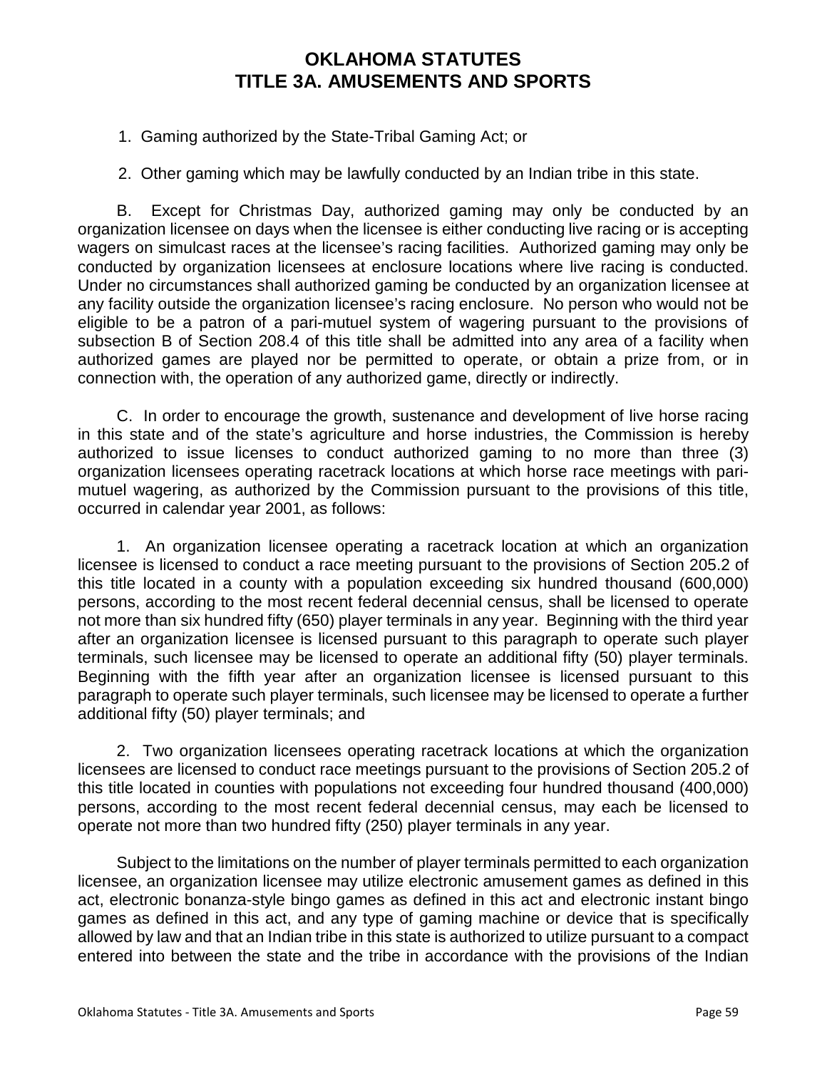1. Gaming authorized by the State-Tribal Gaming Act; or

2. Other gaming which may be lawfully conducted by an Indian tribe in this state.

B. Except for Christmas Day, authorized gaming may only be conducted by an organization licensee on days when the licensee is either conducting live racing or is accepting wagers on simulcast races at the licensee's racing facilities. Authorized gaming may only be conducted by organization licensees at enclosure locations where live racing is conducted. Under no circumstances shall authorized gaming be conducted by an organization licensee at any facility outside the organization licensee's racing enclosure. No person who would not be eligible to be a patron of a pari-mutuel system of wagering pursuant to the provisions of subsection B of Section 208.4 of this title shall be admitted into any area of a facility when authorized games are played nor be permitted to operate, or obtain a prize from, or in connection with, the operation of any authorized game, directly or indirectly.

C. In order to encourage the growth, sustenance and development of live horse racing in this state and of the state's agriculture and horse industries, the Commission is hereby authorized to issue licenses to conduct authorized gaming to no more than three (3) organization licensees operating racetrack locations at which horse race meetings with pari-mutuel wagering, as authorized by the Commission pursuant to the provisions of this title, occurred in calendar year 2001, as follows:

1. An organization licensee operating a racetrack location at which an organization licensee is licensed to conduct a race meeting pursuant to the provisions of Section 205.2 of this title located in a county with a population exceeding six hundred thousand (600,000) persons, according to the most recent federal decennial census, shall be licensed to operate not more than six hundred fifty (650) player terminals in any year. Beginning with the third year after an organization licensee is licensed pursuant to this paragraph to operate such player terminals, such licensee may be licensed to operate an additional fifty (50) player terminals. Beginning with the fifth year after an organization licensee is licensed pursuant to this paragraph to operate such player terminals, such licensee may be licensed to operate a further additional fifty (50) player terminals; and

2. Two organization licensees operating racetrack locations at which the organization licensees are licensed to conduct race meetings pursuant to the provisions of Section 205.2 of this title located in counties with populations not exceeding four hundred thousand (400,000) persons, according to the most recent federal decennial census, may each be licensed to operate not more than two hundred fifty (250) player terminals in any year.

Subject to the limitations on the number of player terminals permitted to each organization licensee, an organization licensee may utilize electronic amusement games as defined in this act, electronic bonanza-style bingo games as defined in this act and electronic instant bingo games as defined in this act, and any type of gaming machine or device that is specifically allowed by law and that an Indian tribe in this state is authorized to utilize pursuant to a compact entered into between the state and the tribe in accordance with the provisions of the Indian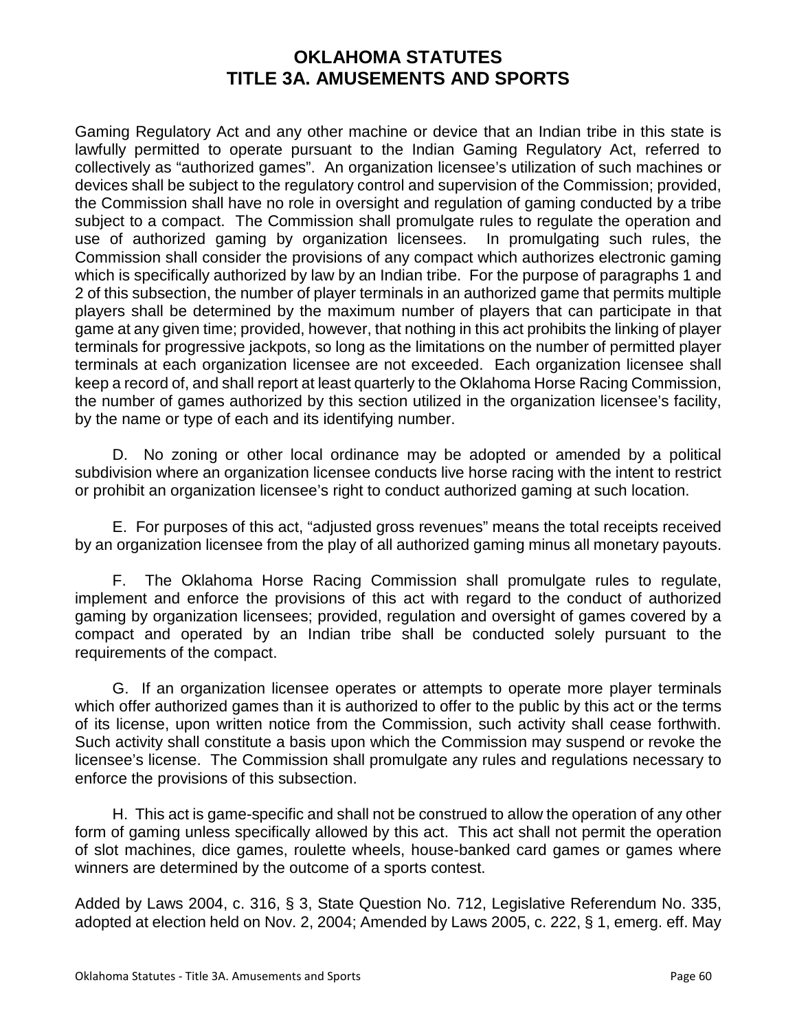Gaming Regulatory Act and any other machine or device that an Indian tribe in this state is lawfully permitted to operate pursuant to the Indian Gaming Regulatory Act, referred to collectively as "authorized games". An organization licensee's utilization of such machines or devices shall be subject to the regulatory control and supervision of the Commission; provided, the Commission shall have no role in oversight and regulation of gaming conducted by a tribe subject to a compact. The Commission shall promulgate rules to regulate the operation and use of authorized gaming by organization licensees. In promulgating such rules, the Commission shall consider the provisions of any compact which authorizes electronic gaming which is specifically authorized by law by an Indian tribe. For the purpose of paragraphs 1 and 2 of this subsection, the number of player terminals in an authorized game that permits multiple players shall be determined by the maximum number of players that can participate in that game at any given time; provided, however, that nothing in this act prohibits the linking of player terminals for progressive jackpots, so long as the limitations on the number of permitted player terminals at each organization licensee are not exceeded. Each organization licensee shall keep a record of, and shall report at least quarterly to the Oklahoma Horse Racing Commission, the number of games authorized by this section utilized in the organization licensee's facility, by the name or type of each and its identifying number.

D. No zoning or other local ordinance may be adopted or amended by a political subdivision where an organization licensee conducts live horse racing with the intent to restrict or prohibit an organization licensee's right to conduct authorized gaming at such location.

E. For purposes of this act, "adjusted gross revenues" means the total receipts received by an organization licensee from the play of all authorized gaming minus all monetary payouts.

F. The Oklahoma Horse Racing Commission shall promulgate rules to regulate, implement and enforce the provisions of this act with regard to the conduct of authorized gaming by organization licensees; provided, regulation and oversight of games covered by a compact and operated by an Indian tribe shall be conducted solely pursuant to the requirements of the compact.

G. If an organization licensee operates or attempts to operate more player terminals which offer authorized games than it is authorized to offer to the public by this act or the terms of its license, upon written notice from the Commission, such activity shall cease forthwith. Such activity shall constitute a basis upon which the Commission may suspend or revoke the licensee's license. The Commission shall promulgate any rules and regulations necessary to enforce the provisions of this subsection.

H. This act is game-specific and shall not be construed to allow the operation of any other form of gaming unless specifically allowed by this act. This act shall not permit the operation of slot machines, dice games, roulette wheels, house-banked card games or games where winners are determined by the outcome of a sports contest.

Added by Laws 2004, c. 316, § 3, State Question No. 712, Legislative Referendum No. 335, adopted at election held on Nov. 2, 2004; Amended by Laws 2005, c. 222, § 1, emerg. eff. May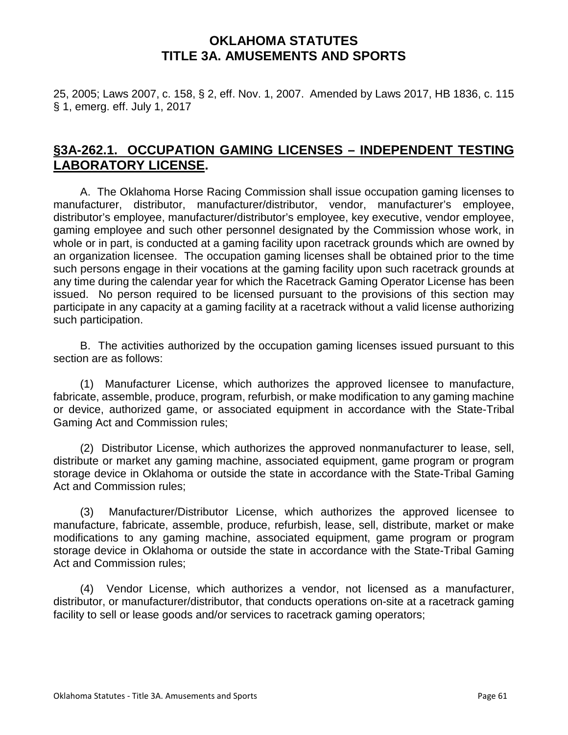25, 2005; Laws 2007, c. 158, § 2, eff. Nov. 1, 2007. Amended by Laws 2017, HB 1836, c. 115 § 1, emerg. eff. July 1, 2017

## §3A-262.1. OCCUPATION GAMING LICENSES – INDEPENDENT TESTING LABORATORY LICENSE.

A. The Oklahoma Horse Racing Commission shall issue occupation gaming licenses to manufacturer, distributor, manufacturer/distributor, vendor, manufacturer's employee, distributor's employee, manufacturer/distributor's employee, key executive, vendor employee, gaming employee and such other personnel designated by the Commission whose work, in whole or in part, is conducted at a gaming facility upon racetrack grounds which are owned by an organization licensee. The occupation gaming licenses shall be obtained prior to the time such persons engage in their vocations at the gaming facility upon such racetrack grounds at any time during the calendar year for which the Racetrack Gaming Operator License has been issued. No person required to be licensed pursuant to the provisions of this section may participate in any capacity at a gaming facility at a racetrack without a valid license authorizing such participation.

B. The activities authorized by the occupation gaming licenses issued pursuant to this section are as follows:

(1) Manufacturer License, which authorizes the approved licensee to manufacture, fabricate, assemble, produce, program, refurbish, or make modification to any gaming machine or device, authorized game, or associated equipment in accordance with the State-Tribal Gaming Act and Commission rules;

(2) Distributor License, which authorizes the approved nonmanufacturer to lease, sell, distribute or market any gaming machine, associated equipment, game program or program storage device in Oklahoma or outside the state in accordance with the State-Tribal Gaming Act and Commission rules;

(3) Manufacturer/Distributor License, which authorizes the approved licensee to manufacture, fabricate, assemble, produce, refurbish, lease, sell, distribute, market or make modifications to any gaming machine, associated equipment, game program or program storage device in Oklahoma or outside the state in accordance with the State-Tribal Gaming Act and Commission rules;

(4) Vendor License, which authorizes a vendor, not licensed as a manufacturer, distributor, or manufacturer/distributor, that conducts operations on-site at a racetrack gaming facility to sell or lease goods and/or services to racetrack gaming operators;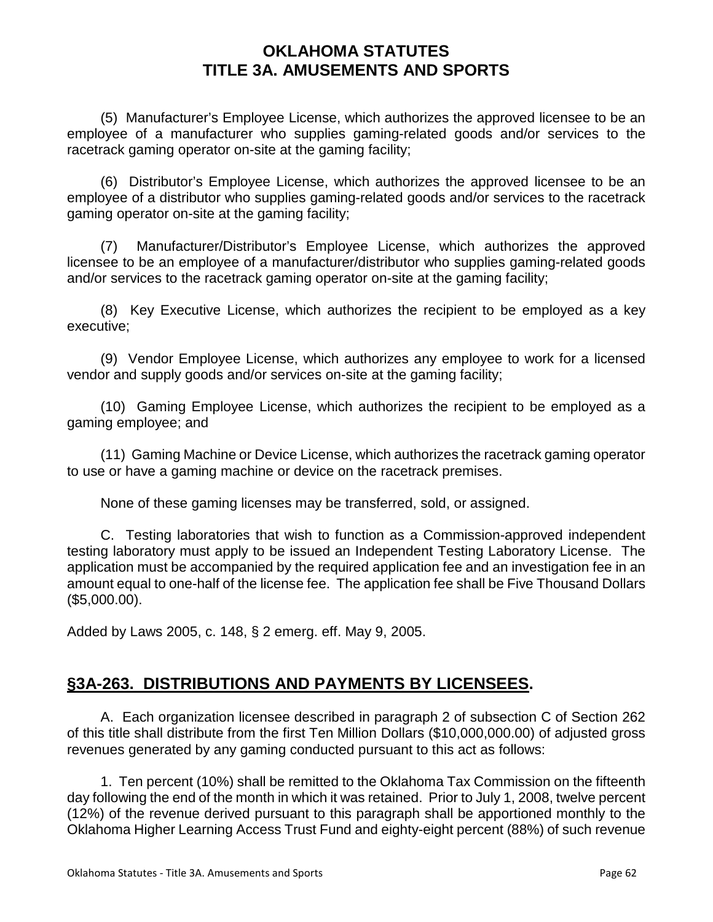(5) Manufacturer's Employee License, which authorizes the approved licensee to be an employee of a manufacturer who supplies gaming-related goods and/or services to the racetrack gaming operator on-site at the gaming facility;

(6) Distributor's Employee License, which authorizes the approved licensee to be an employee of a distributor who supplies gaming-related goods and/or services to the racetrack gaming operator on-site at the gaming facility;

(7) Manufacturer/Distributor's Employee License, which authorizes the approved licensee to be an employee of a manufacturer/distributor who supplies gaming-related goods and/or services to the racetrack gaming operator on-site at the gaming facility;

(8) Key Executive License, which authorizes the recipient to be employed as a key executive;

(9) Vendor Employee License, which authorizes any employee to work for a licensed vendor and supply goods and/or services on-site at the gaming facility;

(10) Gaming Employee License, which authorizes the recipient to be employed as a gaming employee; and

(11) Gaming Machine or Device License, which authorizes the racetrack gaming operator to use or have a gaming machine or device on the racetrack premises.

None of these gaming licenses may be transferred, sold, or assigned.

C. Testing laboratories that wish to function as a Commission-approved independent testing laboratory must apply to be issued an Independent Testing Laboratory License. The application must be accompanied by the required application fee and an investigation fee in an amount equal to one-half of the license fee. The application fee shall be Five Thousand Dollars ($5,000.00).

Added by Laws 2005, c. 148, § 2 emerg. eff. May 9, 2005.

## §3A-263. DISTRIBUTIONS AND PAYMENTS BY LICENSEES.

A. Each organization licensee described in paragraph 2 of subsection C of Section 262 of this title shall distribute from the first Ten Million Dollars ($10,000,000.00) of adjusted gross revenues generated by any gaming conducted pursuant to this act as follows:

1. Ten percent (10%) shall be remitted to the Oklahoma Tax Commission on the fifteenth day following the end of the month in which it was retained. Prior to July 1, 2008, twelve percent (12%) of the revenue derived pursuant to this paragraph shall be apportioned monthly to the Oklahoma Higher Learning Access Trust Fund and eighty-eight percent (88%) of such revenue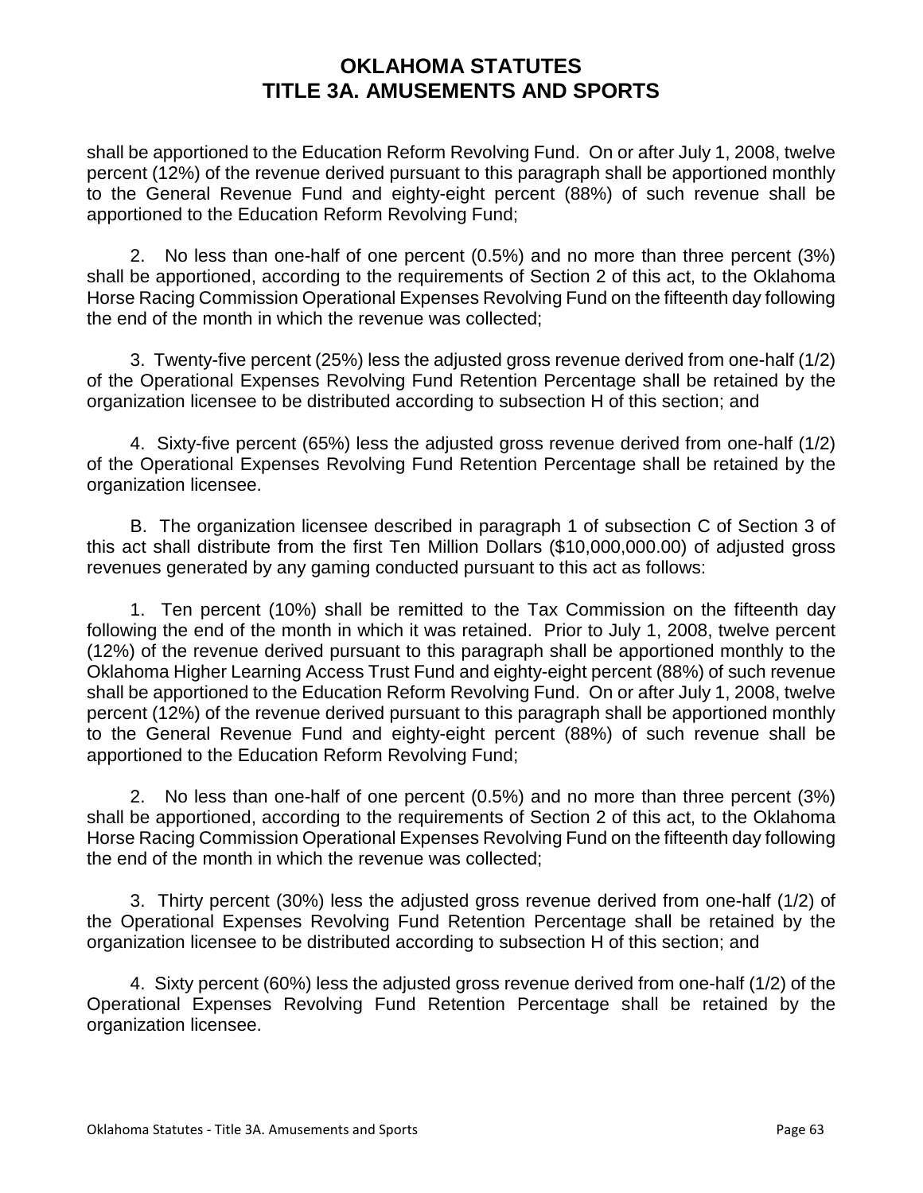shall be apportioned to the Education Reform Revolving Fund. On or after July 1, 2008, twelve percent (12%) of the revenue derived pursuant to this paragraph shall be apportioned monthly to the General Revenue Fund and eighty-eight percent (88%) of such revenue shall be apportioned to the Education Reform Revolving Fund;

2. No less than one-half of one percent (0.5%) and no more than three percent (3%) shall be apportioned, according to the requirements of Section 2 of this act, to the Oklahoma Horse Racing Commission Operational Expenses Revolving Fund on the fifteenth day following the end of the month in which the revenue was collected;

3. Twenty-five percent (25%) less the adjusted gross revenue derived from one-half (1/2) of the Operational Expenses Revolving Fund Retention Percentage shall be retained by the organization licensee to be distributed according to subsection H of this section; and

4. Sixty-five percent (65%) less the adjusted gross revenue derived from one-half (1/2) of the Operational Expenses Revolving Fund Retention Percentage shall be retained by the organization licensee.

B. The organization licensee described in paragraph 1 of subsection C of Section 3 of this act shall distribute from the first Ten Million Dollars ($10,000,000.00) of adjusted gross revenues generated by any gaming conducted pursuant to this act as follows:

1. Ten percent (10%) shall be remitted to the Tax Commission on the fifteenth day following the end of the month in which it was retained. Prior to July 1, 2008, twelve percent (12%) of the revenue derived pursuant to this paragraph shall be apportioned monthly to the Oklahoma Higher Learning Access Trust Fund and eighty-eight percent (88%) of such revenue shall be apportioned to the Education Reform Revolving Fund. On or after July 1, 2008, twelve percent (12%) of the revenue derived pursuant to this paragraph shall be apportioned monthly to the General Revenue Fund and eighty-eight percent (88%) of such revenue shall be apportioned to the Education Reform Revolving Fund;

2. No less than one-half of one percent (0.5%) and no more than three percent (3%) shall be apportioned, according to the requirements of Section 2 of this act, to the Oklahoma Horse Racing Commission Operational Expenses Revolving Fund on the fifteenth day following the end of the month in which the revenue was collected;

3. Thirty percent (30%) less the adjusted gross revenue derived from one-half (1/2) of the Operational Expenses Revolving Fund Retention Percentage shall be retained by the organization licensee to be distributed according to subsection H of this section; and

4. Sixty percent (60%) less the adjusted gross revenue derived from one-half (1/2) of the Operational Expenses Revolving Fund Retention Percentage shall be retained by the organization licensee.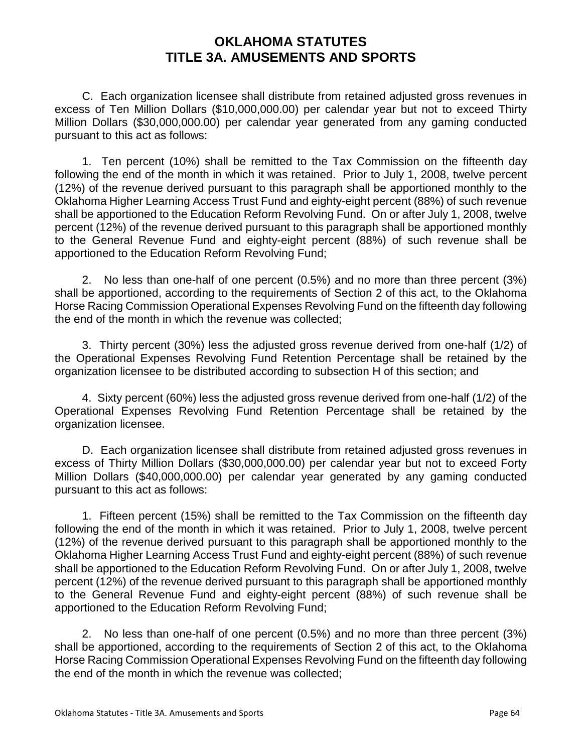C. Each organization licensee shall distribute from retained adjusted gross revenues in excess of Ten Million Dollars ($10,000,000.00) per calendar year but not to exceed Thirty Million Dollars ($30,000,000.00) per calendar year generated from any gaming conducted pursuant to this act as follows:

1. Ten percent (10%) shall be remitted to the Tax Commission on the fifteenth day following the end of the month in which it was retained. Prior to July 1, 2008, twelve percent (12%) of the revenue derived pursuant to this paragraph shall be apportioned monthly to the Oklahoma Higher Learning Access Trust Fund and eighty-eight percent (88%) of such revenue shall be apportioned to the Education Reform Revolving Fund. On or after July 1, 2008, twelve percent (12%) of the revenue derived pursuant to this paragraph shall be apportioned monthly to the General Revenue Fund and eighty-eight percent (88%) of such revenue shall be apportioned to the Education Reform Revolving Fund;

2. No less than one-half of one percent (0.5%) and no more than three percent (3%) shall be apportioned, according to the requirements of Section 2 of this act, to the Oklahoma Horse Racing Commission Operational Expenses Revolving Fund on the fifteenth day following the end of the month in which the revenue was collected;

3. Thirty percent (30%) less the adjusted gross revenue derived from one-half (1/2) of the Operational Expenses Revolving Fund Retention Percentage shall be retained by the organization licensee to be distributed according to subsection H of this section; and

4. Sixty percent (60%) less the adjusted gross revenue derived from one-half (1/2) of the Operational Expenses Revolving Fund Retention Percentage shall be retained by the organization licensee.

D. Each organization licensee shall distribute from retained adjusted gross revenues in excess of Thirty Million Dollars ($30,000,000.00) per calendar year but not to exceed Forty Million Dollars ($40,000,000.00) per calendar year generated by any gaming conducted pursuant to this act as follows:

1. Fifteen percent (15%) shall be remitted to the Tax Commission on the fifteenth day following the end of the month in which it was retained. Prior to July 1, 2008, twelve percent (12%) of the revenue derived pursuant to this paragraph shall be apportioned monthly to the Oklahoma Higher Learning Access Trust Fund and eighty-eight percent (88%) of such revenue shall be apportioned to the Education Reform Revolving Fund. On or after July 1, 2008, twelve percent (12%) of the revenue derived pursuant to this paragraph shall be apportioned monthly to the General Revenue Fund and eighty-eight percent (88%) of such revenue shall be apportioned to the Education Reform Revolving Fund;

2. No less than one-half of one percent (0.5%) and no more than three percent (3%) shall be apportioned, according to the requirements of Section 2 of this act, to the Oklahoma Horse Racing Commission Operational Expenses Revolving Fund on the fifteenth day following the end of the month in which the revenue was collected;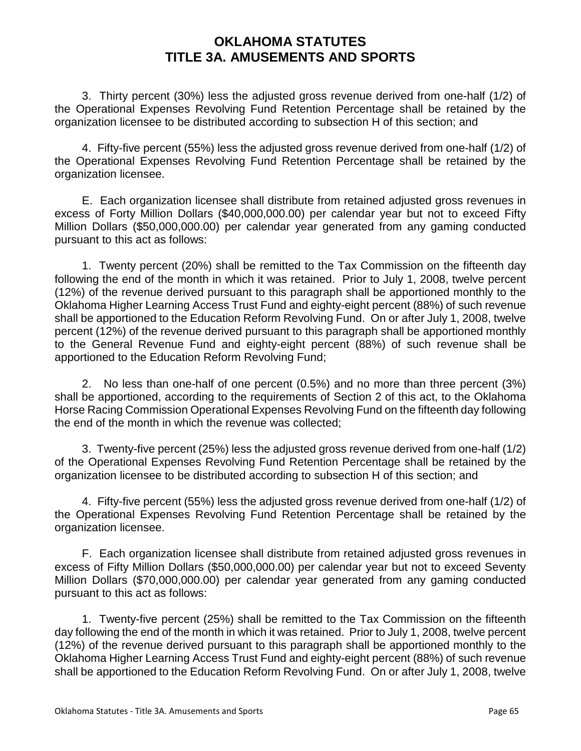3. Thirty percent (30%) less the adjusted gross revenue derived from one-half (1/2) of the Operational Expenses Revolving Fund Retention Percentage shall be retained by the organization licensee to be distributed according to subsection H of this section; and

4. Fifty-five percent (55%) less the adjusted gross revenue derived from one-half (1/2) of the Operational Expenses Revolving Fund Retention Percentage shall be retained by the organization licensee.

E. Each organization licensee shall distribute from retained adjusted gross revenues in excess of Forty Million Dollars ($40,000,000.00) per calendar year but not to exceed Fifty Million Dollars ($50,000,000.00) per calendar year generated from any gaming conducted pursuant to this act as follows:

1. Twenty percent (20%) shall be remitted to the Tax Commission on the fifteenth day following the end of the month in which it was retained. Prior to July 1, 2008, twelve percent (12%) of the revenue derived pursuant to this paragraph shall be apportioned monthly to the Oklahoma Higher Learning Access Trust Fund and eighty-eight percent (88%) of such revenue shall be apportioned to the Education Reform Revolving Fund. On or after July 1, 2008, twelve percent (12%) of the revenue derived pursuant to this paragraph shall be apportioned monthly to the General Revenue Fund and eighty-eight percent (88%) of such revenue shall be apportioned to the Education Reform Revolving Fund;

2. No less than one-half of one percent (0.5%) and no more than three percent (3%) shall be apportioned, according to the requirements of Section 2 of this act, to the Oklahoma Horse Racing Commission Operational Expenses Revolving Fund on the fifteenth day following the end of the month in which the revenue was collected;

3. Twenty-five percent (25%) less the adjusted gross revenue derived from one-half (1/2) of the Operational Expenses Revolving Fund Retention Percentage shall be retained by the organization licensee to be distributed according to subsection H of this section; and

4. Fifty-five percent (55%) less the adjusted gross revenue derived from one-half (1/2) of the Operational Expenses Revolving Fund Retention Percentage shall be retained by the organization licensee.

F. Each organization licensee shall distribute from retained adjusted gross revenues in excess of Fifty Million Dollars ($50,000,000.00) per calendar year but not to exceed Seventy Million Dollars ($70,000,000.00) per calendar year generated from any gaming conducted pursuant to this act as follows:

1. Twenty-five percent (25%) shall be remitted to the Tax Commission on the fifteenth day following the end of the month in which it was retained. Prior to July 1, 2008, twelve percent (12%) of the revenue derived pursuant to this paragraph shall be apportioned monthly to the Oklahoma Higher Learning Access Trust Fund and eighty-eight percent (88%) of such revenue shall be apportioned to the Education Reform Revolving Fund. On or after July 1, 2008, twelve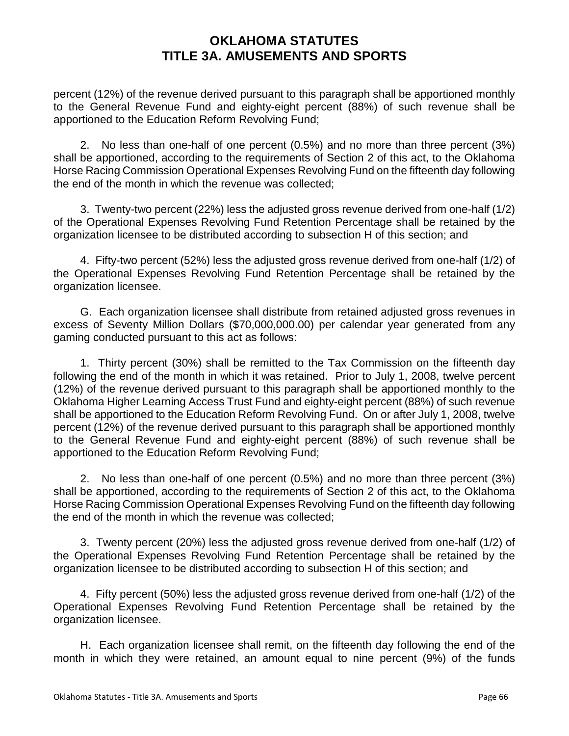percent (12%) of the revenue derived pursuant to this paragraph shall be apportioned monthly to the General Revenue Fund and eighty-eight percent (88%) of such revenue shall be apportioned to the Education Reform Revolving Fund;

2. No less than one-half of one percent (0.5%) and no more than three percent (3%) shall be apportioned, according to the requirements of Section 2 of this act, to the Oklahoma Horse Racing Commission Operational Expenses Revolving Fund on the fifteenth day following the end of the month in which the revenue was collected;

3. Twenty-two percent (22%) less the adjusted gross revenue derived from one-half (1/2) of the Operational Expenses Revolving Fund Retention Percentage shall be retained by the organization licensee to be distributed according to subsection H of this section; and

4. Fifty-two percent (52%) less the adjusted gross revenue derived from one-half (1/2) of the Operational Expenses Revolving Fund Retention Percentage shall be retained by the organization licensee.

G. Each organization licensee shall distribute from retained adjusted gross revenues in excess of Seventy Million Dollars ($70,000,000.00) per calendar year generated from any gaming conducted pursuant to this act as follows:

1. Thirty percent (30%) shall be remitted to the Tax Commission on the fifteenth day following the end of the month in which it was retained. Prior to July 1, 2008, twelve percent (12%) of the revenue derived pursuant to this paragraph shall be apportioned monthly to the Oklahoma Higher Learning Access Trust Fund and eighty-eight percent (88%) of such revenue shall be apportioned to the Education Reform Revolving Fund. On or after July 1, 2008, twelve percent (12%) of the revenue derived pursuant to this paragraph shall be apportioned monthly to the General Revenue Fund and eighty-eight percent (88%) of such revenue shall be apportioned to the Education Reform Revolving Fund;

2. No less than one-half of one percent (0.5%) and no more than three percent (3%) shall be apportioned, according to the requirements of Section 2 of this act, to the Oklahoma Horse Racing Commission Operational Expenses Revolving Fund on the fifteenth day following the end of the month in which the revenue was collected;

3. Twenty percent (20%) less the adjusted gross revenue derived from one-half (1/2) of the Operational Expenses Revolving Fund Retention Percentage shall be retained by the organization licensee to be distributed according to subsection H of this section; and

4. Fifty percent (50%) less the adjusted gross revenue derived from one-half (1/2) of the Operational Expenses Revolving Fund Retention Percentage shall be retained by the organization licensee.

H. Each organization licensee shall remit, on the fifteenth day following the end of the month in which they were retained, an amount equal to nine percent (9%) of the funds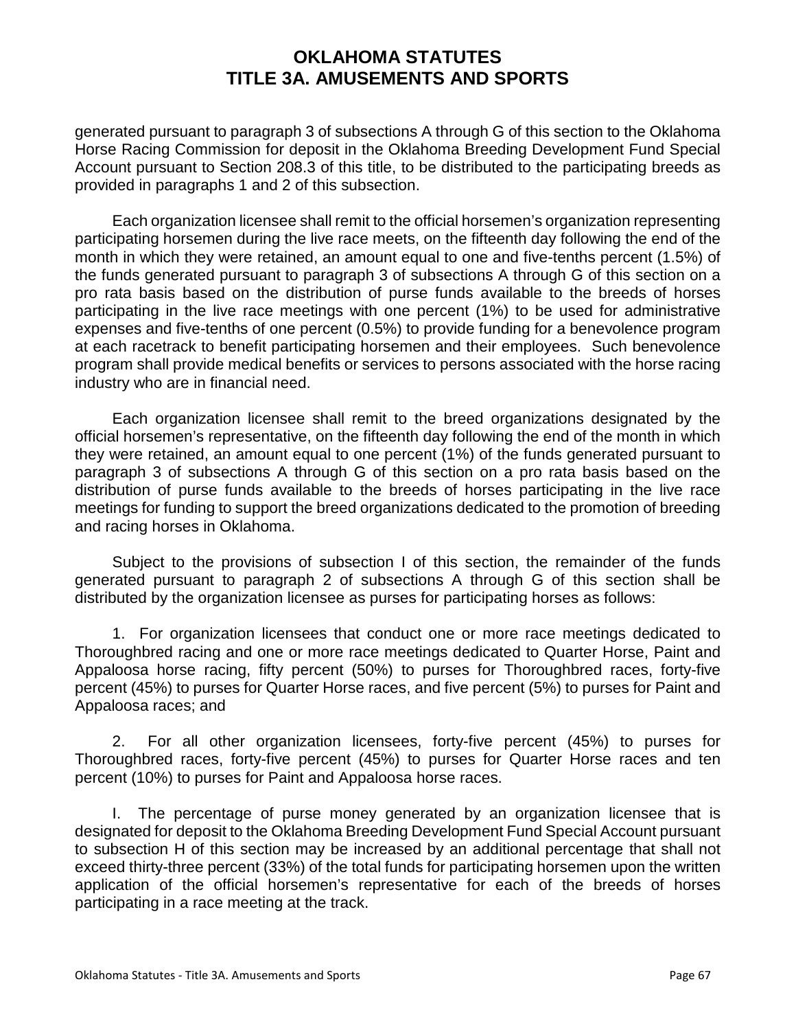generated pursuant to paragraph 3 of subsections A through G of this section to the Oklahoma Horse Racing Commission for deposit in the Oklahoma Breeding Development Fund Special Account pursuant to Section 208.3 of this title, to be distributed to the participating breeds as provided in paragraphs 1 and 2 of this subsection.

Each organization licensee shall remit to the official horsemen's organization representing participating horsemen during the live race meets, on the fifteenth day following the end of the month in which they were retained, an amount equal to one and five-tenths percent (1.5%) of the funds generated pursuant to paragraph 3 of subsections A through G of this section on a pro rata basis based on the distribution of purse funds available to the breeds of horses participating in the live race meetings with one percent (1%) to be used for administrative expenses and five-tenths of one percent (0.5%) to provide funding for a benevolence program at each racetrack to benefit participating horsemen and their employees. Such benevolence program shall provide medical benefits or services to persons associated with the horse racing industry who are in financial need.

Each organization licensee shall remit to the breed organizations designated by the official horsemen's representative, on the fifteenth day following the end of the month in which they were retained, an amount equal to one percent (1%) of the funds generated pursuant to paragraph 3 of subsections A through G of this section on a pro rata basis based on the distribution of purse funds available to the breeds of horses participating in the live race meetings for funding to support the breed organizations dedicated to the promotion of breeding and racing horses in Oklahoma.

Subject to the provisions of subsection I of this section, the remainder of the funds generated pursuant to paragraph 2 of subsections A through G of this section shall be distributed by the organization licensee as purses for participating horses as follows:

1. For organization licensees that conduct one or more race meetings dedicated to Thoroughbred racing and one or more race meetings dedicated to Quarter Horse, Paint and Appaloosa horse racing, fifty percent (50%) to purses for Thoroughbred races, forty-five percent (45%) to purses for Quarter Horse races, and five percent (5%) to purses for Paint and Appaloosa races; and

2. For all other organization licensees, forty-five percent (45%) to purses for Thoroughbred races, forty-five percent (45%) to purses for Quarter Horse races and ten percent (10%) to purses for Paint and Appaloosa horse races.

I. The percentage of purse money generated by an organization licensee that is designated for deposit to the Oklahoma Breeding Development Fund Special Account pursuant to subsection H of this section may be increased by an additional percentage that shall not exceed thirty-three percent (33%) of the total funds for participating horsemen upon the written application of the official horsemen's representative for each of the breeds of horses participating in a race meeting at the track.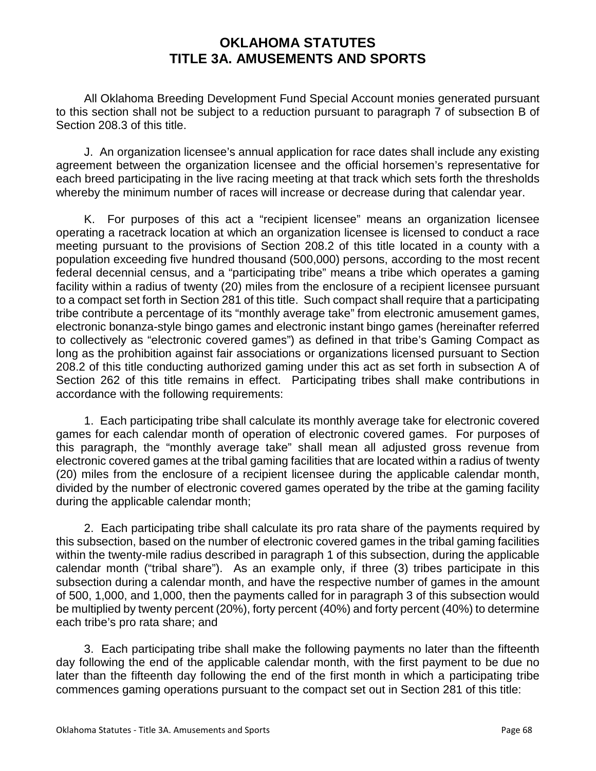All Oklahoma Breeding Development Fund Special Account monies generated pursuant to this section shall not be subject to a reduction pursuant to paragraph 7 of subsection B of Section 208.3 of this title.

J. An organization licensee's annual application for race dates shall include any existing agreement between the organization licensee and the official horsemen's representative for each breed participating in the live racing meeting at that track which sets forth the thresholds whereby the minimum number of races will increase or decrease during that calendar year.

K. For purposes of this act a "recipient licensee" means an organization licensee operating a racetrack location at which an organization licensee is licensed to conduct a race meeting pursuant to the provisions of Section 208.2 of this title located in a county with a population exceeding five hundred thousand (500,000) persons, according to the most recent federal decennial census, and a "participating tribe" means a tribe which operates a gaming facility within a radius of twenty (20) miles from the enclosure of a recipient licensee pursuant to a compact set forth in Section 281 of this title. Such compact shall require that a participating tribe contribute a percentage of its "monthly average take" from electronic amusement games, electronic bonanza-style bingo games and electronic instant bingo games (hereinafter referred to collectively as "electronic covered games") as defined in that tribe's Gaming Compact as long as the prohibition against fair associations or organizations licensed pursuant to Section 208.2 of this title conducting authorized gaming under this act as set forth in subsection A of Section 262 of this title remains in effect. Participating tribes shall make contributions in accordance with the following requirements:

1. Each participating tribe shall calculate its monthly average take for electronic covered games for each calendar month of operation of electronic covered games. For purposes of this paragraph, the "monthly average take" shall mean all adjusted gross revenue from electronic covered games at the tribal gaming facilities that are located within a radius of twenty (20) miles from the enclosure of a recipient licensee during the applicable calendar month, divided by the number of electronic covered games operated by the tribe at the gaming facility during the applicable calendar month;

2. Each participating tribe shall calculate its pro rata share of the payments required by this subsection, based on the number of electronic covered games in the tribal gaming facilities within the twenty-mile radius described in paragraph 1 of this subsection, during the applicable calendar month ("tribal share"). As an example only, if three (3) tribes participate in this subsection during a calendar month, and have the respective number of games in the amount of 500, 1,000, and 1,000, then the payments called for in paragraph 3 of this subsection would be multiplied by twenty percent (20%), forty percent (40%) and forty percent (40%) to determine each tribe's pro rata share; and

3. Each participating tribe shall make the following payments no later than the fifteenth day following the end of the applicable calendar month, with the first payment to be due no later than the fifteenth day following the end of the first month in which a participating tribe commences gaming operations pursuant to the compact set out in Section 281 of this title: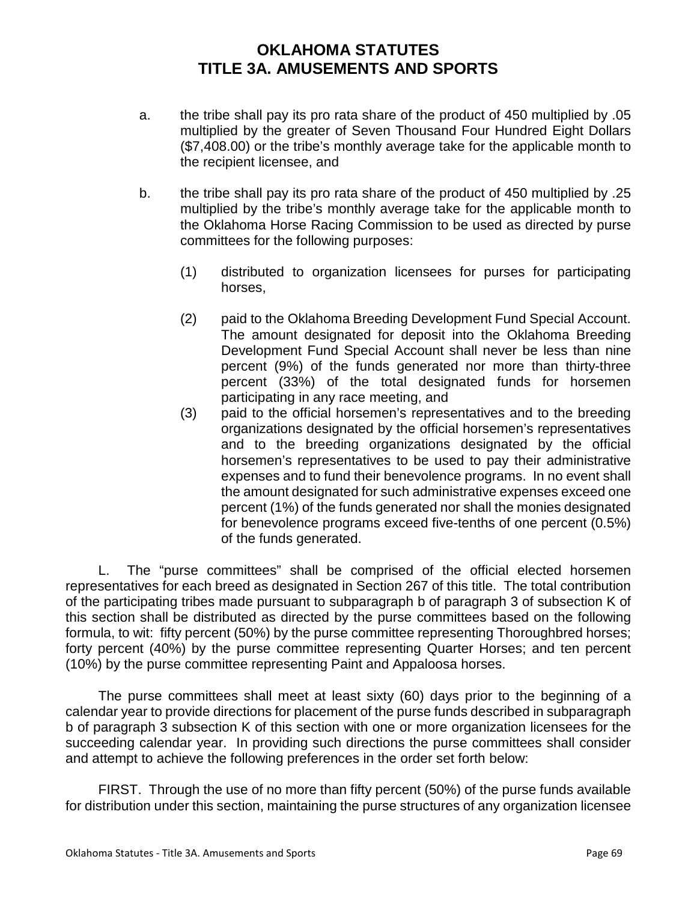a. the tribe shall pay its pro rata share of the product of 450 multiplied by .05 multiplied by the greater of Seven Thousand Four Hundred Eight Dollars ($7,408.00) or the tribe's monthly average take for the applicable month to the recipient licensee, and

b. the tribe shall pay its pro rata share of the product of 450 multiplied by .25 multiplied by the tribe's monthly average take for the applicable month to the Oklahoma Horse Racing Commission to be used as directed by purse committees for the following purposes:

(1) distributed to organization licensees for purses for participating horses,

(2) paid to the Oklahoma Breeding Development Fund Special Account. The amount designated for deposit into the Oklahoma Breeding Development Fund Special Account shall never be less than nine percent (9%) of the funds generated nor more than thirty-three percent (33%) of the total designated funds for horsemen participating in any race meeting, and

(3) paid to the official horsemen's representatives and to the breeding organizations designated by the official horsemen's representatives and to the breeding organizations designated by the official horsemen's representatives to be used to pay their administrative expenses and to fund their benevolence programs. In no event shall the amount designated for such administrative expenses exceed one percent (1%) of the funds generated nor shall the monies designated for benevolence programs exceed five-tenths of one percent (0.5%) of the funds generated.

L. The "purse committees" shall be comprised of the official elected horsemen representatives for each breed as designated in Section 267 of this title. The total contribution of the participating tribes made pursuant to subparagraph b of paragraph 3 of subsection K of this section shall be distributed as directed by the purse committees based on the following formula, to wit: fifty percent (50%) by the purse committee representing Thoroughbred horses; forty percent (40%) by the purse committee representing Quarter Horses; and ten percent (10%) by the purse committee representing Paint and Appaloosa horses.

The purse committees shall meet at least sixty (60) days prior to the beginning of a calendar year to provide directions for placement of the purse funds described in subparagraph b of paragraph 3 subsection K of this section with one or more organization licensees for the succeeding calendar year. In providing such directions the purse committees shall consider and attempt to achieve the following preferences in the order set forth below:

FIRST. Through the use of no more than fifty percent (50%) of the purse funds available for distribution under this section, maintaining the purse structures of any organization licensee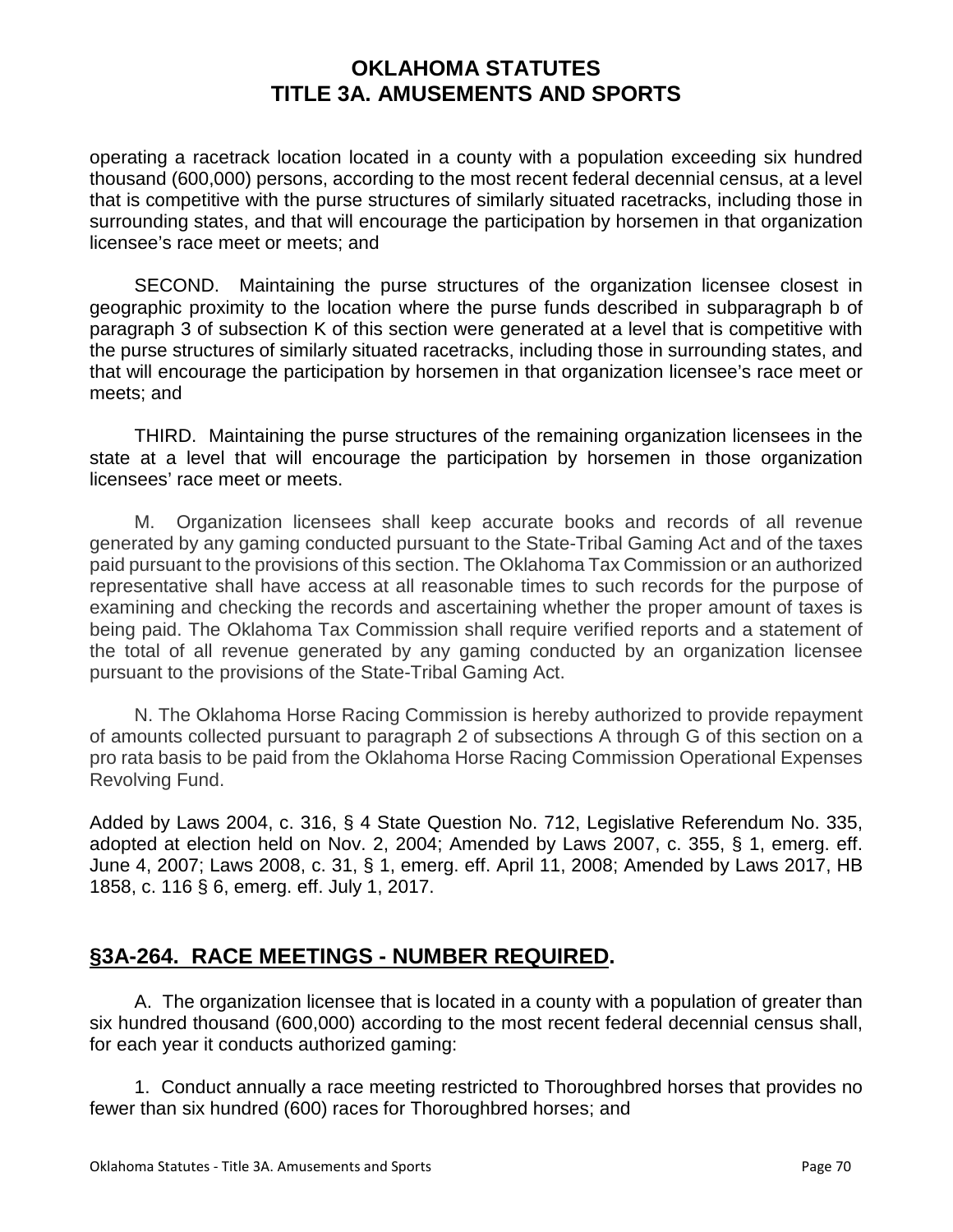operating a racetrack location located in a county with a population exceeding six hundred thousand (600,000) persons, according to the most recent federal decennial census, at a level that is competitive with the purse structures of similarly situated racetracks, including those in surrounding states, and that will encourage the participation by horsemen in that organization licensee's race meet or meets; and

SECOND. Maintaining the purse structures of the organization licensee closest in geographic proximity to the location where the purse funds described in subparagraph b of paragraph 3 of subsection K of this section were generated at a level that is competitive with the purse structures of similarly situated racetracks, including those in surrounding states, and that will encourage the participation by horsemen in that organization licensee's race meet or meets; and

THIRD. Maintaining the purse structures of the remaining organization licensees in the state at a level that will encourage the participation by horsemen in those organization licensees' race meet or meets.

M. Organization licensees shall keep accurate books and records of all revenue generated by any gaming conducted pursuant to the State-Tribal Gaming Act and of the taxes paid pursuant to the provisions of this section. The Oklahoma Tax Commission or an authorized representative shall have access at all reasonable times to such records for the purpose of examining and checking the records and ascertaining whether the proper amount of taxes is being paid. The Oklahoma Tax Commission shall require verified reports and a statement of the total of all revenue generated by any gaming conducted by an organization licensee pursuant to the provisions of the State-Tribal Gaming Act.

N. The Oklahoma Horse Racing Commission is hereby authorized to provide repayment of amounts collected pursuant to paragraph 2 of subsections A through G of this section on a pro rata basis to be paid from the Oklahoma Horse Racing Commission Operational Expenses Revolving Fund.

Added by Laws 2004, c. 316, § 4 State Question No. 712, Legislative Referendum No. 335, adopted at election held on Nov. 2, 2004; Amended by Laws 2007, c. 355, § 1, emerg. eff. June 4, 2007; Laws 2008, c. 31, § 1, emerg. eff. April 11, 2008; Amended by Laws 2017, HB 1858, c. 116 § 6, emerg. eff. July 1, 2017.

## §3A-264. RACE MEETINGS - NUMBER REQUIRED.

A. The organization licensee that is located in a county with a population of greater than six hundred thousand (600,000) according to the most recent federal decennial census shall, for each year it conducts authorized gaming:

1. Conduct annually a race meeting restricted to Thoroughbred horses that provides no fewer than six hundred (600) races for Thoroughbred horses; and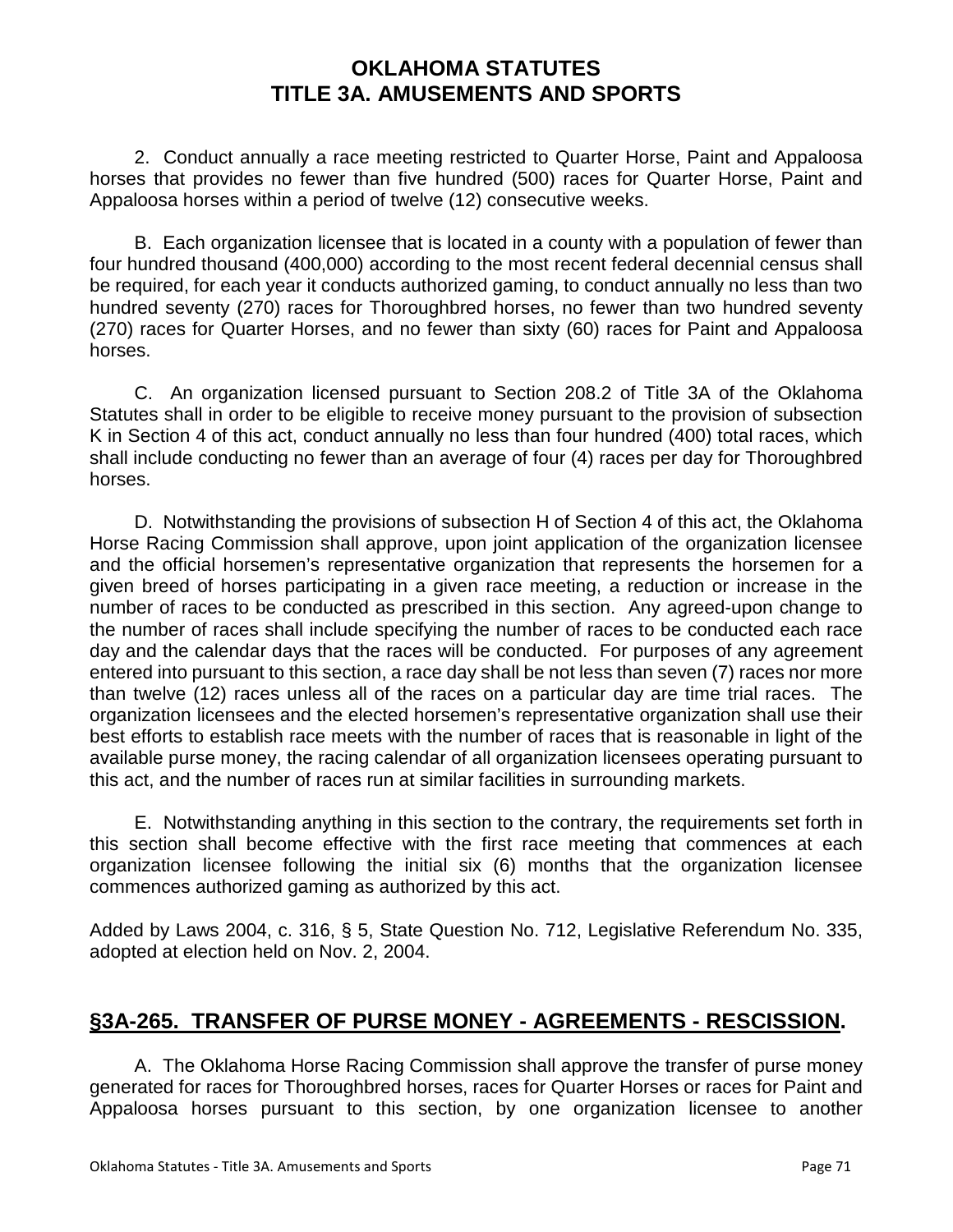2. Conduct annually a race meeting restricted to Quarter Horse, Paint and Appaloosa horses that provides no fewer than five hundred (500) races for Quarter Horse, Paint and Appaloosa horses within a period of twelve (12) consecutive weeks.

B. Each organization licensee that is located in a county with a population of fewer than four hundred thousand (400,000) according to the most recent federal decennial census shall be required, for each year it conducts authorized gaming, to conduct annually no less than two hundred seventy (270) races for Thoroughbred horses, no fewer than two hundred seventy (270) races for Quarter Horses, and no fewer than sixty (60) races for Paint and Appaloosa horses.

C. An organization licensed pursuant to Section 208.2 of Title 3A of the Oklahoma Statutes shall in order to be eligible to receive money pursuant to the provision of subsection K in Section 4 of this act, conduct annually no less than four hundred (400) total races, which shall include conducting no fewer than an average of four (4) races per day for Thoroughbred horses.

D. Notwithstanding the provisions of subsection H of Section 4 of this act, the Oklahoma Horse Racing Commission shall approve, upon joint application of the organization licensee and the official horsemen's representative organization that represents the horsemen for a given breed of horses participating in a given race meeting, a reduction or increase in the number of races to be conducted as prescribed in this section. Any agreed-upon change to the number of races shall include specifying the number of races to be conducted each race day and the calendar days that the races will be conducted. For purposes of any agreement entered into pursuant to this section, a race day shall be not less than seven (7) races nor more than twelve (12) races unless all of the races on a particular day are time trial races. The organization licensees and the elected horsemen's representative organization shall use their best efforts to establish race meets with the number of races that is reasonable in light of the available purse money, the racing calendar of all organization licensees operating pursuant to this act, and the number of races run at similar facilities in surrounding markets.

E. Notwithstanding anything in this section to the contrary, the requirements set forth in this section shall become effective with the first race meeting that commences at each organization licensee following the initial six (6) months that the organization licensee commences authorized gaming as authorized by this act.

Added by Laws 2004, c. 316, § 5, State Question No. 712, Legislative Referendum No. 335, adopted at election held on Nov. 2, 2004.

## §3A-265. TRANSFER OF PURSE MONEY - AGREEMENTS - RESCISSION.

A. The Oklahoma Horse Racing Commission shall approve the transfer of purse money generated for races for Thoroughbred horses, races for Quarter Horses or races for Paint and Appaloosa horses pursuant to this section, by one organization licensee to another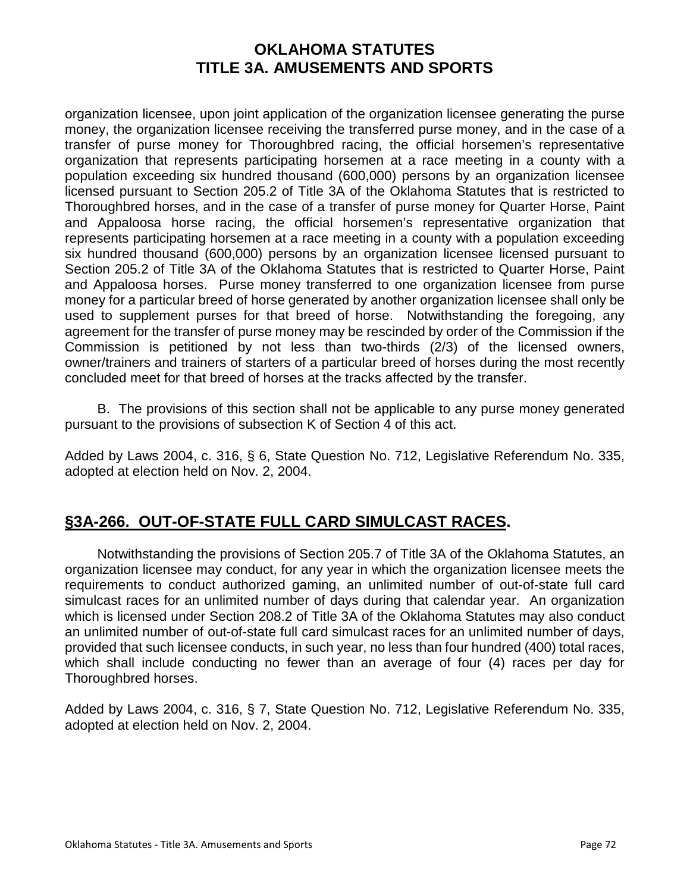organization licensee, upon joint application of the organization licensee generating the purse money, the organization licensee receiving the transferred purse money, and in the case of a transfer of purse money for Thoroughbred racing, the official horsemen's representative organization that represents participating horsemen at a race meeting in a county with a population exceeding six hundred thousand (600,000) persons by an organization licensee licensed pursuant to Section 205.2 of Title 3A of the Oklahoma Statutes that is restricted to Thoroughbred horses, and in the case of a transfer of purse money for Quarter Horse, Paint and Appaloosa horse racing, the official horsemen's representative organization that represents participating horsemen at a race meeting in a county with a population exceeding six hundred thousand (600,000) persons by an organization licensee licensed pursuant to Section 205.2 of Title 3A of the Oklahoma Statutes that is restricted to Quarter Horse, Paint and Appaloosa horses. Purse money transferred to one organization licensee from purse money for a particular breed of horse generated by another organization licensee shall only be used to supplement purses for that breed of horse. Notwithstanding the foregoing, any agreement for the transfer of purse money may be rescinded by order of the Commission if the Commission is petitioned by not less than two-thirds (2/3) of the licensed owners, owner/trainers and trainers of starters of a particular breed of horses during the most recently concluded meet for that breed of horses at the tracks affected by the transfer.

B. The provisions of this section shall not be applicable to any purse money generated pursuant to the provisions of subsection K of Section 4 of this act.

Added by Laws 2004, c. 316, § 6, State Question No. 712, Legislative Referendum No. 335, adopted at election held on Nov. 2, 2004.

## §3A-266. OUT-OF-STATE FULL CARD SIMULCAST RACES.

Notwithstanding the provisions of Section 205.7 of Title 3A of the Oklahoma Statutes, an organization licensee may conduct, for any year in which the organization licensee meets the requirements to conduct authorized gaming, an unlimited number of out-of-state full card simulcast races for an unlimited number of days during that calendar year. An organization which is licensed under Section 208.2 of Title 3A of the Oklahoma Statutes may also conduct an unlimited number of out-of-state full card simulcast races for an unlimited number of days, provided that such licensee conducts, in such year, no less than four hundred (400) total races, which shall include conducting no fewer than an average of four (4) races per day for Thoroughbred horses.

Added by Laws 2004, c. 316, § 7, State Question No. 712, Legislative Referendum No. 335, adopted at election held on Nov. 2, 2004.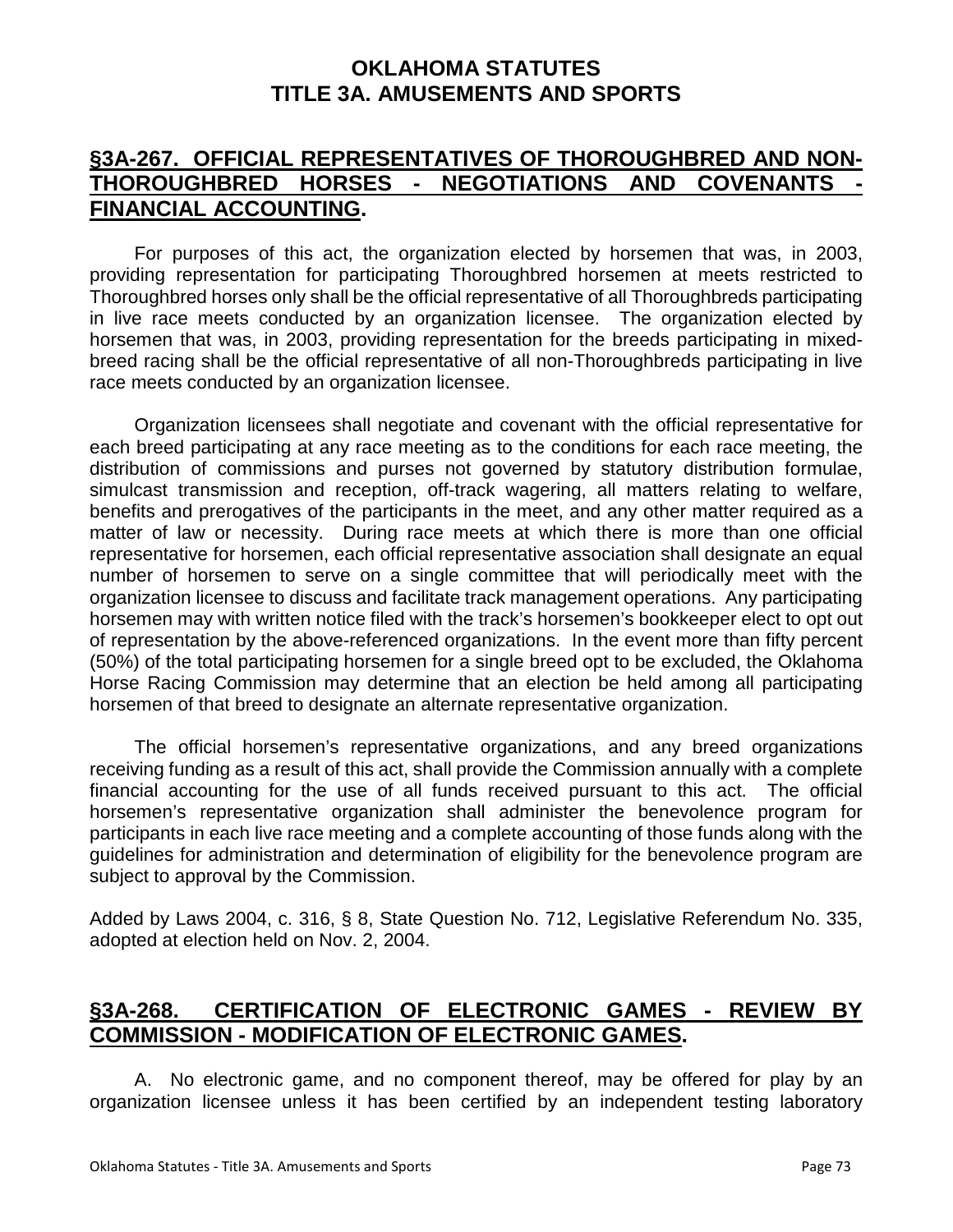## §3A-267. OFFICIAL REPRESENTATIVES OF THOROUGHBRED AND NON-THOROUGHBRED HORSES - NEGOTIATIONS AND COVENANTS - FINANCIAL ACCOUNTING.

For purposes of this act, the organization elected by horsemen that was, in 2003, providing representation for participating Thoroughbred horsemen at meets restricted to Thoroughbred horses only shall be the official representative of all Thoroughbreds participating in live race meets conducted by an organization licensee. The organization elected by horsemen that was, in 2003, providing representation for the breeds participating in mixed-breed racing shall be the official representative of all non-Thoroughbreds participating in live race meets conducted by an organization licensee.

Organization licensees shall negotiate and covenant with the official representative for each breed participating at any race meeting as to the conditions for each race meeting, the distribution of commissions and purses not governed by statutory distribution formulae, simulcast transmission and reception, off-track wagering, all matters relating to welfare, benefits and prerogatives of the participants in the meet, and any other matter required as a matter of law or necessity. During race meets at which there is more than one official representative for horsemen, each official representative association shall designate an equal number of horsemen to serve on a single committee that will periodically meet with the organization licensee to discuss and facilitate track management operations. Any participating horsemen may with written notice filed with the track's horsemen's bookkeeper elect to opt out of representation by the above-referenced organizations. In the event more than fifty percent (50%) of the total participating horsemen for a single breed opt to be excluded, the Oklahoma Horse Racing Commission may determine that an election be held among all participating horsemen of that breed to designate an alternate representative organization.

The official horsemen's representative organizations, and any breed organizations receiving funding as a result of this act, shall provide the Commission annually with a complete financial accounting for the use of all funds received pursuant to this act. The official horsemen's representative organization shall administer the benevolence program for participants in each live race meeting and a complete accounting of those funds along with the guidelines for administration and determination of eligibility for the benevolence program are subject to approval by the Commission.

Added by Laws 2004, c. 316, § 8, State Question No. 712, Legislative Referendum No. 335, adopted at election held on Nov. 2, 2004.

## §3A-268. CERTIFICATION OF ELECTRONIC GAMES - REVIEW BY COMMISSION - MODIFICATION OF ELECTRONIC GAMES.

A. No electronic game, and no component thereof, may be offered for play by an organization licensee unless it has been certified by an independent testing laboratory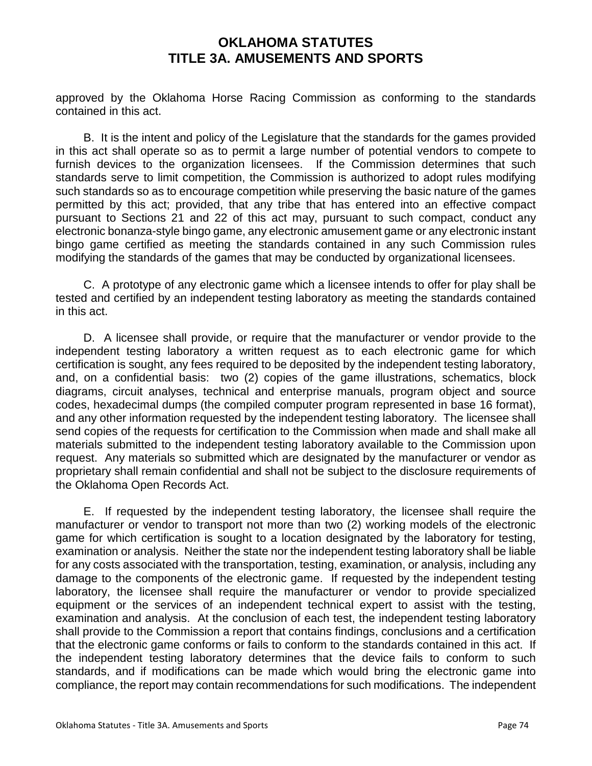approved by the Oklahoma Horse Racing Commission as conforming to the standards contained in this act.

B. It is the intent and policy of the Legislature that the standards for the games provided in this act shall operate so as to permit a large number of potential vendors to compete to furnish devices to the organization licensees. If the Commission determines that such standards serve to limit competition, the Commission is authorized to adopt rules modifying such standards so as to encourage competition while preserving the basic nature of the games permitted by this act; provided, that any tribe that has entered into an effective compact pursuant to Sections 21 and 22 of this act may, pursuant to such compact, conduct any electronic bonanza-style bingo game, any electronic amusement game or any electronic instant bingo game certified as meeting the standards contained in any such Commission rules modifying the standards of the games that may be conducted by organizational licensees.

C. A prototype of any electronic game which a licensee intends to offer for play shall be tested and certified by an independent testing laboratory as meeting the standards contained in this act.

D. A licensee shall provide, or require that the manufacturer or vendor provide to the independent testing laboratory a written request as to each electronic game for which certification is sought, any fees required to be deposited by the independent testing laboratory, and, on a confidential basis: two (2) copies of the game illustrations, schematics, block diagrams, circuit analyses, technical and enterprise manuals, program object and source codes, hexadecimal dumps (the compiled computer program represented in base 16 format), and any other information requested by the independent testing laboratory. The licensee shall send copies of the requests for certification to the Commission when made and shall make all materials submitted to the independent testing laboratory available to the Commission upon request. Any materials so submitted which are designated by the manufacturer or vendor as proprietary shall remain confidential and shall not be subject to the disclosure requirements of the Oklahoma Open Records Act.

E. If requested by the independent testing laboratory, the licensee shall require the manufacturer or vendor to transport not more than two (2) working models of the electronic game for which certification is sought to a location designated by the laboratory for testing, examination or analysis. Neither the state nor the independent testing laboratory shall be liable for any costs associated with the transportation, testing, examination, or analysis, including any damage to the components of the electronic game. If requested by the independent testing laboratory, the licensee shall require the manufacturer or vendor to provide specialized equipment or the services of an independent technical expert to assist with the testing, examination and analysis. At the conclusion of each test, the independent testing laboratory shall provide to the Commission a report that contains findings, conclusions and a certification that the electronic game conforms or fails to conform to the standards contained in this act. If the independent testing laboratory determines that the device fails to conform to such standards, and if modifications can be made which would bring the electronic game into compliance, the report may contain recommendations for such modifications. The independent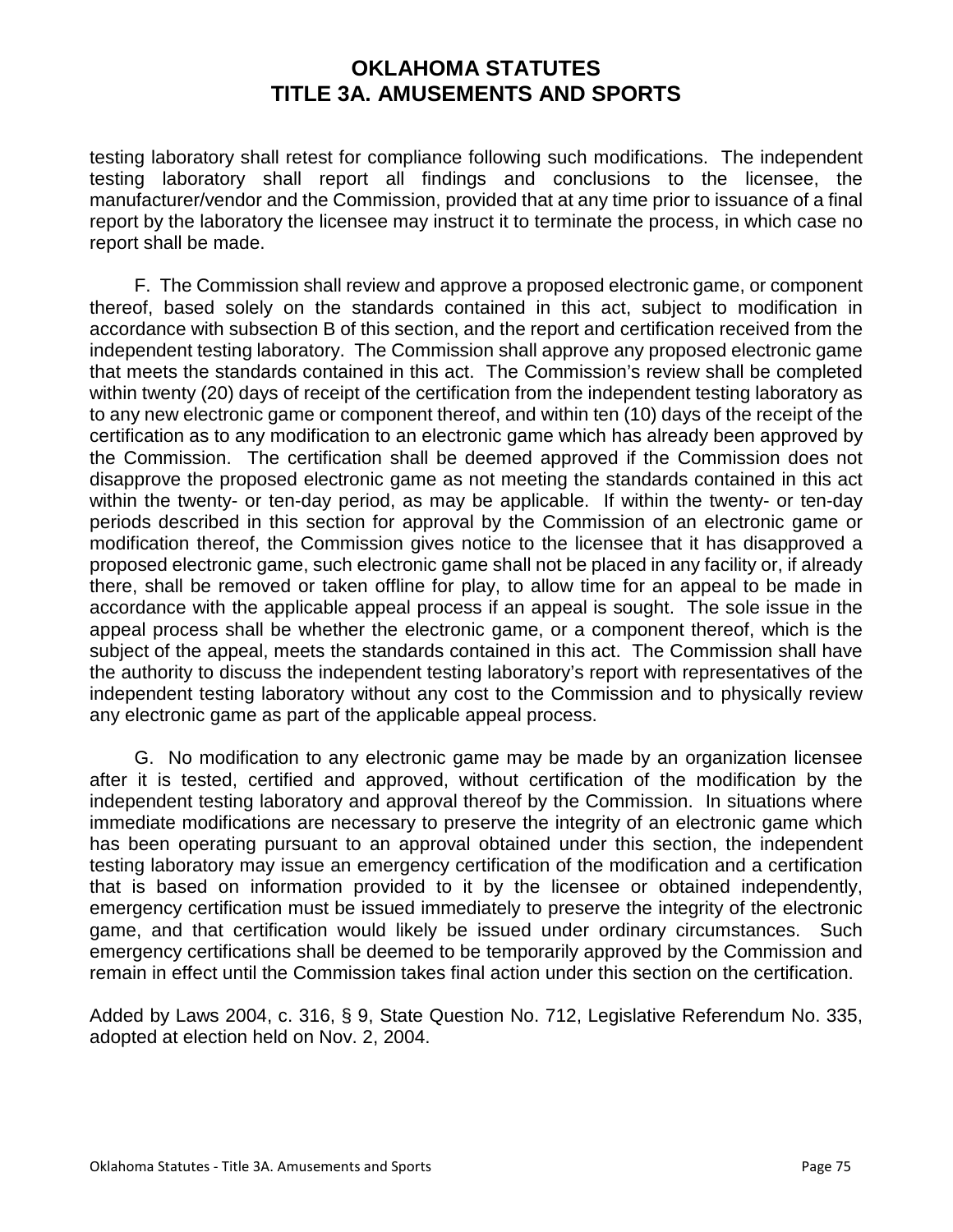testing laboratory shall retest for compliance following such modifications. The independent testing laboratory shall report all findings and conclusions to the licensee, the manufacturer/vendor and the Commission, provided that at any time prior to issuance of a final report by the laboratory the licensee may instruct it to terminate the process, in which case no report shall be made.

F. The Commission shall review and approve a proposed electronic game, or component thereof, based solely on the standards contained in this act, subject to modification in accordance with subsection B of this section, and the report and certification received from the independent testing laboratory. The Commission shall approve any proposed electronic game that meets the standards contained in this act. The Commission's review shall be completed within twenty (20) days of receipt of the certification from the independent testing laboratory as to any new electronic game or component thereof, and within ten (10) days of the receipt of the certification as to any modification to an electronic game which has already been approved by the Commission. The certification shall be deemed approved if the Commission does not disapprove the proposed electronic game as not meeting the standards contained in this act within the twenty- or ten-day period, as may be applicable. If within the twenty- or ten-day periods described in this section for approval by the Commission of an electronic game or modification thereof, the Commission gives notice to the licensee that it has disapproved a proposed electronic game, such electronic game shall not be placed in any facility or, if already there, shall be removed or taken offline for play, to allow time for an appeal to be made in accordance with the applicable appeal process if an appeal is sought. The sole issue in the appeal process shall be whether the electronic game, or a component thereof, which is the subject of the appeal, meets the standards contained in this act. The Commission shall have the authority to discuss the independent testing laboratory's report with representatives of the independent testing laboratory without any cost to the Commission and to physically review any electronic game as part of the applicable appeal process.

G. No modification to any electronic game may be made by an organization licensee after it is tested, certified and approved, without certification of the modification by the independent testing laboratory and approval thereof by the Commission. In situations where immediate modifications are necessary to preserve the integrity of an electronic game which has been operating pursuant to an approval obtained under this section, the independent testing laboratory may issue an emergency certification of the modification and a certification that is based on information provided to it by the licensee or obtained independently, emergency certification must be issued immediately to preserve the integrity of the electronic game, and that certification would likely be issued under ordinary circumstances. Such emergency certifications shall be deemed to be temporarily approved by the Commission and remain in effect until the Commission takes final action under this section on the certification.

Added by Laws 2004, c. 316, § 9, State Question No. 712, Legislative Referendum No. 335, adopted at election held on Nov. 2, 2004.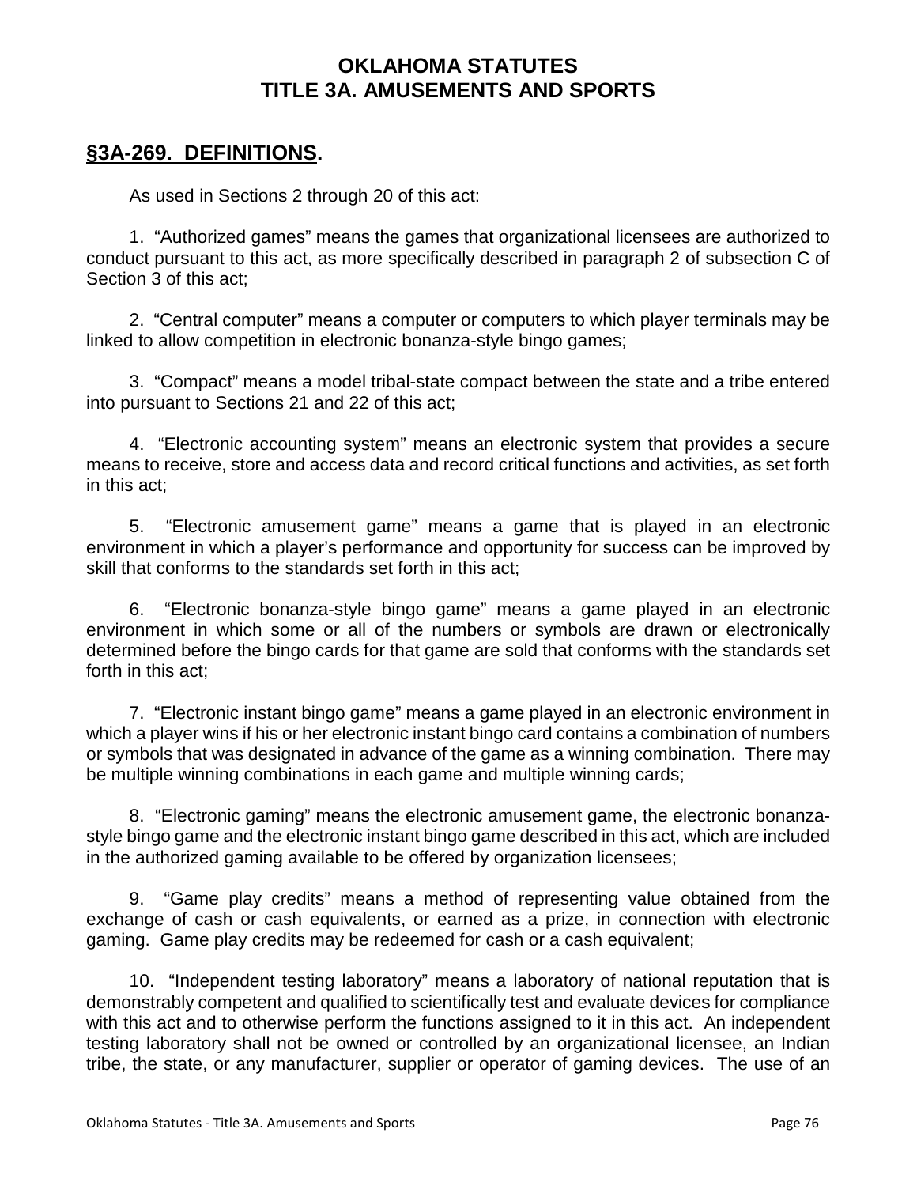# OKLAHOMA STATUTES
# TITLE 3A. AMUSEMENTS AND SPORTS

## §3A-269. DEFINITIONS.

As used in Sections 2 through 20 of this act:

1. "Authorized games" means the games that organizational licensees are authorized to conduct pursuant to this act, as more specifically described in paragraph 2 of subsection C of Section 3 of this act;

2. "Central computer" means a computer or computers to which player terminals may be linked to allow competition in electronic bonanza-style bingo games;

3. "Compact" means a model tribal-state compact between the state and a tribe entered into pursuant to Sections 21 and 22 of this act;

4. "Electronic accounting system" means an electronic system that provides a secure means to receive, store and access data and record critical functions and activities, as set forth in this act;

5. "Electronic amusement game" means a game that is played in an electronic environment in which a player's performance and opportunity for success can be improved by skill that conforms to the standards set forth in this act;

6. "Electronic bonanza-style bingo game" means a game played in an electronic environment in which some or all of the numbers or symbols are drawn or electronically determined before the bingo cards for that game are sold that conforms with the standards set forth in this act;

7. "Electronic instant bingo game" means a game played in an electronic environment in which a player wins if his or her electronic instant bingo card contains a combination of numbers or symbols that was designated in advance of the game as a winning combination. There may be multiple winning combinations in each game and multiple winning cards;

8. "Electronic gaming" means the electronic amusement game, the electronic bonanza-style bingo game and the electronic instant bingo game described in this act, which are included in the authorized gaming available to be offered by organization licensees;

9. "Game play credits" means a method of representing value obtained from the exchange of cash or cash equivalents, or earned as a prize, in connection with electronic gaming. Game play credits may be redeemed for cash or a cash equivalent;

10. "Independent testing laboratory" means a laboratory of national reputation that is demonstrably competent and qualified to scientifically test and evaluate devices for compliance with this act and to otherwise perform the functions assigned to it in this act. An independent testing laboratory shall not be owned or controlled by an organizational licensee, an Indian tribe, the state, or any manufacturer, supplier or operator of gaming devices. The use of an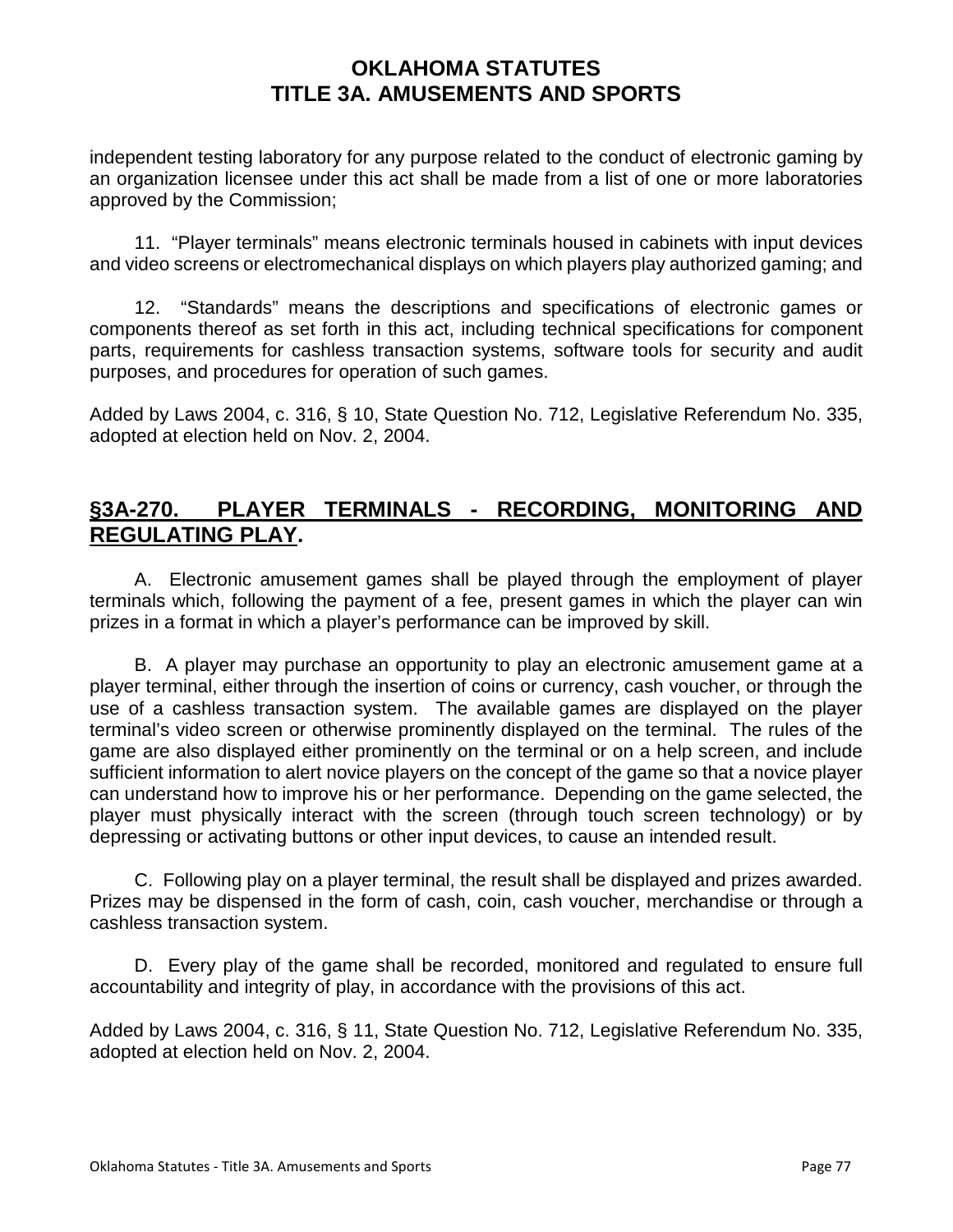independent testing laboratory for any purpose related to the conduct of electronic gaming by an organization licensee under this act shall be made from a list of one or more laboratories approved by the Commission;

11. “Player terminals” means electronic terminals housed in cabinets with input devices and video screens or electromechanical displays on which players play authorized gaming; and

12. “Standards” means the descriptions and specifications of electronic games or components thereof as set forth in this act, including technical specifications for component parts, requirements for cashless transaction systems, software tools for security and audit purposes, and procedures for operation of such games.

Added by Laws 2004, c. 316, § 10, State Question No. 712, Legislative Referendum No. 335, adopted at election held on Nov. 2, 2004.

## §3A-270. PLAYER TERMINALS - RECORDING, MONITORING AND REGULATING PLAY.

A. Electronic amusement games shall be played through the employment of player terminals which, following the payment of a fee, present games in which the player can win prizes in a format in which a player’s performance can be improved by skill.

B. A player may purchase an opportunity to play an electronic amusement game at a player terminal, either through the insertion of coins or currency, cash voucher, or through the use of a cashless transaction system. The available games are displayed on the player terminal’s video screen or otherwise prominently displayed on the terminal. The rules of the game are also displayed either prominently on the terminal or on a help screen, and include sufficient information to alert novice players on the concept of the game so that a novice player can understand how to improve his or her performance. Depending on the game selected, the player must physically interact with the screen (through touch screen technology) or by depressing or activating buttons or other input devices, to cause an intended result.

C. Following play on a player terminal, the result shall be displayed and prizes awarded. Prizes may be dispensed in the form of cash, coin, cash voucher, merchandise or through a cashless transaction system.

D. Every play of the game shall be recorded, monitored and regulated to ensure full accountability and integrity of play, in accordance with the provisions of this act.

Added by Laws 2004, c. 316, § 11, State Question No. 712, Legislative Referendum No. 335, adopted at election held on Nov. 2, 2004.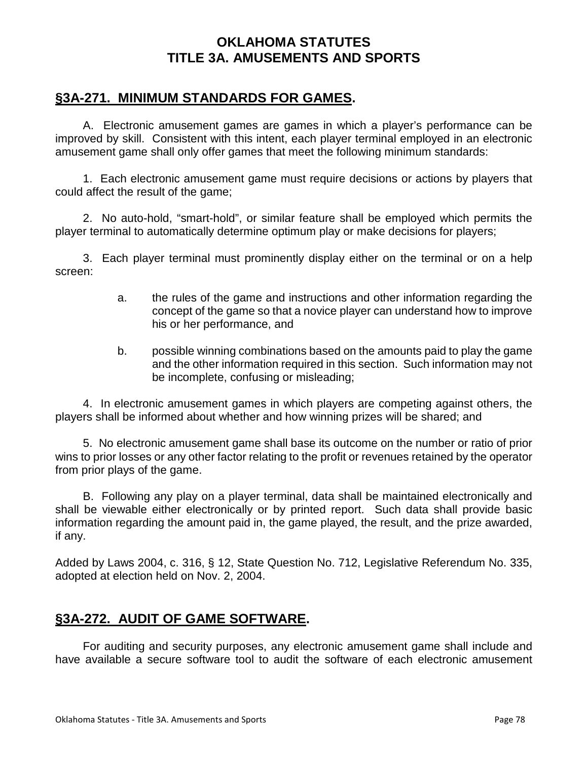# OKLAHOMA STATUTES
# TITLE 3A. AMUSEMENTS AND SPORTS

## §3A-271. MINIMUM STANDARDS FOR GAMES.

A. Electronic amusement games are games in which a player's performance can be improved by skill. Consistent with this intent, each player terminal employed in an electronic amusement game shall only offer games that meet the following minimum standards:

1. Each electronic amusement game must require decisions or actions by players that could affect the result of the game;

2. No auto-hold, "smart-hold", or similar feature shall be employed which permits the player terminal to automatically determine optimum play or make decisions for players;

3. Each player terminal must prominently display either on the terminal or on a help screen:

   a. the rules of the game and instructions and other information regarding the concept of the game so that a novice player can understand how to improve his or her performance, and

   b. possible winning combinations based on the amounts paid to play the game and the other information required in this section. Such information may not be incomplete, confusing or misleading;

4. In electronic amusement games in which players are competing against others, the players shall be informed about whether and how winning prizes will be shared; and

5. No electronic amusement game shall base its outcome on the number or ratio of prior wins to prior losses or any other factor relating to the profit or revenues retained by the operator from prior plays of the game.

B. Following any play on a player terminal, data shall be maintained electronically and shall be viewable either electronically or by printed report. Such data shall provide basic information regarding the amount paid in, the game played, the result, and the prize awarded, if any.

Added by Laws 2004, c. 316, § 12, State Question No. 712, Legislative Referendum No. 335, adopted at election held on Nov. 2, 2004.

## §3A-272. AUDIT OF GAME SOFTWARE.

For auditing and security purposes, any electronic amusement game shall include and have available a secure software tool to audit the software of each electronic amusement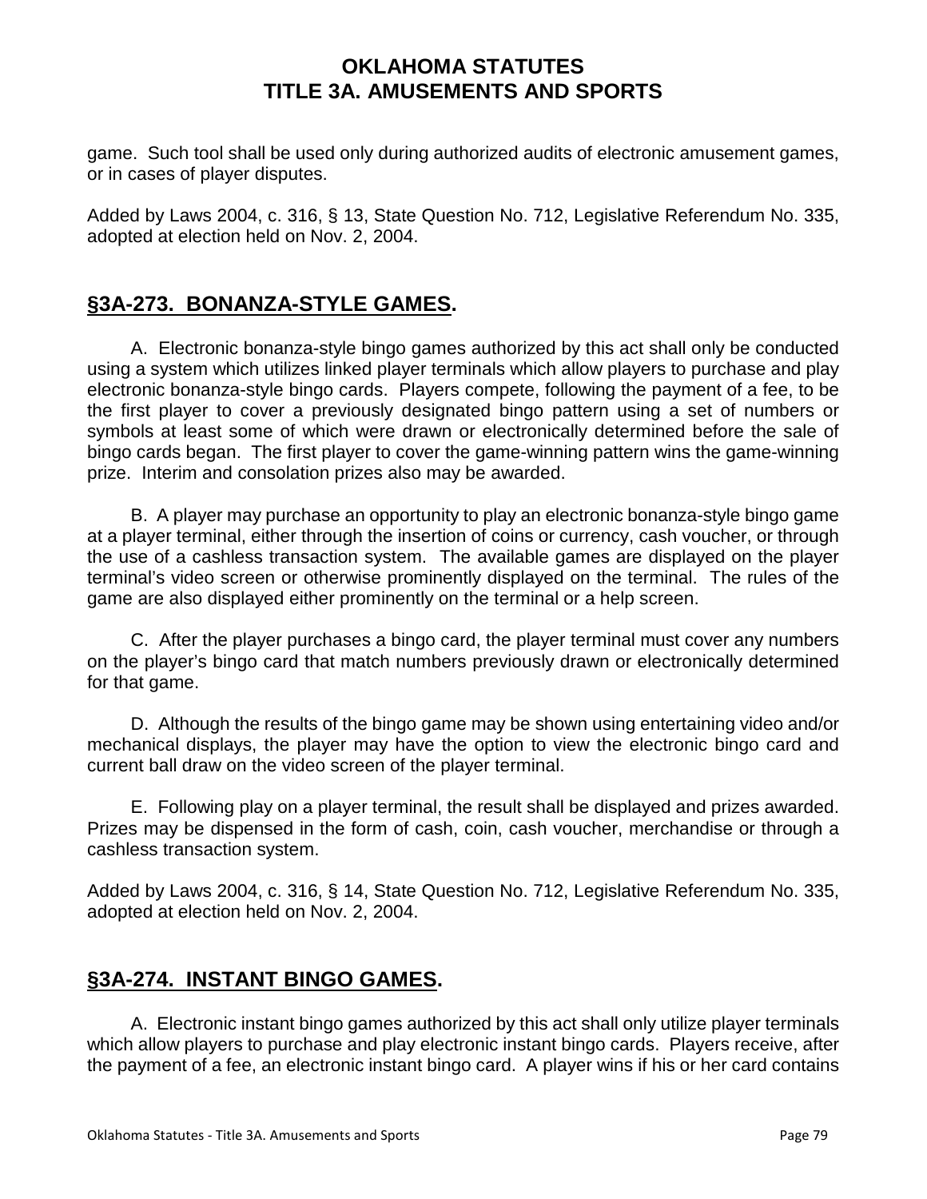game. Such tool shall be used only during authorized audits of electronic amusement games, or in cases of player disputes.

Added by Laws 2004, c. 316, § 13, State Question No. 712, Legislative Referendum No. 335, adopted at election held on Nov. 2, 2004.

## §3A-273. BONANZA-STYLE GAMES.

A. Electronic bonanza-style bingo games authorized by this act shall only be conducted using a system which utilizes linked player terminals which allow players to purchase and play electronic bonanza-style bingo cards. Players compete, following the payment of a fee, to be the first player to cover a previously designated bingo pattern using a set of numbers or symbols at least some of which were drawn or electronically determined before the sale of bingo cards began. The first player to cover the game-winning pattern wins the game-winning prize. Interim and consolation prizes also may be awarded.

B. A player may purchase an opportunity to play an electronic bonanza-style bingo game at a player terminal, either through the insertion of coins or currency, cash voucher, or through the use of a cashless transaction system. The available games are displayed on the player terminal's video screen or otherwise prominently displayed on the terminal. The rules of the game are also displayed either prominently on the terminal or a help screen.

C. After the player purchases a bingo card, the player terminal must cover any numbers on the player's bingo card that match numbers previously drawn or electronically determined for that game.

D. Although the results of the bingo game may be shown using entertaining video and/or mechanical displays, the player may have the option to view the electronic bingo card and current ball draw on the video screen of the player terminal.

E. Following play on a player terminal, the result shall be displayed and prizes awarded. Prizes may be dispensed in the form of cash, coin, cash voucher, merchandise or through a cashless transaction system.

Added by Laws 2004, c. 316, § 14, State Question No. 712, Legislative Referendum No. 335, adopted at election held on Nov. 2, 2004.

## §3A-274. INSTANT BINGO GAMES.

A. Electronic instant bingo games authorized by this act shall only utilize player terminals which allow players to purchase and play electronic instant bingo cards. Players receive, after the payment of a fee, an electronic instant bingo card. A player wins if his or her card contains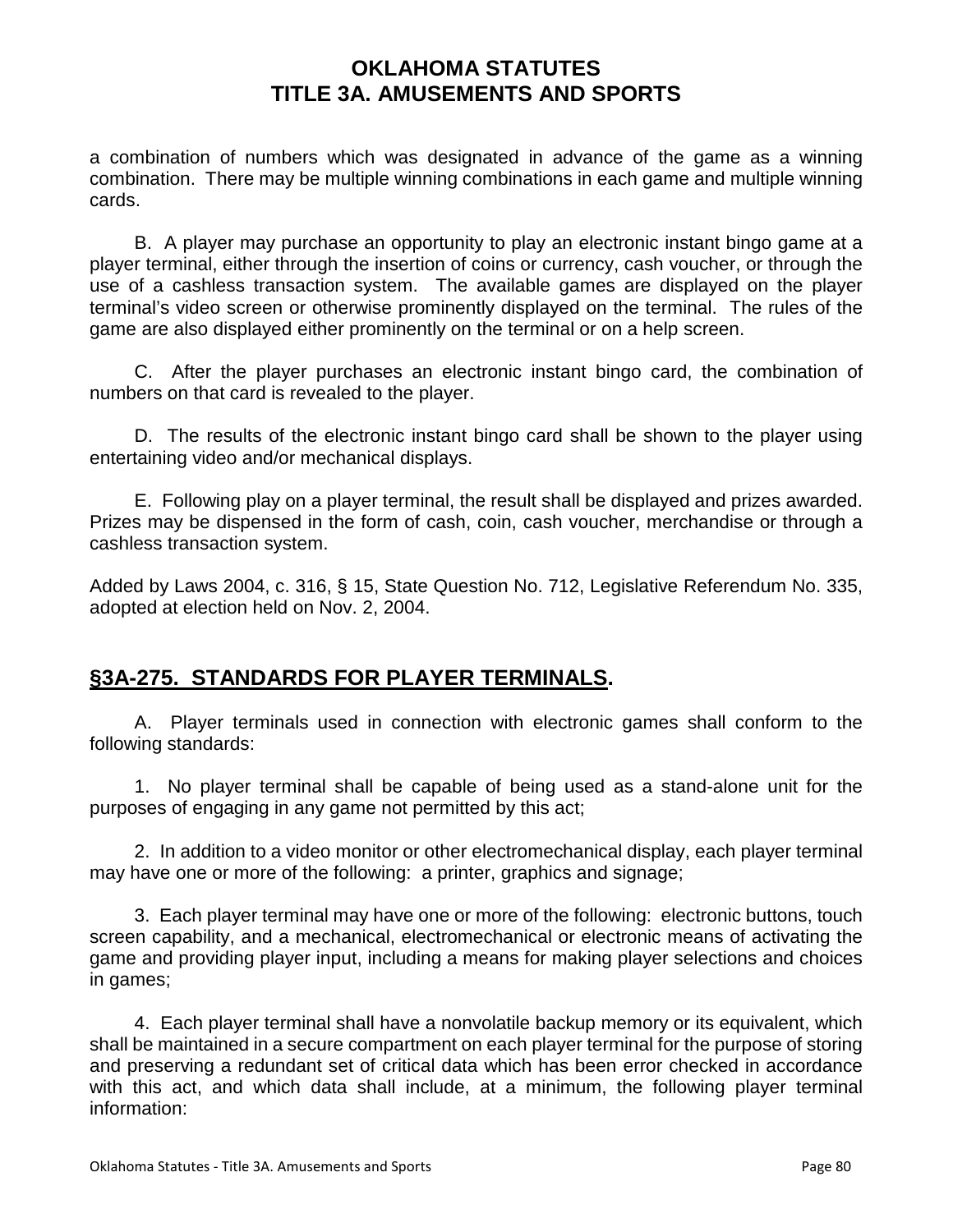a combination of numbers which was designated in advance of the game as a winning combination. There may be multiple winning combinations in each game and multiple winning cards.

B. A player may purchase an opportunity to play an electronic instant bingo game at a player terminal, either through the insertion of coins or currency, cash voucher, or through the use of a cashless transaction system. The available games are displayed on the player terminal's video screen or otherwise prominently displayed on the terminal. The rules of the game are also displayed either prominently on the terminal or on a help screen.

C. After the player purchases an electronic instant bingo card, the combination of numbers on that card is revealed to the player.

D. The results of the electronic instant bingo card shall be shown to the player using entertaining video and/or mechanical displays.

E. Following play on a player terminal, the result shall be displayed and prizes awarded. Prizes may be dispensed in the form of cash, coin, cash voucher, merchandise or through a cashless transaction system.

Added by Laws 2004, c. 316, § 15, State Question No. 712, Legislative Referendum No. 335, adopted at election held on Nov. 2, 2004.

## §3A-275. STANDARDS FOR PLAYER TERMINALS.

A. Player terminals used in connection with electronic games shall conform to the following standards:

1. No player terminal shall be capable of being used as a stand-alone unit for the purposes of engaging in any game not permitted by this act;

2. In addition to a video monitor or other electromechanical display, each player terminal may have one or more of the following: a printer, graphics and signage;

3. Each player terminal may have one or more of the following: electronic buttons, touch screen capability, and a mechanical, electromechanical or electronic means of activating the game and providing player input, including a means for making player selections and choices in games;

4. Each player terminal shall have a nonvolatile backup memory or its equivalent, which shall be maintained in a secure compartment on each player terminal for the purpose of storing and preserving a redundant set of critical data which has been error checked in accordance with this act, and which data shall include, at a minimum, the following player terminal information: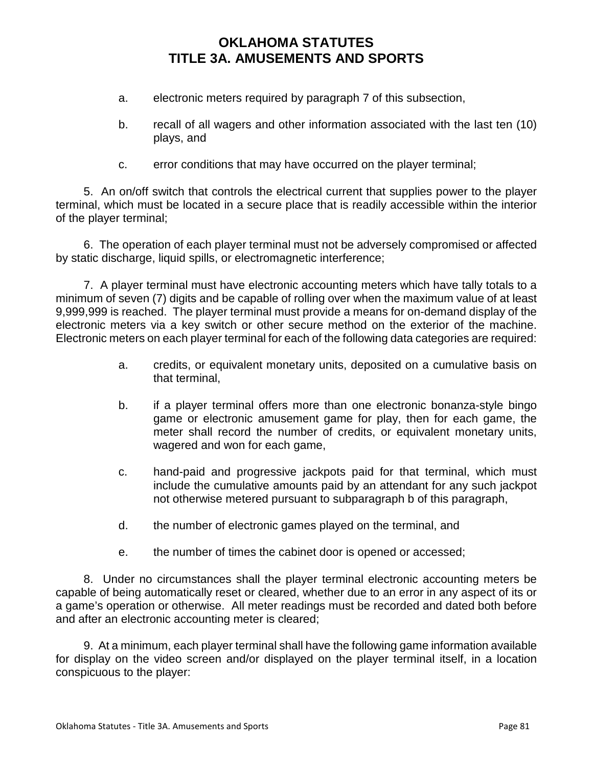a. electronic meters required by paragraph 7 of this subsection,

b. recall of all wagers and other information associated with the last ten (10) plays, and

c. error conditions that may have occurred on the player terminal;

5. An on/off switch that controls the electrical current that supplies power to the player terminal, which must be located in a secure place that is readily accessible within the interior of the player terminal;

6. The operation of each player terminal must not be adversely compromised or affected by static discharge, liquid spills, or electromagnetic interference;

7. A player terminal must have electronic accounting meters which have tally totals to a minimum of seven (7) digits and be capable of rolling over when the maximum value of at least 9,999,999 is reached. The player terminal must provide a means for on-demand display of the electronic meters via a key switch or other secure method on the exterior of the machine. Electronic meters on each player terminal for each of the following data categories are required:

a. credits, or equivalent monetary units, deposited on a cumulative basis on that terminal,

b. if a player terminal offers more than one electronic bonanza-style bingo game or electronic amusement game for play, then for each game, the meter shall record the number of credits, or equivalent monetary units, wagered and won for each game,

c. hand-paid and progressive jackpots paid for that terminal, which must include the cumulative amounts paid by an attendant for any such jackpot not otherwise metered pursuant to subparagraph b of this paragraph,

d. the number of electronic games played on the terminal, and

e. the number of times the cabinet door is opened or accessed;

8. Under no circumstances shall the player terminal electronic accounting meters be capable of being automatically reset or cleared, whether due to an error in any aspect of its or a game's operation or otherwise. All meter readings must be recorded and dated both before and after an electronic accounting meter is cleared;

9. At a minimum, each player terminal shall have the following game information available for display on the video screen and/or displayed on the player terminal itself, in a location conspicuous to the player: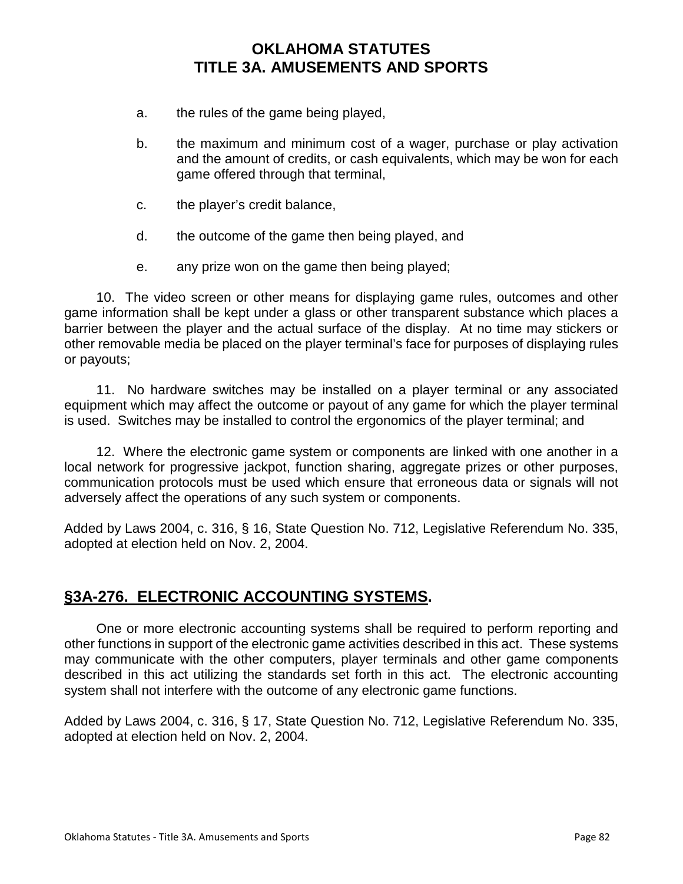a. the rules of the game being played,

b. the maximum and minimum cost of a wager, purchase or play activation and the amount of credits, or cash equivalents, which may be won for each game offered through that terminal,

c. the player's credit balance,

d. the outcome of the game then being played, and

e. any prize won on the game then being played;

10. The video screen or other means for displaying game rules, outcomes and other game information shall be kept under a glass or other transparent substance which places a barrier between the player and the actual surface of the display. At no time may stickers or other removable media be placed on the player terminal's face for purposes of displaying rules or payouts;

11. No hardware switches may be installed on a player terminal or any associated equipment which may affect the outcome or payout of any game for which the player terminal is used. Switches may be installed to control the ergonomics of the player terminal; and

12. Where the electronic game system or components are linked with one another in a local network for progressive jackpot, function sharing, aggregate prizes or other purposes, communication protocols must be used which ensure that erroneous data or signals will not adversely affect the operations of any such system or components.

Added by Laws 2004, c. 316, § 16, State Question No. 712, Legislative Referendum No. 335, adopted at election held on Nov. 2, 2004.

## §3A-276. ELECTRONIC ACCOUNTING SYSTEMS.

One or more electronic accounting systems shall be required to perform reporting and other functions in support of the electronic game activities described in this act. These systems may communicate with the other computers, player terminals and other game components described in this act utilizing the standards set forth in this act. The electronic accounting system shall not interfere with the outcome of any electronic game functions.

Added by Laws 2004, c. 316, § 17, State Question No. 712, Legislative Referendum No. 335, adopted at election held on Nov. 2, 2004.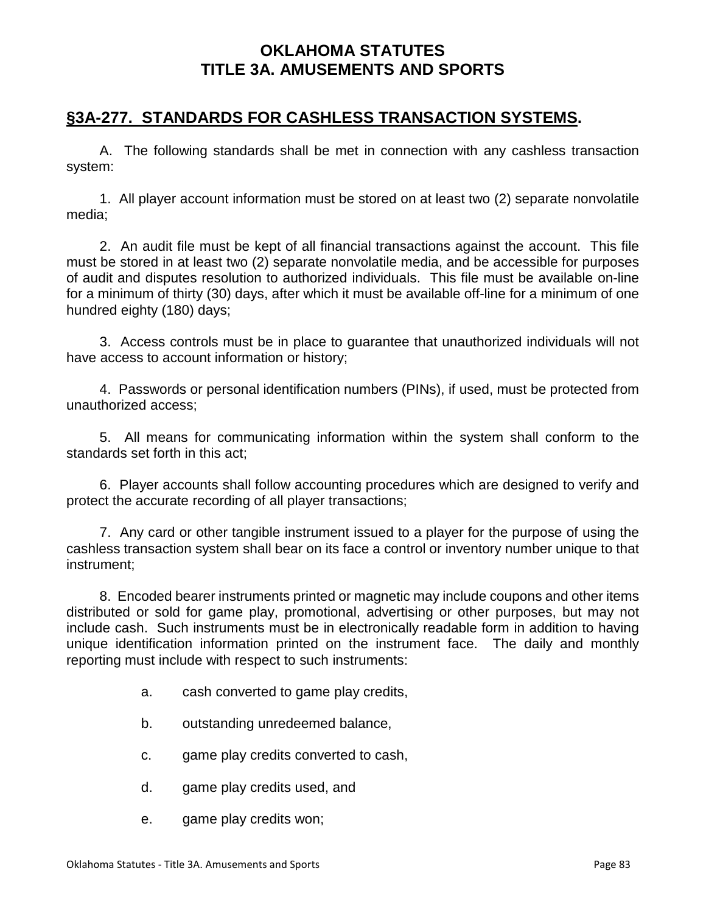# OKLAHOMA STATUTES
# TITLE 3A. AMUSEMENTS AND SPORTS

## §3A-277. STANDARDS FOR CASHLESS TRANSACTION SYSTEMS.

A. The following standards shall be met in connection with any cashless transaction system:

1. All player account information must be stored on at least two (2) separate nonvolatile media;

2. An audit file must be kept of all financial transactions against the account. This file must be stored in at least two (2) separate nonvolatile media, and be accessible for purposes of audit and disputes resolution to authorized individuals. This file must be available on-line for a minimum of thirty (30) days, after which it must be available off-line for a minimum of one hundred eighty (180) days;

3. Access controls must be in place to guarantee that unauthorized individuals will not have access to account information or history;

4. Passwords or personal identification numbers (PINs), if used, must be protected from unauthorized access;

5. All means for communicating information within the system shall conform to the standards set forth in this act;

6. Player accounts shall follow accounting procedures which are designed to verify and protect the accurate recording of all player transactions;

7. Any card or other tangible instrument issued to a player for the purpose of using the cashless transaction system shall bear on its face a control or inventory number unique to that instrument;

8. Encoded bearer instruments printed or magnetic may include coupons and other items distributed or sold for game play, promotional, advertising or other purposes, but may not include cash. Such instruments must be in electronically readable form in addition to having unique identification information printed on the instrument face. The daily and monthly reporting must include with respect to such instruments:

   a. cash converted to game play credits,

   b. outstanding unredeemed balance,

   c. game play credits converted to cash,

   d. game play credits used, and

   e. game play credits won;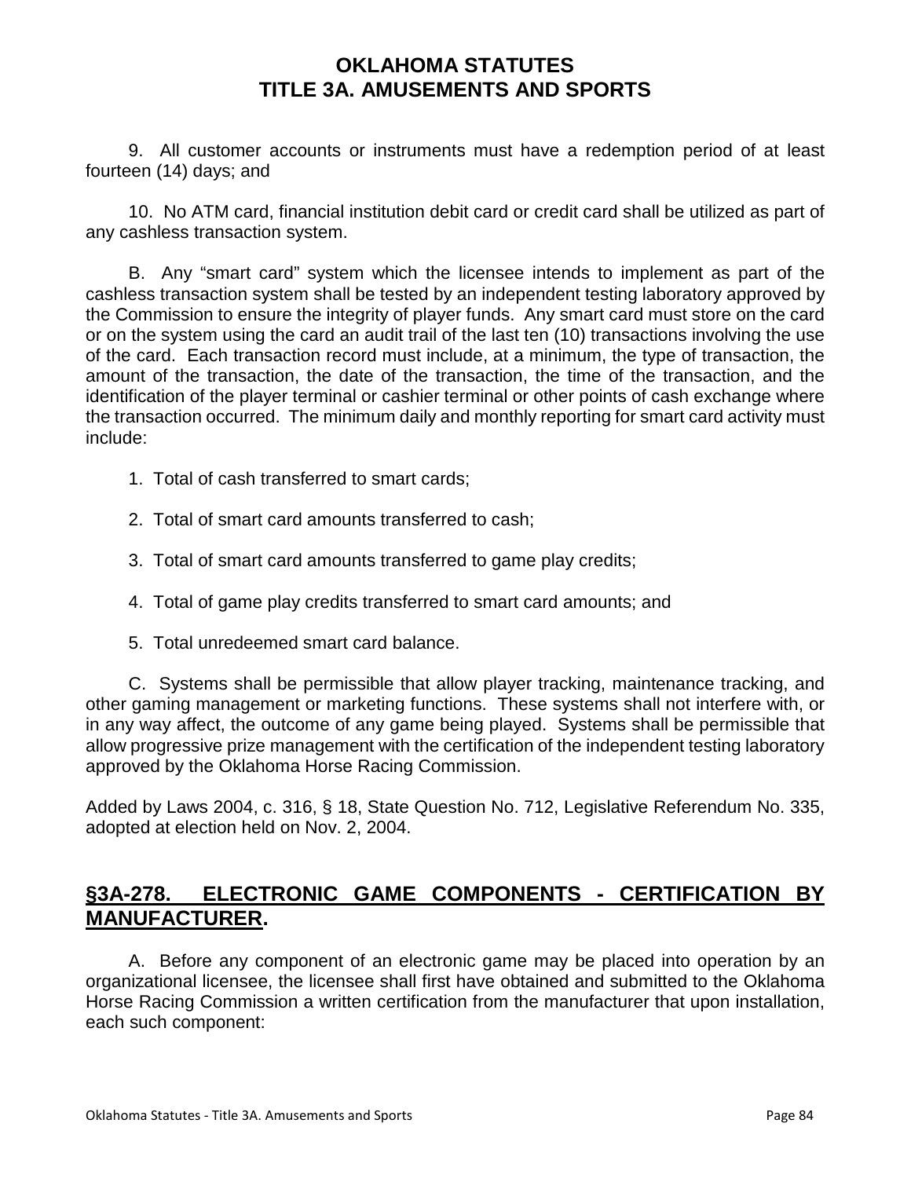9. All customer accounts or instruments must have a redemption period of at least fourteen (14) days; and

10. No ATM card, financial institution debit card or credit card shall be utilized as part of any cashless transaction system.

B. Any "smart card" system which the licensee intends to implement as part of the cashless transaction system shall be tested by an independent testing laboratory approved by the Commission to ensure the integrity of player funds. Any smart card must store on the card or on the system using the card an audit trail of the last ten (10) transactions involving the use of the card. Each transaction record must include, at a minimum, the type of transaction, the amount of the transaction, the date of the transaction, the time of the transaction, and the identification of the player terminal or cashier terminal or other points of cash exchange where the transaction occurred. The minimum daily and monthly reporting for smart card activity must include:

1. Total of cash transferred to smart cards;

2. Total of smart card amounts transferred to cash;

3. Total of smart card amounts transferred to game play credits;

4. Total of game play credits transferred to smart card amounts; and

5. Total unredeemed smart card balance.

C. Systems shall be permissible that allow player tracking, maintenance tracking, and other gaming management or marketing functions. These systems shall not interfere with, or in any way affect, the outcome of any game being played. Systems shall be permissible that allow progressive prize management with the certification of the independent testing laboratory approved by the Oklahoma Horse Racing Commission.

Added by Laws 2004, c. 316, § 18, State Question No. 712, Legislative Referendum No. 335, adopted at election held on Nov. 2, 2004.

## §3A-278. ELECTRONIC GAME COMPONENTS - CERTIFICATION BY MANUFACTURER.

A. Before any component of an electronic game may be placed into operation by an organizational licensee, the licensee shall first have obtained and submitted to the Oklahoma Horse Racing Commission a written certification from the manufacturer that upon installation, each such component: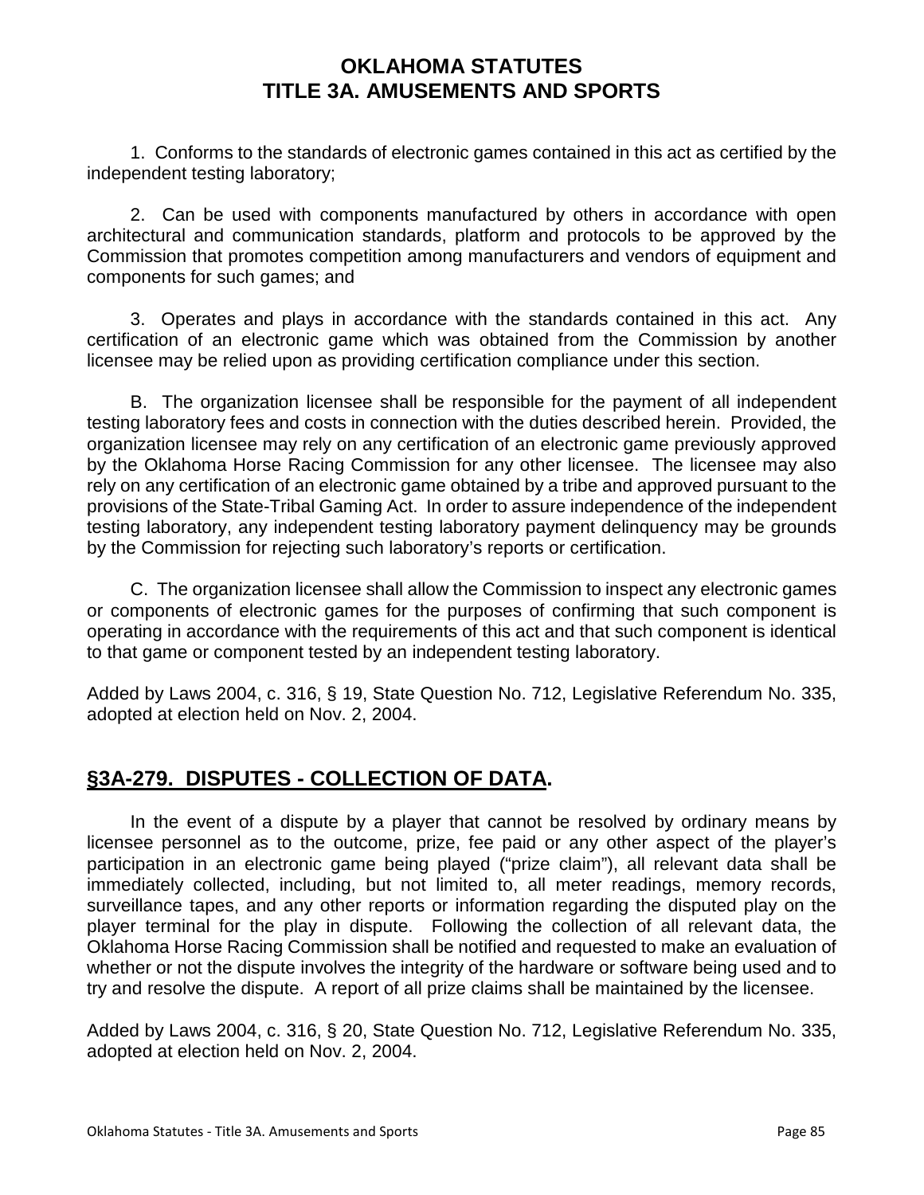1. Conforms to the standards of electronic games contained in this act as certified by the independent testing laboratory;

2. Can be used with components manufactured by others in accordance with open architectural and communication standards, platform and protocols to be approved by the Commission that promotes competition among manufacturers and vendors of equipment and components for such games; and

3. Operates and plays in accordance with the standards contained in this act. Any certification of an electronic game which was obtained from the Commission by another licensee may be relied upon as providing certification compliance under this section.

B. The organization licensee shall be responsible for the payment of all independent testing laboratory fees and costs in connection with the duties described herein. Provided, the organization licensee may rely on any certification of an electronic game previously approved by the Oklahoma Horse Racing Commission for any other licensee. The licensee may also rely on any certification of an electronic game obtained by a tribe and approved pursuant to the provisions of the State-Tribal Gaming Act. In order to assure independence of the independent testing laboratory, any independent testing laboratory payment delinquency may be grounds by the Commission for rejecting such laboratory's reports or certification.

C. The organization licensee shall allow the Commission to inspect any electronic games or components of electronic games for the purposes of confirming that such component is operating in accordance with the requirements of this act and that such component is identical to that game or component tested by an independent testing laboratory.

Added by Laws 2004, c. 316, § 19, State Question No. 712, Legislative Referendum No. 335, adopted at election held on Nov. 2, 2004.

## §3A-279. DISPUTES - COLLECTION OF DATA.

In the event of a dispute by a player that cannot be resolved by ordinary means by licensee personnel as to the outcome, prize, fee paid or any other aspect of the player's participation in an electronic game being played ("prize claim"), all relevant data shall be immediately collected, including, but not limited to, all meter readings, memory records, surveillance tapes, and any other reports or information regarding the disputed play on the player terminal for the play in dispute. Following the collection of all relevant data, the Oklahoma Horse Racing Commission shall be notified and requested to make an evaluation of whether or not the dispute involves the integrity of the hardware or software being used and to try and resolve the dispute. A report of all prize claims shall be maintained by the licensee.

Added by Laws 2004, c. 316, § 20, State Question No. 712, Legislative Referendum No. 335, adopted at election held on Nov. 2, 2004.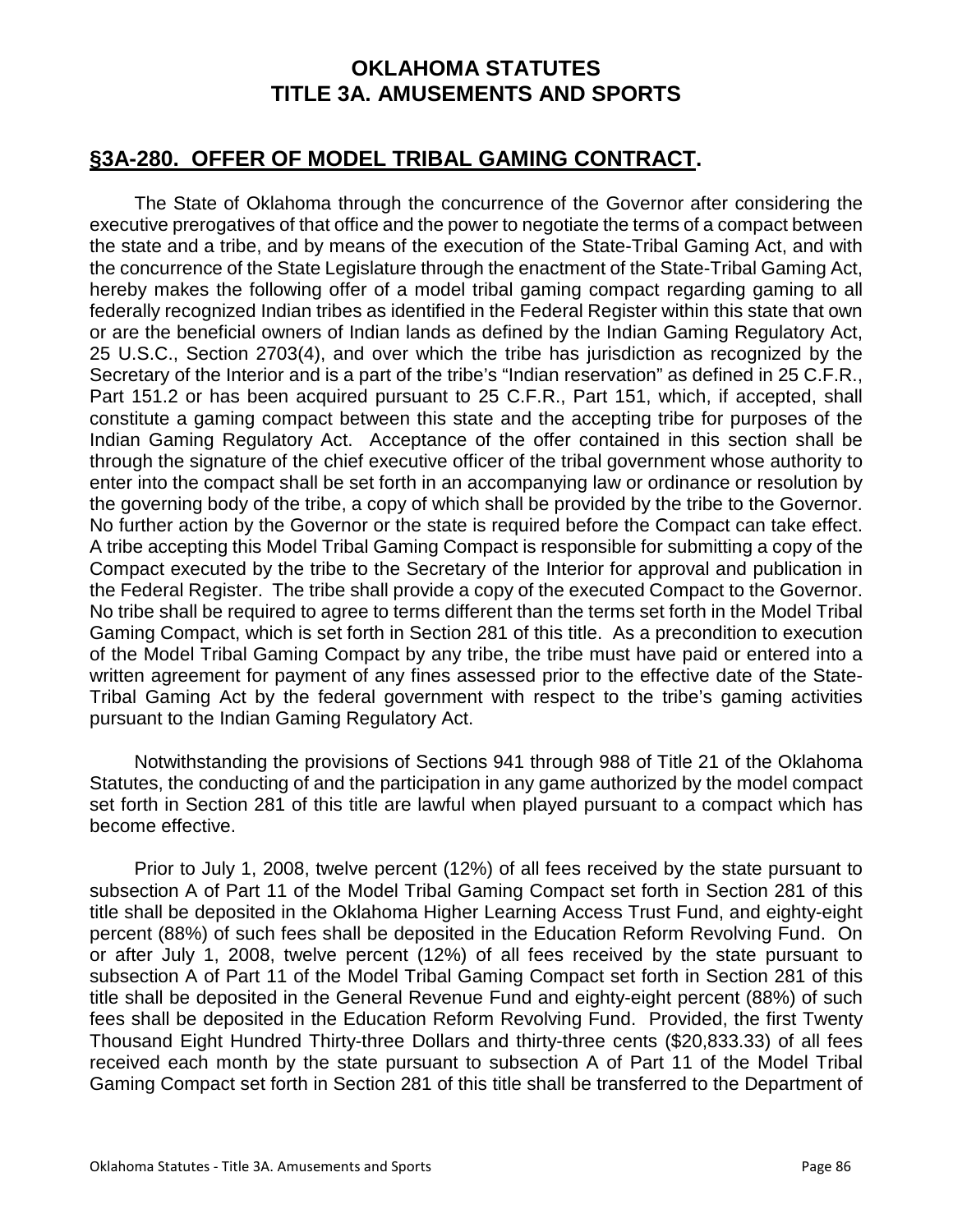**OKLAHOMA STATUTES**
**TITLE 3A. AMUSEMENTS AND SPORTS**

## §3A-280. OFFER OF MODEL TRIBAL GAMING CONTRACT.

The State of Oklahoma through the concurrence of the Governor after considering the executive prerogatives of that office and the power to negotiate the terms of a compact between the state and a tribe, and by means of the execution of the State-Tribal Gaming Act, and with the concurrence of the State Legislature through the enactment of the State-Tribal Gaming Act, hereby makes the following offer of a model tribal gaming compact regarding gaming to all federally recognized Indian tribes as identified in the Federal Register within this state that own or are the beneficial owners of Indian lands as defined by the Indian Gaming Regulatory Act, 25 U.S.C., Section 2703(4), and over which the tribe has jurisdiction as recognized by the Secretary of the Interior and is a part of the tribe's "Indian reservation" as defined in 25 C.F.R., Part 151.2 or has been acquired pursuant to 25 C.F.R., Part 151, which, if accepted, shall constitute a gaming compact between this state and the accepting tribe for purposes of the Indian Gaming Regulatory Act. Acceptance of the offer contained in this section shall be through the signature of the chief executive officer of the tribal government whose authority to enter into the compact shall be set forth in an accompanying law or ordinance or resolution by the governing body of the tribe, a copy of which shall be provided by the tribe to the Governor. No further action by the Governor or the state is required before the Compact can take effect. A tribe accepting this Model Tribal Gaming Compact is responsible for submitting a copy of the Compact executed by the tribe to the Secretary of the Interior for approval and publication in the Federal Register. The tribe shall provide a copy of the executed Compact to the Governor. No tribe shall be required to agree to terms different than the terms set forth in the Model Tribal Gaming Compact, which is set forth in Section 281 of this title. As a precondition to execution of the Model Tribal Gaming Compact by any tribe, the tribe must have paid or entered into a written agreement for payment of any fines assessed prior to the effective date of the State-Tribal Gaming Act by the federal government with respect to the tribe's gaming activities pursuant to the Indian Gaming Regulatory Act.

Notwithstanding the provisions of Sections 941 through 988 of Title 21 of the Oklahoma Statutes, the conducting of and the participation in any game authorized by the model compact set forth in Section 281 of this title are lawful when played pursuant to a compact which has become effective.

Prior to July 1, 2008, twelve percent (12%) of all fees received by the state pursuant to subsection A of Part 11 of the Model Tribal Gaming Compact set forth in Section 281 of this title shall be deposited in the Oklahoma Higher Learning Access Trust Fund, and eighty-eight percent (88%) of such fees shall be deposited in the Education Reform Revolving Fund. On or after July 1, 2008, twelve percent (12%) of all fees received by the state pursuant to subsection A of Part 11 of the Model Tribal Gaming Compact set forth in Section 281 of this title shall be deposited in the General Revenue Fund and eighty-eight percent (88%) of such fees shall be deposited in the Education Reform Revolving Fund. Provided, the first Twenty Thousand Eight Hundred Thirty-three Dollars and thirty-three cents ($20,833.33) of all fees received each month by the state pursuant to subsection A of Part 11 of the Model Tribal Gaming Compact set forth in Section 281 of this title shall be transferred to the Department of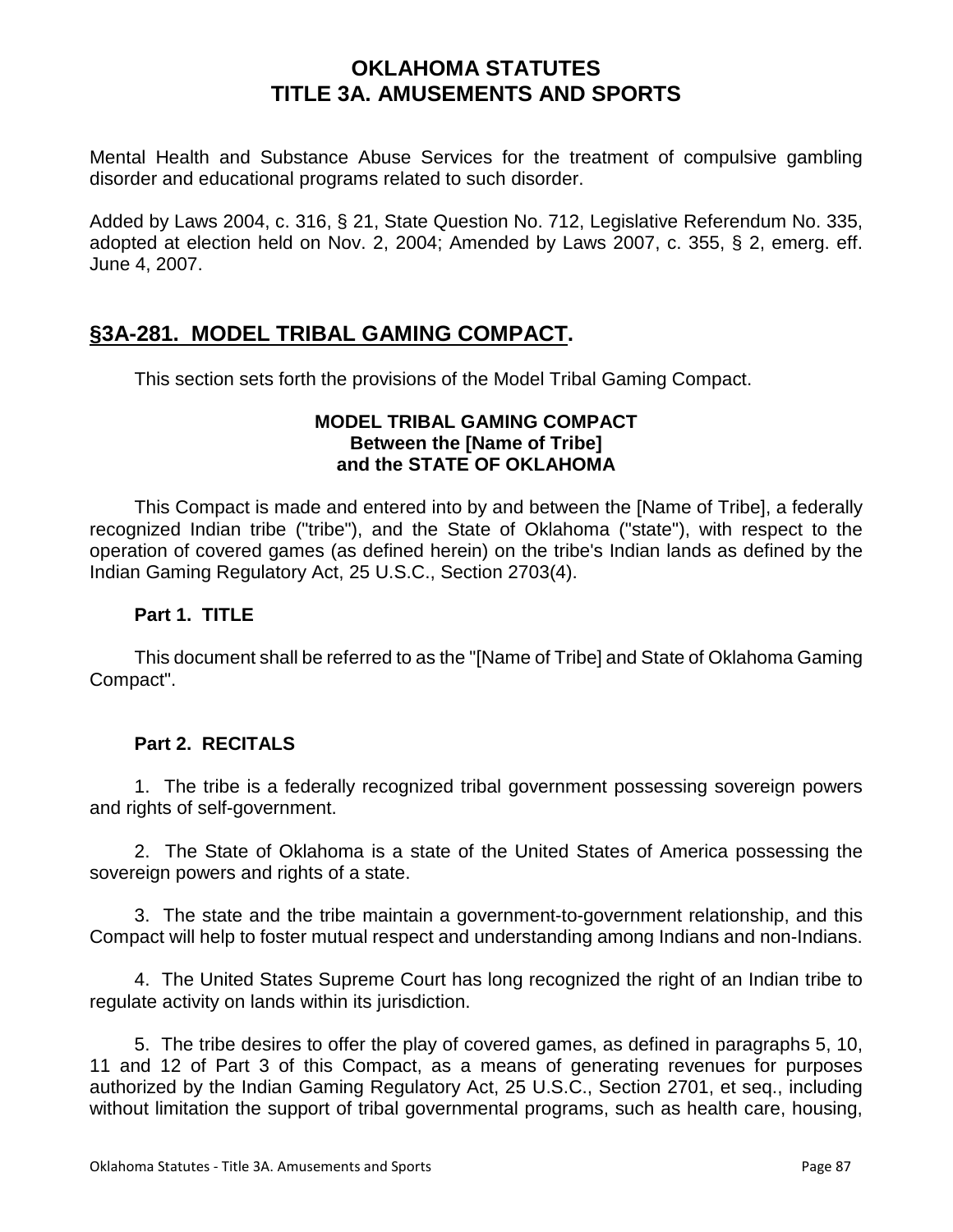Mental Health and Substance Abuse Services for the treatment of compulsive gambling disorder and educational programs related to such disorder.

Added by Laws 2004, c. 316, § 21, State Question No. 712, Legislative Referendum No. 335, adopted at election held on Nov. 2, 2004; Amended by Laws 2007, c. 355, § 2, emerg. eff. June 4, 2007.

## §3A-281. MODEL TRIBAL GAMING COMPACT.

This section sets forth the provisions of the Model Tribal Gaming Compact.

**MODEL TRIBAL GAMING COMPACT**
**Between the [Name of Tribe]**
**and the STATE OF OKLAHOMA**

This Compact is made and entered into by and between the [Name of Tribe], a federally recognized Indian tribe ("tribe"), and the State of Oklahoma ("state"), with respect to the operation of covered games (as defined herein) on the tribe's Indian lands as defined by the Indian Gaming Regulatory Act, 25 U.S.C., Section 2703(4).

**Part 1. TITLE**

This document shall be referred to as the "[Name of Tribe] and State of Oklahoma Gaming Compact".

**Part 2. RECITALS**

1. The tribe is a federally recognized tribal government possessing sovereign powers and rights of self-government.

2. The State of Oklahoma is a state of the United States of America possessing the sovereign powers and rights of a state.

3. The state and the tribe maintain a government-to-government relationship, and this Compact will help to foster mutual respect and understanding among Indians and non-Indians.

4. The United States Supreme Court has long recognized the right of an Indian tribe to regulate activity on lands within its jurisdiction.

5. The tribe desires to offer the play of covered games, as defined in paragraphs 5, 10, 11 and 12 of Part 3 of this Compact, as a means of generating revenues for purposes authorized by the Indian Gaming Regulatory Act, 25 U.S.C., Section 2701, et seq., including without limitation the support of tribal governmental programs, such as health care, housing,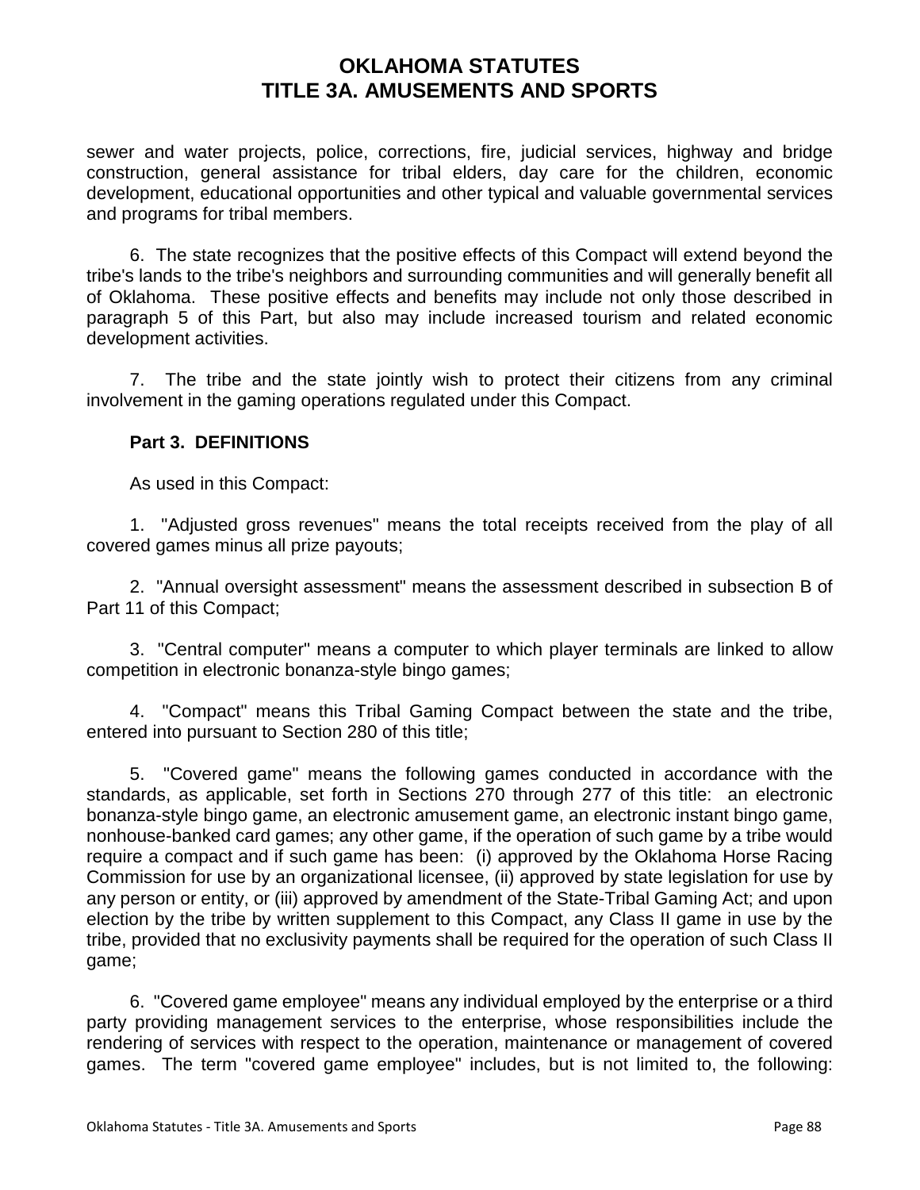sewer and water projects, police, corrections, fire, judicial services, highway and bridge construction, general assistance for tribal elders, day care for the children, economic development, educational opportunities and other typical and valuable governmental services and programs for tribal members.

6. The state recognizes that the positive effects of this Compact will extend beyond the tribe's lands to the tribe's neighbors and surrounding communities and will generally benefit all of Oklahoma. These positive effects and benefits may include not only those described in paragraph 5 of this Part, but also may include increased tourism and related economic development activities.

7. The tribe and the state jointly wish to protect their citizens from any criminal involvement in the gaming operations regulated under this Compact.

**Part 3. DEFINITIONS**

As used in this Compact:

1. "Adjusted gross revenues" means the total receipts received from the play of all covered games minus all prize payouts;

2. "Annual oversight assessment" means the assessment described in subsection B of Part 11 of this Compact;

3. "Central computer" means a computer to which player terminals are linked to allow competition in electronic bonanza-style bingo games;

4. "Compact" means this Tribal Gaming Compact between the state and the tribe, entered into pursuant to Section 280 of this title;

5. "Covered game" means the following games conducted in accordance with the standards, as applicable, set forth in Sections 270 through 277 of this title: an electronic bonanza-style bingo game, an electronic amusement game, an electronic instant bingo game, nonhouse-banked card games; any other game, if the operation of such game by a tribe would require a compact and if such game has been: (i) approved by the Oklahoma Horse Racing Commission for use by an organizational licensee, (ii) approved by state legislation for use by any person or entity, or (iii) approved by amendment of the State-Tribal Gaming Act; and upon election by the tribe by written supplement to this Compact, any Class II game in use by the tribe, provided that no exclusivity payments shall be required for the operation of such Class II game;

6. "Covered game employee" means any individual employed by the enterprise or a third party providing management services to the enterprise, whose responsibilities include the rendering of services with respect to the operation, maintenance or management of covered games. The term "covered game employee" includes, but is not limited to, the following: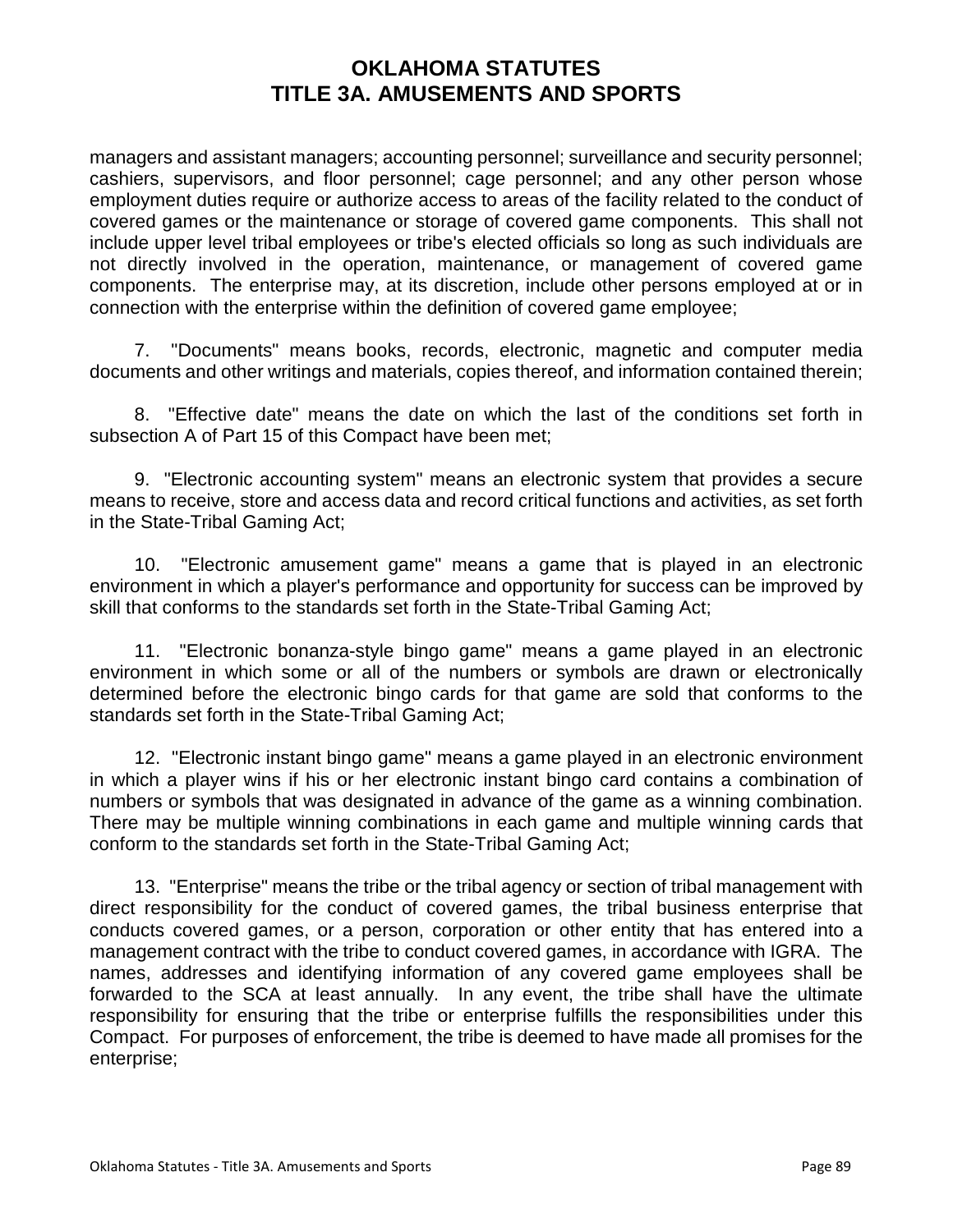managers and assistant managers; accounting personnel; surveillance and security personnel; cashiers, supervisors, and floor personnel; cage personnel; and any other person whose employment duties require or authorize access to areas of the facility related to the conduct of covered games or the maintenance or storage of covered game components. This shall not include upper level tribal employees or tribe's elected officials so long as such individuals are not directly involved in the operation, maintenance, or management of covered game components. The enterprise may, at its discretion, include other persons employed at or in connection with the enterprise within the definition of covered game employee;

7. "Documents" means books, records, electronic, magnetic and computer media documents and other writings and materials, copies thereof, and information contained therein;

8. "Effective date" means the date on which the last of the conditions set forth in subsection A of Part 15 of this Compact have been met;

9. "Electronic accounting system" means an electronic system that provides a secure means to receive, store and access data and record critical functions and activities, as set forth in the State-Tribal Gaming Act;

10. "Electronic amusement game" means a game that is played in an electronic environment in which a player's performance and opportunity for success can be improved by skill that conforms to the standards set forth in the State-Tribal Gaming Act;

11. "Electronic bonanza-style bingo game" means a game played in an electronic environment in which some or all of the numbers or symbols are drawn or electronically determined before the electronic bingo cards for that game are sold that conforms to the standards set forth in the State-Tribal Gaming Act;

12. "Electronic instant bingo game" means a game played in an electronic environment in which a player wins if his or her electronic instant bingo card contains a combination of numbers or symbols that was designated in advance of the game as a winning combination. There may be multiple winning combinations in each game and multiple winning cards that conform to the standards set forth in the State-Tribal Gaming Act;

13. "Enterprise" means the tribe or the tribal agency or section of tribal management with direct responsibility for the conduct of covered games, the tribal business enterprise that conducts covered games, or a person, corporation or other entity that has entered into a management contract with the tribe to conduct covered games, in accordance with IGRA. The names, addresses and identifying information of any covered game employees shall be forwarded to the SCA at least annually. In any event, the tribe shall have the ultimate responsibility for ensuring that the tribe or enterprise fulfills the responsibilities under this Compact. For purposes of enforcement, the tribe is deemed to have made all promises for the enterprise;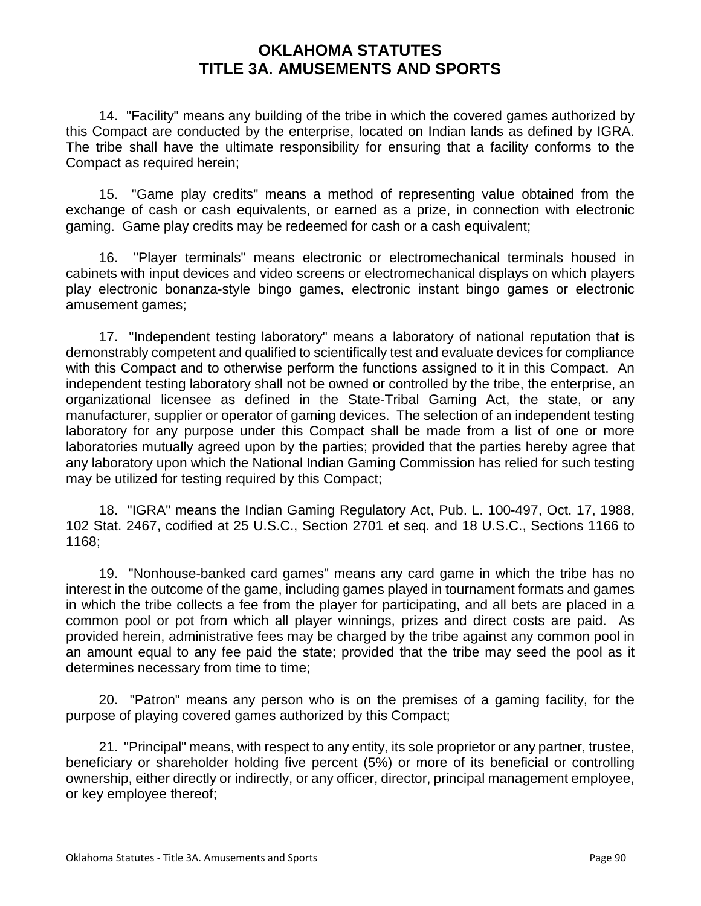14. "Facility" means any building of the tribe in which the covered games authorized by this Compact are conducted by the enterprise, located on Indian lands as defined by IGRA. The tribe shall have the ultimate responsibility for ensuring that a facility conforms to the Compact as required herein;

15. "Game play credits" means a method of representing value obtained from the exchange of cash or cash equivalents, or earned as a prize, in connection with electronic gaming. Game play credits may be redeemed for cash or a cash equivalent;

16. "Player terminals" means electronic or electromechanical terminals housed in cabinets with input devices and video screens or electromechanical displays on which players play electronic bonanza-style bingo games, electronic instant bingo games or electronic amusement games;

17. "Independent testing laboratory" means a laboratory of national reputation that is demonstrably competent and qualified to scientifically test and evaluate devices for compliance with this Compact and to otherwise perform the functions assigned to it in this Compact. An independent testing laboratory shall not be owned or controlled by the tribe, the enterprise, an organizational licensee as defined in the State-Tribal Gaming Act, the state, or any manufacturer, supplier or operator of gaming devices. The selection of an independent testing laboratory for any purpose under this Compact shall be made from a list of one or more laboratories mutually agreed upon by the parties; provided that the parties hereby agree that any laboratory upon which the National Indian Gaming Commission has relied for such testing may be utilized for testing required by this Compact;

18. "IGRA" means the Indian Gaming Regulatory Act, Pub. L. 100-497, Oct. 17, 1988, 102 Stat. 2467, codified at 25 U.S.C., Section 2701 et seq. and 18 U.S.C., Sections 1166 to 1168;

19. "Nonhouse-banked card games" means any card game in which the tribe has no interest in the outcome of the game, including games played in tournament formats and games in which the tribe collects a fee from the player for participating, and all bets are placed in a common pool or pot from which all player winnings, prizes and direct costs are paid. As provided herein, administrative fees may be charged by the tribe against any common pool in an amount equal to any fee paid the state; provided that the tribe may seed the pool as it determines necessary from time to time;

20. "Patron" means any person who is on the premises of a gaming facility, for the purpose of playing covered games authorized by this Compact;

21. "Principal" means, with respect to any entity, its sole proprietor or any partner, trustee, beneficiary or shareholder holding five percent (5%) or more of its beneficial or controlling ownership, either directly or indirectly, or any officer, director, principal management employee, or key employee thereof;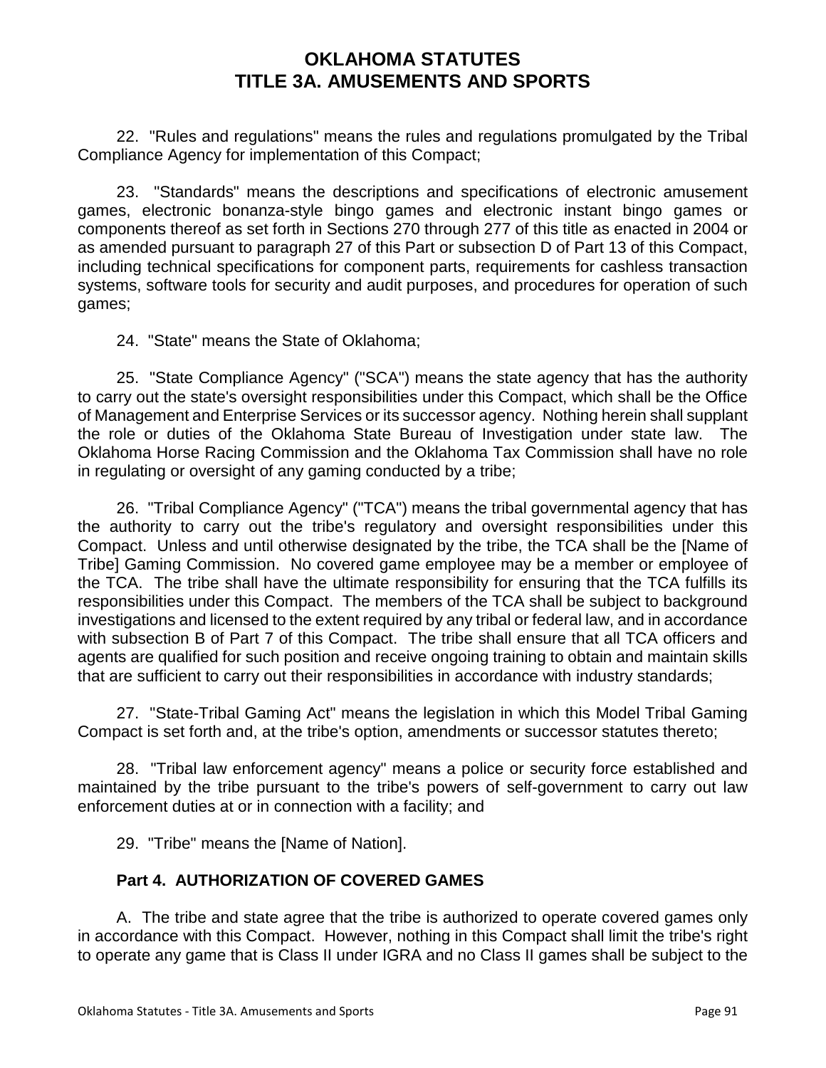22. "Rules and regulations" means the rules and regulations promulgated by the Tribal Compliance Agency for implementation of this Compact;

23. "Standards" means the descriptions and specifications of electronic amusement games, electronic bonanza-style bingo games and electronic instant bingo games or components thereof as set forth in Sections 270 through 277 of this title as enacted in 2004 or as amended pursuant to paragraph 27 of this Part or subsection D of Part 13 of this Compact, including technical specifications for component parts, requirements for cashless transaction systems, software tools for security and audit purposes, and procedures for operation of such games;

24. "State" means the State of Oklahoma;

25. "State Compliance Agency" ("SCA") means the state agency that has the authority to carry out the state's oversight responsibilities under this Compact, which shall be the Office of Management and Enterprise Services or its successor agency. Nothing herein shall supplant the role or duties of the Oklahoma State Bureau of Investigation under state law. The Oklahoma Horse Racing Commission and the Oklahoma Tax Commission shall have no role in regulating or oversight of any gaming conducted by a tribe;

26. "Tribal Compliance Agency" ("TCA") means the tribal governmental agency that has the authority to carry out the tribe's regulatory and oversight responsibilities under this Compact. Unless and until otherwise designated by the tribe, the TCA shall be the [Name of Tribe] Gaming Commission. No covered game employee may be a member or employee of the TCA. The tribe shall have the ultimate responsibility for ensuring that the TCA fulfills its responsibilities under this Compact. The members of the TCA shall be subject to background investigations and licensed to the extent required by any tribal or federal law, and in accordance with subsection B of Part 7 of this Compact. The tribe shall ensure that all TCA officers and agents are qualified for such position and receive ongoing training to obtain and maintain skills that are sufficient to carry out their responsibilities in accordance with industry standards;

27. "State-Tribal Gaming Act" means the legislation in which this Model Tribal Gaming Compact is set forth and, at the tribe's option, amendments or successor statutes thereto;

28. "Tribal law enforcement agency" means a police or security force established and maintained by the tribe pursuant to the tribe's powers of self-government to carry out law enforcement duties at or in connection with a facility; and

29. "Tribe" means the [Name of Nation].

**Part 4. AUTHORIZATION OF COVERED GAMES**

A. The tribe and state agree that the tribe is authorized to operate covered games only in accordance with this Compact. However, nothing in this Compact shall limit the tribe's right to operate any game that is Class II under IGRA and no Class II games shall be subject to the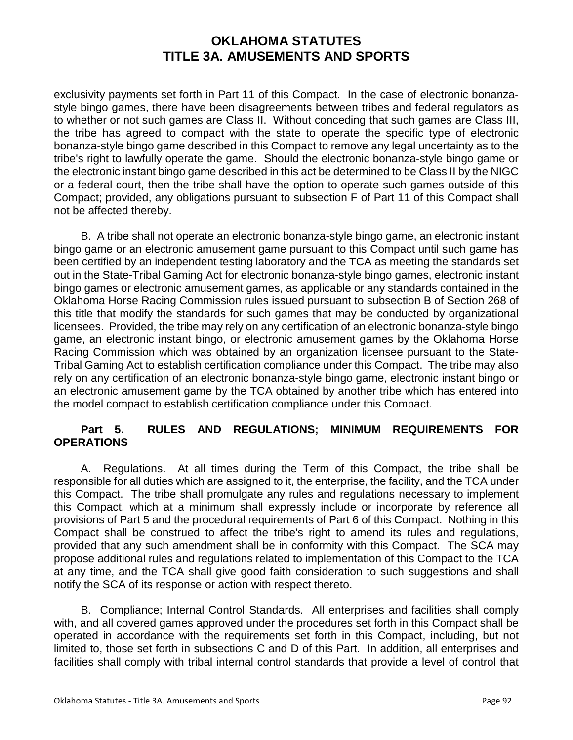exclusivity payments set forth in Part 11 of this Compact. In the case of electronic bonanza-style bingo games, there have been disagreements between tribes and federal regulators as to whether or not such games are Class II. Without conceding that such games are Class III, the tribe has agreed to compact with the state to operate the specific type of electronic bonanza-style bingo game described in this Compact to remove any legal uncertainty as to the tribe's right to lawfully operate the game. Should the electronic bonanza-style bingo game or the electronic instant bingo game described in this act be determined to be Class II by the NIGC or a federal court, then the tribe shall have the option to operate such games outside of this Compact; provided, any obligations pursuant to subsection F of Part 11 of this Compact shall not be affected thereby.

B. A tribe shall not operate an electronic bonanza-style bingo game, an electronic instant bingo game or an electronic amusement game pursuant to this Compact until such game has been certified by an independent testing laboratory and the TCA as meeting the standards set out in the State-Tribal Gaming Act for electronic bonanza-style bingo games, electronic instant bingo games or electronic amusement games, as applicable or any standards contained in the Oklahoma Horse Racing Commission rules issued pursuant to subsection B of Section 268 of this title that modify the standards for such games that may be conducted by organizational licensees. Provided, the tribe may rely on any certification of an electronic bonanza-style bingo game, an electronic instant bingo, or electronic amusement games by the Oklahoma Horse Racing Commission which was obtained by an organization licensee pursuant to the State-Tribal Gaming Act to establish certification compliance under this Compact. The tribe may also rely on any certification of an electronic bonanza-style bingo game, electronic instant bingo or an electronic amusement game by the TCA obtained by another tribe which has entered into the model compact to establish certification compliance under this Compact.

**Part 5. RULES AND REGULATIONS; MINIMUM REQUIREMENTS FOR OPERATIONS**

A. Regulations. At all times during the Term of this Compact, the tribe shall be responsible for all duties which are assigned to it, the enterprise, the facility, and the TCA under this Compact. The tribe shall promulgate any rules and regulations necessary to implement this Compact, which at a minimum shall expressly include or incorporate by reference all provisions of Part 5 and the procedural requirements of Part 6 of this Compact. Nothing in this Compact shall be construed to affect the tribe's right to amend its rules and regulations, provided that any such amendment shall be in conformity with this Compact. The SCA may propose additional rules and regulations related to implementation of this Compact to the TCA at any time, and the TCA shall give good faith consideration to such suggestions and shall notify the SCA of its response or action with respect thereto.

B. Compliance; Internal Control Standards. All enterprises and facilities shall comply with, and all covered games approved under the procedures set forth in this Compact shall be operated in accordance with the requirements set forth in this Compact, including, but not limited to, those set forth in subsections C and D of this Part. In addition, all enterprises and facilities shall comply with tribal internal control standards that provide a level of control that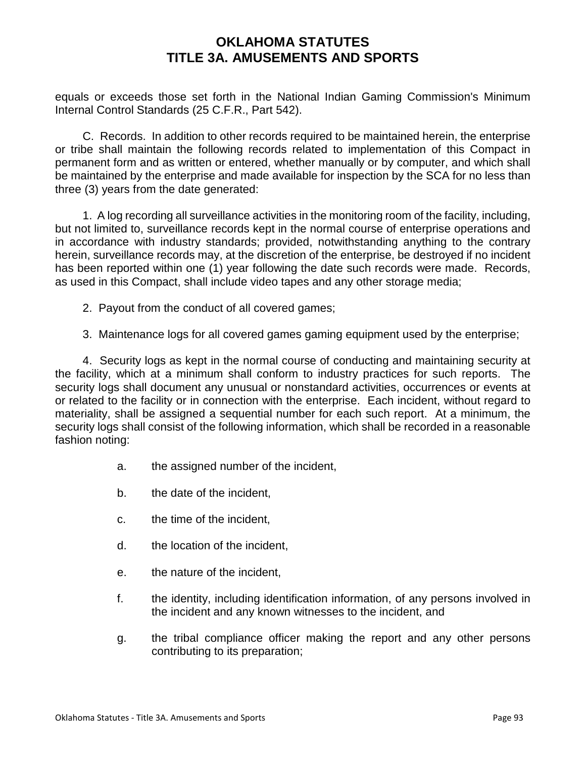equals or exceeds those set forth in the National Indian Gaming Commission's Minimum Internal Control Standards (25 C.F.R., Part 542).

C. Records. In addition to other records required to be maintained herein, the enterprise or tribe shall maintain the following records related to implementation of this Compact in permanent form and as written or entered, whether manually or by computer, and which shall be maintained by the enterprise and made available for inspection by the SCA for no less than three (3) years from the date generated:

1. A log recording all surveillance activities in the monitoring room of the facility, including, but not limited to, surveillance records kept in the normal course of enterprise operations and in accordance with industry standards; provided, notwithstanding anything to the contrary herein, surveillance records may, at the discretion of the enterprise, be destroyed if no incident has been reported within one (1) year following the date such records were made. Records, as used in this Compact, shall include video tapes and any other storage media;

2. Payout from the conduct of all covered games;

3. Maintenance logs for all covered games gaming equipment used by the enterprise;

4. Security logs as kept in the normal course of conducting and maintaining security at the facility, which at a minimum shall conform to industry practices for such reports. The security logs shall document any unusual or nonstandard activities, occurrences or events at or related to the facility or in connection with the enterprise. Each incident, without regard to materiality, shall be assigned a sequential number for each such report. At a minimum, the security logs shall consist of the following information, which shall be recorded in a reasonable fashion noting:

a. the assigned number of the incident,

b. the date of the incident,

c. the time of the incident,

d. the location of the incident,

e. the nature of the incident,

f. the identity, including identification information, of any persons involved in the incident and any known witnesses to the incident, and

g. the tribal compliance officer making the report and any other persons contributing to its preparation;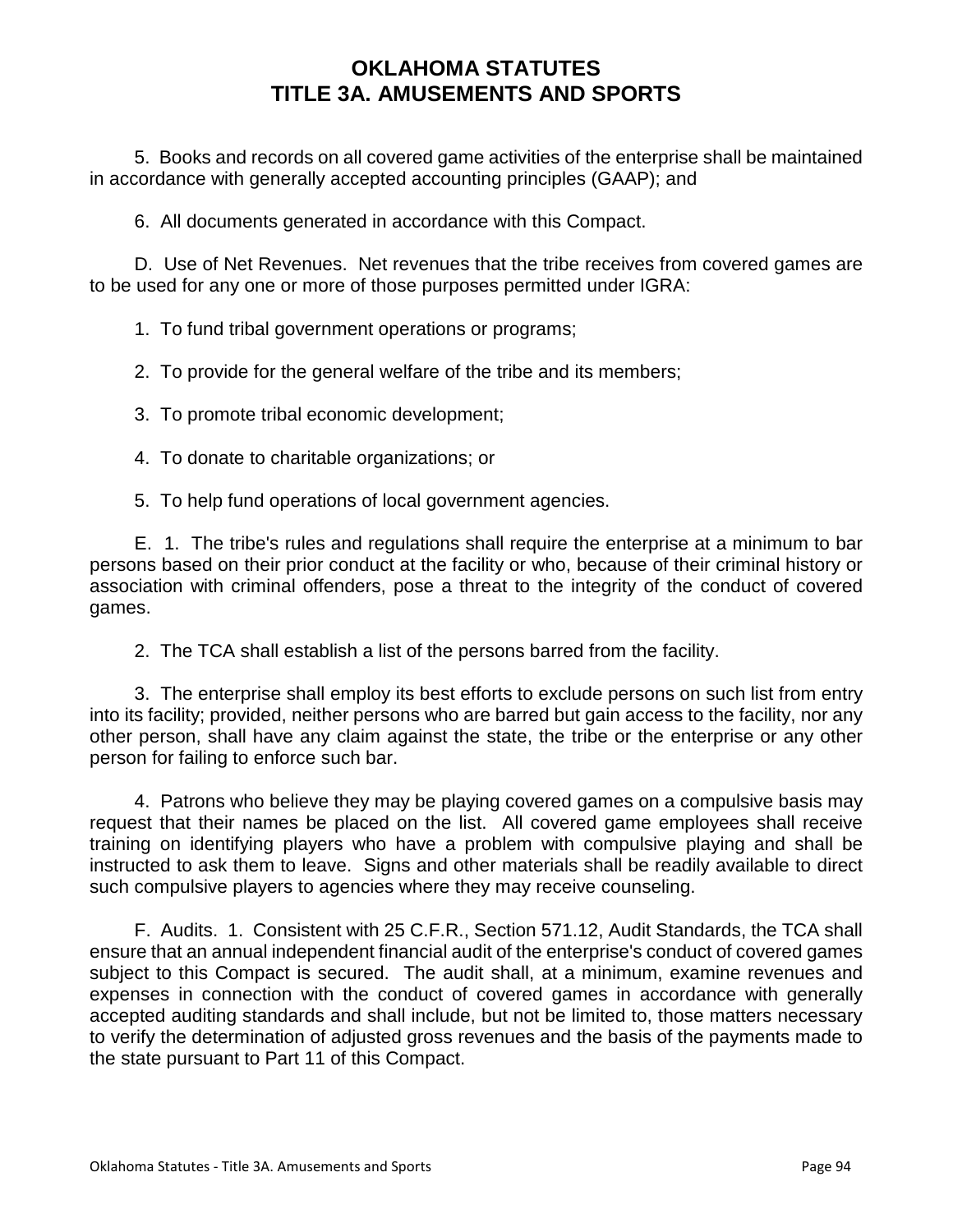5. Books and records on all covered game activities of the enterprise shall be maintained in accordance with generally accepted accounting principles (GAAP); and

6. All documents generated in accordance with this Compact.

D. Use of Net Revenues. Net revenues that the tribe receives from covered games are to be used for any one or more of those purposes permitted under IGRA:

1. To fund tribal government operations or programs;

2. To provide for the general welfare of the tribe and its members;

3. To promote tribal economic development;

4. To donate to charitable organizations; or

5. To help fund operations of local government agencies.

E. 1. The tribe's rules and regulations shall require the enterprise at a minimum to bar persons based on their prior conduct at the facility or who, because of their criminal history or association with criminal offenders, pose a threat to the integrity of the conduct of covered games.

2. The TCA shall establish a list of the persons barred from the facility.

3. The enterprise shall employ its best efforts to exclude persons on such list from entry into its facility; provided, neither persons who are barred but gain access to the facility, nor any other person, shall have any claim against the state, the tribe or the enterprise or any other person for failing to enforce such bar.

4. Patrons who believe they may be playing covered games on a compulsive basis may request that their names be placed on the list. All covered game employees shall receive training on identifying players who have a problem with compulsive playing and shall be instructed to ask them to leave. Signs and other materials shall be readily available to direct such compulsive players to agencies where they may receive counseling.

F. Audits. 1. Consistent with 25 C.F.R., Section 571.12, Audit Standards, the TCA shall ensure that an annual independent financial audit of the enterprise's conduct of covered games subject to this Compact is secured. The audit shall, at a minimum, examine revenues and expenses in connection with the conduct of covered games in accordance with generally accepted auditing standards and shall include, but not be limited to, those matters necessary to verify the determination of adjusted gross revenues and the basis of the payments made to the state pursuant to Part 11 of this Compact.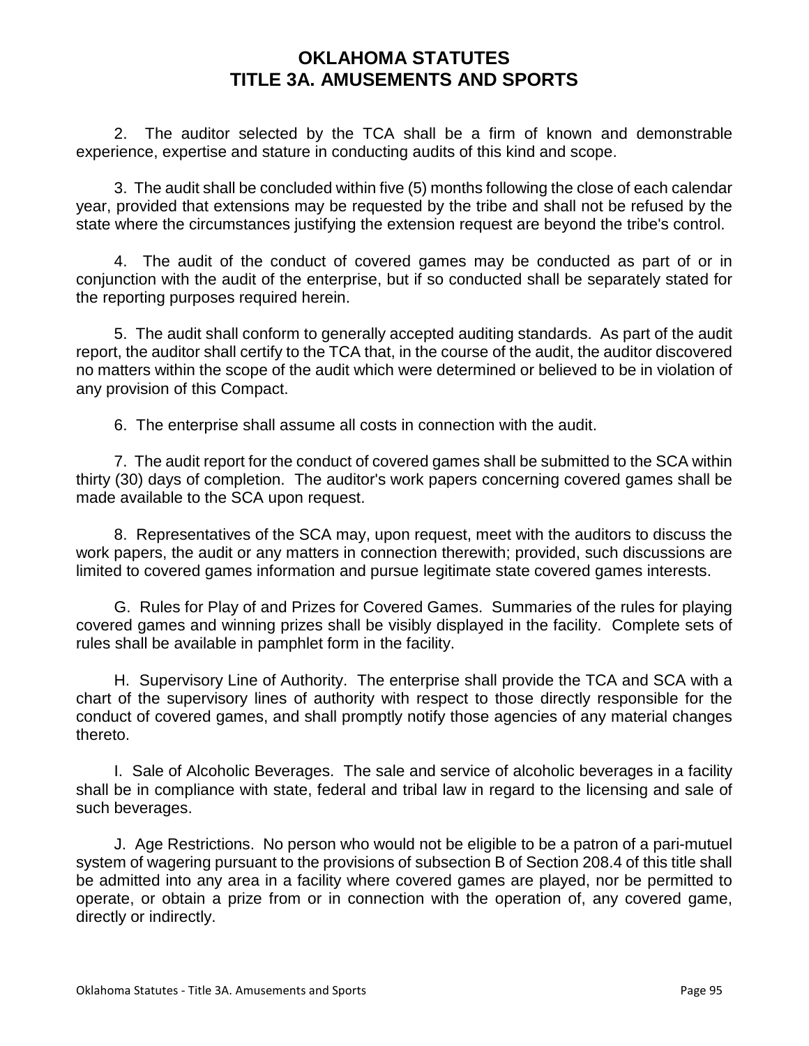2. The auditor selected by the TCA shall be a firm of known and demonstrable experience, expertise and stature in conducting audits of this kind and scope.

3. The audit shall be concluded within five (5) months following the close of each calendar year, provided that extensions may be requested by the tribe and shall not be refused by the state where the circumstances justifying the extension request are beyond the tribe's control.

4. The audit of the conduct of covered games may be conducted as part of or in conjunction with the audit of the enterprise, but if so conducted shall be separately stated for the reporting purposes required herein.

5. The audit shall conform to generally accepted auditing standards. As part of the audit report, the auditor shall certify to the TCA that, in the course of the audit, the auditor discovered no matters within the scope of the audit which were determined or believed to be in violation of any provision of this Compact.

6. The enterprise shall assume all costs in connection with the audit.

7. The audit report for the conduct of covered games shall be submitted to the SCA within thirty (30) days of completion. The auditor's work papers concerning covered games shall be made available to the SCA upon request.

8. Representatives of the SCA may, upon request, meet with the auditors to discuss the work papers, the audit or any matters in connection therewith; provided, such discussions are limited to covered games information and pursue legitimate state covered games interests.

G. Rules for Play of and Prizes for Covered Games. Summaries of the rules for playing covered games and winning prizes shall be visibly displayed in the facility. Complete sets of rules shall be available in pamphlet form in the facility.

H. Supervisory Line of Authority. The enterprise shall provide the TCA and SCA with a chart of the supervisory lines of authority with respect to those directly responsible for the conduct of covered games, and shall promptly notify those agencies of any material changes thereto.

I. Sale of Alcoholic Beverages. The sale and service of alcoholic beverages in a facility shall be in compliance with state, federal and tribal law in regard to the licensing and sale of such beverages.

J. Age Restrictions. No person who would not be eligible to be a patron of a pari-mutuel system of wagering pursuant to the provisions of subsection B of Section 208.4 of this title shall be admitted into any area in a facility where covered games are played, nor be permitted to operate, or obtain a prize from or in connection with the operation of, any covered game, directly or indirectly.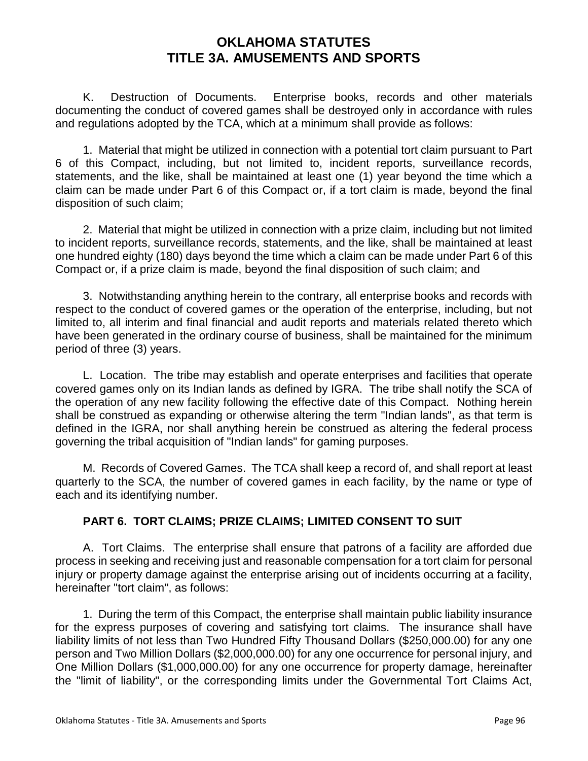K. Destruction of Documents. Enterprise books, records and other materials documenting the conduct of covered games shall be destroyed only in accordance with rules and regulations adopted by the TCA, which at a minimum shall provide as follows:

1. Material that might be utilized in connection with a potential tort claim pursuant to Part 6 of this Compact, including, but not limited to, incident reports, surveillance records, statements, and the like, shall be maintained at least one (1) year beyond the time which a claim can be made under Part 6 of this Compact or, if a tort claim is made, beyond the final disposition of such claim;

2. Material that might be utilized in connection with a prize claim, including but not limited to incident reports, surveillance records, statements, and the like, shall be maintained at least one hundred eighty (180) days beyond the time which a claim can be made under Part 6 of this Compact or, if a prize claim is made, beyond the final disposition of such claim; and

3. Notwithstanding anything herein to the contrary, all enterprise books and records with respect to the conduct of covered games or the operation of the enterprise, including, but not limited to, all interim and final financial and audit reports and materials related thereto which have been generated in the ordinary course of business, shall be maintained for the minimum period of three (3) years.

L. Location. The tribe may establish and operate enterprises and facilities that operate covered games only on its Indian lands as defined by IGRA. The tribe shall notify the SCA of the operation of any new facility following the effective date of this Compact. Nothing herein shall be construed as expanding or otherwise altering the term "Indian lands", as that term is defined in the IGRA, nor shall anything herein be construed as altering the federal process governing the tribal acquisition of "Indian lands" for gaming purposes.

M. Records of Covered Games. The TCA shall keep a record of, and shall report at least quarterly to the SCA, the number of covered games in each facility, by the name or type of each and its identifying number.

### PART 6. TORT CLAIMS; PRIZE CLAIMS; LIMITED CONSENT TO SUIT

A. Tort Claims. The enterprise shall ensure that patrons of a facility are afforded due process in seeking and receiving just and reasonable compensation for a tort claim for personal injury or property damage against the enterprise arising out of incidents occurring at a facility, hereinafter "tort claim", as follows:

1. During the term of this Compact, the enterprise shall maintain public liability insurance for the express purposes of covering and satisfying tort claims. The insurance shall have liability limits of not less than Two Hundred Fifty Thousand Dollars ($250,000.00) for any one person and Two Million Dollars ($2,000,000.00) for any one occurrence for personal injury, and One Million Dollars ($1,000,000.00) for any one occurrence for property damage, hereinafter the "limit of liability", or the corresponding limits under the Governmental Tort Claims Act,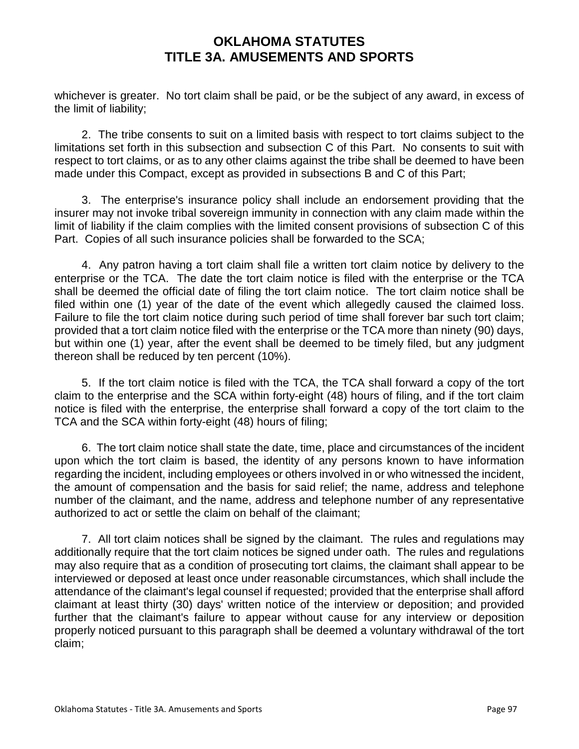whichever is greater. No tort claim shall be paid, or be the subject of any award, in excess of the limit of liability;

2. The tribe consents to suit on a limited basis with respect to tort claims subject to the limitations set forth in this subsection and subsection C of this Part. No consents to suit with respect to tort claims, or as to any other claims against the tribe shall be deemed to have been made under this Compact, except as provided in subsections B and C of this Part;

3. The enterprise's insurance policy shall include an endorsement providing that the insurer may not invoke tribal sovereign immunity in connection with any claim made within the limit of liability if the claim complies with the limited consent provisions of subsection C of this Part. Copies of all such insurance policies shall be forwarded to the SCA;

4. Any patron having a tort claim shall file a written tort claim notice by delivery to the enterprise or the TCA. The date the tort claim notice is filed with the enterprise or the TCA shall be deemed the official date of filing the tort claim notice. The tort claim notice shall be filed within one (1) year of the date of the event which allegedly caused the claimed loss. Failure to file the tort claim notice during such period of time shall forever bar such tort claim; provided that a tort claim notice filed with the enterprise or the TCA more than ninety (90) days, but within one (1) year, after the event shall be deemed to be timely filed, but any judgment thereon shall be reduced by ten percent (10%).

5. If the tort claim notice is filed with the TCA, the TCA shall forward a copy of the tort claim to the enterprise and the SCA within forty-eight (48) hours of filing, and if the tort claim notice is filed with the enterprise, the enterprise shall forward a copy of the tort claim to the TCA and the SCA within forty-eight (48) hours of filing;

6. The tort claim notice shall state the date, time, place and circumstances of the incident upon which the tort claim is based, the identity of any persons known to have information regarding the incident, including employees or others involved in or who witnessed the incident, the amount of compensation and the basis for said relief; the name, address and telephone number of the claimant, and the name, address and telephone number of any representative authorized to act or settle the claim on behalf of the claimant;

7. All tort claim notices shall be signed by the claimant. The rules and regulations may additionally require that the tort claim notices be signed under oath. The rules and regulations may also require that as a condition of prosecuting tort claims, the claimant shall appear to be interviewed or deposed at least once under reasonable circumstances, which shall include the attendance of the claimant's legal counsel if requested; provided that the enterprise shall afford claimant at least thirty (30) days' written notice of the interview or deposition; and provided further that the claimant's failure to appear without cause for any interview or deposition properly noticed pursuant to this paragraph shall be deemed a voluntary withdrawal of the tort claim;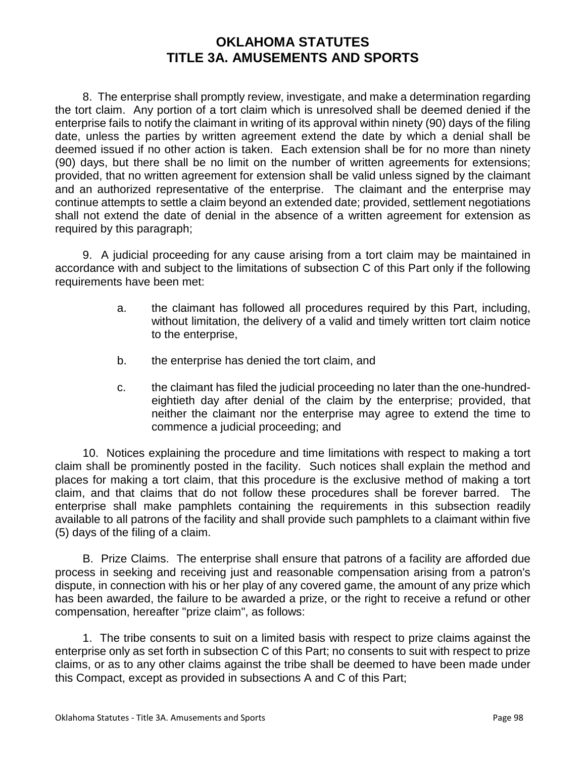8. The enterprise shall promptly review, investigate, and make a determination regarding the tort claim. Any portion of a tort claim which is unresolved shall be deemed denied if the enterprise fails to notify the claimant in writing of its approval within ninety (90) days of the filing date, unless the parties by written agreement extend the date by which a denial shall be deemed issued if no other action is taken. Each extension shall be for no more than ninety (90) days, but there shall be no limit on the number of written agreements for extensions; provided, that no written agreement for extension shall be valid unless signed by the claimant and an authorized representative of the enterprise. The claimant and the enterprise may continue attempts to settle a claim beyond an extended date; provided, settlement negotiations shall not extend the date of denial in the absence of a written agreement for extension as required by this paragraph;

9. A judicial proceeding for any cause arising from a tort claim may be maintained in accordance with and subject to the limitations of subsection C of this Part only if the following requirements have been met:

a. the claimant has followed all procedures required by this Part, including, without limitation, the delivery of a valid and timely written tort claim notice to the enterprise,

b. the enterprise has denied the tort claim, and

c. the claimant has filed the judicial proceeding no later than the one-hundred-eightieth day after denial of the claim by the enterprise; provided, that neither the claimant nor the enterprise may agree to extend the time to commence a judicial proceeding; and

10. Notices explaining the procedure and time limitations with respect to making a tort claim shall be prominently posted in the facility. Such notices shall explain the method and places for making a tort claim, that this procedure is the exclusive method of making a tort claim, and that claims that do not follow these procedures shall be forever barred. The enterprise shall make pamphlets containing the requirements in this subsection readily available to all patrons of the facility and shall provide such pamphlets to a claimant within five (5) days of the filing of a claim.

B. Prize Claims. The enterprise shall ensure that patrons of a facility are afforded due process in seeking and receiving just and reasonable compensation arising from a patron's dispute, in connection with his or her play of any covered game, the amount of any prize which has been awarded, the failure to be awarded a prize, or the right to receive a refund or other compensation, hereafter "prize claim", as follows:

1. The tribe consents to suit on a limited basis with respect to prize claims against the enterprise only as set forth in subsection C of this Part; no consents to suit with respect to prize claims, or as to any other claims against the tribe shall be deemed to have been made under this Compact, except as provided in subsections A and C of this Part;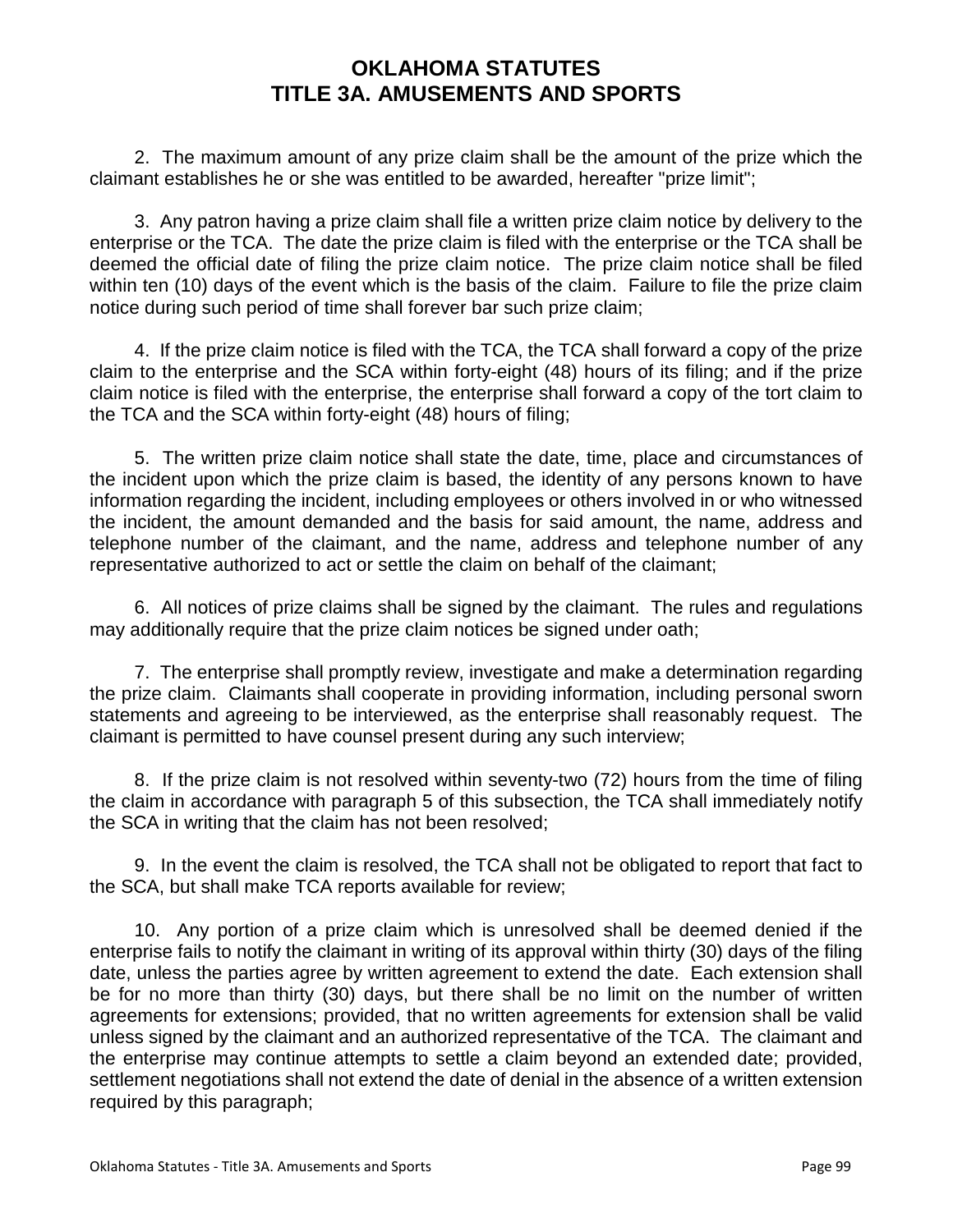2. The maximum amount of any prize claim shall be the amount of the prize which the claimant establishes he or she was entitled to be awarded, hereafter "prize limit";

3. Any patron having a prize claim shall file a written prize claim notice by delivery to the enterprise or the TCA. The date the prize claim is filed with the enterprise or the TCA shall be deemed the official date of filing the prize claim notice. The prize claim notice shall be filed within ten (10) days of the event which is the basis of the claim. Failure to file the prize claim notice during such period of time shall forever bar such prize claim;

4. If the prize claim notice is filed with the TCA, the TCA shall forward a copy of the prize claim to the enterprise and the SCA within forty-eight (48) hours of its filing; and if the prize claim notice is filed with the enterprise, the enterprise shall forward a copy of the tort claim to the TCA and the SCA within forty-eight (48) hours of filing;

5. The written prize claim notice shall state the date, time, place and circumstances of the incident upon which the prize claim is based, the identity of any persons known to have information regarding the incident, including employees or others involved in or who witnessed the incident, the amount demanded and the basis for said amount, the name, address and telephone number of the claimant, and the name, address and telephone number of any representative authorized to act or settle the claim on behalf of the claimant;

6. All notices of prize claims shall be signed by the claimant. The rules and regulations may additionally require that the prize claim notices be signed under oath;

7. The enterprise shall promptly review, investigate and make a determination regarding the prize claim. Claimants shall cooperate in providing information, including personal sworn statements and agreeing to be interviewed, as the enterprise shall reasonably request. The claimant is permitted to have counsel present during any such interview;

8. If the prize claim is not resolved within seventy-two (72) hours from the time of filing the claim in accordance with paragraph 5 of this subsection, the TCA shall immediately notify the SCA in writing that the claim has not been resolved;

9. In the event the claim is resolved, the TCA shall not be obligated to report that fact to the SCA, but shall make TCA reports available for review;

10. Any portion of a prize claim which is unresolved shall be deemed denied if the enterprise fails to notify the claimant in writing of its approval within thirty (30) days of the filing date, unless the parties agree by written agreement to extend the date. Each extension shall be for no more than thirty (30) days, but there shall be no limit on the number of written agreements for extensions; provided, that no written agreements for extension shall be valid unless signed by the claimant and an authorized representative of the TCA. The claimant and the enterprise may continue attempts to settle a claim beyond an extended date; provided, settlement negotiations shall not extend the date of denial in the absence of a written extension required by this paragraph;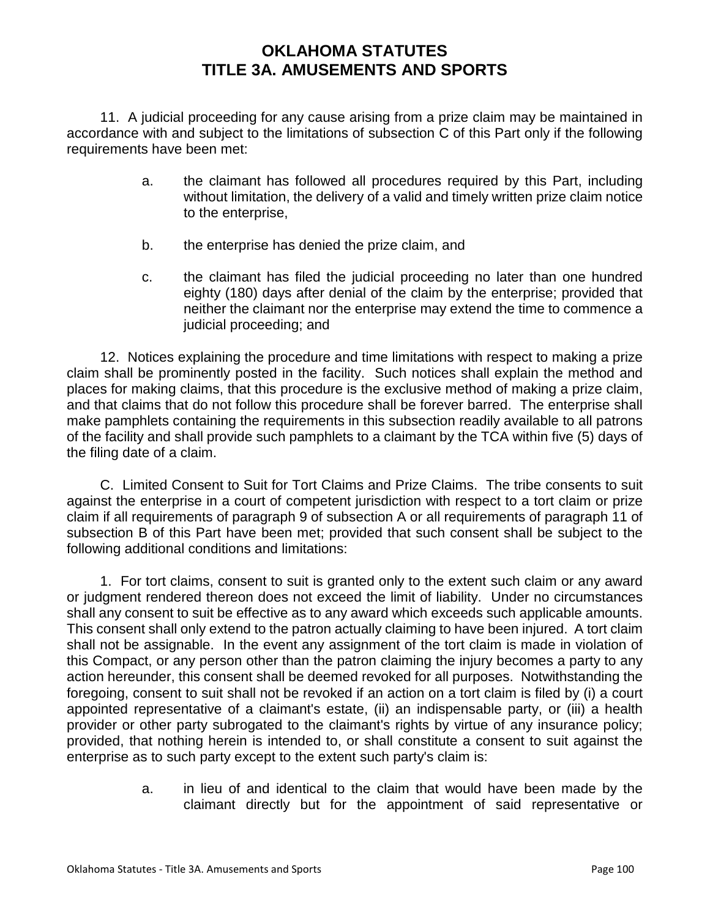11. A judicial proceeding for any cause arising from a prize claim may be maintained in accordance with and subject to the limitations of subsection C of this Part only if the following requirements have been met:

a. the claimant has followed all procedures required by this Part, including without limitation, the delivery of a valid and timely written prize claim notice to the enterprise,

b. the enterprise has denied the prize claim, and

c. the claimant has filed the judicial proceeding no later than one hundred eighty (180) days after denial of the claim by the enterprise; provided that neither the claimant nor the enterprise may extend the time to commence a judicial proceeding; and

12. Notices explaining the procedure and time limitations with respect to making a prize claim shall be prominently posted in the facility. Such notices shall explain the method and places for making claims, that this procedure is the exclusive method of making a prize claim, and that claims that do not follow this procedure shall be forever barred. The enterprise shall make pamphlets containing the requirements in this subsection readily available to all patrons of the facility and shall provide such pamphlets to a claimant by the TCA within five (5) days of the filing date of a claim.

C. Limited Consent to Suit for Tort Claims and Prize Claims. The tribe consents to suit against the enterprise in a court of competent jurisdiction with respect to a tort claim or prize claim if all requirements of paragraph 9 of subsection A or all requirements of paragraph 11 of subsection B of this Part have been met; provided that such consent shall be subject to the following additional conditions and limitations:

1. For tort claims, consent to suit is granted only to the extent such claim or any award or judgment rendered thereon does not exceed the limit of liability. Under no circumstances shall any consent to suit be effective as to any award which exceeds such applicable amounts. This consent shall only extend to the patron actually claiming to have been injured. A tort claim shall not be assignable. In the event any assignment of the tort claim is made in violation of this Compact, or any person other than the patron claiming the injury becomes a party to any action hereunder, this consent shall be deemed revoked for all purposes. Notwithstanding the foregoing, consent to suit shall not be revoked if an action on a tort claim is filed by (i) a court appointed representative of a claimant's estate, (ii) an indispensable party, or (iii) a health provider or other party subrogated to the claimant's rights by virtue of any insurance policy; provided, that nothing herein is intended to, or shall constitute a consent to suit against the enterprise as to such party except to the extent such party's claim is:

a. in lieu of and identical to the claim that would have been made by the claimant directly but for the appointment of said representative or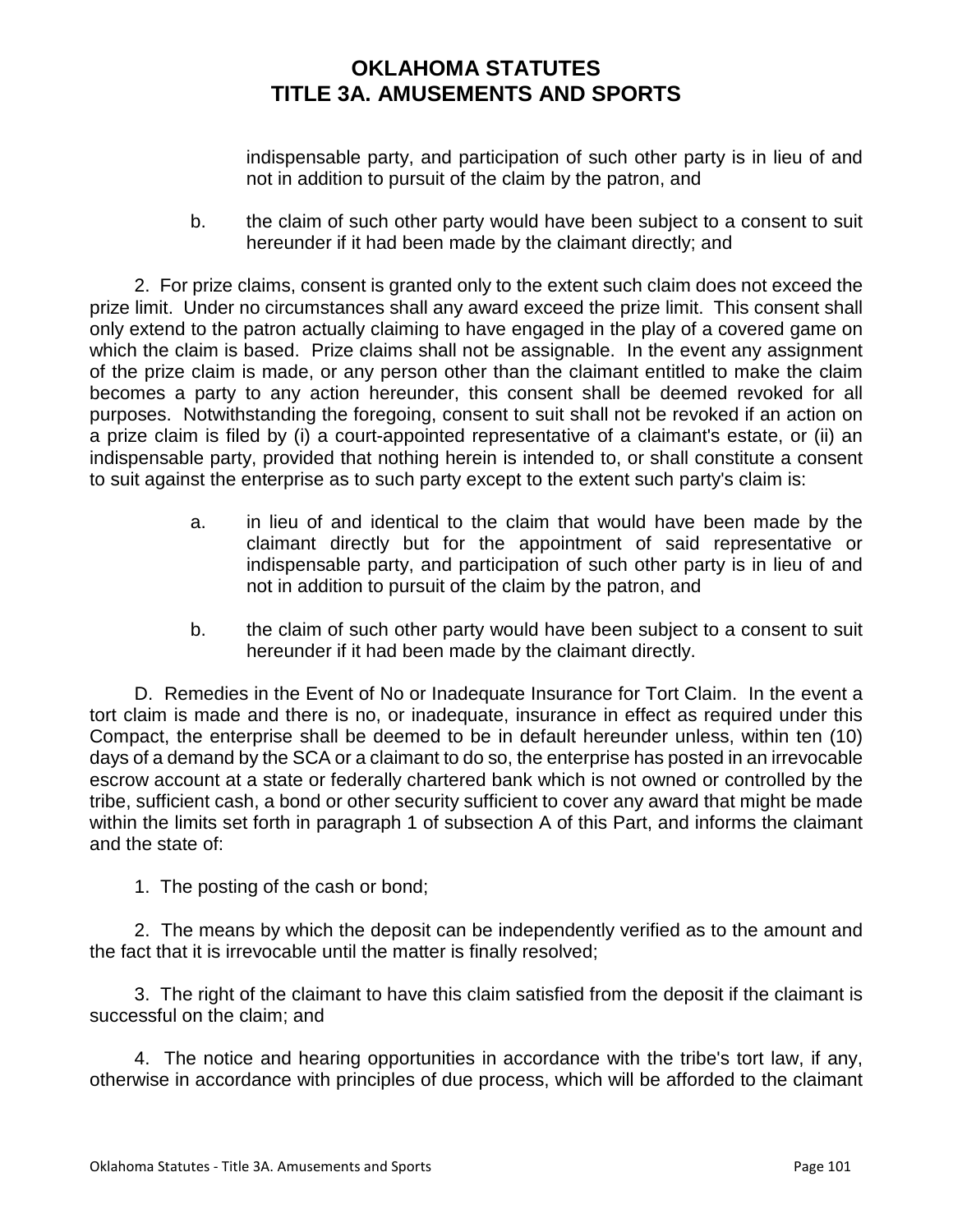indispensable party, and participation of such other party is in lieu of and not in addition to pursuit of the claim by the patron, and

b. the claim of such other party would have been subject to a consent to suit hereunder if it had been made by the claimant directly; and

2. For prize claims, consent is granted only to the extent such claim does not exceed the prize limit. Under no circumstances shall any award exceed the prize limit. This consent shall only extend to the patron actually claiming to have engaged in the play of a covered game on which the claim is based. Prize claims shall not be assignable. In the event any assignment of the prize claim is made, or any person other than the claimant entitled to make the claim becomes a party to any action hereunder, this consent shall be deemed revoked for all purposes. Notwithstanding the foregoing, consent to suit shall not be revoked if an action on a prize claim is filed by (i) a court-appointed representative of a claimant's estate, or (ii) an indispensable party, provided that nothing herein is intended to, or shall constitute a consent to suit against the enterprise as to such party except to the extent such party's claim is:

a. in lieu of and identical to the claim that would have been made by the claimant directly but for the appointment of said representative or indispensable party, and participation of such other party is in lieu of and not in addition to pursuit of the claim by the patron, and

b. the claim of such other party would have been subject to a consent to suit hereunder if it had been made by the claimant directly.

D. Remedies in the Event of No or Inadequate Insurance for Tort Claim. In the event a tort claim is made and there is no, or inadequate, insurance in effect as required under this Compact, the enterprise shall be deemed to be in default hereunder unless, within ten (10) days of a demand by the SCA or a claimant to do so, the enterprise has posted in an irrevocable escrow account at a state or federally chartered bank which is not owned or controlled by the tribe, sufficient cash, a bond or other security sufficient to cover any award that might be made within the limits set forth in paragraph 1 of subsection A of this Part, and informs the claimant and the state of:

1. The posting of the cash or bond;

2. The means by which the deposit can be independently verified as to the amount and the fact that it is irrevocable until the matter is finally resolved;

3. The right of the claimant to have this claim satisfied from the deposit if the claimant is successful on the claim; and

4. The notice and hearing opportunities in accordance with the tribe's tort law, if any, otherwise in accordance with principles of due process, which will be afforded to the claimant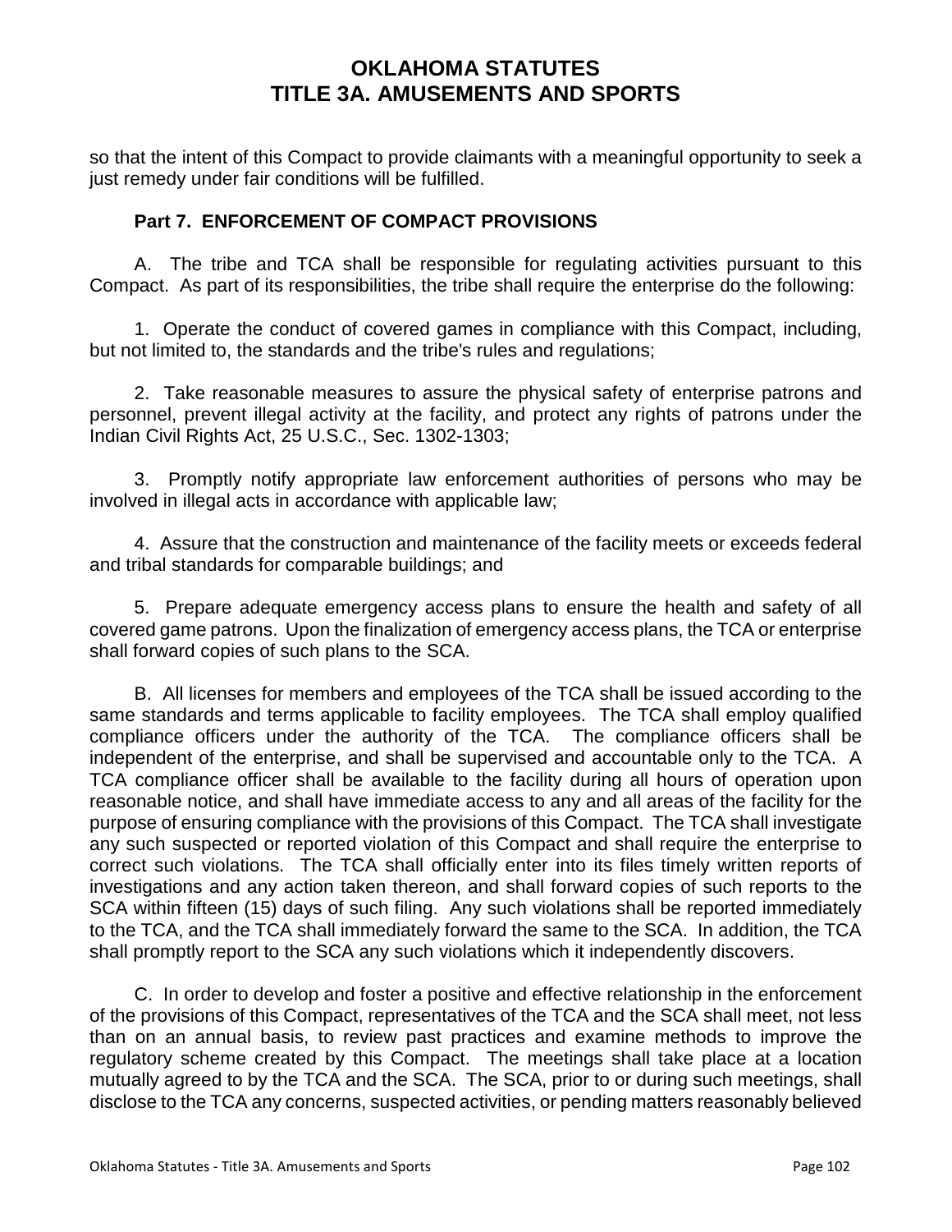so that the intent of this Compact to provide claimants with a meaningful opportunity to seek a just remedy under fair conditions will be fulfilled.

**Part 7. ENFORCEMENT OF COMPACT PROVISIONS**

A. The tribe and TCA shall be responsible for regulating activities pursuant to this Compact. As part of its responsibilities, the tribe shall require the enterprise do the following:

1. Operate the conduct of covered games in compliance with this Compact, including, but not limited to, the standards and the tribe's rules and regulations;

2. Take reasonable measures to assure the physical safety of enterprise patrons and personnel, prevent illegal activity at the facility, and protect any rights of patrons under the Indian Civil Rights Act, 25 U.S.C., Sec. 1302-1303;

3. Promptly notify appropriate law enforcement authorities of persons who may be involved in illegal acts in accordance with applicable law;

4. Assure that the construction and maintenance of the facility meets or exceeds federal and tribal standards for comparable buildings; and

5. Prepare adequate emergency access plans to ensure the health and safety of all covered game patrons. Upon the finalization of emergency access plans, the TCA or enterprise shall forward copies of such plans to the SCA.

B. All licenses for members and employees of the TCA shall be issued according to the same standards and terms applicable to facility employees. The TCA shall employ qualified compliance officers under the authority of the TCA. The compliance officers shall be independent of the enterprise, and shall be supervised and accountable only to the TCA. A TCA compliance officer shall be available to the facility during all hours of operation upon reasonable notice, and shall have immediate access to any and all areas of the facility for the purpose of ensuring compliance with the provisions of this Compact. The TCA shall investigate any such suspected or reported violation of this Compact and shall require the enterprise to correct such violations. The TCA shall officially enter into its files timely written reports of investigations and any action taken thereon, and shall forward copies of such reports to the SCA within fifteen (15) days of such filing. Any such violations shall be reported immediately to the TCA, and the TCA shall immediately forward the same to the SCA. In addition, the TCA shall promptly report to the SCA any such violations which it independently discovers.

C. In order to develop and foster a positive and effective relationship in the enforcement of the provisions of this Compact, representatives of the TCA and the SCA shall meet, not less than on an annual basis, to review past practices and examine methods to improve the regulatory scheme created by this Compact. The meetings shall take place at a location mutually agreed to by the TCA and the SCA. The SCA, prior to or during such meetings, shall disclose to the TCA any concerns, suspected activities, or pending matters reasonably believed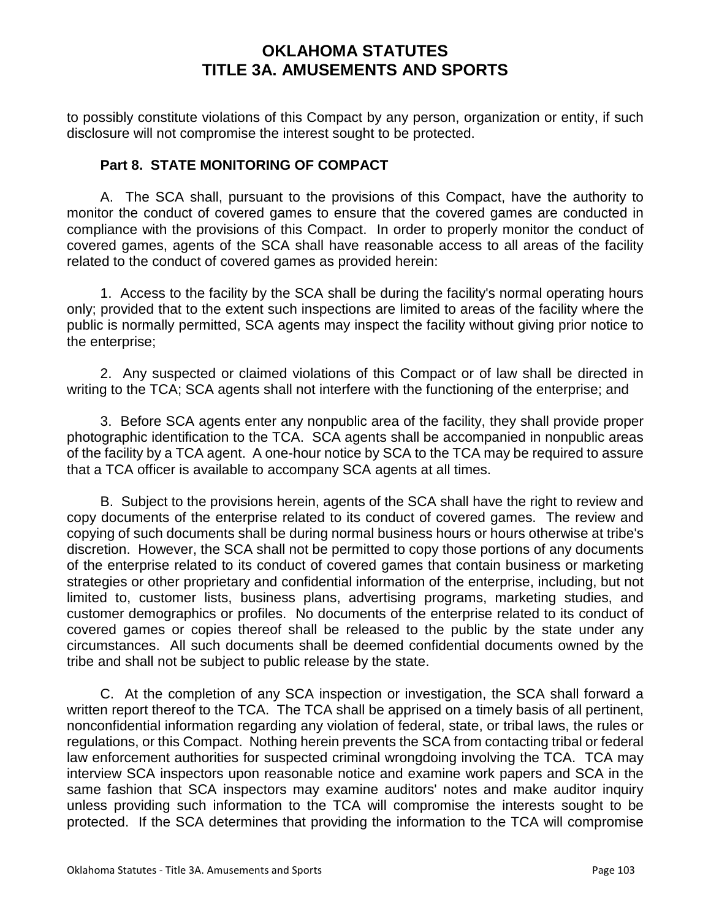to possibly constitute violations of this Compact by any person, organization or entity, if such disclosure will not compromise the interest sought to be protected.

**Part 8. STATE MONITORING OF COMPACT**

A. The SCA shall, pursuant to the provisions of this Compact, have the authority to monitor the conduct of covered games to ensure that the covered games are conducted in compliance with the provisions of this Compact. In order to properly monitor the conduct of covered games, agents of the SCA shall have reasonable access to all areas of the facility related to the conduct of covered games as provided herein:

1. Access to the facility by the SCA shall be during the facility's normal operating hours only; provided that to the extent such inspections are limited to areas of the facility where the public is normally permitted, SCA agents may inspect the facility without giving prior notice to the enterprise;

2. Any suspected or claimed violations of this Compact or of law shall be directed in writing to the TCA; SCA agents shall not interfere with the functioning of the enterprise; and

3. Before SCA agents enter any nonpublic area of the facility, they shall provide proper photographic identification to the TCA. SCA agents shall be accompanied in nonpublic areas of the facility by a TCA agent. A one-hour notice by SCA to the TCA may be required to assure that a TCA officer is available to accompany SCA agents at all times.

B. Subject to the provisions herein, agents of the SCA shall have the right to review and copy documents of the enterprise related to its conduct of covered games. The review and copying of such documents shall be during normal business hours or hours otherwise at tribe's discretion. However, the SCA shall not be permitted to copy those portions of any documents of the enterprise related to its conduct of covered games that contain business or marketing strategies or other proprietary and confidential information of the enterprise, including, but not limited to, customer lists, business plans, advertising programs, marketing studies, and customer demographics or profiles. No documents of the enterprise related to its conduct of covered games or copies thereof shall be released to the public by the state under any circumstances. All such documents shall be deemed confidential documents owned by the tribe and shall not be subject to public release by the state.

C. At the completion of any SCA inspection or investigation, the SCA shall forward a written report thereof to the TCA. The TCA shall be apprised on a timely basis of all pertinent, nonconfidential information regarding any violation of federal, state, or tribal laws, the rules or regulations, or this Compact. Nothing herein prevents the SCA from contacting tribal or federal law enforcement authorities for suspected criminal wrongdoing involving the TCA. TCA may interview SCA inspectors upon reasonable notice and examine work papers and SCA in the same fashion that SCA inspectors may examine auditors' notes and make auditor inquiry unless providing such information to the TCA will compromise the interests sought to be protected. If the SCA determines that providing the information to the TCA will compromise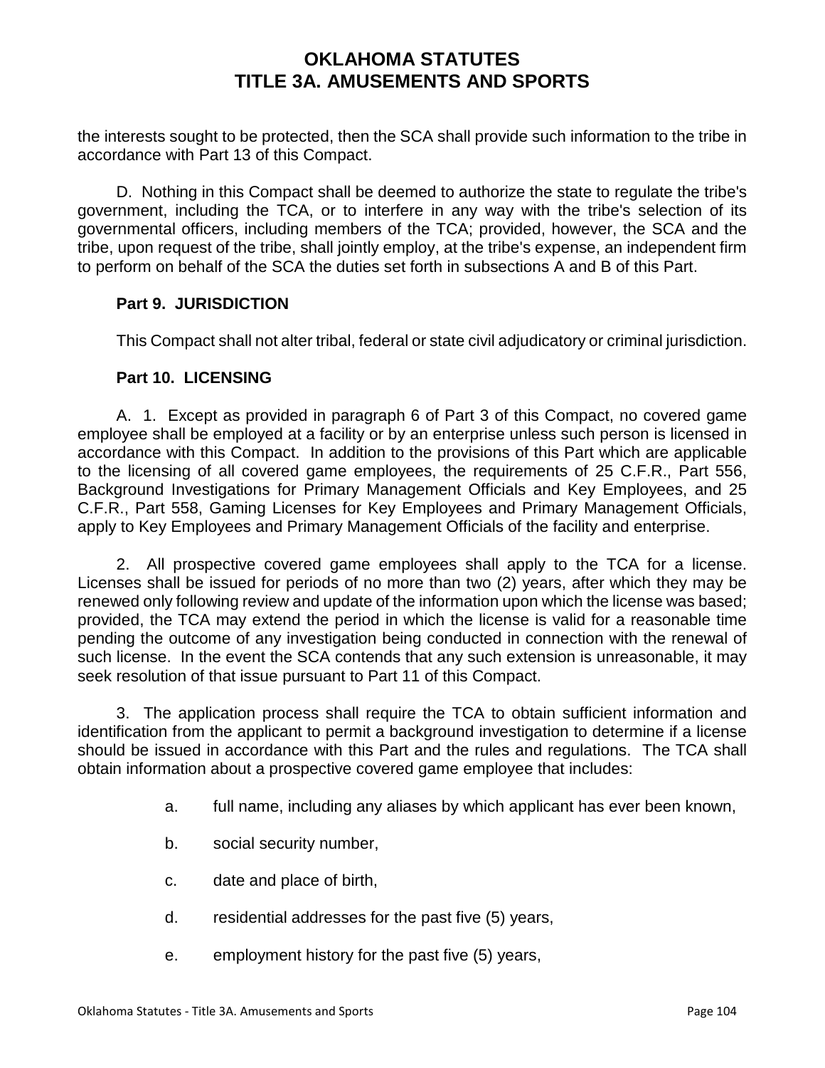the interests sought to be protected, then the SCA shall provide such information to the tribe in accordance with Part 13 of this Compact.

D. Nothing in this Compact shall be deemed to authorize the state to regulate the tribe's government, including the TCA, or to interfere in any way with the tribe's selection of its governmental officers, including members of the TCA; provided, however, the SCA and the tribe, upon request of the tribe, shall jointly employ, at the tribe's expense, an independent firm to perform on behalf of the SCA the duties set forth in subsections A and B of this Part.

**Part 9. JURISDICTION**

This Compact shall not alter tribal, federal or state civil adjudicatory or criminal jurisdiction.

**Part 10. LICENSING**

A. 1. Except as provided in paragraph 6 of Part 3 of this Compact, no covered game employee shall be employed at a facility or by an enterprise unless such person is licensed in accordance with this Compact. In addition to the provisions of this Part which are applicable to the licensing of all covered game employees, the requirements of 25 C.F.R., Part 556, Background Investigations for Primary Management Officials and Key Employees, and 25 C.F.R., Part 558, Gaming Licenses for Key Employees and Primary Management Officials, apply to Key Employees and Primary Management Officials of the facility and enterprise.

2. All prospective covered game employees shall apply to the TCA for a license. Licenses shall be issued for periods of no more than two (2) years, after which they may be renewed only following review and update of the information upon which the license was based; provided, the TCA may extend the period in which the license is valid for a reasonable time pending the outcome of any investigation being conducted in connection with the renewal of such license. In the event the SCA contends that any such extension is unreasonable, it may seek resolution of that issue pursuant to Part 11 of this Compact.

3. The application process shall require the TCA to obtain sufficient information and identification from the applicant to permit a background investigation to determine if a license should be issued in accordance with this Part and the rules and regulations. The TCA shall obtain information about a prospective covered game employee that includes:

a. full name, including any aliases by which applicant has ever been known,

b. social security number,

c. date and place of birth,

d. residential addresses for the past five (5) years,

e. employment history for the past five (5) years,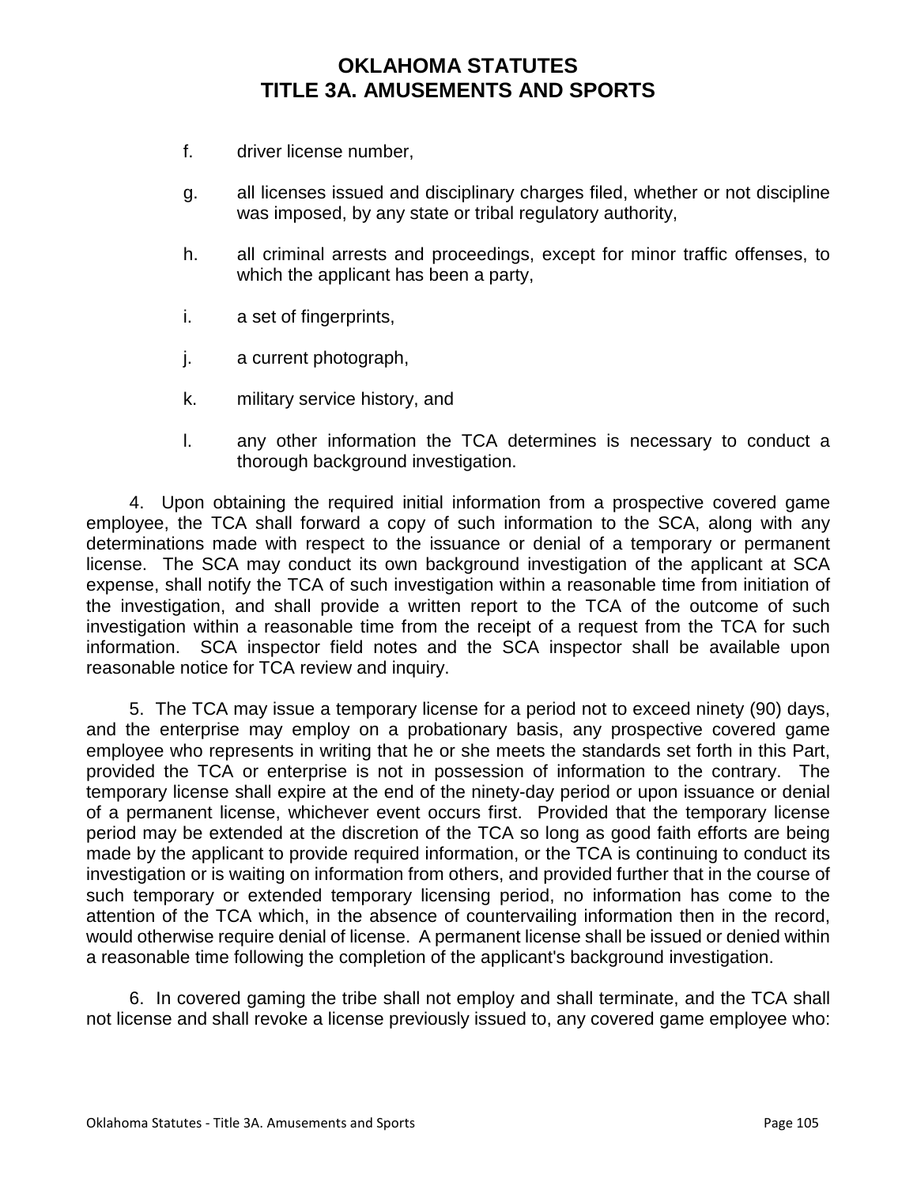f. driver license number,

g. all licenses issued and disciplinary charges filed, whether or not discipline was imposed, by any state or tribal regulatory authority,

h. all criminal arrests and proceedings, except for minor traffic offenses, to which the applicant has been a party,

i. a set of fingerprints,

j. a current photograph,

k. military service history, and

l. any other information the TCA determines is necessary to conduct a thorough background investigation.

4. Upon obtaining the required initial information from a prospective covered game employee, the TCA shall forward a copy of such information to the SCA, along with any determinations made with respect to the issuance or denial of a temporary or permanent license. The SCA may conduct its own background investigation of the applicant at SCA expense, shall notify the TCA of such investigation within a reasonable time from initiation of the investigation, and shall provide a written report to the TCA of the outcome of such investigation within a reasonable time from the receipt of a request from the TCA for such information. SCA inspector field notes and the SCA inspector shall be available upon reasonable notice for TCA review and inquiry.

5. The TCA may issue a temporary license for a period not to exceed ninety (90) days, and the enterprise may employ on a probationary basis, any prospective covered game employee who represents in writing that he or she meets the standards set forth in this Part, provided the TCA or enterprise is not in possession of information to the contrary. The temporary license shall expire at the end of the ninety-day period or upon issuance or denial of a permanent license, whichever event occurs first. Provided that the temporary license period may be extended at the discretion of the TCA so long as good faith efforts are being made by the applicant to provide required information, or the TCA is continuing to conduct its investigation or is waiting on information from others, and provided further that in the course of such temporary or extended temporary licensing period, no information has come to the attention of the TCA which, in the absence of countervailing information then in the record, would otherwise require denial of license. A permanent license shall be issued or denied within a reasonable time following the completion of the applicant's background investigation.

6. In covered gaming the tribe shall not employ and shall terminate, and the TCA shall not license and shall revoke a license previously issued to, any covered game employee who: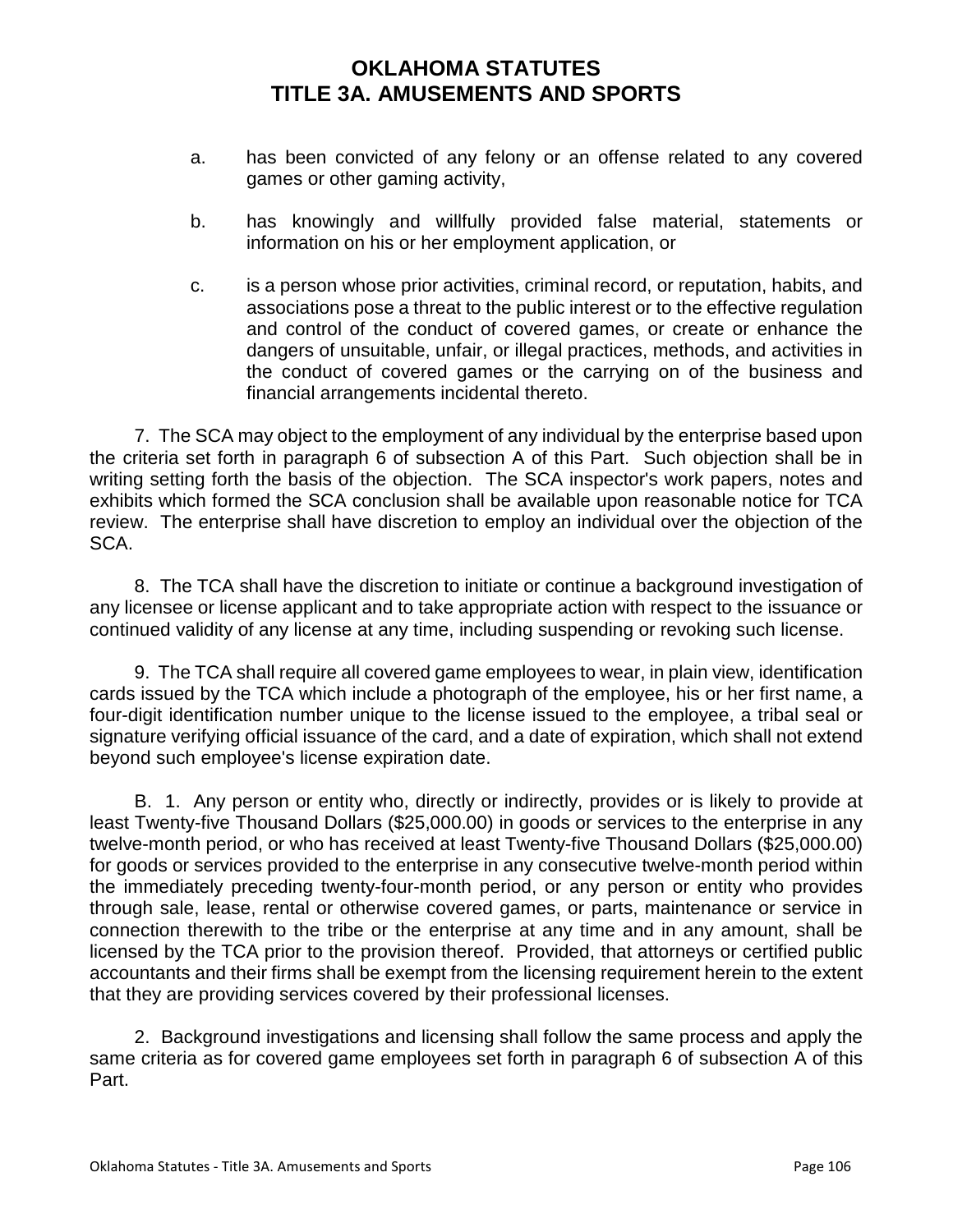a. has been convicted of any felony or an offense related to any covered games or other gaming activity,

b. has knowingly and willfully provided false material, statements or information on his or her employment application, or

c. is a person whose prior activities, criminal record, or reputation, habits, and associations pose a threat to the public interest or to the effective regulation and control of the conduct of covered games, or create or enhance the dangers of unsuitable, unfair, or illegal practices, methods, and activities in the conduct of covered games or the carrying on of the business and financial arrangements incidental thereto.

7. The SCA may object to the employment of any individual by the enterprise based upon the criteria set forth in paragraph 6 of subsection A of this Part. Such objection shall be in writing setting forth the basis of the objection. The SCA inspector's work papers, notes and exhibits which formed the SCA conclusion shall be available upon reasonable notice for TCA review. The enterprise shall have discretion to employ an individual over the objection of the SCA.

8. The TCA shall have the discretion to initiate or continue a background investigation of any licensee or license applicant and to take appropriate action with respect to the issuance or continued validity of any license at any time, including suspending or revoking such license.

9. The TCA shall require all covered game employees to wear, in plain view, identification cards issued by the TCA which include a photograph of the employee, his or her first name, a four-digit identification number unique to the license issued to the employee, a tribal seal or signature verifying official issuance of the card, and a date of expiration, which shall not extend beyond such employee's license expiration date.

B. 1. Any person or entity who, directly or indirectly, provides or is likely to provide at least Twenty-five Thousand Dollars ($25,000.00) in goods or services to the enterprise in any twelve-month period, or who has received at least Twenty-five Thousand Dollars ($25,000.00) for goods or services provided to the enterprise in any consecutive twelve-month period within the immediately preceding twenty-four-month period, or any person or entity who provides through sale, lease, rental or otherwise covered games, or parts, maintenance or service in connection therewith to the tribe or the enterprise at any time and in any amount, shall be licensed by the TCA prior to the provision thereof. Provided, that attorneys or certified public accountants and their firms shall be exempt from the licensing requirement herein to the extent that they are providing services covered by their professional licenses.

2. Background investigations and licensing shall follow the same process and apply the same criteria as for covered game employees set forth in paragraph 6 of subsection A of this Part.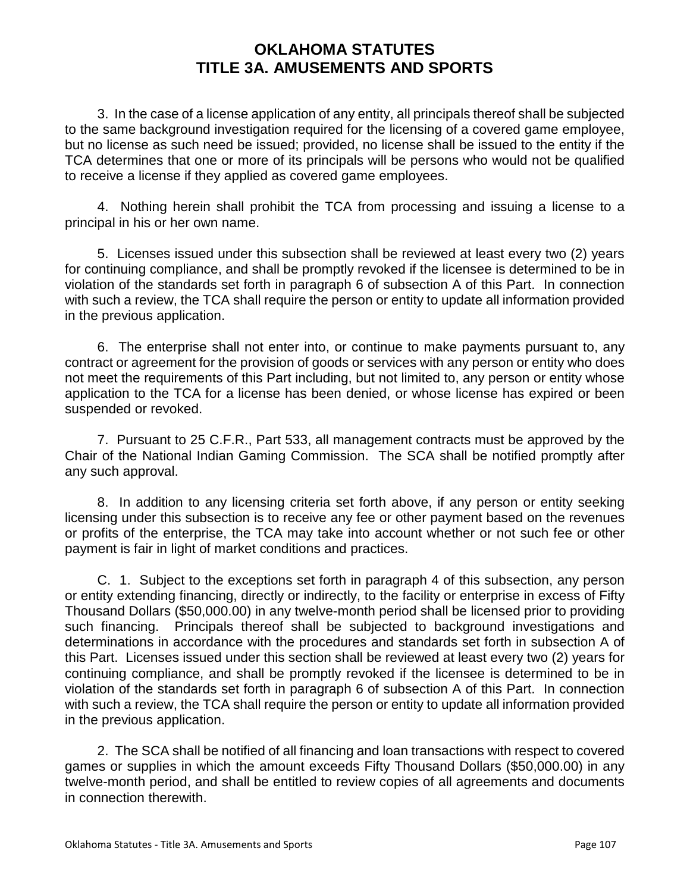3. In the case of a license application of any entity, all principals thereof shall be subjected to the same background investigation required for the licensing of a covered game employee, but no license as such need be issued; provided, no license shall be issued to the entity if the TCA determines that one or more of its principals will be persons who would not be qualified to receive a license if they applied as covered game employees.

4. Nothing herein shall prohibit the TCA from processing and issuing a license to a principal in his or her own name.

5. Licenses issued under this subsection shall be reviewed at least every two (2) years for continuing compliance, and shall be promptly revoked if the licensee is determined to be in violation of the standards set forth in paragraph 6 of subsection A of this Part. In connection with such a review, the TCA shall require the person or entity to update all information provided in the previous application.

6. The enterprise shall not enter into, or continue to make payments pursuant to, any contract or agreement for the provision of goods or services with any person or entity who does not meet the requirements of this Part including, but not limited to, any person or entity whose application to the TCA for a license has been denied, or whose license has expired or been suspended or revoked.

7. Pursuant to 25 C.F.R., Part 533, all management contracts must be approved by the Chair of the National Indian Gaming Commission. The SCA shall be notified promptly after any such approval.

8. In addition to any licensing criteria set forth above, if any person or entity seeking licensing under this subsection is to receive any fee or other payment based on the revenues or profits of the enterprise, the TCA may take into account whether or not such fee or other payment is fair in light of market conditions and practices.

C. 1. Subject to the exceptions set forth in paragraph 4 of this subsection, any person or entity extending financing, directly or indirectly, to the facility or enterprise in excess of Fifty Thousand Dollars ($50,000.00) in any twelve-month period shall be licensed prior to providing such financing. Principals thereof shall be subjected to background investigations and determinations in accordance with the procedures and standards set forth in subsection A of this Part. Licenses issued under this section shall be reviewed at least every two (2) years for continuing compliance, and shall be promptly revoked if the licensee is determined to be in violation of the standards set forth in paragraph 6 of subsection A of this Part. In connection with such a review, the TCA shall require the person or entity to update all information provided in the previous application.

2. The SCA shall be notified of all financing and loan transactions with respect to covered games or supplies in which the amount exceeds Fifty Thousand Dollars ($50,000.00) in any twelve-month period, and shall be entitled to review copies of all agreements and documents in connection therewith.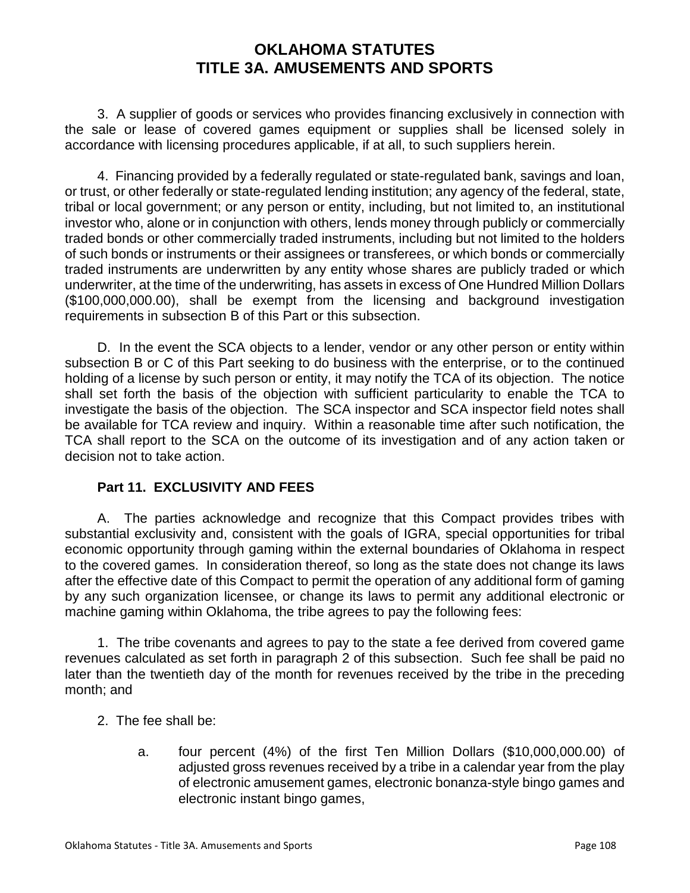3. A supplier of goods or services who provides financing exclusively in connection with the sale or lease of covered games equipment or supplies shall be licensed solely in accordance with licensing procedures applicable, if at all, to such suppliers herein.

4. Financing provided by a federally regulated or state-regulated bank, savings and loan, or trust, or other federally or state-regulated lending institution; any agency of the federal, state, tribal or local government; or any person or entity, including, but not limited to, an institutional investor who, alone or in conjunction with others, lends money through publicly or commercially traded bonds or other commercially traded instruments, including but not limited to the holders of such bonds or instruments or their assignees or transferees, or which bonds or commercially traded instruments are underwritten by any entity whose shares are publicly traded or which underwriter, at the time of the underwriting, has assets in excess of One Hundred Million Dollars ($100,000,000.00), shall be exempt from the licensing and background investigation requirements in subsection B of this Part or this subsection.

D. In the event the SCA objects to a lender, vendor or any other person or entity within subsection B or C of this Part seeking to do business with the enterprise, or to the continued holding of a license by such person or entity, it may notify the TCA of its objection. The notice shall set forth the basis of the objection with sufficient particularity to enable the TCA to investigate the basis of the objection. The SCA inspector and SCA inspector field notes shall be available for TCA review and inquiry. Within a reasonable time after such notification, the TCA shall report to the SCA on the outcome of its investigation and of any action taken or decision not to take action.

### Part 11. EXCLUSIVITY AND FEES

A. The parties acknowledge and recognize that this Compact provides tribes with substantial exclusivity and, consistent with the goals of IGRA, special opportunities for tribal economic opportunity through gaming within the external boundaries of Oklahoma in respect to the covered games. In consideration thereof, so long as the state does not change its laws after the effective date of this Compact to permit the operation of any additional form of gaming by any such organization licensee, or change its laws to permit any additional electronic or machine gaming within Oklahoma, the tribe agrees to pay the following fees:

1. The tribe covenants and agrees to pay to the state a fee derived from covered game revenues calculated as set forth in paragraph 2 of this subsection. Such fee shall be paid no later than the twentieth day of the month for revenues received by the tribe in the preceding month; and

2. The fee shall be:

   a. four percent (4%) of the first Ten Million Dollars ($10,000,000.00) of adjusted gross revenues received by a tribe in a calendar year from the play of electronic amusement games, electronic bonanza-style bingo games and electronic instant bingo games,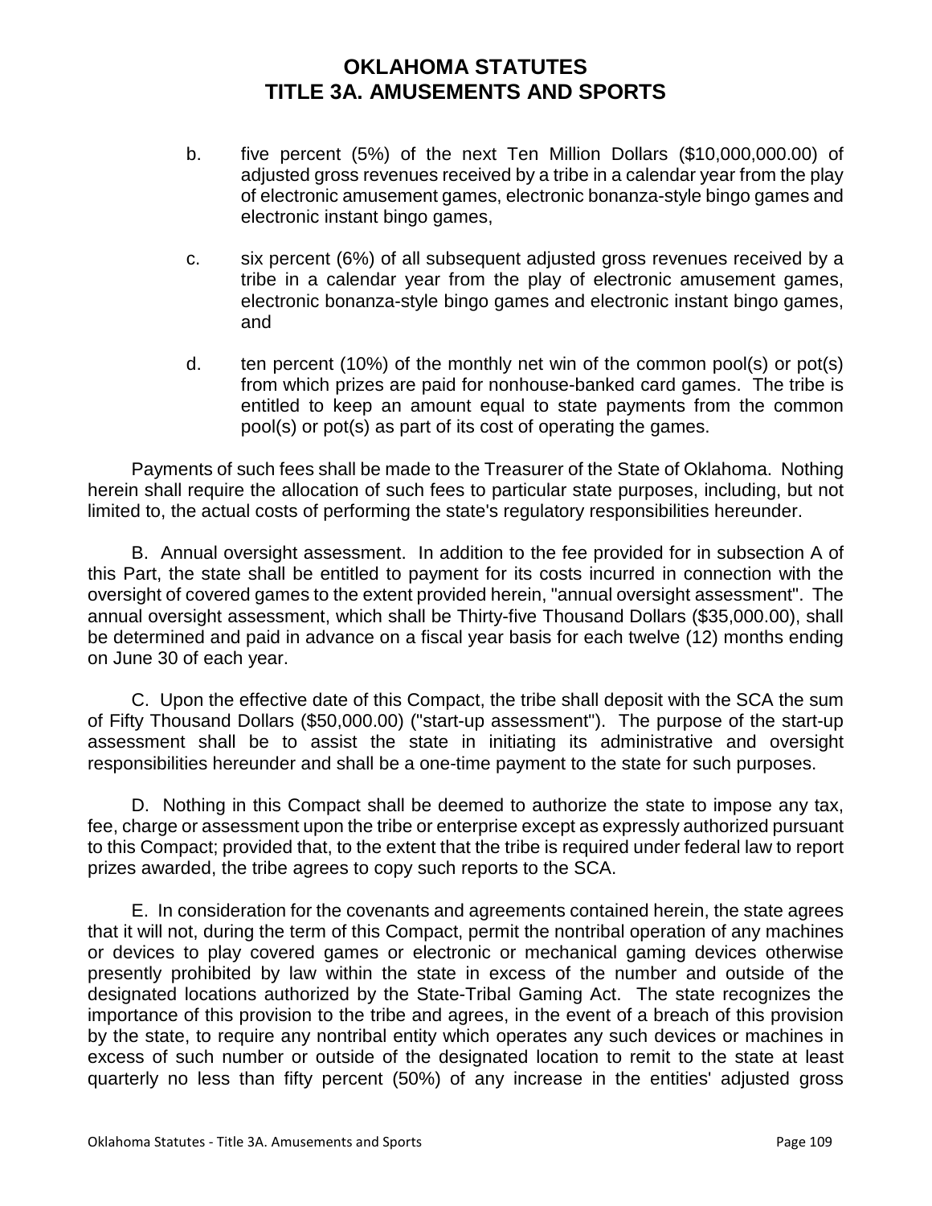b. five percent (5%) of the next Ten Million Dollars ($10,000,000.00) of adjusted gross revenues received by a tribe in a calendar year from the play of electronic amusement games, electronic bonanza-style bingo games and electronic instant bingo games,

c. six percent (6%) of all subsequent adjusted gross revenues received by a tribe in a calendar year from the play of electronic amusement games, electronic bonanza-style bingo games and electronic instant bingo games, and

d. ten percent (10%) of the monthly net win of the common pool(s) or pot(s) from which prizes are paid for nonhouse-banked card games. The tribe is entitled to keep an amount equal to state payments from the common pool(s) or pot(s) as part of its cost of operating the games.

Payments of such fees shall be made to the Treasurer of the State of Oklahoma. Nothing herein shall require the allocation of such fees to particular state purposes, including, but not limited to, the actual costs of performing the state's regulatory responsibilities hereunder.

B. Annual oversight assessment. In addition to the fee provided for in subsection A of this Part, the state shall be entitled to payment for its costs incurred in connection with the oversight of covered games to the extent provided herein, "annual oversight assessment". The annual oversight assessment, which shall be Thirty-five Thousand Dollars ($35,000.00), shall be determined and paid in advance on a fiscal year basis for each twelve (12) months ending on June 30 of each year.

C. Upon the effective date of this Compact, the tribe shall deposit with the SCA the sum of Fifty Thousand Dollars ($50,000.00) ("start-up assessment"). The purpose of the start-up assessment shall be to assist the state in initiating its administrative and oversight responsibilities hereunder and shall be a one-time payment to the state for such purposes.

D. Nothing in this Compact shall be deemed to authorize the state to impose any tax, fee, charge or assessment upon the tribe or enterprise except as expressly authorized pursuant to this Compact; provided that, to the extent that the tribe is required under federal law to report prizes awarded, the tribe agrees to copy such reports to the SCA.

E. In consideration for the covenants and agreements contained herein, the state agrees that it will not, during the term of this Compact, permit the nontribal operation of any machines or devices to play covered games or electronic or mechanical gaming devices otherwise presently prohibited by law within the state in excess of the number and outside of the designated locations authorized by the State-Tribal Gaming Act. The state recognizes the importance of this provision to the tribe and agrees, in the event of a breach of this provision by the state, to require any nontribal entity which operates any such devices or machines in excess of such number or outside of the designated location to remit to the state at least quarterly no less than fifty percent (50%) of any increase in the entities' adjusted gross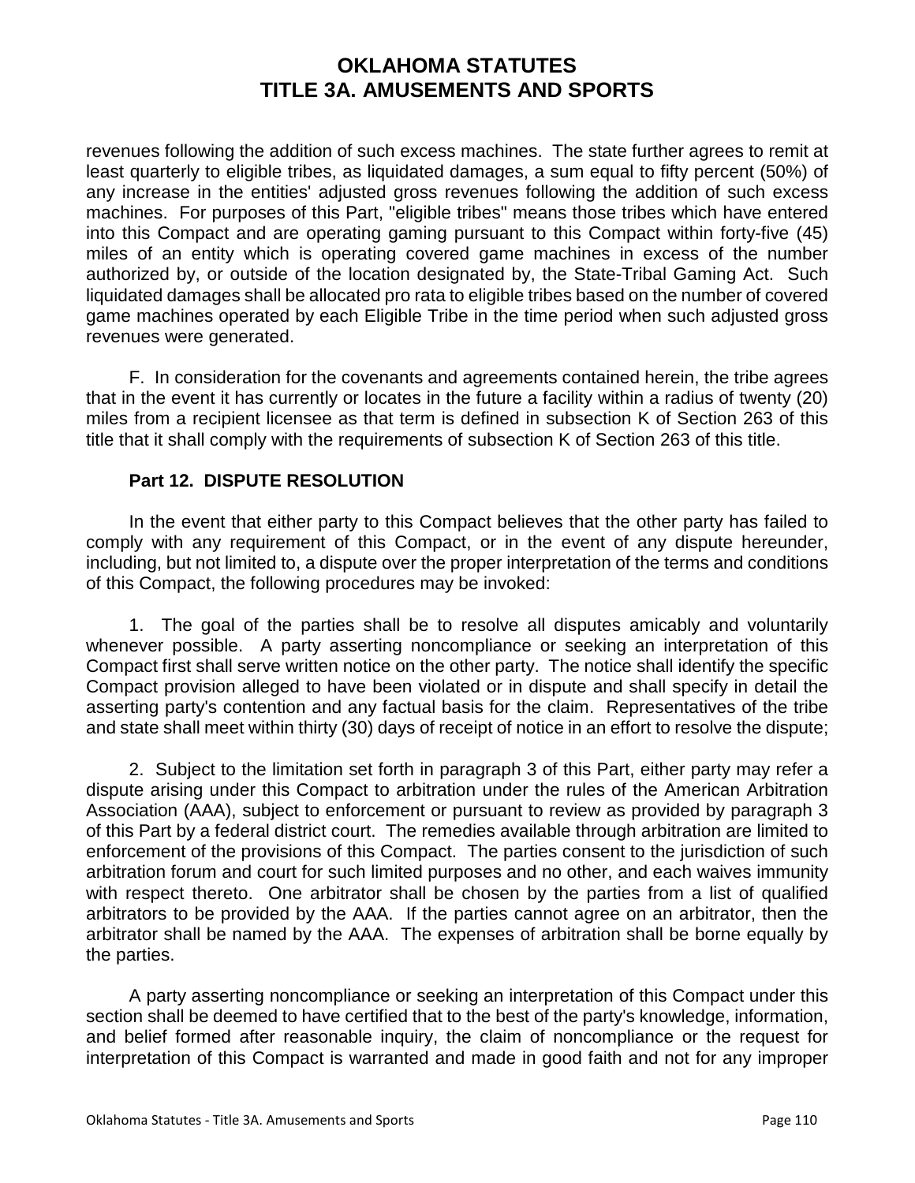revenues following the addition of such excess machines. The state further agrees to remit at least quarterly to eligible tribes, as liquidated damages, a sum equal to fifty percent (50%) of any increase in the entities' adjusted gross revenues following the addition of such excess machines. For purposes of this Part, "eligible tribes" means those tribes which have entered into this Compact and are operating gaming pursuant to this Compact within forty-five (45) miles of an entity which is operating covered game machines in excess of the number authorized by, or outside of the location designated by, the State-Tribal Gaming Act. Such liquidated damages shall be allocated pro rata to eligible tribes based on the number of covered game machines operated by each Eligible Tribe in the time period when such adjusted gross revenues were generated.

F. In consideration for the covenants and agreements contained herein, the tribe agrees that in the event it has currently or locates in the future a facility within a radius of twenty (20) miles from a recipient licensee as that term is defined in subsection K of Section 263 of this title that it shall comply with the requirements of subsection K of Section 263 of this title.

**Part 12. DISPUTE RESOLUTION**

In the event that either party to this Compact believes that the other party has failed to comply with any requirement of this Compact, or in the event of any dispute hereunder, including, but not limited to, a dispute over the proper interpretation of the terms and conditions of this Compact, the following procedures may be invoked:

1. The goal of the parties shall be to resolve all disputes amicably and voluntarily whenever possible. A party asserting noncompliance or seeking an interpretation of this Compact first shall serve written notice on the other party. The notice shall identify the specific Compact provision alleged to have been violated or in dispute and shall specify in detail the asserting party's contention and any factual basis for the claim. Representatives of the tribe and state shall meet within thirty (30) days of receipt of notice in an effort to resolve the dispute;

2. Subject to the limitation set forth in paragraph 3 of this Part, either party may refer a dispute arising under this Compact to arbitration under the rules of the American Arbitration Association (AAA), subject to enforcement or pursuant to review as provided by paragraph 3 of this Part by a federal district court. The remedies available through arbitration are limited to enforcement of the provisions of this Compact. The parties consent to the jurisdiction of such arbitration forum and court for such limited purposes and no other, and each waives immunity with respect thereto. One arbitrator shall be chosen by the parties from a list of qualified arbitrators to be provided by the AAA. If the parties cannot agree on an arbitrator, then the arbitrator shall be named by the AAA. The expenses of arbitration shall be borne equally by the parties.

A party asserting noncompliance or seeking an interpretation of this Compact under this section shall be deemed to have certified that to the best of the party's knowledge, information, and belief formed after reasonable inquiry, the claim of noncompliance or the request for interpretation of this Compact is warranted and made in good faith and not for any improper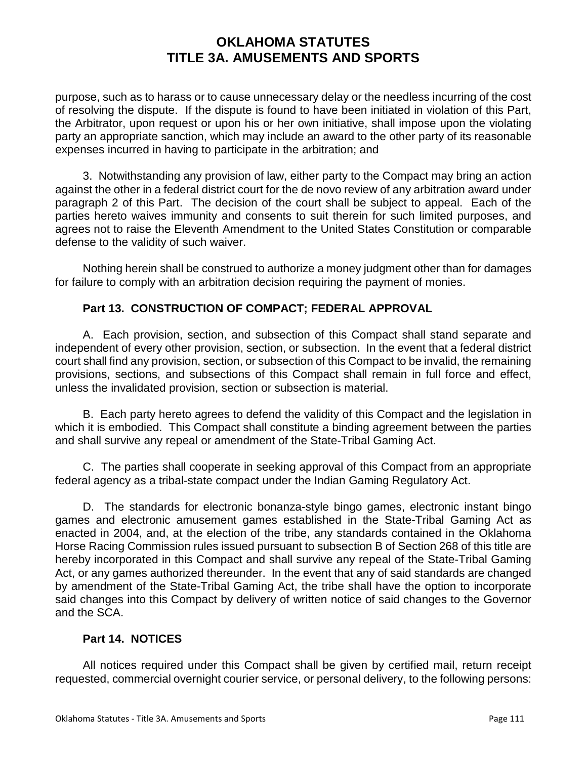purpose, such as to harass or to cause unnecessary delay or the needless incurring of the cost of resolving the dispute. If the dispute is found to have been initiated in violation of this Part, the Arbitrator, upon request or upon his or her own initiative, shall impose upon the violating party an appropriate sanction, which may include an award to the other party of its reasonable expenses incurred in having to participate in the arbitration; and

3. Notwithstanding any provision of law, either party to the Compact may bring an action against the other in a federal district court for the de novo review of any arbitration award under paragraph 2 of this Part. The decision of the court shall be subject to appeal. Each of the parties hereto waives immunity and consents to suit therein for such limited purposes, and agrees not to raise the Eleventh Amendment to the United States Constitution or comparable defense to the validity of such waiver.

Nothing herein shall be construed to authorize a money judgment other than for damages for failure to comply with an arbitration decision requiring the payment of monies.

**Part 13. CONSTRUCTION OF COMPACT; FEDERAL APPROVAL**

A. Each provision, section, and subsection of this Compact shall stand separate and independent of every other provision, section, or subsection. In the event that a federal district court shall find any provision, section, or subsection of this Compact to be invalid, the remaining provisions, sections, and subsections of this Compact shall remain in full force and effect, unless the invalidated provision, section or subsection is material.

B. Each party hereto agrees to defend the validity of this Compact and the legislation in which it is embodied. This Compact shall constitute a binding agreement between the parties and shall survive any repeal or amendment of the State-Tribal Gaming Act.

C. The parties shall cooperate in seeking approval of this Compact from an appropriate federal agency as a tribal-state compact under the Indian Gaming Regulatory Act.

D. The standards for electronic bonanza-style bingo games, electronic instant bingo games and electronic amusement games established in the State-Tribal Gaming Act as enacted in 2004, and, at the election of the tribe, any standards contained in the Oklahoma Horse Racing Commission rules issued pursuant to subsection B of Section 268 of this title are hereby incorporated in this Compact and shall survive any repeal of the State-Tribal Gaming Act, or any games authorized thereunder. In the event that any of said standards are changed by amendment of the State-Tribal Gaming Act, the tribe shall have the option to incorporate said changes into this Compact by delivery of written notice of said changes to the Governor and the SCA.

**Part 14. NOTICES**

All notices required under this Compact shall be given by certified mail, return receipt requested, commercial overnight courier service, or personal delivery, to the following persons: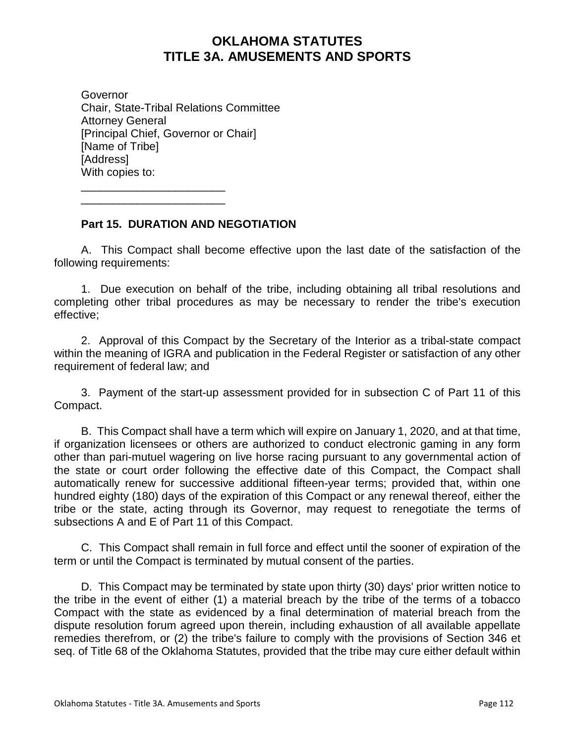Governor
Chair, State-Tribal Relations Committee
Attorney General
[Principal Chief, Governor or Chair]
[Name of Tribe]
[Address]
With copies to:

______________________

______________________

**Part 15. DURATION AND NEGOTIATION**

A. This Compact shall become effective upon the last date of the satisfaction of the following requirements:

1. Due execution on behalf of the tribe, including obtaining all tribal resolutions and completing other tribal procedures as may be necessary to render the tribe's execution effective;

2. Approval of this Compact by the Secretary of the Interior as a tribal-state compact within the meaning of IGRA and publication in the Federal Register or satisfaction of any other requirement of federal law; and

3. Payment of the start-up assessment provided for in subsection C of Part 11 of this Compact.

B. This Compact shall have a term which will expire on January 1, 2020, and at that time, if organization licensees or others are authorized to conduct electronic gaming in any form other than pari-mutuel wagering on live horse racing pursuant to any governmental action of the state or court order following the effective date of this Compact, the Compact shall automatically renew for successive additional fifteen-year terms; provided that, within one hundred eighty (180) days of the expiration of this Compact or any renewal thereof, either the tribe or the state, acting through its Governor, may request to renegotiate the terms of subsections A and E of Part 11 of this Compact.

C. This Compact shall remain in full force and effect until the sooner of expiration of the term or until the Compact is terminated by mutual consent of the parties.

D. This Compact may be terminated by state upon thirty (30) days' prior written notice to the tribe in the event of either (1) a material breach by the tribe of the terms of a tobacco Compact with the state as evidenced by a final determination of material breach from the dispute resolution forum agreed upon therein, including exhaustion of all available appellate remedies therefrom, or (2) the tribe's failure to comply with the provisions of Section 346 et seq. of Title 68 of the Oklahoma Statutes, provided that the tribe may cure either default within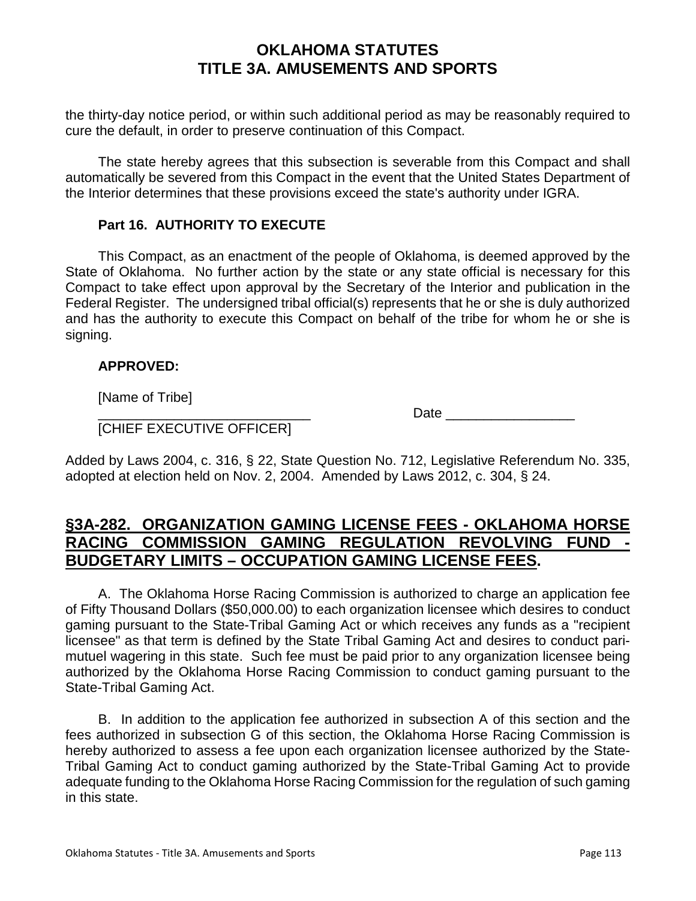the thirty-day notice period, or within such additional period as may be reasonably required to cure the default, in order to preserve continuation of this Compact.

The state hereby agrees that this subsection is severable from this Compact and shall automatically be severed from this Compact in the event that the United States Department of the Interior determines that these provisions exceed the state's authority under IGRA.

**Part 16. AUTHORITY TO EXECUTE**

This Compact, as an enactment of the people of Oklahoma, is deemed approved by the State of Oklahoma. No further action by the state or any state official is necessary for this Compact to take effect upon approval by the Secretary of the Interior and publication in the Federal Register. The undersigned tribal official(s) represents that he or she is duly authorized and has the authority to execute this Compact on behalf of the tribe for whom he or she is signing.

**APPROVED:**

[Name of Tribe]

\_\_\_\_\_\_\_\_\_\_\_\_\_\_\_\_\_\_\_\_\_\_\_\_\_\_\_\_ Date \_\_\_\_\_\_\_\_\_\_\_\_\_\_\_\_\_

[CHIEF EXECUTIVE OFFICER]

Added by Laws 2004, c. 316, § 22, State Question No. 712, Legislative Referendum No. 335, adopted at election held on Nov. 2, 2004. Amended by Laws 2012, c. 304, § 24.

## §3A-282. ORGANIZATION GAMING LICENSE FEES - OKLAHOMA HORSE RACING COMMISSION GAMING REGULATION REVOLVING FUND - BUDGETARY LIMITS – OCCUPATION GAMING LICENSE FEES.

A. The Oklahoma Horse Racing Commission is authorized to charge an application fee of Fifty Thousand Dollars ($50,000.00) to each organization licensee which desires to conduct gaming pursuant to the State-Tribal Gaming Act or which receives any funds as a "recipient licensee" as that term is defined by the State Tribal Gaming Act and desires to conduct pari-mutuel wagering in this state. Such fee must be paid prior to any organization licensee being authorized by the Oklahoma Horse Racing Commission to conduct gaming pursuant to the State-Tribal Gaming Act.

B. In addition to the application fee authorized in subsection A of this section and the fees authorized in subsection G of this section, the Oklahoma Horse Racing Commission is hereby authorized to assess a fee upon each organization licensee authorized by the State-Tribal Gaming Act to conduct gaming authorized by the State-Tribal Gaming Act to provide adequate funding to the Oklahoma Horse Racing Commission for the regulation of such gaming in this state.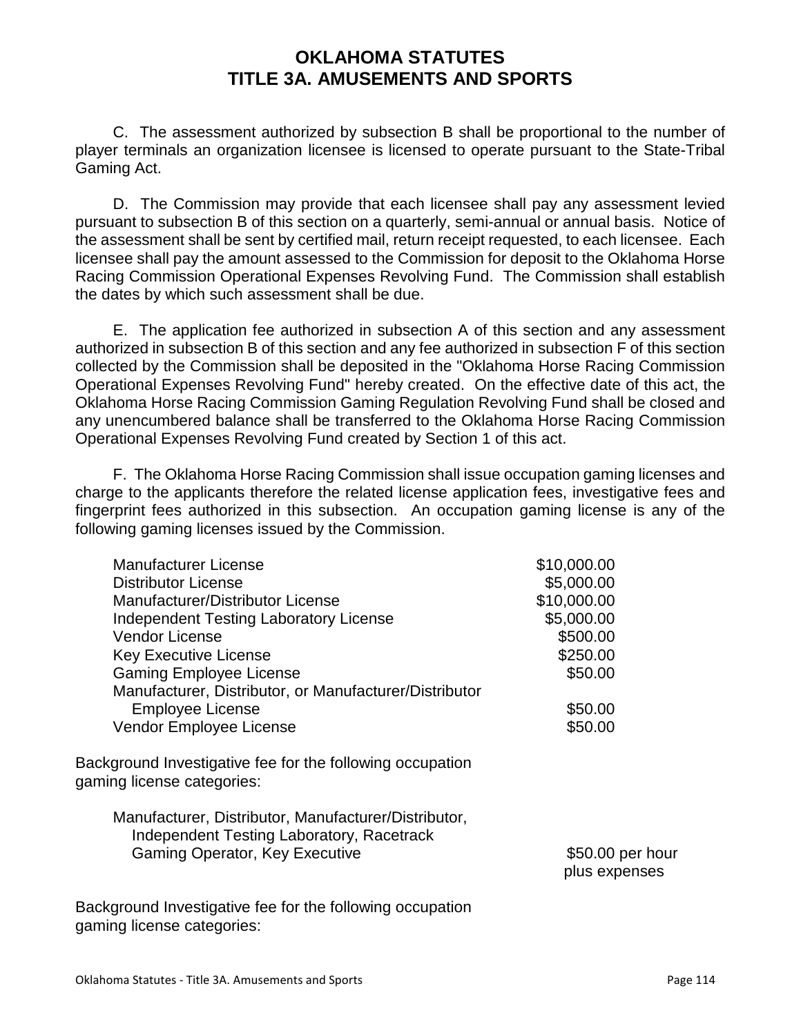C. The assessment authorized by subsection B shall be proportional to the number of player terminals an organization licensee is licensed to operate pursuant to the State-Tribal Gaming Act.

D. The Commission may provide that each licensee shall pay any assessment levied pursuant to subsection B of this section on a quarterly, semi-annual or annual basis. Notice of the assessment shall be sent by certified mail, return receipt requested, to each licensee. Each licensee shall pay the amount assessed to the Commission for deposit to the Oklahoma Horse Racing Commission Operational Expenses Revolving Fund. The Commission shall establish the dates by which such assessment shall be due.

E. The application fee authorized in subsection A of this section and any assessment authorized in subsection B of this section and any fee authorized in subsection F of this section collected by the Commission shall be deposited in the "Oklahoma Horse Racing Commission Operational Expenses Revolving Fund" hereby created. On the effective date of this act, the Oklahoma Horse Racing Commission Gaming Regulation Revolving Fund shall be closed and any unencumbered balance shall be transferred to the Oklahoma Horse Racing Commission Operational Expenses Revolving Fund created by Section 1 of this act.

F. The Oklahoma Horse Racing Commission shall issue occupation gaming licenses and charge to the applicants therefore the related license application fees, investigative fees and fingerprint fees authorized in this subsection. An occupation gaming license is any of the following gaming licenses issued by the Commission.

| | |
|---|---|
| Manufacturer License | $10,000.00 |
| Distributor License | $5,000.00 |
| Manufacturer/Distributor License | $10,000.00 |
| Independent Testing Laboratory License | $5,000.00 |
| Vendor License | $500.00 |
| Key Executive License | $250.00 |
| Gaming Employee License | $50.00 |
| Manufacturer, Distributor, or Manufacturer/Distributor Employee License | $50.00 |
| Vendor Employee License | $50.00 |

Background Investigative fee for the following occupation gaming license categories:

| | |
|---|---|
| Manufacturer, Distributor, Manufacturer/Distributor, Independent Testing Laboratory, Racetrack Gaming Operator, Key Executive | $50.00 per hour plus expenses |

Background Investigative fee for the following occupation gaming license categories: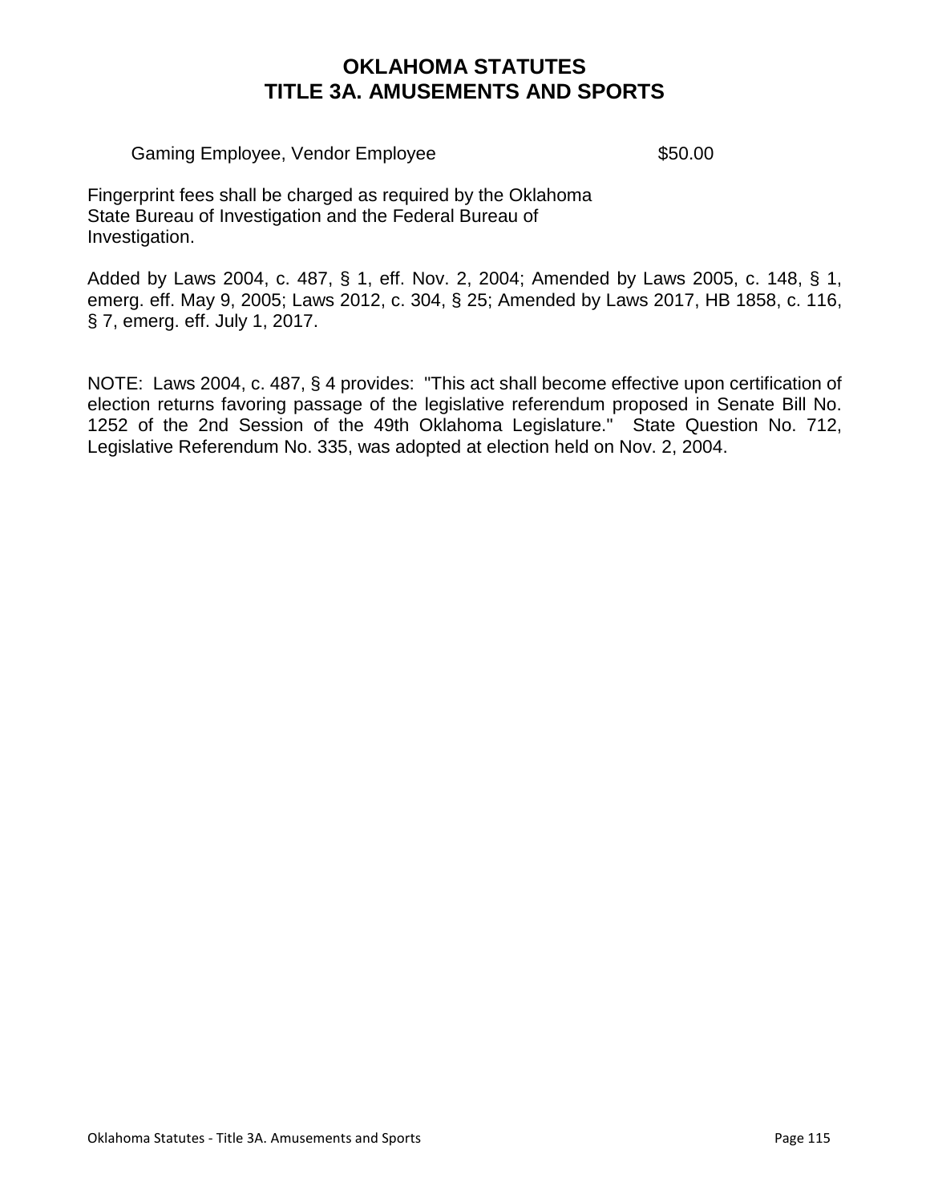| | |
|---|---|
| Gaming Employee, Vendor Employee | $50.00 |

Fingerprint fees shall be charged as required by the Oklahoma State Bureau of Investigation and the Federal Bureau of Investigation.

Added by Laws 2004, c. 487, § 1, eff. Nov. 2, 2004; Amended by Laws 2005, c. 148, § 1, emerg. eff. May 9, 2005; Laws 2012, c. 304, § 25; Amended by Laws 2017, HB 1858, c. 116, § 7, emerg. eff. July 1, 2017.

NOTE: Laws 2004, c. 487, § 4 provides: "This act shall become effective upon certification of election returns favoring passage of the legislative referendum proposed in Senate Bill No. 1252 of the 2nd Session of the 49th Oklahoma Legislature." State Question No. 712, Legislative Referendum No. 335, was adopted at election held on Nov. 2, 2004.